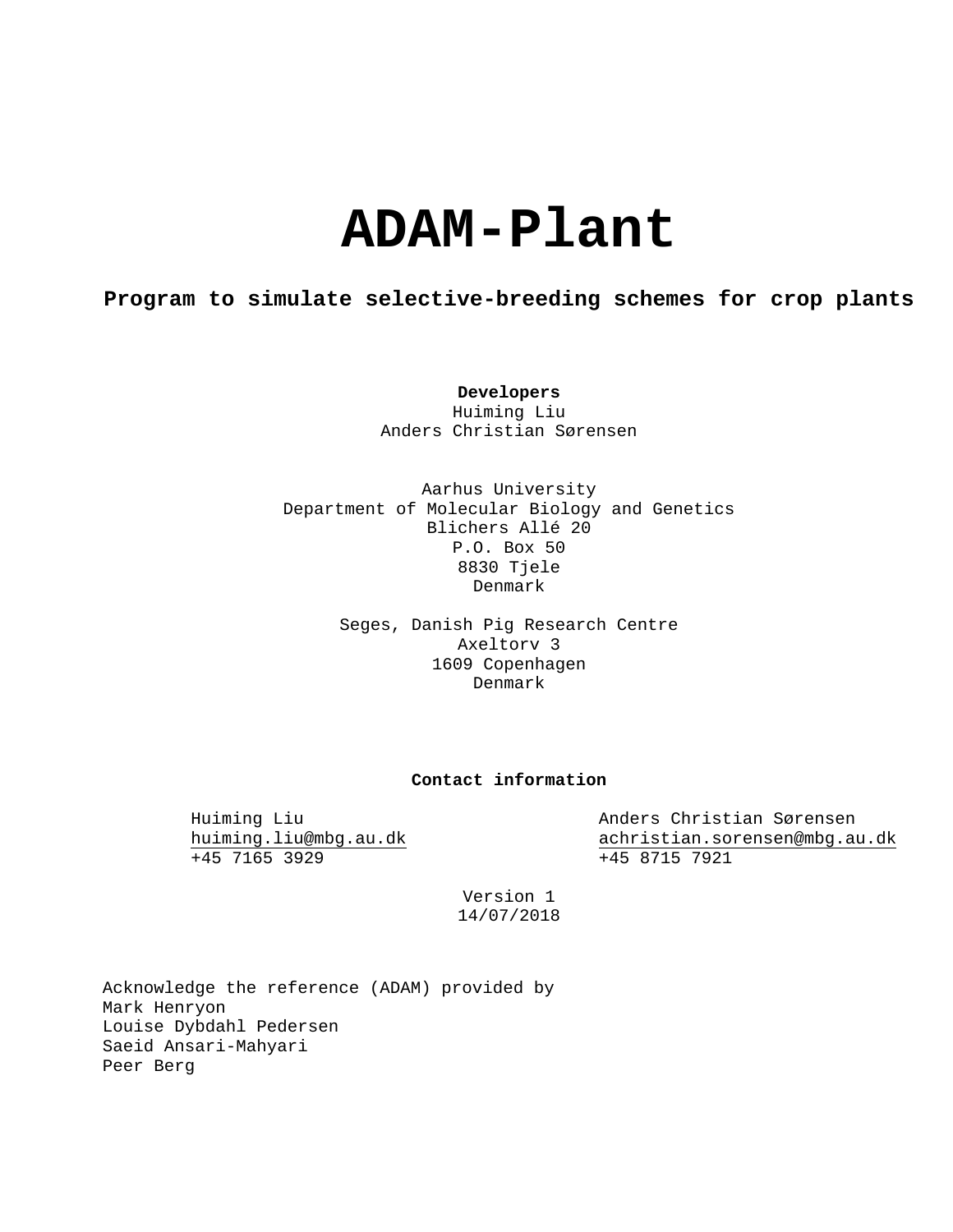# ADAM-Plant

**Program to simulate selective-breeding schemes for crop plants**

**Developers**
Huiming Liu
Anders Christian Sørensen

Aarhus University
Department of Molecular Biology and Genetics
Blichers Allé 20
P.O. Box 50
8830 Tjele
Denmark

Seges, Danish Pig Research Centre
Axeltorv 3
1609 Copenhagen
Denmark

**Contact information**

Huiming Liu
huiming.liu@mbg.au.dk
+45 7165 3929

Anders Christian Sørensen
achristian.sorensen@mbg.au.dk
+45 8715 7921

Version 1
14/07/2018

Acknowledge the reference (ADAM) provided by
Mark Henryon
Louise Dybdahl Pedersen
Saeid Ansari-Mahyari
Peer Berg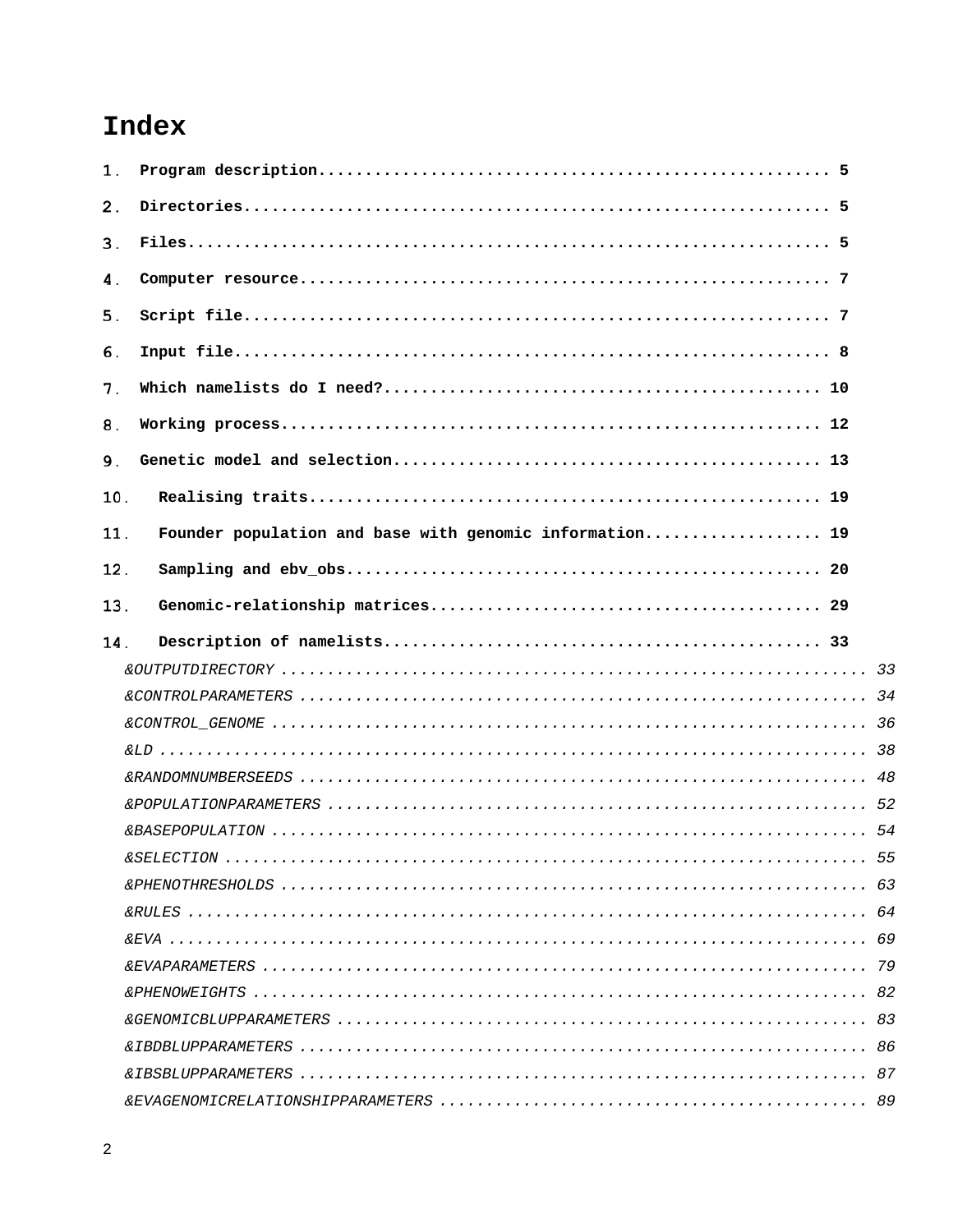# Index

1. **Program description...................................................... 5**
2. **Directories............................................................... 5**
3. **Files..................................................................... 5**
4. **Computer resource......................................................... 7**
5. **Script file............................................................... 7**
6. **Input file................................................................ 8**
7. **Which namelists do I need?............................................... 10**
8. **Working process.......................................................... 12**
9. **Genetic model and selection.............................................. 13**
10. **Realising traits....................................................... 19**
11. **Founder population and base with genomic information.................. 19**
12. **Sampling and ebv_obs................................................... 20**
13. **Genomic-relationship matrices.......................................... 29**
14. **Description of namelists............................................... 33**

*&OUTPUTDIRECTORY ............................................................. 33*

*&CONTROLPARAMETERS ........................................................... 34*

*&CONTROL_GENOME ............................................................. 36*

*&LD .......................................................................... 38*

*&RANDOMNUMBERSEEDS ........................................................... 48*

*&POPULATIONPARAMETERS ........................................................ 52*

*&BASEPOPULATION ............................................................. 54*

*&SELECTION .................................................................. 55*

*&PHENOTHRESHOLDS ............................................................. 63*

*&RULES ....................................................................... 64*

*&EVA ......................................................................... 69*

*&EVAPARAMETERS .............................................................. 79*

*&PHENOWEIGHTS ................................................................ 82*

*&GENOMICBLUPPARAMETERS ....................................................... 83*

*&IBDBLUPPARAMETERS ........................................................... 86*

*&IBSBLUPPARAMETERS ........................................................... 87*

*&EVAGENOMICRELATIONSHIPPARAMETERS ............................................ 89*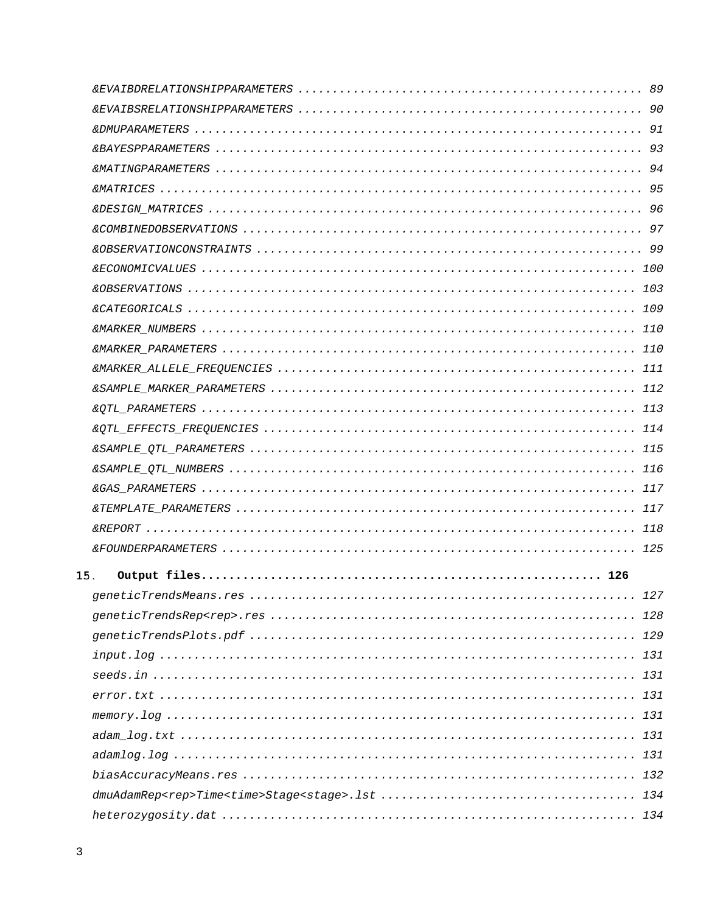*&EVAIBDRELATIONSHIPPARAMETERS* ................................................ 89
*&EVAIBSRELATIONSHIPPARAMETERS* ................................................ 90
*&DMUPARAMETERS* ................................................................ 91
*&BAYESPPARAMETERS* ............................................................. 93
*&MATINGPARAMETERS* ............................................................. 94
*&MATRICES* ..................................................................... 95
*&DESIGN_MATRICES* .............................................................. 96
*&COMBINEDOBSERVATIONS* ......................................................... 97
*&OBSERVATIONCONSTRAINTS* ....................................................... 99
*&ECONOMICVALUES* .............................................................. 100
*&OBSERVATIONS* ................................................................ 103
*&CATEGORICALS* ................................................................ 109
*&MARKER_NUMBERS* ............................................................... 110
*&MARKER_PARAMETERS* ............................................................ 110
*&MARKER_ALLELE_FREQUENCIES* ..................................................... 111
*&SAMPLE_MARKER_PARAMETERS* ...................................................... 112
*&QTL_PARAMETERS* ............................................................... 113
*&QTL_EFFECTS_FREQUENCIES* ....................................................... 114
*&SAMPLE_QTL_PARAMETERS* ......................................................... 115
*&SAMPLE_QTL_NUMBERS* ............................................................ 116
*&GAS_PARAMETERS* ............................................................... 117
*&TEMPLATE_PARAMETERS* ........................................................... 117
*&REPORT* ....................................................................... 118
*&FOUNDERPARAMETERS* ............................................................ 125

15. **Output files........................................................... 126**

*geneticTrendsMeans.res* ......................................................... 127
*geneticTrendsRep<rep>.res* ...................................................... 128
*geneticTrendsPlots.pdf* ......................................................... 129
*input.log* ...................................................................... 131
*seeds.in* ....................................................................... 131
*error.txt* ...................................................................... 131
*memory.log* ..................................................................... 131
*adam_log.txt* ................................................................... 131
*adamlog.log* .................................................................... 131
*biasAccuracyMeans.res* .......................................................... 132
*dmuAdamRep<rep>Time<time>Stage<stage>.lst* ....................................... 134
*heterozygosity.dat* ............................................................. 134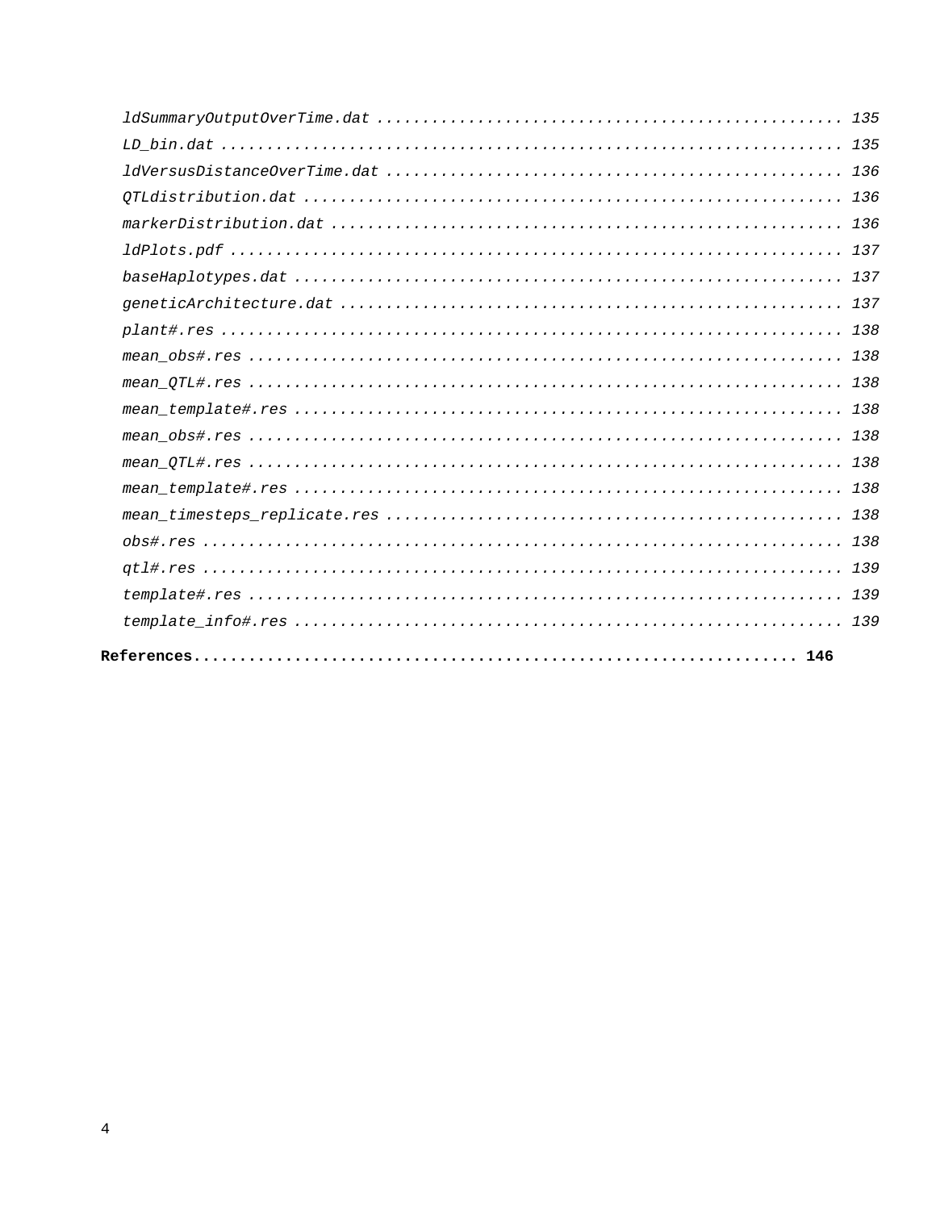*ldSummaryOutputOverTime.dat* ................................................ *135*
*LD_bin.dat* ................................................ *135*
*ldVersusDistanceOverTime.dat* ................................................ *136*
*QTLdistribution.dat* ................................................ *136*
*markerDistribution.dat* ................................................ *136*
*ldPlots.pdf* ................................................ *137*
*baseHaplotypes.dat* ................................................ *137*
*geneticArchitecture.dat* ................................................ *137*
*plant#.res* ................................................ *138*
*mean_obs#.res* ................................................ *138*
*mean_QTL#.res* ................................................ *138*
*mean_template#.res* ................................................ *138*
*mean_obs#.res* ................................................ *138*
*mean_QTL#.res* ................................................ *138*
*mean_template#.res* ................................................ *138*
*mean_timesteps_replicate.res* ................................................ *138*
*obs#.res* ................................................ *138*
*qtl#.res* ................................................ *139*
*template#.res* ................................................ *139*
*template_info#.res* ................................................ *139*

**References................................................ 146**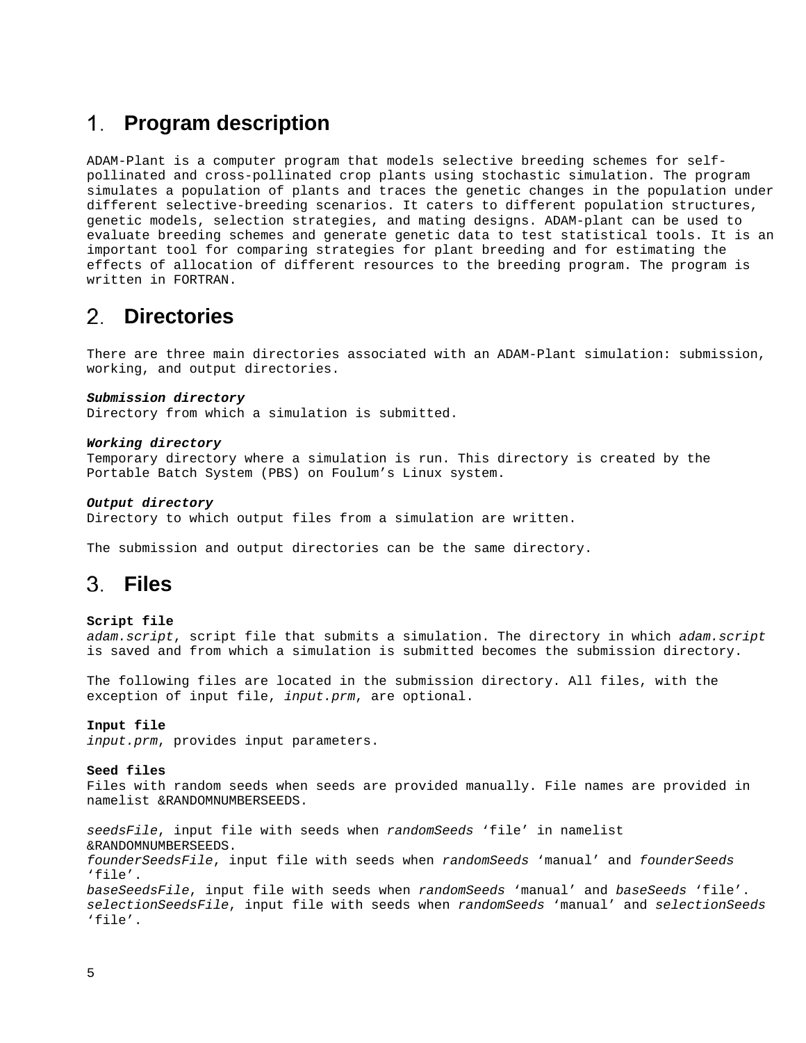# 1. Program description

ADAM-Plant is a computer program that models selective breeding schemes for self-pollinated and cross-pollinated crop plants using stochastic simulation. The program simulates a population of plants and traces the genetic changes in the population under different selective-breeding scenarios. It caters to different population structures, genetic models, selection strategies, and mating designs. ADAM-plant can be used to evaluate breeding schemes and generate genetic data to test statistical tools. It is an important tool for comparing strategies for plant breeding and for estimating the effects of allocation of different resources to the breeding program. The program is written in FORTRAN.

# 2. Directories

There are three main directories associated with an ADAM-Plant simulation: submission, working, and output directories.

***Submission directory***
Directory from which a simulation is submitted.

***Working directory***
Temporary directory where a simulation is run. This directory is created by the Portable Batch System (PBS) on Foulum's Linux system.

***Output directory***
Directory to which output files from a simulation are written.

The submission and output directories can be the same directory.

# 3. Files

**Script file**
*adam.script*, script file that submits a simulation. The directory in which *adam.script* is saved and from which a simulation is submitted becomes the submission directory.

The following files are located in the submission directory. All files, with the exception of input file, *input.prm*, are optional.

**Input file**
*input.prm*, provides input parameters.

**Seed files**
Files with random seeds when seeds are provided manually. File names are provided in namelist &RANDOMNUMBERSEEDS.

*seedsFile*, input file with seeds when *randomSeeds* 'file' in namelist &RANDOMNUMBERSEEDS.
*founderSeedsFile*, input file with seeds when *randomSeeds* 'manual' and *founderSeeds* 'file'.
*baseSeedsFile*, input file with seeds when *randomSeeds* 'manual' and *baseSeeds* 'file'.
*selectionSeedsFile*, input file with seeds when *randomSeeds* 'manual' and *selectionSeeds* 'file'.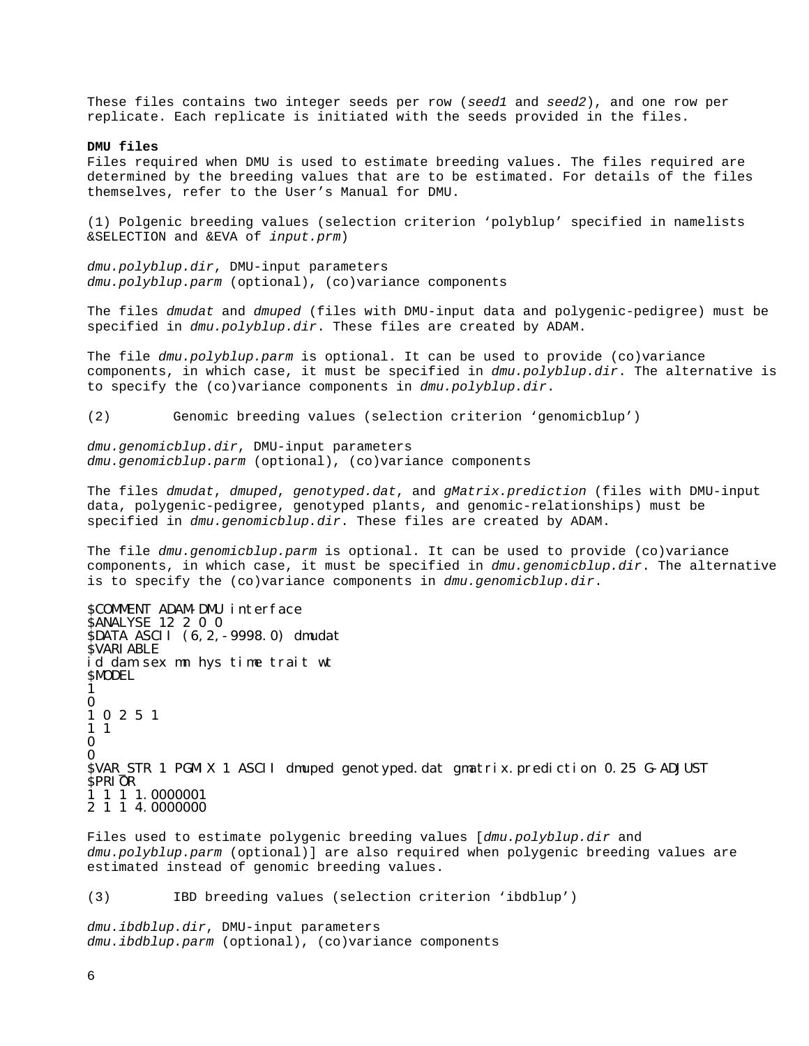These files contains two integer seeds per row (*seed1* and *seed2*), and one row per replicate. Each replicate is initiated with the seeds provided in the files.

**DMU files**
Files required when DMU is used to estimate breeding values. The files required are determined by the breeding values that are to be estimated. For details of the files themselves, refer to the User's Manual for DMU.

(1) Polgenic breeding values (selection criterion 'polyblup' specified in namelists &SELECTION and &EVA of *input.prm*)

*dmu.polyblup.dir*, DMU-input parameters
*dmu.polyblup.parm* (optional), (co)variance components

The files *dmudat* and *dmuped* (files with DMU-input data and polygenic-pedigree) must be specified in *dmu.polyblup.dir*. These files are created by ADAM.

The file *dmu.polyblup.parm* is optional. It can be used to provide (co)variance components, in which case, it must be specified in *dmu.polyblup.dir*. The alternative is to specify the (co)variance components in *dmu.polyblup.dir*.

(2) Genomic breeding values (selection criterion 'genomicblup')

*dmu.genomicblup.dir*, DMU-input parameters
*dmu.genomicblup.parm* (optional), (co)variance components

The files *dmudat*, *dmuped*, *genotyped.dat*, and *gMatrix.prediction* (files with DMU-input data, polygenic-pedigree, genotyped plants, and genomic-relationships) must be specified in *dmu.genomicblup.dir*. These files are created by ADAM.

The file *dmu.genomicblup.parm* is optional. It can be used to provide (co)variance components, in which case, it must be specified in *dmu.genomicblup.dir*. The alternative is to specify the (co)variance components in *dmu.genomicblup.dir*.

```
$COMMENT ADAM-DMU interface
$ANALYSE 12 2 0 0
$DATA ASCII (6,2,-9998.0) dmudat
$VARIABLE
id dam sex mn hys time trait wt
$MODEL
1
0
1 0 2 5 1
1 1
0
0
$VAR_STR 1 PGMIX 1 ASCII dmuped genotyped.dat gmatrix.prediction 0.25 G-ADJUST
$PRIOR
1 1 1 1.0000001
2 1 1 4.0000000
```

Files used to estimate polygenic breeding values [*dmu.polyblup.dir* and *dmu.polyblup.parm* (optional)] are also required when polygenic breeding values are estimated instead of genomic breeding values.

(3) IBD breeding values (selection criterion 'ibdblup')

*dmu.ibdblup.dir*, DMU-input parameters
*dmu.ibdblup.parm* (optional), (co)variance components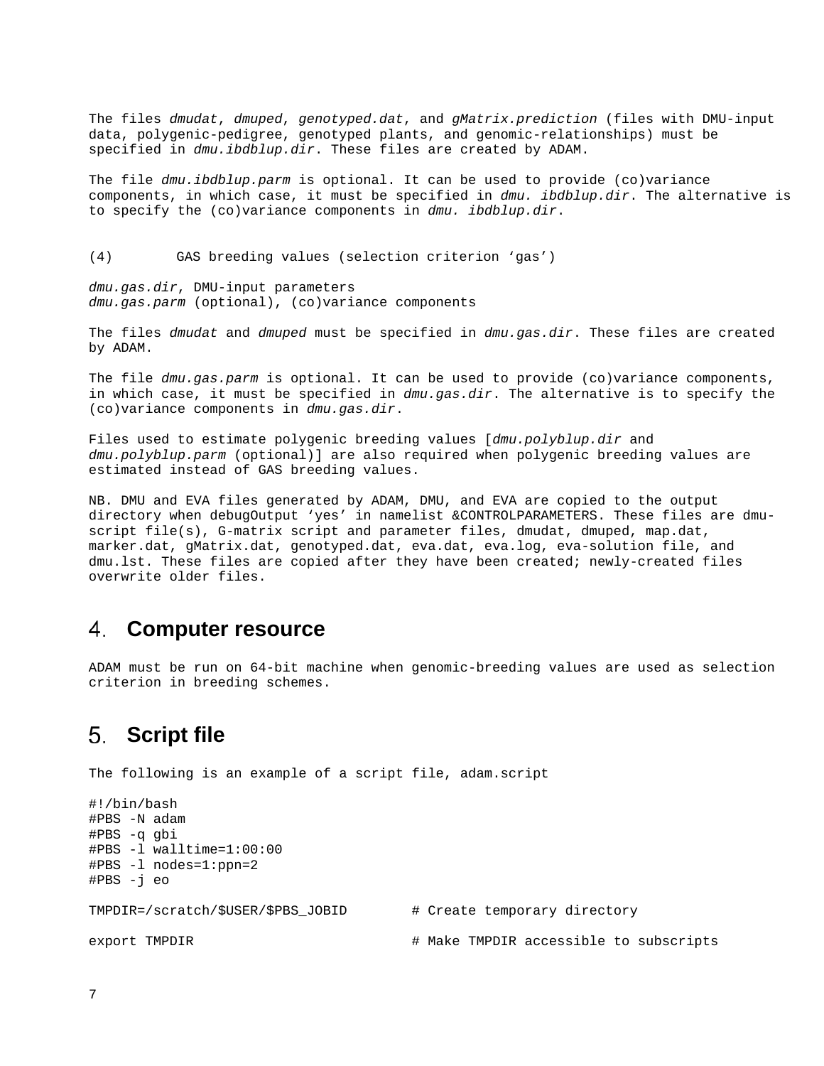The files *dmudat*, *dmuped*, *genotyped.dat*, and *gMatrix.prediction* (files with DMU-input data, polygenic-pedigree, genotyped plants, and genomic-relationships) must be specified in *dmu.ibdblup.dir*. These files are created by ADAM.

The file *dmu.ibdblup.parm* is optional. It can be used to provide (co)variance components, in which case, it must be specified in *dmu. ibdblup.dir*. The alternative is to specify the (co)variance components in *dmu. ibdblup.dir*.

(4) GAS breeding values (selection criterion 'gas')

*dmu.gas.dir*, DMU-input parameters
*dmu.gas.parm* (optional), (co)variance components

The files *dmudat* and *dmuped* must be specified in *dmu.gas.dir*. These files are created by ADAM.

The file *dmu.gas.parm* is optional. It can be used to provide (co)variance components, in which case, it must be specified in *dmu.gas.dir*. The alternative is to specify the (co)variance components in *dmu.gas.dir*.

Files used to estimate polygenic breeding values [*dmu.polyblup.dir* and *dmu.polyblup.parm* (optional)] are also required when polygenic breeding values are estimated instead of GAS breeding values.

NB. DMU and EVA files generated by ADAM, DMU, and EVA are copied to the output directory when debugOutput 'yes' in namelist &CONTROLPARAMETERS. These files are dmu-script file(s), G-matrix script and parameter files, dmudat, dmuped, map.dat, marker.dat, gMatrix.dat, genotyped.dat, eva.dat, eva.log, eva-solution file, and dmu.lst. These files are copied after they have been created; newly-created files overwrite older files.

## 4. Computer resource

ADAM must be run on 64-bit machine when genomic-breeding values are used as selection criterion in breeding schemes.

## 5. Script file

The following is an example of a script file, adam.script

```
#!/bin/bash
#PBS -N adam
#PBS -q gbi
#PBS -l walltime=1:00:00
#PBS -l nodes=1:ppn=2
#PBS -j eo

TMPDIR=/scratch/$USER/$PBS_JOBID        # Create temporary directory

export TMPDIR                           # Make TMPDIR accessible to subscripts
```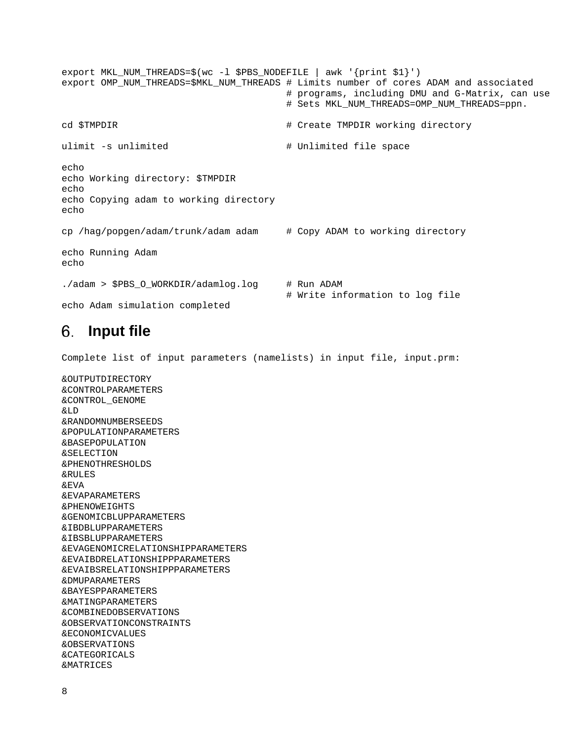```
export MKL_NUM_THREADS=$(wc -l $PBS_NODEFILE | awk '{print $1}')
export OMP_NUM_THREADS=$MKL_NUM_THREADS # Limits number of cores ADAM and associated
                                        # programs, including DMU and G-Matrix, can use
                                        # Sets MKL_NUM_THREADS=OMP_NUM_THREADS=ppn.

cd $TMPDIR                              # Create TMPDIR working directory

ulimit -s unlimited                     # Unlimited file space

echo
echo Working directory: $TMPDIR
echo
echo Copying adam to working directory
echo

cp /hag/popgen/adam/trunk/adam adam     # Copy ADAM to working directory

echo Running Adam
echo

./adam > $PBS_O_WORKDIR/adamlog.log     # Run ADAM
                                        # Write information to log file
echo Adam simulation completed
```

# 6. Input file

Complete list of input parameters (namelists) in input file, input.prm:

```
&OUTPUTDIRECTORY
&CONTROLPARAMETERS
&CONTROL_GENOME
&LD
&RANDOMNUMBERSEEDS
&POPULATIONPARAMETERS
&BASEPOPULATION
&SELECTION
&PHENOTHRESHOLDS
&RULES
&EVA
&EVAPARAMETERS
&PHENOWEIGHTS
&GENOMICBLUPPARAMETERS
&IBDBLUPPARAMETERS
&IBSBLUPPARAMETERS
&EVAGENOMICRELATIONSHIPPARAMETERS
&EVAIBDRELATIONSHIPPPARAMETERS
&EVAIBSRELATIONSHIPPPARAMETERS
&DMUPARAMETERS
&BAYESPPARAMETERS
&MATINGPARAMETERS
&COMBINEDOBSERVATIONS
&OBSERVATIONCONSTRAINTS
&ECONOMICVALUES
&OBSERVATIONS
&CATEGORICALS
&MATRICES
```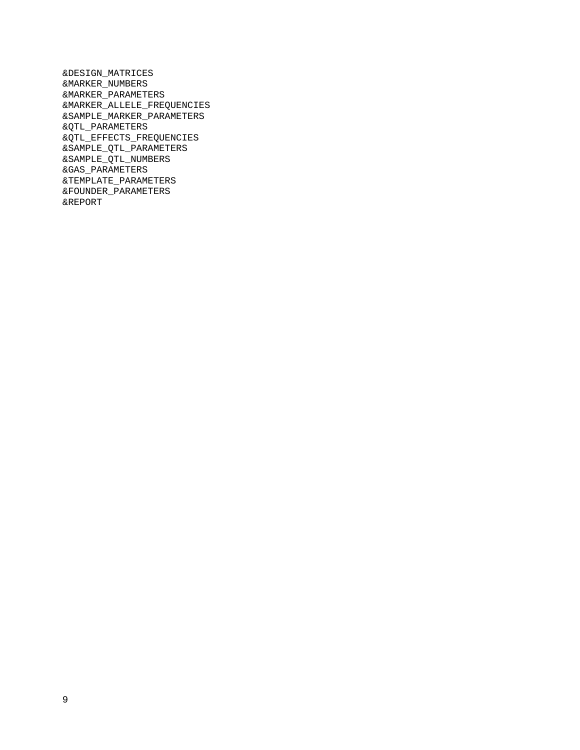```
&DESIGN_MATRICES
&MARKER_NUMBERS
&MARKER_PARAMETERS
&MARKER_ALLELE_FREQUENCIES
&SAMPLE_MARKER_PARAMETERS
&QTL_PARAMETERS
&QTL_EFFECTS_FREQUENCIES
&SAMPLE_QTL_PARAMETERS
&SAMPLE_QTL_NUMBERS
&GAS_PARAMETERS
&TEMPLATE_PARAMETERS
&FOUNDER_PARAMETERS
&REPORT
```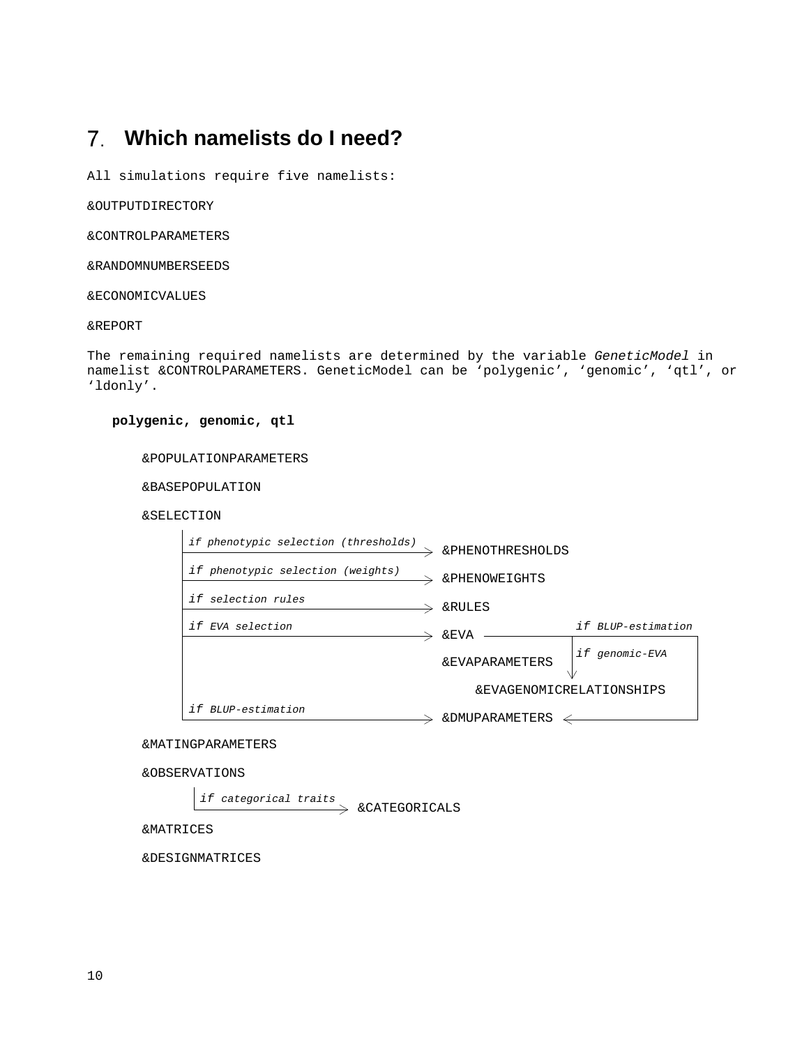# 7. Which namelists do I need?

All simulations require five namelists:

&OUTPUTDIRECTORY

&CONTROLPARAMETERS

&RANDOMNUMBERSEEDS

&ECONOMICVALUES

&REPORT

The remaining required namelists are determined by the variable *GeneticModel* in namelist &CONTROLPARAMETERS. GeneticModel can be 'polygenic', 'genomic', 'qtl', or 'ldonly'.

**polygenic, genomic, qtl**

&POPULATIONPARAMETERS

&BASEPOPULATION

&SELECTION

- *if phenotypic selection (thresholds)* → &PHENOTHRESHOLDS
- *if phenotypic selection (weights)* → &PHENOWEIGHTS
- *if selection rules* → &RULES
- *if EVA selection* → &EVA, &EVAPARAMETERS
  - *if BLUP-estimation* → &DMUPARAMETERS
  - *if genomic-EVA* → &EVAGENOMICRELATIONSHIPS
- *if BLUP-estimation* → &DMUPARAMETERS

&MATINGPARAMETERS

&OBSERVATIONS

- *if categorical traits* → &CATEGORICALS

&MATRICES

&DESIGNMATRICES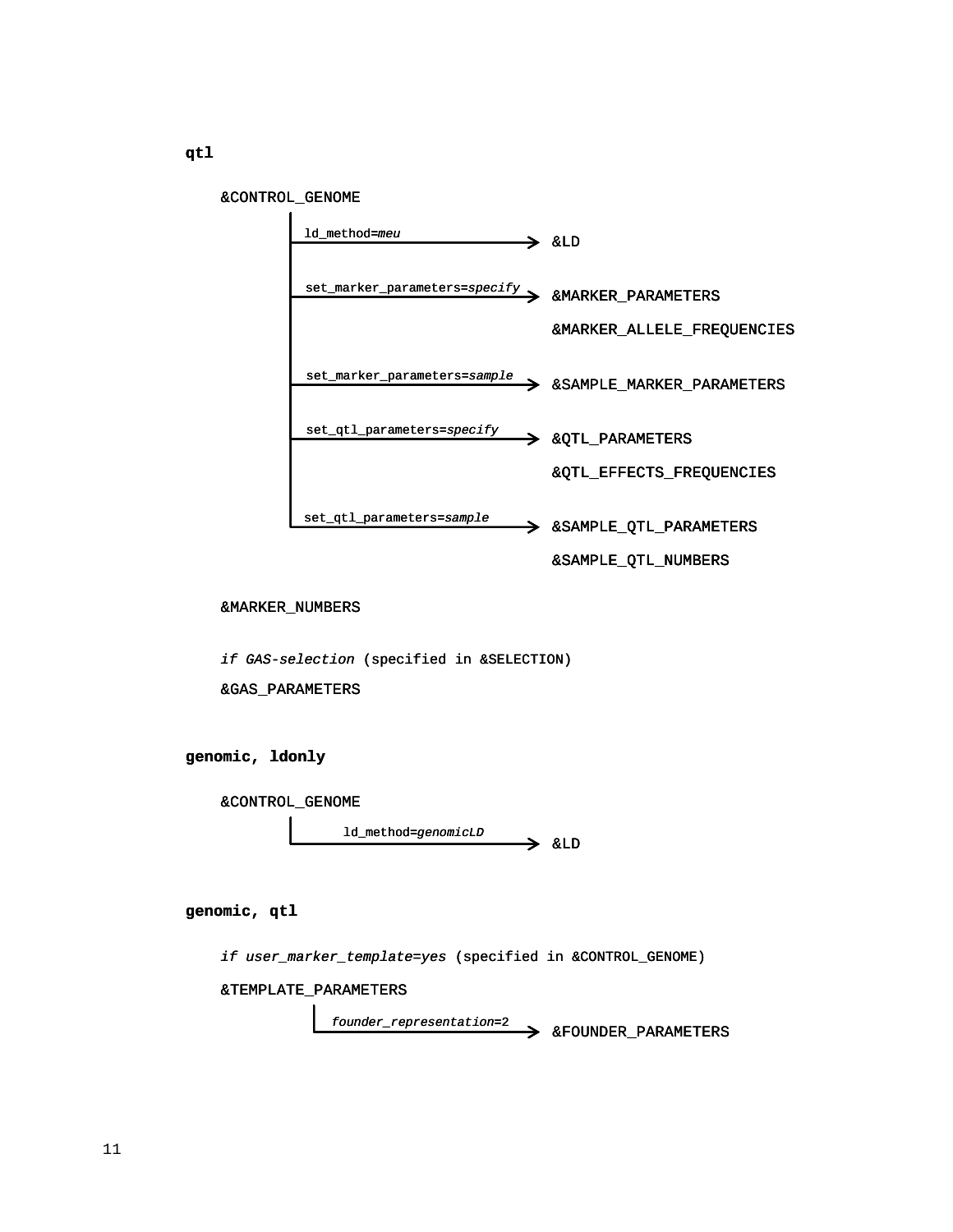**qtl**

&CONTROL_GENOME

- ld_method=*meu* → &LD
- set_marker_parameters=*specify* → &MARKER_PARAMETERS
  &MARKER_ALLELE_FREQUENCIES
- set_marker_parameters=*sample* → &SAMPLE_MARKER_PARAMETERS
- set_qtl_parameters=*specify* → &QTL_PARAMETERS
  &QTL_EFFECTS_FREQUENCIES
- set_qtl_parameters=*sample* → &SAMPLE_QTL_PARAMETERS
  &SAMPLE_QTL_NUMBERS

&MARKER_NUMBERS

*if GAS-selection* (specified in &SELECTION)

&GAS_PARAMETERS

**genomic, ldonly**

&CONTROL_GENOME

- ld_method=*genomicLD* → &LD

**genomic, qtl**

*if user_marker_template=yes* (specified in &CONTROL_GENOME)

&TEMPLATE_PARAMETERS

- *founder_representation*=2 → &FOUNDER_PARAMETERS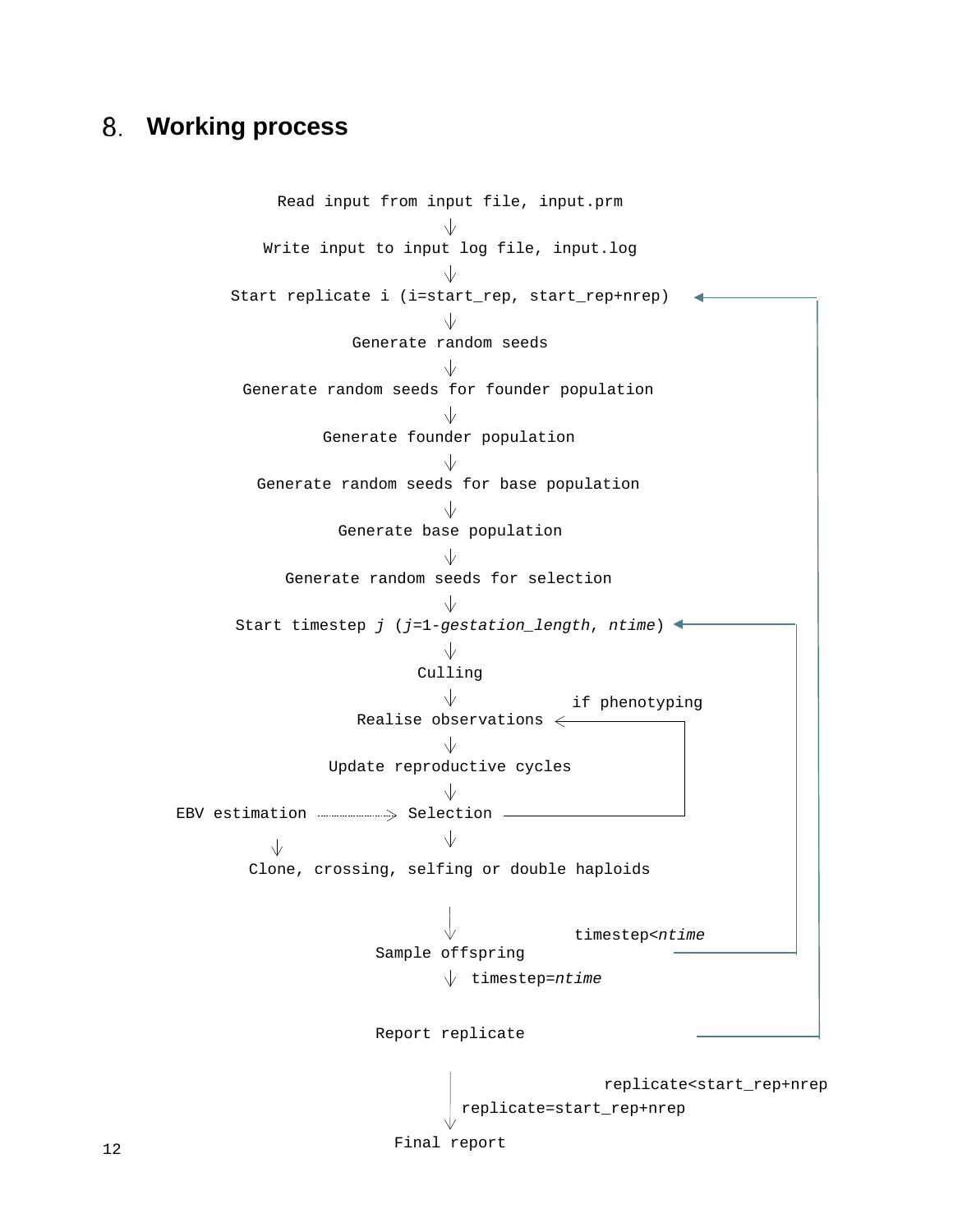# 8. Working process

```
                    Read input from input file, input.prm
                                    ↓
                    Write input to input log file, input.log
                                    ↓
              Start replicate i (i=start_rep, start_rep+nrep)  ◄──────────┐
                                    ↓                                      │
                          Generate random seeds                            │
                                    ↓                                      │
                Generate random seeds for founder population               │
                                    ↓                                      │
                       Generate founder population                         │
                                    ↓                                      │
                 Generate random seeds for base population                 │
                                    ↓                                      │
                         Generate base population                          │
                                    ↓                                      │
                    Generate random seeds for selection                    │
                                    ↓                                      │
              Start timestep j (j=1-gestation_length, ntime)  ◄────────┐   │
                                    ↓                                   │   │
                                 Culling                                │   │
                                    ↓          if phenotyping           │   │
                          Realise observations  <─────────┐             │   │
                                    ↓                      │             │   │
                        Update reproductive cycles         │             │   │
                                    ↓                      │             │   │
  EBV estimation ...............> Selection ───────────────┘             │   │
        ↓                           ↓                                    │   │
             Clone, crossing, selfing or double haploids                 │   │
                                    │                                    │   │
                                    ↓          timestep<ntime            │   │
                             Sample offspring  ──────────────────────────┘   │
                                    ↓ timestep=ntime                         │
                                                                             │
                             Report replicate  ──────────────────────────────┘
                                    │              replicate<start_rep+nrep
                                    │ replicate=start_rep+nrep
                                    ↓
                               Final report
```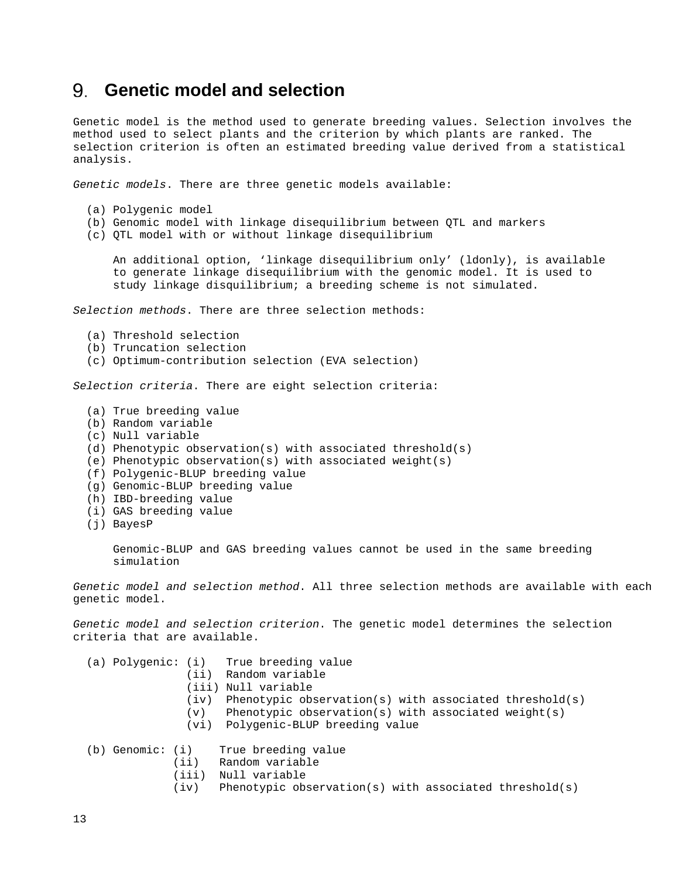# 9. Genetic model and selection

Genetic model is the method used to generate breeding values. Selection involves the method used to select plants and the criterion by which plants are ranked. The selection criterion is often an estimated breeding value derived from a statistical analysis.

*Genetic models*. There are three genetic models available:

(a) Polygenic model
(b) Genomic model with linkage disequilibrium between QTL and markers
(c) QTL model with or without linkage disequilibrium

An additional option, 'linkage disequilibrium only' (ldonly), is available to generate linkage disequilibrium with the genomic model. It is used to study linkage disquilibrium; a breeding scheme is not simulated.

*Selection methods*. There are three selection methods:

(a) Threshold selection
(b) Truncation selection
(c) Optimum-contribution selection (EVA selection)

*Selection criteria*. There are eight selection criteria:

(a) True breeding value
(b) Random variable
(c) Null variable
(d) Phenotypic observation(s) with associated threshold(s)
(e) Phenotypic observation(s) with associated weight(s)
(f) Polygenic-BLUP breeding value
(g) Genomic-BLUP breeding value
(h) IBD-breeding value
(i) GAS breeding value
(j) BayesP

Genomic-BLUP and GAS breeding values cannot be used in the same breeding simulation

*Genetic model and selection method*. All three selection methods are available with each genetic model.

*Genetic model and selection criterion*. The genetic model determines the selection criteria that are available.

(a) Polygenic:
  (i) True breeding value
  (ii) Random variable
  (iii) Null variable
  (iv) Phenotypic observation(s) with associated threshold(s)
  (v) Phenotypic observation(s) with associated weight(s)
  (vi) Polygenic-BLUP breeding value

(b) Genomic:
  (i) True breeding value
  (ii) Random variable
  (iii) Null variable
  (iv) Phenotypic observation(s) with associated threshold(s)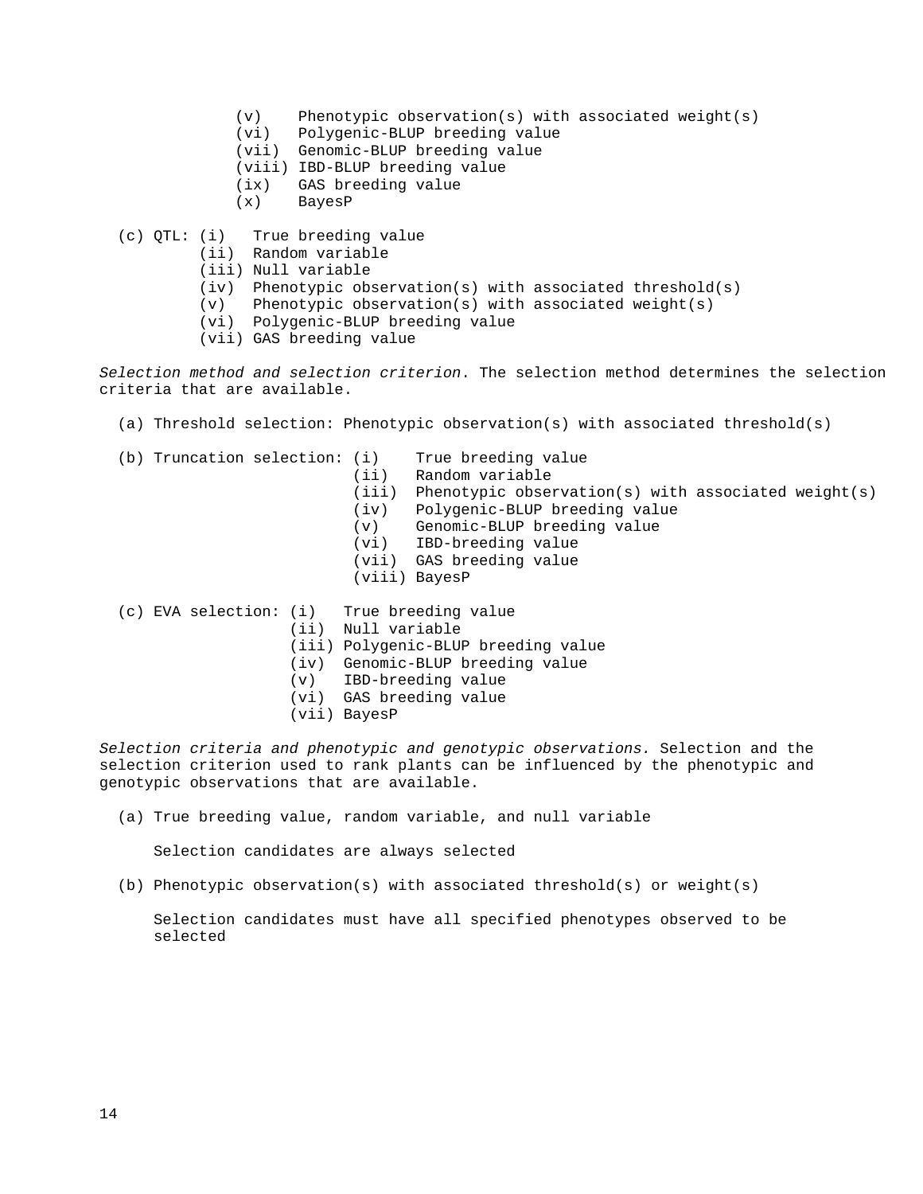(v) Phenotypic observation(s) with associated weight(s)
(vi) Polygenic-BLUP breeding value
(vii) Genomic-BLUP breeding value
(viii) IBD-BLUP breeding value
(ix) GAS breeding value
(x) BayesP

(c) QTL: (i) True breeding value
(ii) Random variable
(iii) Null variable
(iv) Phenotypic observation(s) with associated threshold(s)
(v) Phenotypic observation(s) with associated weight(s)
(vi) Polygenic-BLUP breeding value
(vii) GAS breeding value

*Selection method and selection criterion*. The selection method determines the selection criteria that are available.

(a) Threshold selection: Phenotypic observation(s) with associated threshold(s)

(b) Truncation selection: (i) True breeding value
(ii) Random variable
(iii) Phenotypic observation(s) with associated weight(s)
(iv) Polygenic-BLUP breeding value
(v) Genomic-BLUP breeding value
(vi) IBD-breeding value
(vii) GAS breeding value
(viii) BayesP

(c) EVA selection: (i) True breeding value
(ii) Null variable
(iii) Polygenic-BLUP breeding value
(iv) Genomic-BLUP breeding value
(v) IBD-breeding value
(vi) GAS breeding value
(vii) BayesP

*Selection criteria and phenotypic and genotypic observations.* Selection and the selection criterion used to rank plants can be influenced by the phenotypic and genotypic observations that are available.

(a) True breeding value, random variable, and null variable

Selection candidates are always selected

(b) Phenotypic observation(s) with associated threshold(s) or weight(s)

Selection candidates must have all specified phenotypes observed to be selected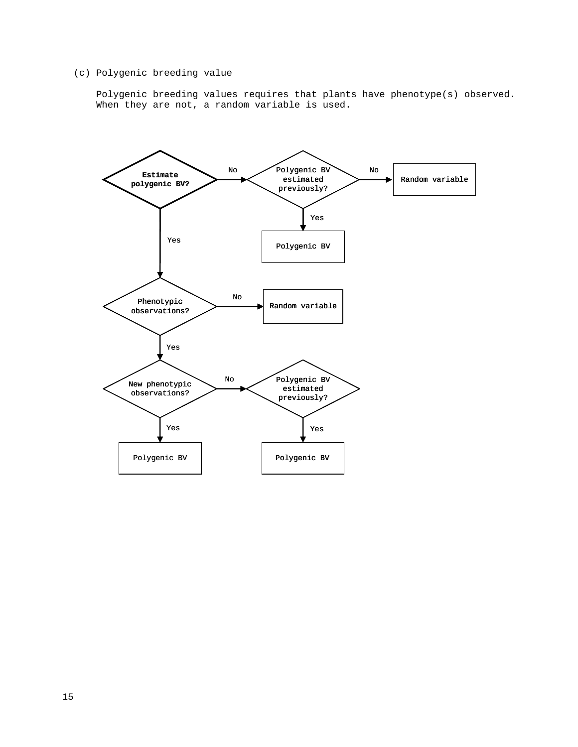(c) Polygenic breeding value

Polygenic breeding values requires that plants have phenotype(s) observed. When they are not, a random variable is used.

- **Estimate polygenic BV?**
  - No → Polygenic BV estimated previously?
    - No → Random variable
    - Yes → Polygenic BV
  - Yes → Phenotypic observations?
    - No → Random variable
    - Yes → New phenotypic observations?
      - Yes → Polygenic BV
      - No → Polygenic BV estimated previously?
        - Yes → Polygenic BV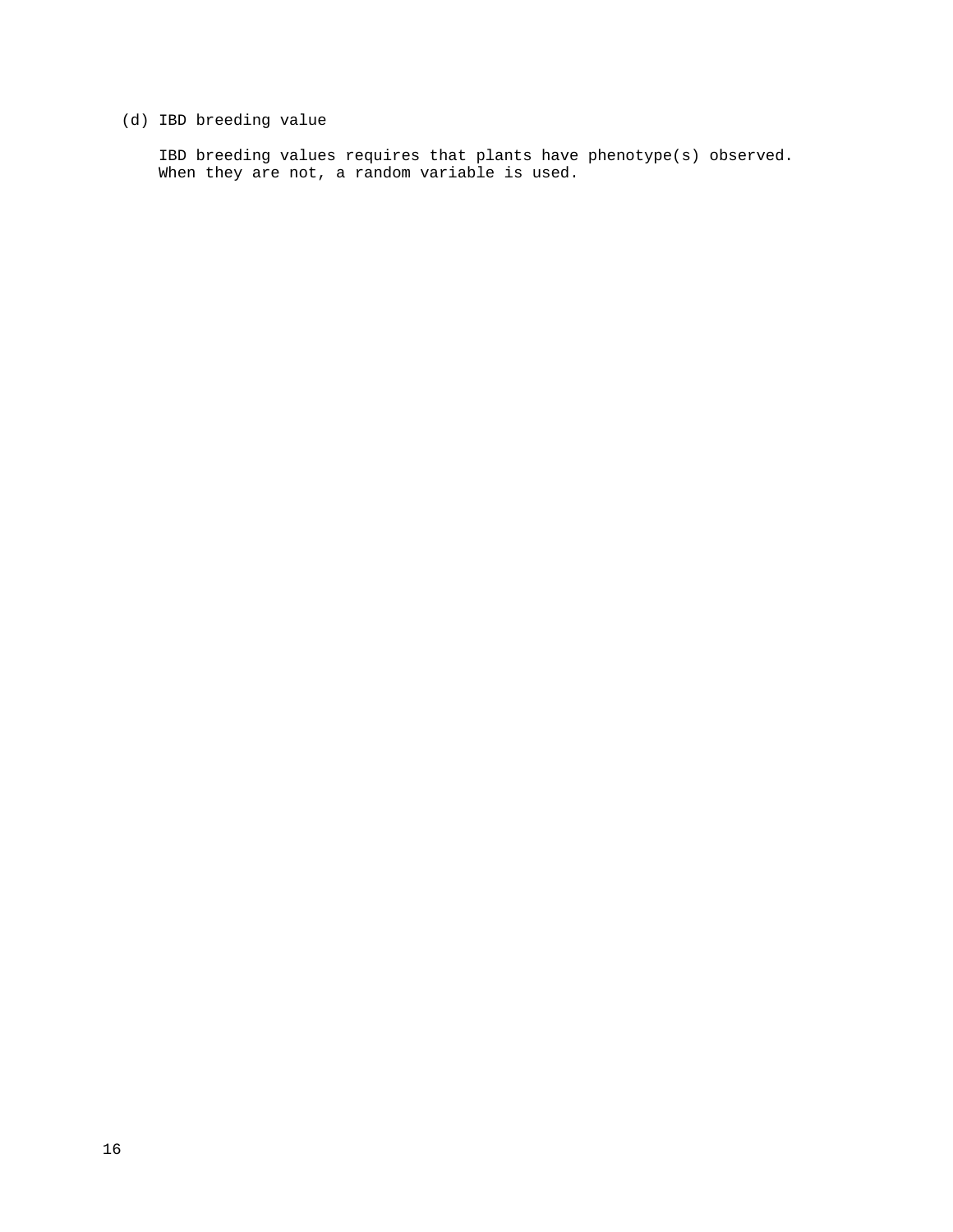(d) IBD breeding value

IBD breeding values requires that plants have phenotype(s) observed. When they are not, a random variable is used.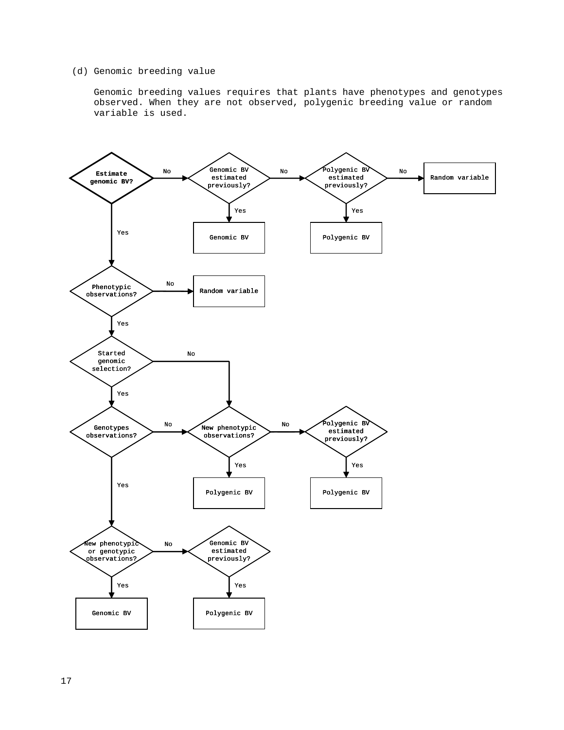(d) Genomic breeding value

Genomic breeding values requires that plants have phenotypes and genotypes observed. When they are not observed, polygenic breeding value or random variable is used.

**Estimate genomic BV?**

- No → Genomic BV estimated previously?
  - Yes → Genomic BV
  - No → Polygenic BV estimated previously?
    - Yes → Polygenic BV
    - No → Random variable
- Yes → Phenotypic observations?
  - No → Random variable
  - Yes → Started genomic selection?
    - No → New phenotypic observations?
    - Yes → Genotypes observations?
      - No → New phenotypic observations?
        - Yes → Polygenic BV
        - No → Polygenic BV estimated previously?
          - Yes → Polygenic BV
      - Yes → New phenotypic or genotypic observations?
        - Yes → Genomic BV
        - No → Genomic BV estimated previously?
          - Yes → Polygenic BV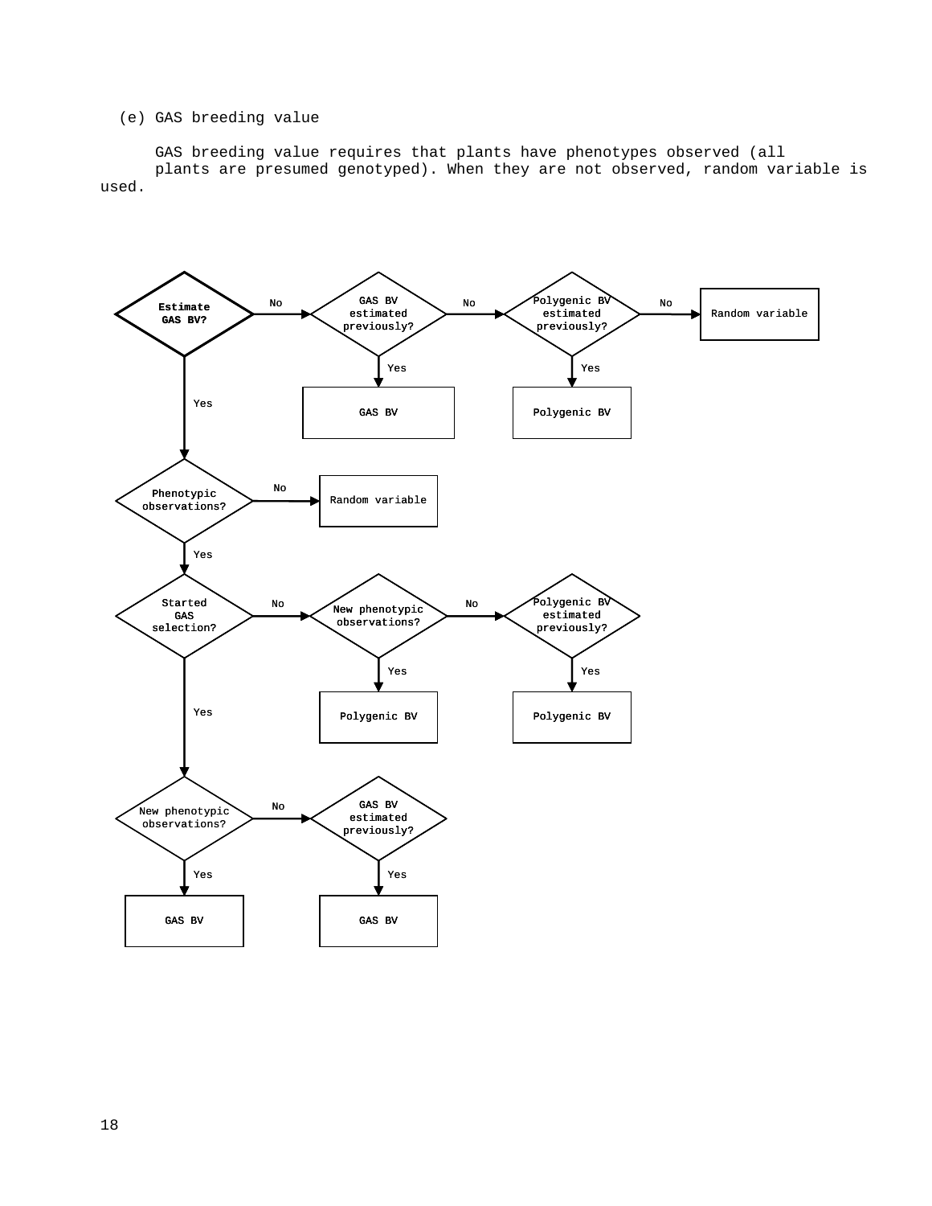(e) GAS breeding value

GAS breeding value requires that plants have phenotypes observed (all plants are presumed genotyped). When they are not observed, random variable is used.

- **Estimate GAS BV?**
  - No → GAS BV estimated previously?
    - Yes → GAS BV
    - No → Polygenic BV estimated previously?
      - Yes → Polygenic BV
      - No → Random variable
  - Yes → Phenotypic observations?
    - No → Random variable
    - Yes → Started GAS selection?
      - No → New phenotypic observations?
        - Yes → Polygenic BV
        - No → Polygenic BV estimated previously?
          - Yes → Polygenic BV
      - Yes → New phenotypic observations?
        - Yes → GAS BV
        - No → GAS BV estimated previously?
          - Yes → GAS BV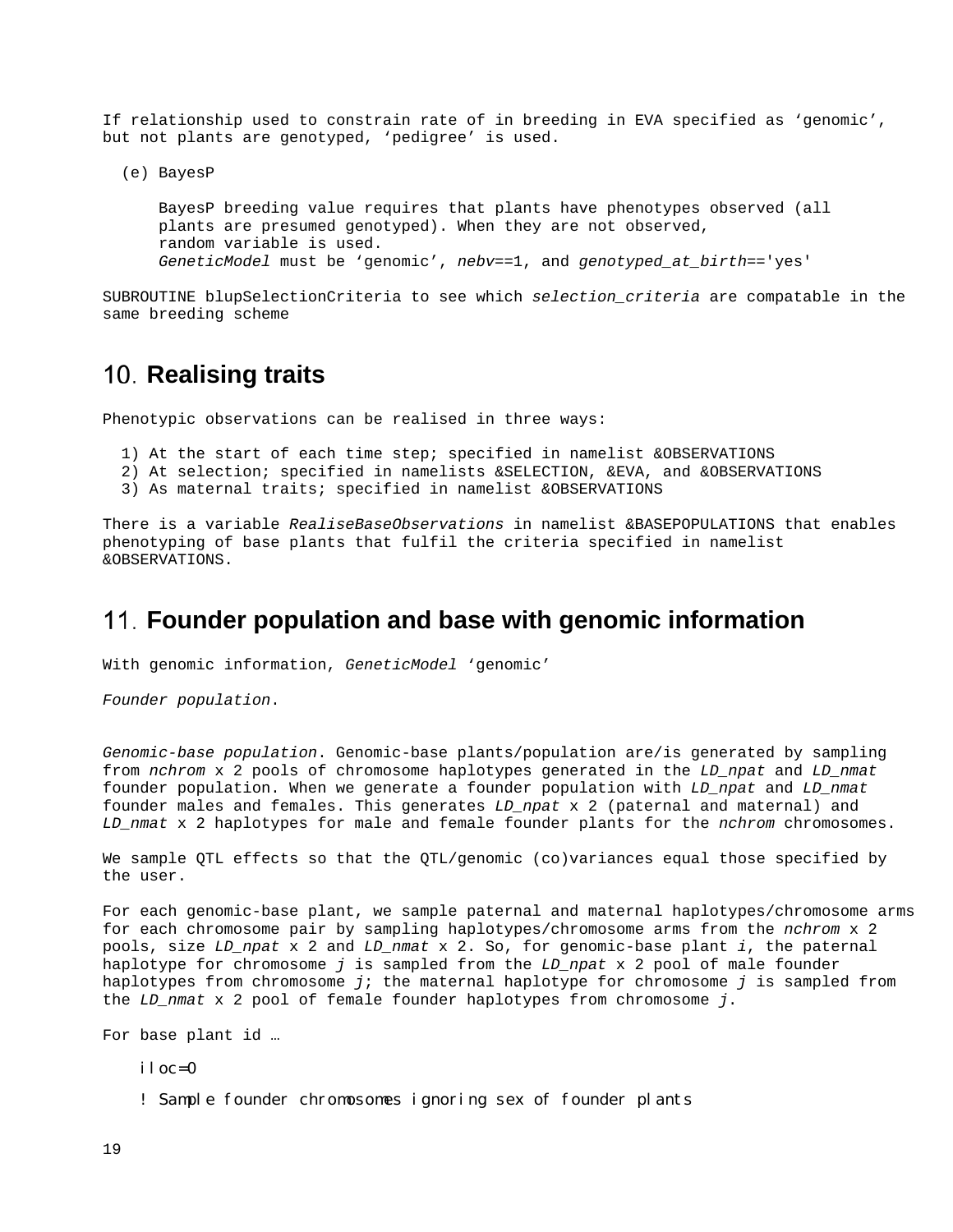If relationship used to constrain rate of in breeding in EVA specified as ‘genomic’, but not plants are genotyped, ‘pedigree’ is used.

(e) BayesP

BayesP breeding value requires that plants have phenotypes observed (all plants are presumed genotyped). When they are not observed, random variable is used.
*GeneticModel* must be ‘genomic’, *nebv*==1, and *genotyped_at_birth*=='yes'

SUBROUTINE blupSelectionCriteria to see which *selection_criteria* are compatable in the same breeding scheme

## 10. Realising traits

Phenotypic observations can be realised in three ways:

1) At the start of each time step; specified in namelist &OBSERVATIONS
2) At selection; specified in namelists &SELECTION, &EVA, and &OBSERVATIONS
3) As maternal traits; specified in namelist &OBSERVATIONS

There is a variable *RealiseBaseObservations* in namelist &BASEPOPULATIONS that enables phenotyping of base plants that fulfil the criteria specified in namelist &OBSERVATIONS.

## 11. Founder population and base with genomic information

With genomic information, *GeneticModel* ‘genomic’

*Founder population*.

*Genomic-base population*. Genomic-base plants/population are/is generated by sampling from *nchrom* x 2 pools of chromosome haplotypes generated in the *LD_npat* and *LD_nmat* founder population. When we generate a founder population with *LD_npat* and *LD_nmat* founder males and females. This generates *LD_npat* x 2 (paternal and maternal) and *LD_nmat* x 2 haplotypes for male and female founder plants for the *nchrom* chromosomes.

We sample QTL effects so that the QTL/genomic (co)variances equal those specified by the user.

For each genomic-base plant, we sample paternal and maternal haplotypes/chromosome arms for each chromosome pair by sampling haplotypes/chromosome arms from the *nchrom* x 2 pools, size *LD_npat* x 2 and *LD_nmat* x 2. So, for genomic-base plant *i*, the paternal haplotype for chromosome *j* is sampled from the *LD_npat* x 2 pool of male founder haplotypes from chromosome *j*; the maternal haplotype for chromosome *j* is sampled from the *LD_nmat* x 2 pool of female founder haplotypes from chromosome *j*.

For base plant id …

```
iloc=0
! Sample founder chromosomes ignoring sex of founder plants
```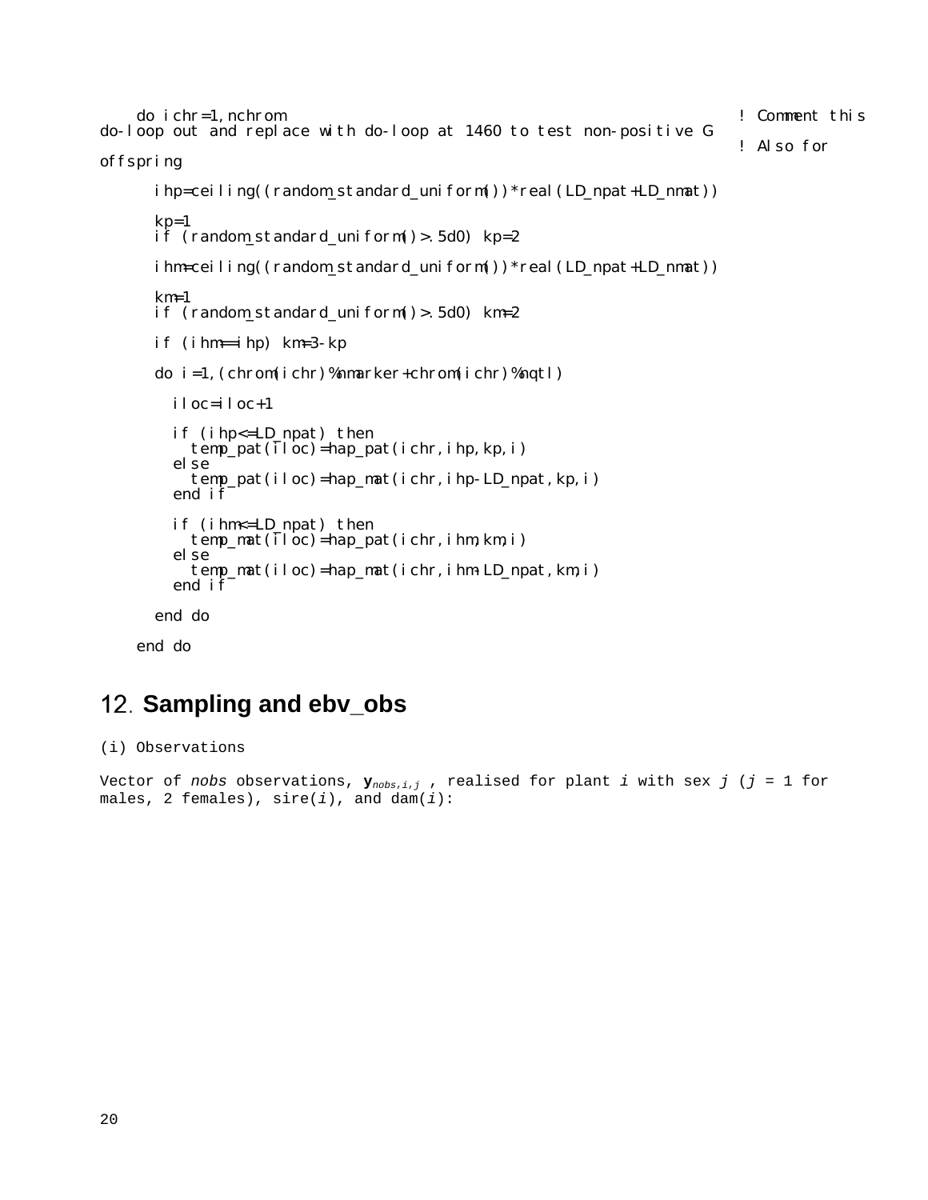```
    do ichr=1,nchrom                                                    ! Comment this
do-loop out and replace with do-loop at 1460 to test non-positive G
                                                                        ! Also for
offspring

      ihp=ceiling((random_standard_uniform())*real(LD_npat+LD_nmat))

      kp=1
      if (random_standard_uniform()>.5d0) kp=2

      ihm=ceiling((random_standard_uniform())*real(LD_npat+LD_nmat))

      km=1
      if (random_standard_uniform()>.5d0) km=2

      if (ihm==ihp) km=3-kp

      do i=1,(chrom(ichr)%nmarker+chrom(ichr)%nqtl)

        iloc=iloc+1

        if (ihp<=LD_npat) then
          temp_pat(iloc)=hap_pat(ichr,ihp,kp,i)
        else
          temp_pat(iloc)=hap_mat(ichr,ihp-LD_npat,kp,i)
        end if

        if (ihm<=LD_npat) then
          temp_mat(iloc)=hap_pat(ichr,ihm,km,i)
        else
          temp_mat(iloc)=hap_mat(ichr,ihm-LD_npat,km,i)
        end if

      end do

    end do
```

## 12. Sampling and ebv_obs

(i) Observations

Vector of *nobs* observations, $\mathbf{y}_{nobs,i,j}$ , realised for plant *i* with sex *j* (*j* = 1 for males, 2 females), sire(*i*), and dam(*i*):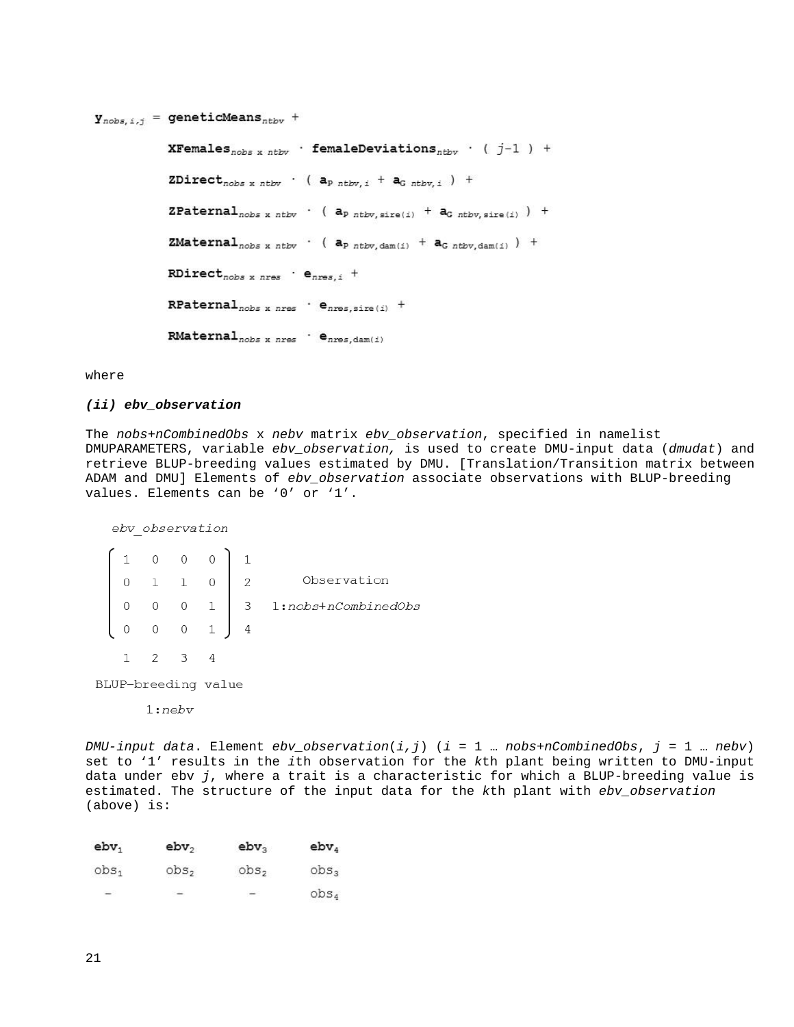$$
\begin{aligned}
\mathbf{y}_{nobs,i,j} = \; & \mathbf{geneticMeans}_{ntbv} \; + \\
& \mathbf{XFemales}_{nobs \times ntbv} \cdot \mathbf{femaleDeviations}_{ntbv} \cdot (\, j{-}1 \,) \; + \\
& \mathbf{ZDirect}_{nobs \times ntbv} \cdot (\, \mathbf{a}_{P\; ntbv,i} + \mathbf{a}_{G\; ntbv,i} \,) \; + \\
& \mathbf{ZPaternal}_{nobs \times ntbv} \cdot (\, \mathbf{a}_{P\; ntbv,\mathrm{sire}(i)} + \mathbf{a}_{G\; ntbv,\mathrm{sire}(i)} \,) \; + \\
& \mathbf{ZMaternal}_{nobs \times ntbv} \cdot (\, \mathbf{a}_{P\; ntbv,\mathrm{dam}(i)} + \mathbf{a}_{G\; ntbv,\mathrm{dam}(i)} \,) \; + \\
& \mathbf{RDirect}_{nobs \times nres} \cdot \mathbf{e}_{nres,i} \; + \\
& \mathbf{RPaternal}_{nobs \times nres} \cdot \mathbf{e}_{nres,\mathrm{sire}(i)} \; + \\
& \mathbf{RMaternal}_{nobs \times nres} \cdot \mathbf{e}_{nres,\mathrm{dam}(i)}
\end{aligned}
$$

where

***(ii) ebv_observation***

The *nobs+nCombinedObs* x *nebv* matrix *ebv_observation*, specified in namelist DMUPARAMETERS, variable *ebv_observation,* is used to create DMU-input data (*dmudat*) and retrieve BLUP-breeding values estimated by DMU. [Translation/Transition matrix between ADAM and DMU] Elements of *ebv_observation* associate observations with BLUP-breeding values. Elements can be ‘0’ or ‘1’.

*ebv_observation*

$$
\begin{pmatrix}
1 & 0 & 0 & 0 \\
0 & 1 & 1 & 0 \\
0 & 0 & 0 & 1 \\
0 & 0 & 0 & 1
\end{pmatrix}
\begin{matrix} 1 \\ 2 \\ 3 \\ 4 \end{matrix}
\quad \text{Observation } 1{:}nobs{+}nCombinedObs
$$

Columns 1 2 3 4: BLUP–breeding value 1:*nebv*

*DMU-input data*. Element *ebv_observation*(*i,j*) (*i* = 1 … *nobs*+*nCombinedObs*, *j* = 1 … *nebv*) set to ‘1’ results in the *i*th observation for the *k*th plant being written to DMU-input data under ebv *j*, where a trait is a characteristic for which a BLUP-breeding value is estimated. The structure of the input data for the *k*th plant with *ebv_observation* (above) is:

| $\mathbf{ebv}_1$ | $\mathbf{ebv}_2$ | $\mathbf{ebv}_3$ | $\mathbf{ebv}_4$ |
|---|---|---|---|
| $obs_1$ | $obs_2$ | $obs_2$ | $obs_3$ |
| – | – | – | $obs_4$ |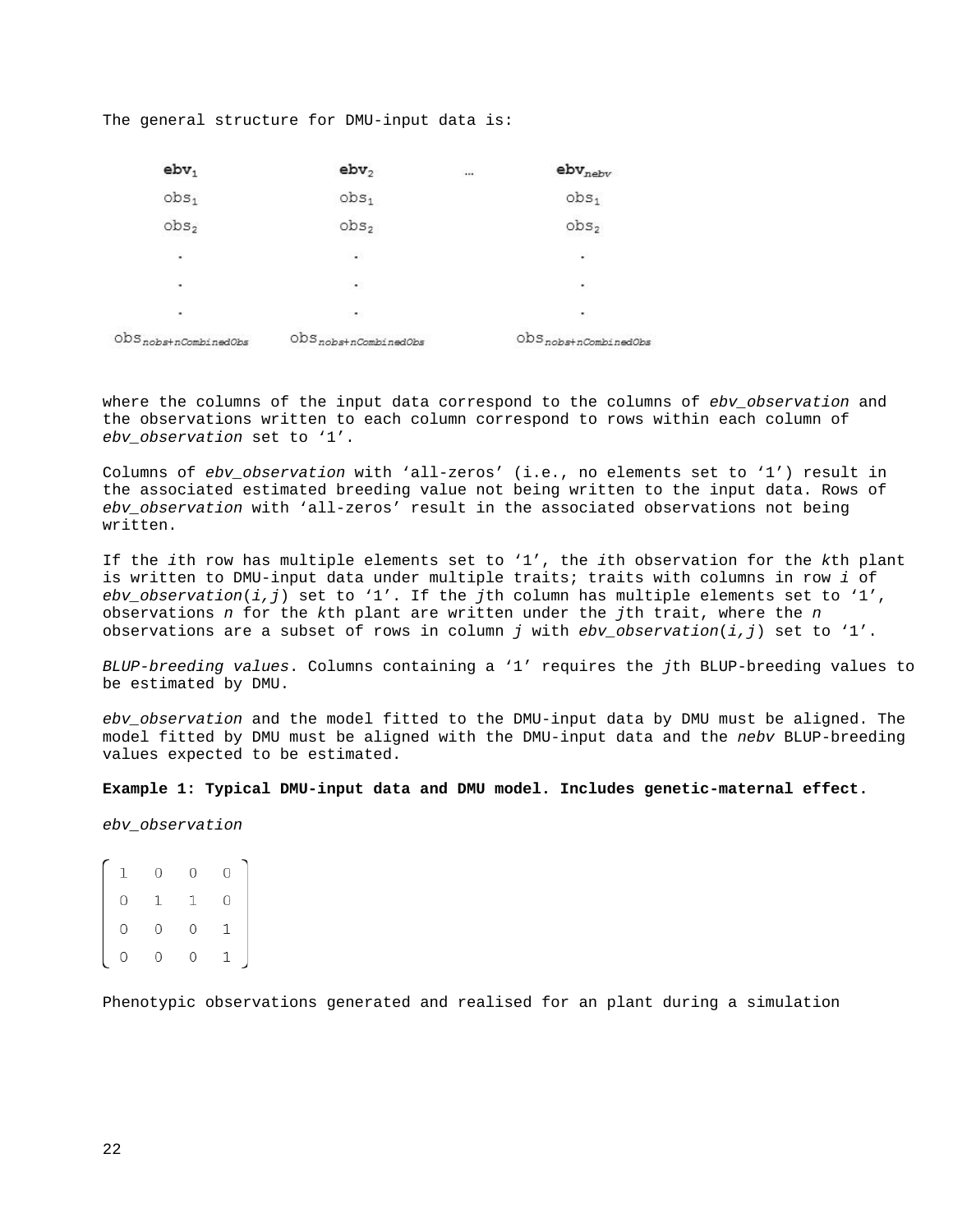The general structure for DMU-input data is:

$$
\begin{matrix}
\mathbf{ebv}_1 & \mathbf{ebv}_2 & \ldots & \mathbf{ebv}_{nebv} \\
\text{obs}_1 & \text{obs}_1 & & \text{obs}_1 \\
\text{obs}_2 & \text{obs}_2 & & \text{obs}_2 \\
\cdot & \cdot & & \cdot \\
\cdot & \cdot & & \cdot \\
\cdot & \cdot & & \cdot \\
\text{obs}_{nobs+nCombinedObs} & \text{obs}_{nobs+nCombinedObs} & & \text{obs}_{nobs+nCombinedObs}
\end{matrix}
$$

where the columns of the input data correspond to the columns of *ebv_observation* and the observations written to each column correspond to rows within each column of *ebv_observation* set to '1'.

Columns of *ebv_observation* with 'all-zeros' (i.e., no elements set to '1') result in the associated estimated breeding value not being written to the input data. Rows of *ebv_observation* with 'all-zeros' result in the associated observations not being written.

If the $i$th row has multiple elements set to '1', the $i$th observation for the $k$th plant is written to DMU-input data under multiple traits; traits with columns in row $i$ of *ebv_observation*($i,j$) set to '1'. If the $j$th column has multiple elements set to '1', observations $n$ for the $k$th plant are written under the $j$th trait, where the $n$ observations are a subset of rows in column $j$ with *ebv_observation*($i,j$) set to '1'.

*BLUP-breeding values*. Columns containing a '1' requires the $j$th BLUP-breeding values to be estimated by DMU.

*ebv_observation* and the model fitted to the DMU-input data by DMU must be aligned. The model fitted by DMU must be aligned with the DMU-input data and the *nebv* BLUP-breeding values expected to be estimated.

**Example 1: Typical DMU-input data and DMU model. Includes genetic-maternal effect.**

*ebv_observation*

$$
\begin{bmatrix}
1 & 0 & 0 & 0 \\
0 & 1 & 1 & 0 \\
0 & 0 & 0 & 1 \\
0 & 0 & 0 & 1
\end{bmatrix}
$$

Phenotypic observations generated and realised for an plant during a simulation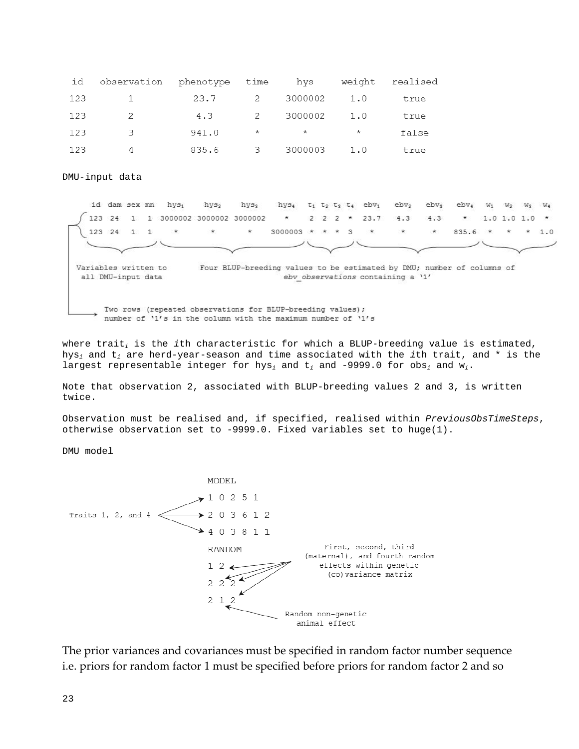| id | observation | phenotype | time | hys | weight | realised |
|---|---|---|---|---|---|---|
| 123 | 1 | 23.7 | 2 | 3000002 | 1.0 | true |
| 123 | 2 | 4.3 | 2 | 3000002 | 1.0 | true |
| 123 | 3 | 941.0 | * | * | * | false |
| 123 | 4 | 835.6 | 3 | 3000003 | 1.0 | true |

DMU-input data

| id | dam | sex | mn | $hys_1$ | $hys_2$ | $hys_3$ | $hys_4$ | $t_1$ | $t_2$ | $t_3$ | $t_4$ | $ebv_1$ | $ebv_2$ | $ebv_3$ | $ebv_4$ | $w_1$ | $w_2$ | $w_3$ | $w_4$ |
|---|---|---|---|---|---|---|---|---|---|---|---|---|---|---|---|---|---|---|---|
| 123 | 24 | 1 | 1 | 3000002 | 3000002 | 3000002 | * | 2 | 2 | 2 | * | 23.7 | 4.3 | 4.3 | * | 1.0 | 1.0 | 1.0 | * |
| 123 | 24 | 1 | 1 | * | * | * | 3000003 | * | * | * | 3 | * | * | * | 835.6 | * | * | * | 1.0 |

Variables written to all DMU-input data (id, dam, sex, mn)

Four BLUP-breeding values to be estimated by DMU; number of columns of *ebv_observations* containing a '1'

Two rows (repeated observations for BLUP-breeding values); number of '1's in the column with the maximum number of '1's

where $trait_i$ is the *i*th characteristic for which a BLUP-breeding value is estimated, $hys_i$ and $t_i$ are herd-year-season and time associated with the *i*th trait, and * is the largest representable integer for $hys_i$ and $t_i$ and -9999.0 for $obs_i$ and $w_i$.

Note that observation 2, associated with BLUP-breeding values 2 and 3, is written twice.

Observation must be realised and, if specified, realised within *PreviousObsTimeSteps*, otherwise observation set to -9999.0. Fixed variables set to huge(1).

DMU model

```
MODEL
1 0 2 5 1
2 0 3 6 1 2
4 0 3 8 1 1
RANDOM
1 2
2 2 2
2 1 2
```

Traits 1, 2, and 4 (MODEL lines)

First, second, third (maternal), and fourth random effects within genetic (co)variance matrix

Random non-genetic animal effect

The prior variances and covariances must be specified in random factor number sequence i.e. priors for random factor 1 must be specified before priors for random factor 2 and so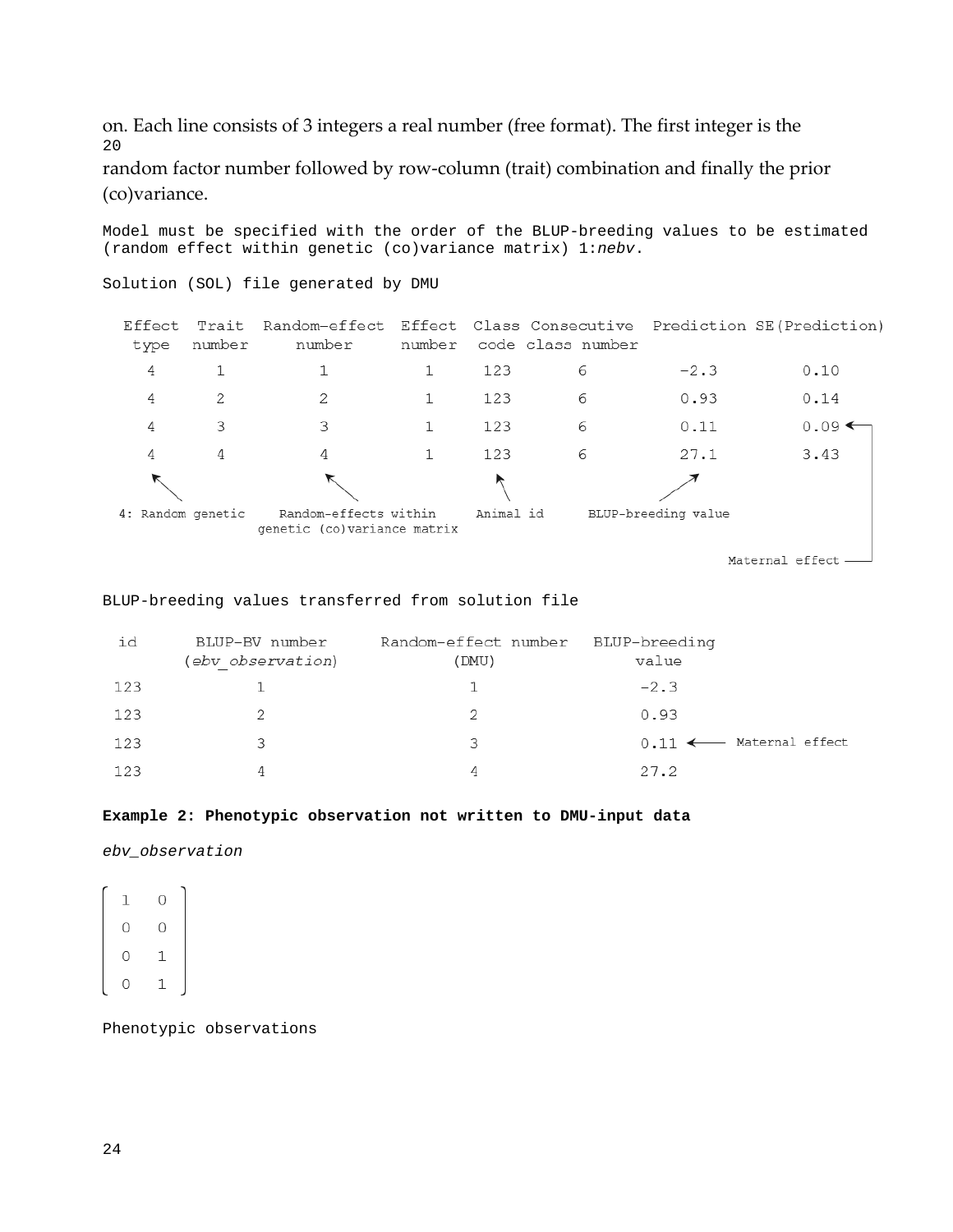on. Each line consists of 3 integers a real number (free format). The first integer is the
20
random factor number followed by row-column (trait) combination and finally the prior (co)variance.

```
Model must be specified with the order of the BLUP-breeding values to be estimated
(random effect within genetic (co)variance matrix) 1:nebv.
```

```
Solution (SOL) file generated by DMU
```

| Effect type | Trait number | Random-effect number | Effect number | Class code | Consecutive class number | Prediction | SE(Prediction) |
|---|---|---|---|---|---|---|---|
| 4 | 1 | 1 | 1 | 123 | 6 | -2.3 | 0.10 |
| 4 | 2 | 2 | 1 | 123 | 6 | 0.93 | 0.14 |
| 4 | 3 | 3 | 1 | 123 | 6 | 0.11 | 0.09 ← Maternal effect |
| 4 | 4 | 4 | 1 | 123 | 6 | 27.1 | 3.43 |

4: Random genetic; Random-effects within genetic (co)variance matrix; Animal id; BLUP-breeding value

```
BLUP-breeding values transferred from solution file
```

| id | BLUP-BV number (*ebv_observation*) | Random-effect number (DMU) | BLUP-breeding value |
|---|---|---|---|
| 123 | 1 | 1 | -2.3 |
| 123 | 2 | 2 | 0.93 |
| 123 | 3 | 3 | 0.11 ← Maternal effect |
| 123 | 4 | 4 | 27.2 |

**Example 2: Phenotypic observation not written to DMU-input data**

*ebv_observation*

$$\begin{bmatrix} 1 & 0 \\ 0 & 0 \\ 0 & 1 \\ 0 & 1 \end{bmatrix}$$

```
Phenotypic observations
```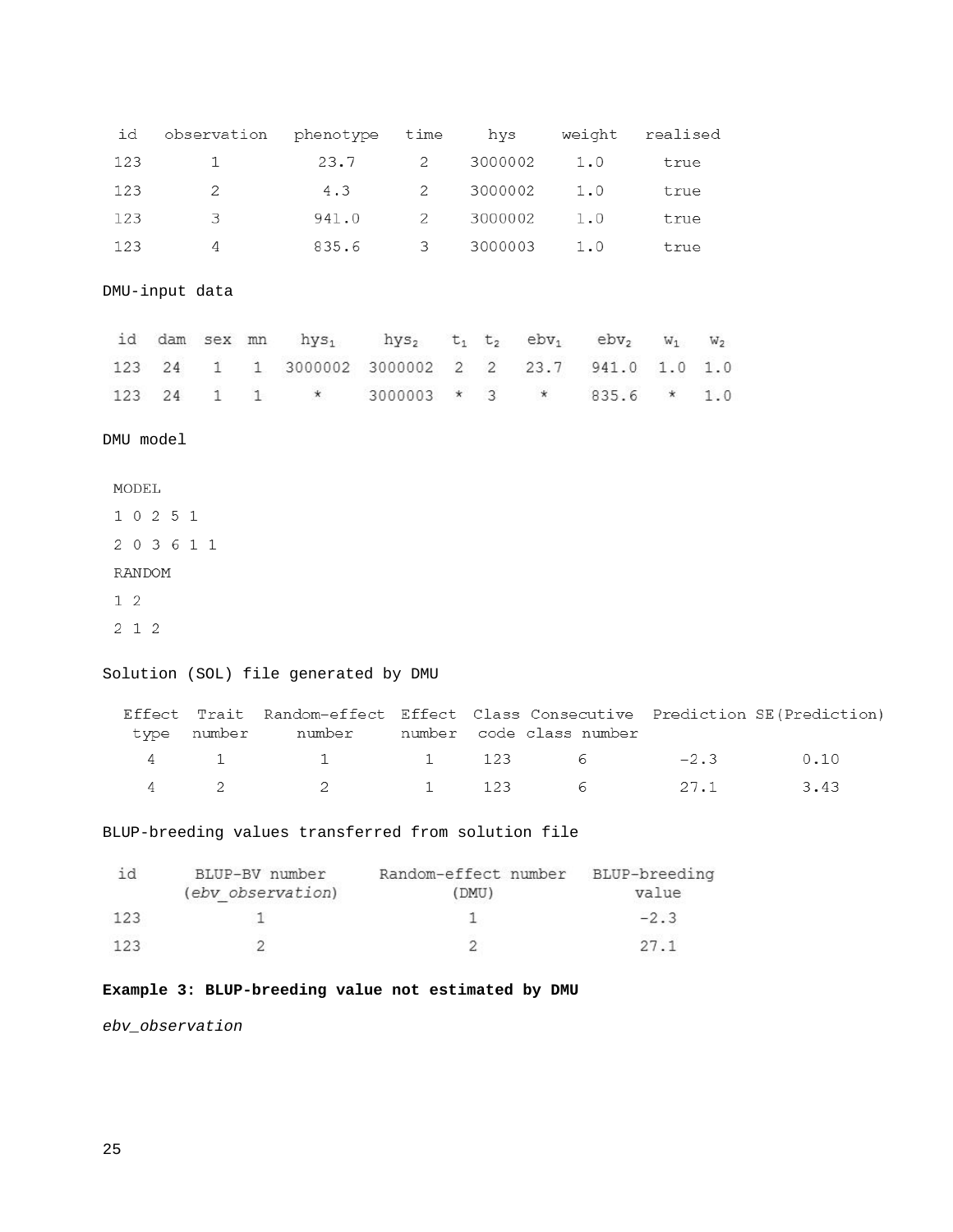| id | observation | phenotype | time | hys | weight | realised |
|---|---|---|---|---|---|---|
| 123 | 1 | 23.7 | 2 | 3000002 | 1.0 | true |
| 123 | 2 | 4.3 | 2 | 3000002 | 1.0 | true |
| 123 | 3 | 941.0 | 2 | 3000002 | 1.0 | true |
| 123 | 4 | 835.6 | 3 | 3000003 | 1.0 | true |

DMU-input data

| id | dam | sex | mn | $hys_1$ | $hys_2$ | $t_1$ | $t_2$ | $ebv_1$ | $ebv_2$ | $w_1$ | $w_2$ |
|---|---|---|---|---|---|---|---|---|---|---|---|
| 123 | 24 | 1 | 1 | 3000002 | 3000002 | 2 | 2 | 23.7 | 941.0 | 1.0 | 1.0 |
| 123 | 24 | 1 | 1 | * | 3000003 | * | 3 | * | 835.6 | * | 1.0 |

DMU model

```
MODEL
1 0 2 5 1
2 0 3 6 1 1
RANDOM
1 2
2 1 2
```

Solution (SOL) file generated by DMU

| Effect type | Trait number | Random-effect number | Effect number | Class code | Consecutive class number | Prediction | SE(Prediction) |
|---|---|---|---|---|---|---|---|
| 4 | 1 | 1 | 1 | 123 | 6 | -2.3 | 0.10 |
| 4 | 2 | 2 | 1 | 123 | 6 | 27.1 | 3.43 |

BLUP-breeding values transferred from solution file

| id | BLUP-BV number (*ebv_observation*) | Random-effect number (DMU) | BLUP-breeding value |
|---|---|---|---|
| 123 | 1 | 1 | -2.3 |
| 123 | 2 | 2 | 27.1 |

**Example 3: BLUP-breeding value not estimated by DMU**

*ebv_observation*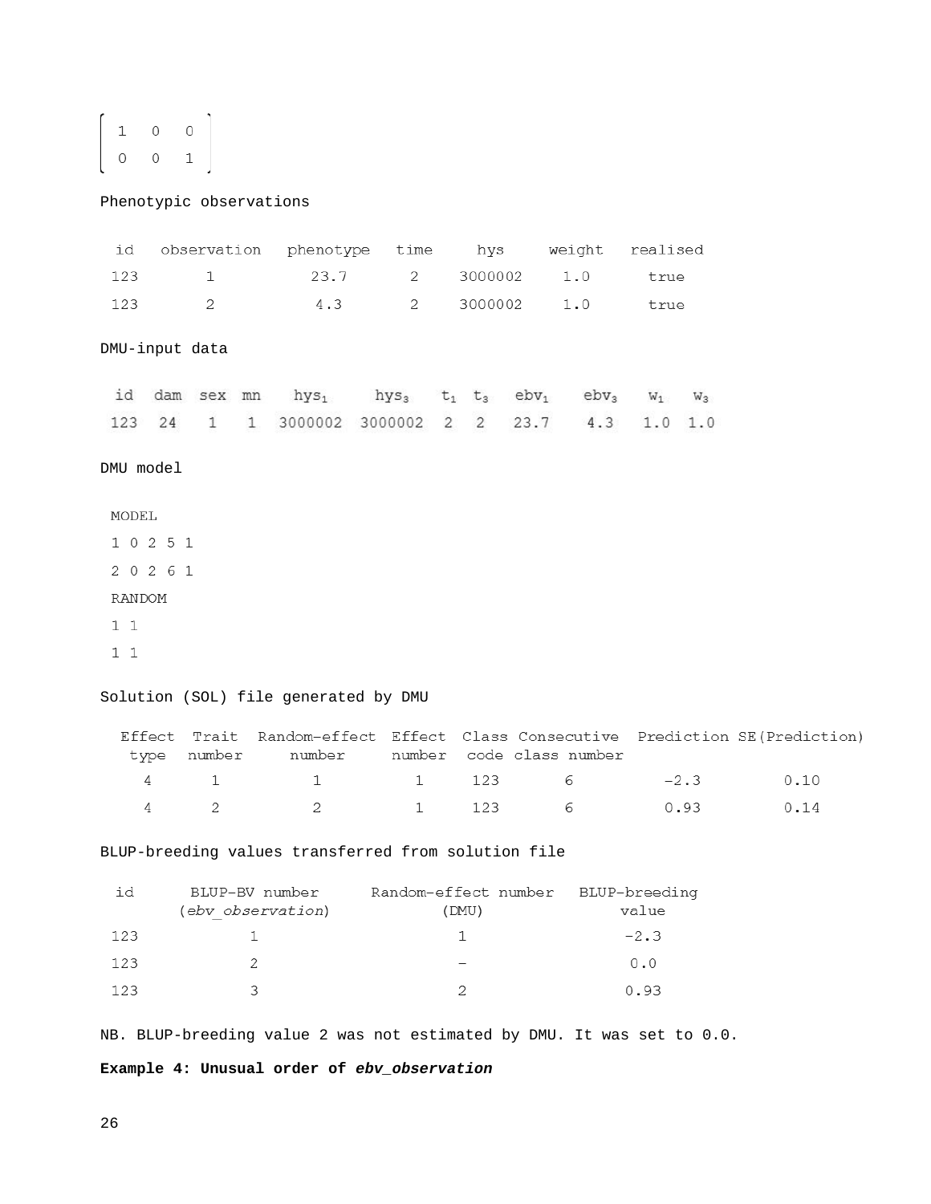$$\begin{bmatrix} 1 & 0 & 0 \\ 0 & 0 & 1 \end{bmatrix}$$

Phenotypic observations

| id | observation | phenotype | time | hys | weight | realised |
|---|---|---|---|---|---|---|
| 123 | 1 | 23.7 | 2 | 3000002 | 1.0 | true |
| 123 | 2 | 4.3 | 2 | 3000002 | 1.0 | true |

DMU-input data

| id | dam | sex | mn | $hys_1$ | $hys_3$ | $t_1$ | $t_3$ | $ebv_1$ | $ebv_3$ | $w_1$ | $w_3$ |
|---|---|---|---|---|---|---|---|---|---|---|---|
| 123 | 24 | 1 | 1 | 3000002 | 3000002 | 2 | 2 | 23.7 | 4.3 | 1.0 | 1.0 |

DMU model

```
MODEL
1 0 2 5 1
2 0 2 6 1
RANDOM
1 1
1 1
```

Solution (SOL) file generated by DMU

| Effect type | Trait number | Random-effect number | Effect number | Class code | Consecutive class number | Prediction | SE(Prediction) |
|---|---|---|---|---|---|---|---|
| 4 | 1 | 1 | 1 | 123 | 6 | -2.3 | 0.10 |
| 4 | 2 | 2 | 1 | 123 | 6 | 0.93 | 0.14 |

BLUP-breeding values transferred from solution file

| id | BLUP-BV number (*ebv_observation*) | Random-effect number (DMU) | BLUP-breeding value |
|---|---|---|---|
| 123 | 1 | 1 | -2.3 |
| 123 | 2 | - | 0.0 |
| 123 | 3 | 2 | 0.93 |

NB. BLUP-breeding value 2 was not estimated by DMU. It was set to 0.0.

**Example 4: Unusual order of *ebv_observation***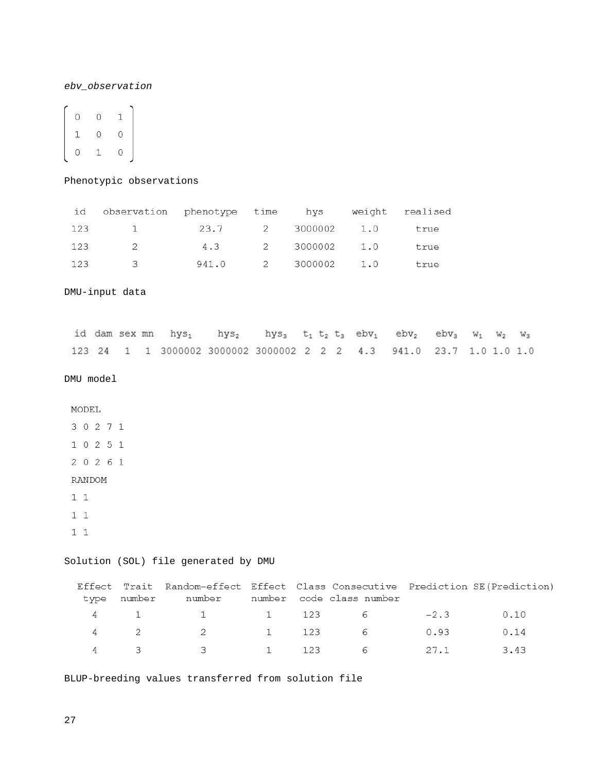*ebv_observation*

$$\begin{bmatrix} 0 & 0 & 1 \\ 1 & 0 & 0 \\ 0 & 1 & 0 \end{bmatrix}$$

Phenotypic observations

| id | observation | phenotype | time | hys | weight | realised |
|---|---|---|---|---|---|---|
| 123 | 1 | 23.7 | 2 | 3000002 | 1.0 | true |
| 123 | 2 | 4.3 | 2 | 3000002 | 1.0 | true |
| 123 | 3 | 941.0 | 2 | 3000002 | 1.0 | true |

DMU-input data

| id | dam | sex | mn | $hys_1$ | $hys_2$ | $hys_3$ | $t_1$ | $t_2$ | $t_3$ | $ebv_1$ | $ebv_2$ | $ebv_3$ | $w_1$ | $w_2$ | $w_3$ |
|---|---|---|---|---|---|---|---|---|---|---|---|---|---|---|---|
| 123 | 24 | 1 | 1 | 3000002 | 3000002 | 3000002 | 2 | 2 | 2 | 4.3 | 941.0 | 23.7 | 1.0 | 1.0 | 1.0 |

DMU model

```
MODEL
3 0 2 7 1
1 0 2 5 1
2 0 2 6 1
RANDOM
1 1
1 1
1 1
```

Solution (SOL) file generated by DMU

| Effect type | Trait number | Random-effect number | Effect number | Class code | Consecutive class number | Prediction | SE(Prediction) |
|---|---|---|---|---|---|---|---|
| 4 | 1 | 1 | 1 | 123 | 6 | −2.3 | 0.10 |
| 4 | 2 | 2 | 1 | 123 | 6 | 0.93 | 0.14 |
| 4 | 3 | 3 | 1 | 123 | 6 | 27.1 | 3.43 |

BLUP-breeding values transferred from solution file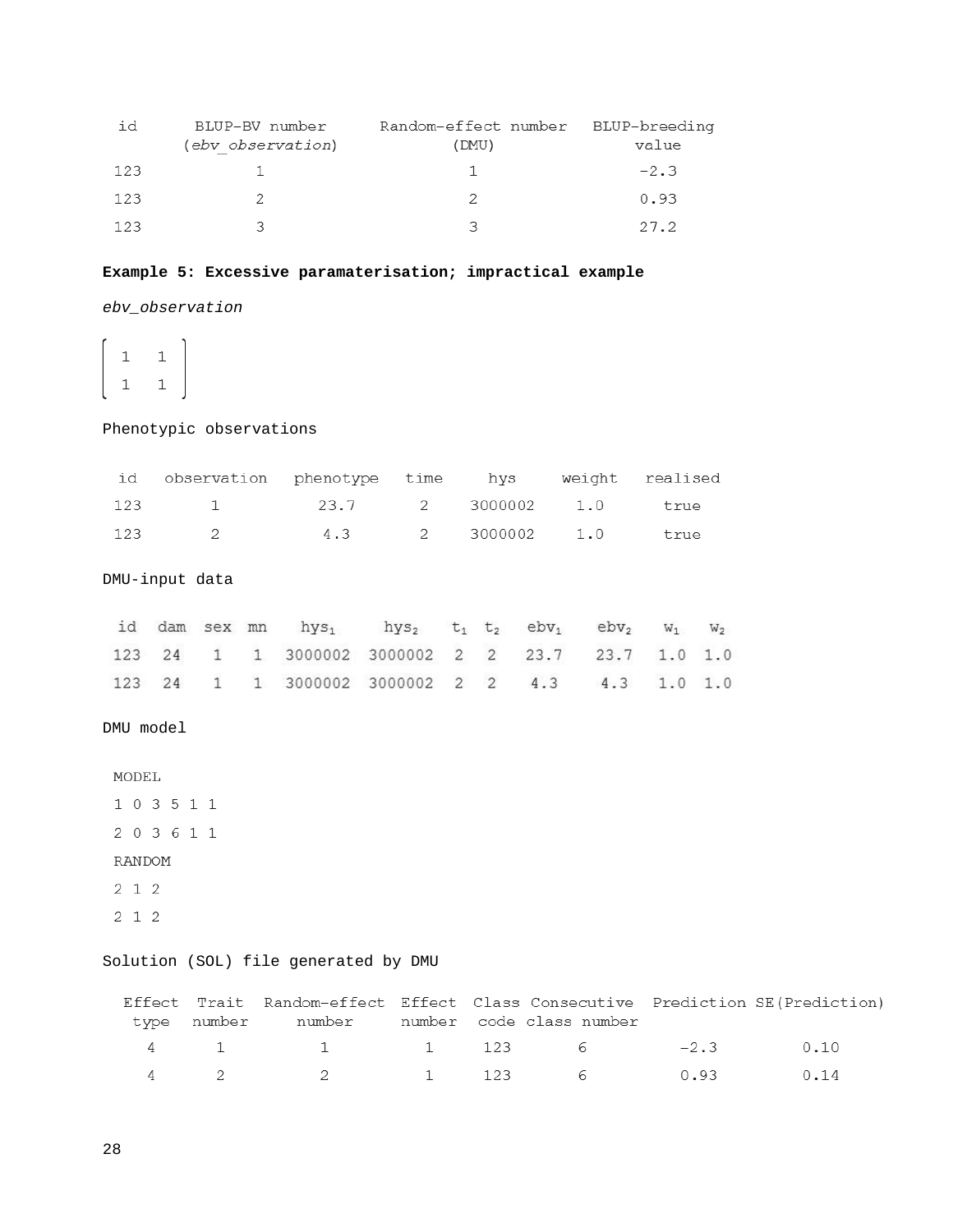| id | BLUP-BV number (*ebv_observation*) | Random-effect number (DMU) | BLUP-breeding value |
|---|---|---|---|
| 123 | 1 | 1 | −2.3 |
| 123 | 2 | 2 | 0.93 |
| 123 | 3 | 3 | 27.2 |

**Example 5: Excessive paramaterisation; impractical example**

*ebv_observation*

$$\begin{bmatrix} 1 & 1 \\ 1 & 1 \end{bmatrix}$$

Phenotypic observations

| id | observation | phenotype | time | hys | weight | realised |
|---|---|---|---|---|---|---|
| 123 | 1 | 23.7 | 2 | 3000002 | 1.0 | true |
| 123 | 2 | 4.3 | 2 | 3000002 | 1.0 | true |

DMU-input data

| id | dam | sex | mn | $hys_1$ | $hys_2$ | $t_1$ | $t_2$ | $ebv_1$ | $ebv_2$ | $w_1$ | $w_2$ |
|---|---|---|---|---|---|---|---|---|---|---|---|
| 123 | 24 | 1 | 1 | 3000002 | 3000002 | 2 | 2 | 23.7 | 23.7 | 1.0 | 1.0 |
| 123 | 24 | 1 | 1 | 3000002 | 3000002 | 2 | 2 | 4.3 | 4.3 | 1.0 | 1.0 |

DMU model

```
MODEL
1 0 3 5 1 1
2 0 3 6 1 1
RANDOM
2 1 2
2 1 2
```

Solution (SOL) file generated by DMU

| Effect type | Trait number | Random-effect number | Effect number | Class code | Consecutive class number | Prediction | SE(Prediction) |
|---|---|---|---|---|---|---|---|
| 4 | 1 | 1 | 1 | 123 | 6 | −2.3 | 0.10 |
| 4 | 2 | 2 | 1 | 123 | 6 | 0.93 | 0.14 |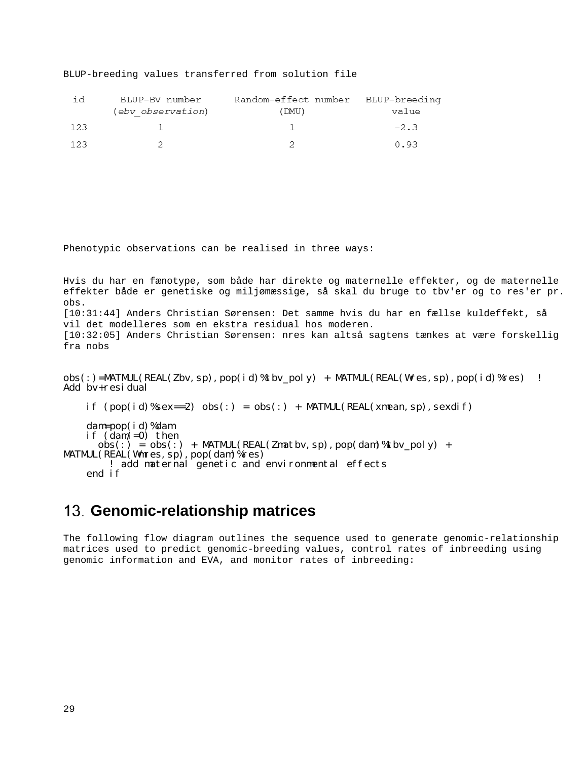BLUP-breeding values transferred from solution file

| id | BLUP–BV number (*ebv_observation*) | Random–effect number (DMU) | BLUP–breeding value |
|---|---|---|---|
| 123 | 1 | 1 | –2.3 |
| 123 | 2 | 2 | 0.93 |

Phenotypic observations can be realised in three ways:

Hvis du har en fænotype, som både har direkte og maternelle effekter, og de maternelle effekter både er genetiske og miljømæssige, så skal du bruge to tbv'er og to res'er pr. obs.
[10:31:44] Anders Christian Sørensen: Det samme hvis du har en fællse kuldeffekt, så vil det modelleres som en ekstra residual hos moderen.
[10:32:05] Anders Christian Sørensen: nres kan altså sagtens tænkes at være forskellig fra nobs

```
obs(:)=MATMUL(REAL(Zbv,sp),pop(id)%tbv_poly) + MATMUL(REAL(Wres,sp),pop(id)%res)  ! Add bv+residual

    if (pop(id)%sex==2) obs(:) = obs(:) + MATMUL(REAL(xmean,sp),sexdif)

    dam=pop(id)%dam
    if (dam/=0) then
      obs(:) = obs(:) + MATMUL(REAL(Zmatbv,sp),pop(dam)%tbv_poly) + MATMUL(REAL(Wmres,sp),pop(dam)%res)
        ! add maternal genetic and environmental effects
    end if
```

# 13. Genomic-relationship matrices

The following flow diagram outlines the sequence used to generate genomic-relationship matrices used to predict genomic-breeding values, control rates of inbreeding using genomic information and EVA, and monitor rates of inbreeding: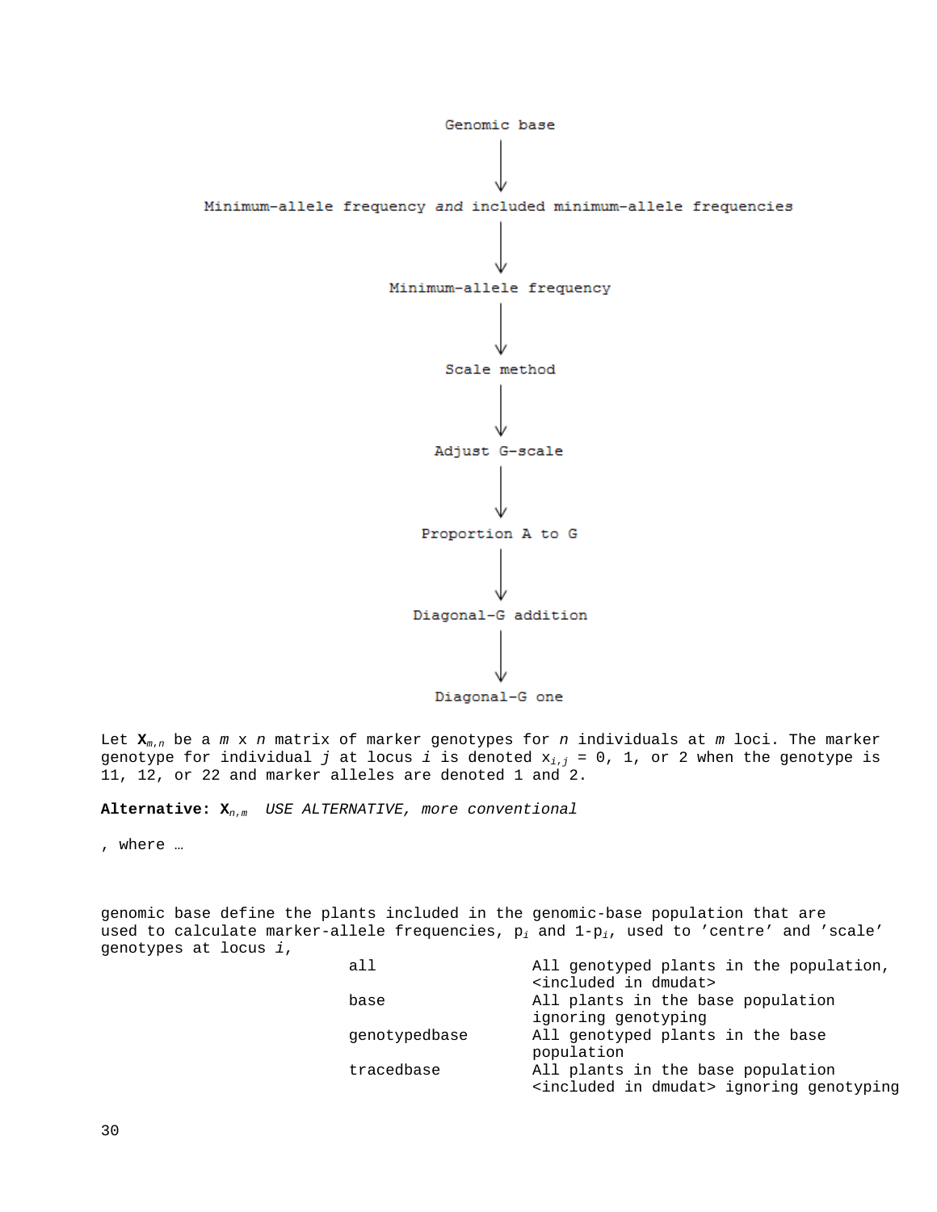Genomic base

↓

Minimum-allele frequency *and* included minimum-allele frequencies

↓

Minimum-allele frequency

↓

Scale method

↓

Adjust G-scale

↓

Proportion A to G

↓

Diagonal-G addition

↓

Diagonal-G one

Let $\mathbf{X}_{m,n}$ be a $m$ x $n$ matrix of marker genotypes for $n$ individuals at $m$ loci. The marker genotype for individual $j$ at locus $i$ is denoted $x_{i,j}$ = 0, 1, or 2 when the genotype is 11, 12, or 22 and marker alleles are denoted 1 and 2.

**Alternative:** $\mathbf{X}_{n,m}$ *USE ALTERNATIVE, more conventional*

, where …

genomic base define the plants included in the genomic-base population that are used to calculate marker-allele frequencies, $p_i$ and $1-p_i$, used to 'centre' and 'scale' genotypes at locus $i$,

| | |
|---|---|
| all | All genotyped plants in the population, <included in dmudat> |
| base | All plants in the base population ignoring genotyping |
| genotypedbase | All genotyped plants in the base population |
| tracedbase | All plants in the base population <included in dmudat> ignoring genotyping |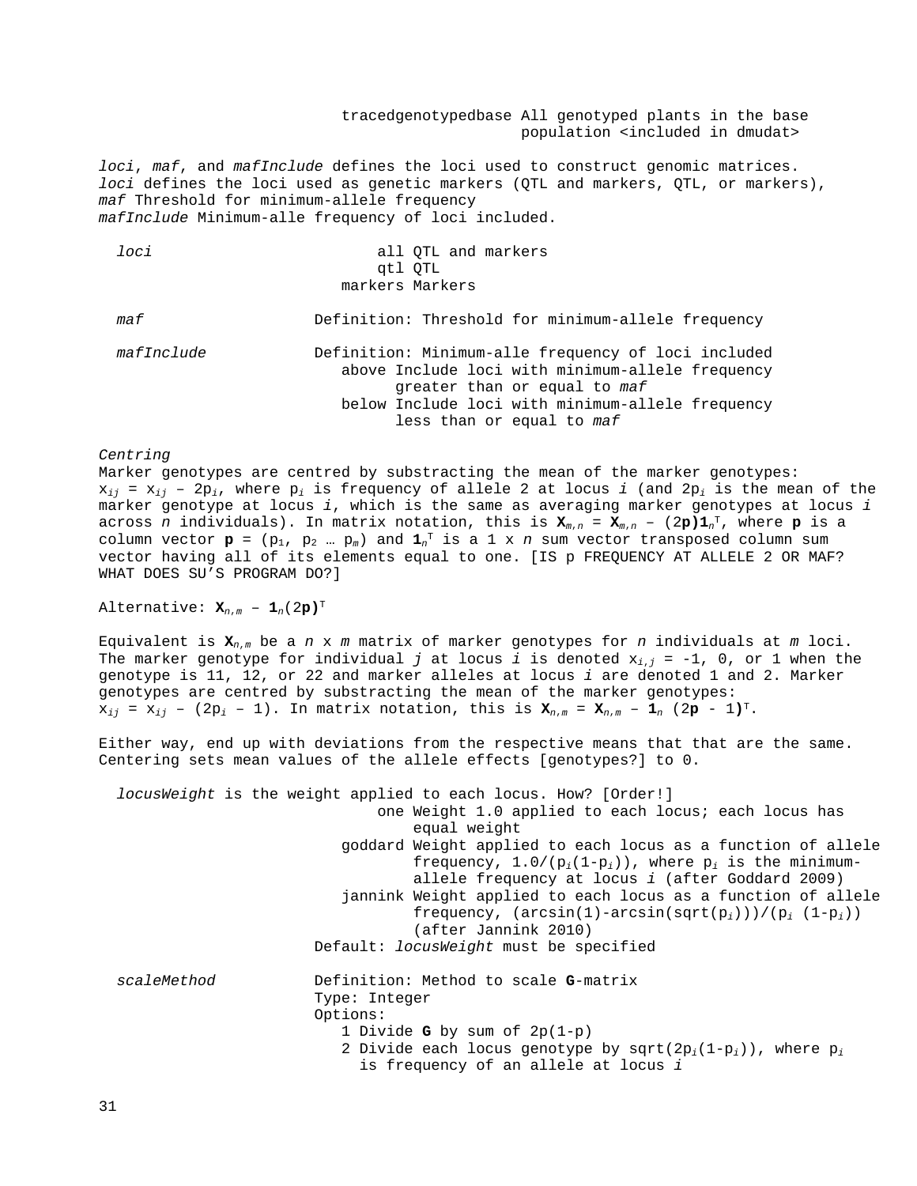tracedgenotypedbase All genotyped plants in the base population <included in dmudat>

*loci*, *maf*, and *mafInclude* defines the loci used to construct genomic matrices. *loci* defines the loci used as genetic markers (QTL and markers, QTL, or markers), *maf* Threshold for minimum-allele frequency
*mafInclude* Minimum-alle frequency of loci included.

*loci*
- all QTL and markers
- qtl QTL
- markers Markers

*maf* — Definition: Threshold for minimum-allele frequency

*mafInclude* — Definition: Minimum-alle frequency of loci included
- above Include loci with minimum-allele frequency greater than or equal to *maf*
- below Include loci with minimum-allele frequency less than or equal to *maf*

*Centring*
Marker genotypes are centred by substracting the mean of the marker genotypes: $x_{ij} = x_{ij} - 2p_i$, where $p_i$ is frequency of allele 2 at locus *i* (and $2p_i$ is the mean of the marker genotype at locus *i*, which is the same as averaging marker genotypes at locus *i* across *n* individuals). In matrix notation, this is $\mathbf{X}_{m,n} = \mathbf{X}_{m,n} - (2\mathbf{p})\mathbf{1}_n^T$, where $\mathbf{p}$ is a column vector $\mathbf{p} = (p_1, p_2 \dots p_m)$ and $\mathbf{1}_n^T$ is a 1 x *n* sum vector transposed column sum vector having all of its elements equal to one. [IS p FREQUENCY AT ALLELE 2 OR MAF? WHAT DOES SU'S PROGRAM DO?]

Alternative: $\mathbf{X}_{n,m} - \mathbf{1}_n(2\mathbf{p})^T$

Equivalent is $\mathbf{X}_{n,m}$ be a *n* x *m* matrix of marker genotypes for *n* individuals at *m* loci. The marker genotype for individual *j* at locus *i* is denoted $x_{i,j}$ = -1, 0, or 1 when the genotype is 11, 12, or 22 and marker alleles at locus *i* are denoted 1 and 2. Marker genotypes are centred by substracting the mean of the marker genotypes: $x_{ij} = x_{ij} - (2p_i - 1)$. In matrix notation, this is $\mathbf{X}_{n,m} = \mathbf{X}_{n,m} - \mathbf{1}_n (2\mathbf{p} - 1)^T$.

Either way, end up with deviations from the respective means that that are the same. Centering sets mean values of the allele effects [genotypes?] to 0.

*locusWeight* is the weight applied to each locus. How? [Order!]
- one Weight 1.0 applied to each locus; each locus has equal weight
- goddard Weight applied to each locus as a function of allele frequency, $1.0/(p_i(1-p_i))$, where $p_i$ is the minimum-allele frequency at locus *i* (after Goddard 2009)
- jannink Weight applied to each locus as a function of allele frequency, $(\arcsin(1)-\arcsin(\sqrt{p_i}))/(p_i\,(1-p_i))$ (after Jannink 2010)

Default: *locusWeight* must be specified

*scaleMethod* — Definition: Method to scale **G**-matrix
Type: Integer
Options:
1. Divide **G** by sum of 2p(1-p)
2. Divide each locus genotype by $\sqrt{2p_i(1-p_i)}$, where $p_i$ is frequency of an allele at locus *i*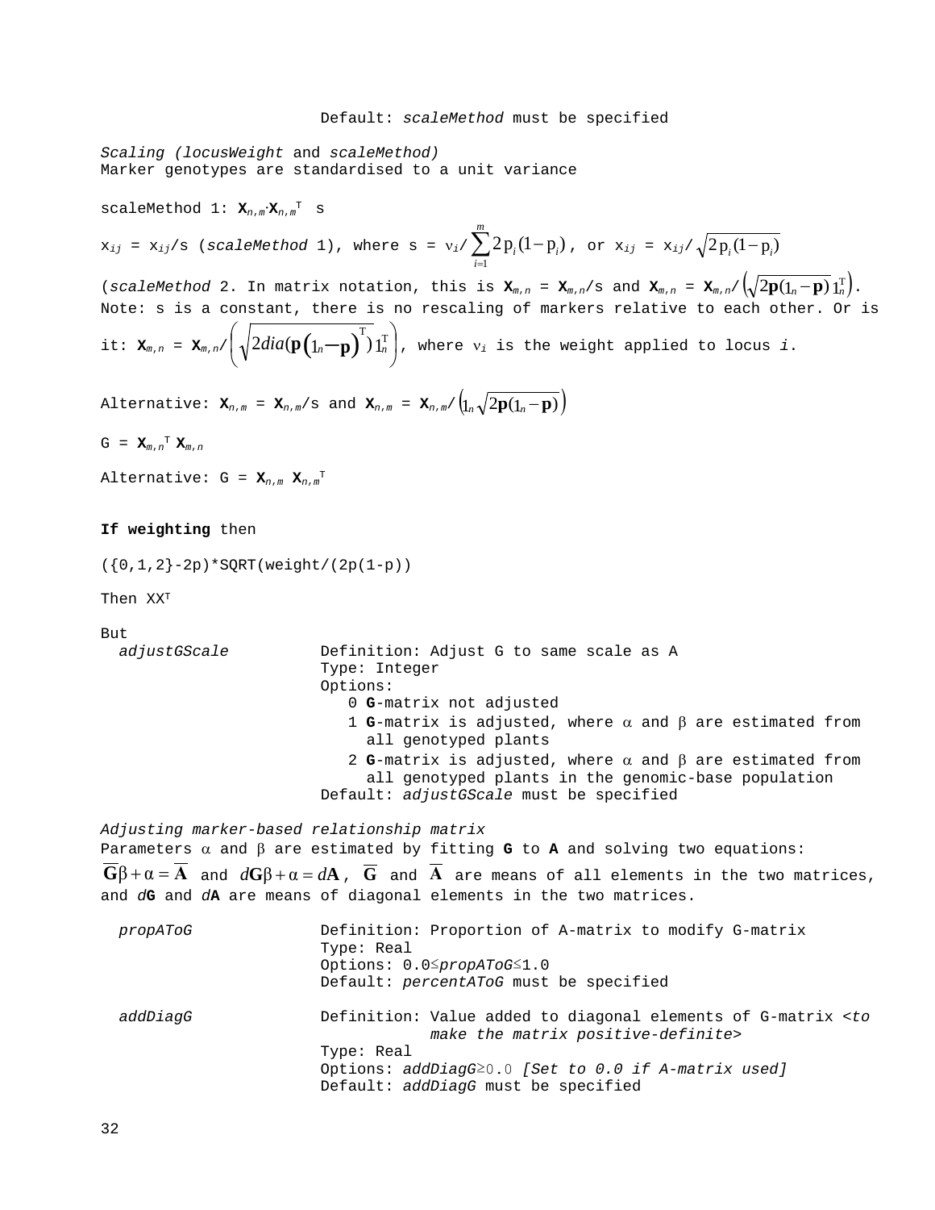Default: *scaleMethod* must be specified

*Scaling (locusWeight* and *scaleMethod)*
Marker genotypes are standardised to a unit variance

scaleMethod 1: $\mathbf{X}_{n,m} \cdot \mathbf{X}_{n,m}^{T}$ s

$x_{ij} = x_{ij}/s$ (*scaleMethod* 1), where s = $\nu_i / \sum_{i=1}^{m} 2p_i(1-p_i)$, or $x_{ij} = x_{ij}/\sqrt{2p_i(1-p_i)}$

(*scaleMethod* 2. In matrix notation, this is $\mathbf{X}_{m,n} = \mathbf{X}_{m,n}/s$ and $\mathbf{X}_{m,n} = \mathbf{X}_{m,n}/\left(\sqrt{2\mathbf{p}(1_n - \mathbf{p})}\, 1_n^{T}\right)$.
Note: s is a constant, there is no rescaling of markers relative to each other. Or is it: $\mathbf{X}_{m,n} = \mathbf{X}_{m,n}/\left(\sqrt{2dia(\mathbf{p}\left(1_n - \mathbf{p}\right)^{T})}\, 1_n^{T}\right)$, where $\nu_i$ is the weight applied to locus *i*.

Alternative: $\mathbf{X}_{n,m} = \mathbf{X}_{n,m}/s$ and $\mathbf{X}_{n,m} = \mathbf{X}_{n,m}/\left(1_n \sqrt{2\mathbf{p}(1_n - \mathbf{p})}\right)$

$G = \mathbf{X}_{m,n}^{T}\, \mathbf{X}_{m,n}$

Alternative: $G = \mathbf{X}_{n,m}\, \mathbf{X}_{n,m}^{T}$

**If weighting** then

({0,1,2}-2p)*SQRT(weight/(2p(1-p))

Then $XX^{T}$

But

*adjustGScale* Definition: Adjust G to same scale as A
Type: Integer
Options:
- 0 **G**-matrix not adjusted
- 1 **G**-matrix is adjusted, where $\alpha$ and $\beta$ are estimated from all genotyped plants
- 2 **G**-matrix is adjusted, where $\alpha$ and $\beta$ are estimated from all genotyped plants in the genomic-base population

Default: *adjustGScale* must be specified

*Adjusting marker-based relationship matrix*
Parameters $\alpha$ and $\beta$ are estimated by fitting **G** to **A** and solving two equations: $\overline{\mathbf{G}}\beta + \alpha = \overline{\mathbf{A}}$ and $d\mathbf{G}\beta + \alpha = d\mathbf{A}$, $\overline{\mathbf{G}}$ and $\overline{\mathbf{A}}$ are means of all elements in the two matrices, and *d***G** and *d***A** are means of diagonal elements in the two matrices.

*propAToG* Definition: Proportion of A-matrix to modify G-matrix
Type: Real
Options: 0.0≤*propAToG*≤1.0
Default: *percentAToG* must be specified

*addDiagG* Definition: Value added to diagonal elements of G-matrix <*to make the matrix positive-definite*>
Type: Real
Options: *addDiagG*≥0.0 *[Set to 0.0 if A-matrix used]*
Default: *addDiagG* must be specified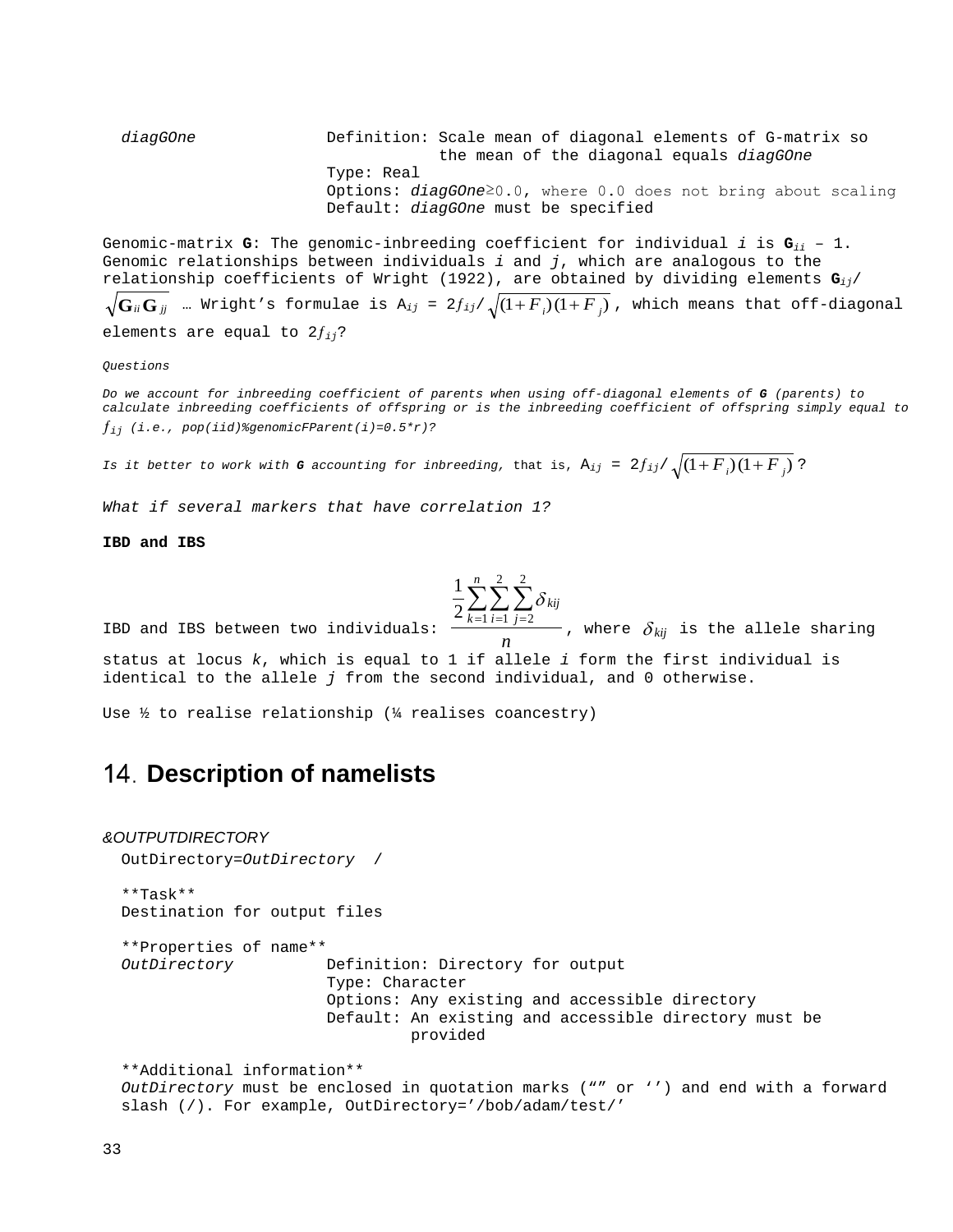*diagGOne* Definition: Scale mean of diagonal elements of G-matrix so the mean of the diagonal equals *diagGOne*
Type: Real
Options: *diagGOne*≥0.0, where 0.0 does not bring about scaling
Default: *diagGOne* must be specified

Genomic-matrix **G**: The genomic-inbreeding coefficient for individual $i$ is $\mathbf{G}_{ii} - 1$. Genomic relationships between individuals $i$ and $j$, which are analogous to the relationship coefficients of Wright (1922), are obtained by dividing elements $\mathbf{G}_{ij}/\sqrt{\mathbf{G}_{ii}\mathbf{G}_{jj}}$ … Wright's formulae is $A_{ij} = 2f_{ij}/\sqrt{(1+F_i)(1+F_j)}$, which means that off-diagonal elements are equal to $2f_{ij}$?

*Questions*

*Do we account for inbreeding coefficient of parents when using off-diagonal elements of **G** (parents) to calculate inbreeding coefficients of offspring or is the inbreeding coefficient of offspring simply equal to $f_{ij}$ (i.e., pop(iid)%genomicFParent(i)=0.5\*r)?*

*Is it better to work with **G** accounting for inbreeding,* that is, $A_{ij} = 2f_{ij}/\sqrt{(1+F_i)(1+F_j)}$ ?

*What if several markers that have correlation 1?*

**IBD and IBS**

IBD and IBS between two individuals: $\dfrac{\frac{1}{2}\sum_{k=1}^{n}\sum_{i=1}^{2}\sum_{j=2}^{2}\delta_{kij}}{n}$, where $\delta_{kij}$ is the allele sharing status at locus $k$, which is equal to 1 if allele $i$ form the first individual is identical to the allele $j$ from the second individual, and 0 otherwise.

Use ½ to realise relationship (¼ realises coancestry)

# 14. Description of namelists

*&OUTPUTDIRECTORY*

OutDirectory=*OutDirectory* /

\*\*Task\*\*
Destination for output files

\*\*Properties of name\*\*

*OutDirectory* Definition: Directory for output
Type: Character
Options: Any existing and accessible directory
Default: An existing and accessible directory must be provided

\*\*Additional information\*\*
*OutDirectory* must be enclosed in quotation marks ("" or '') and end with a forward slash (/). For example, OutDirectory='/bob/adam/test/'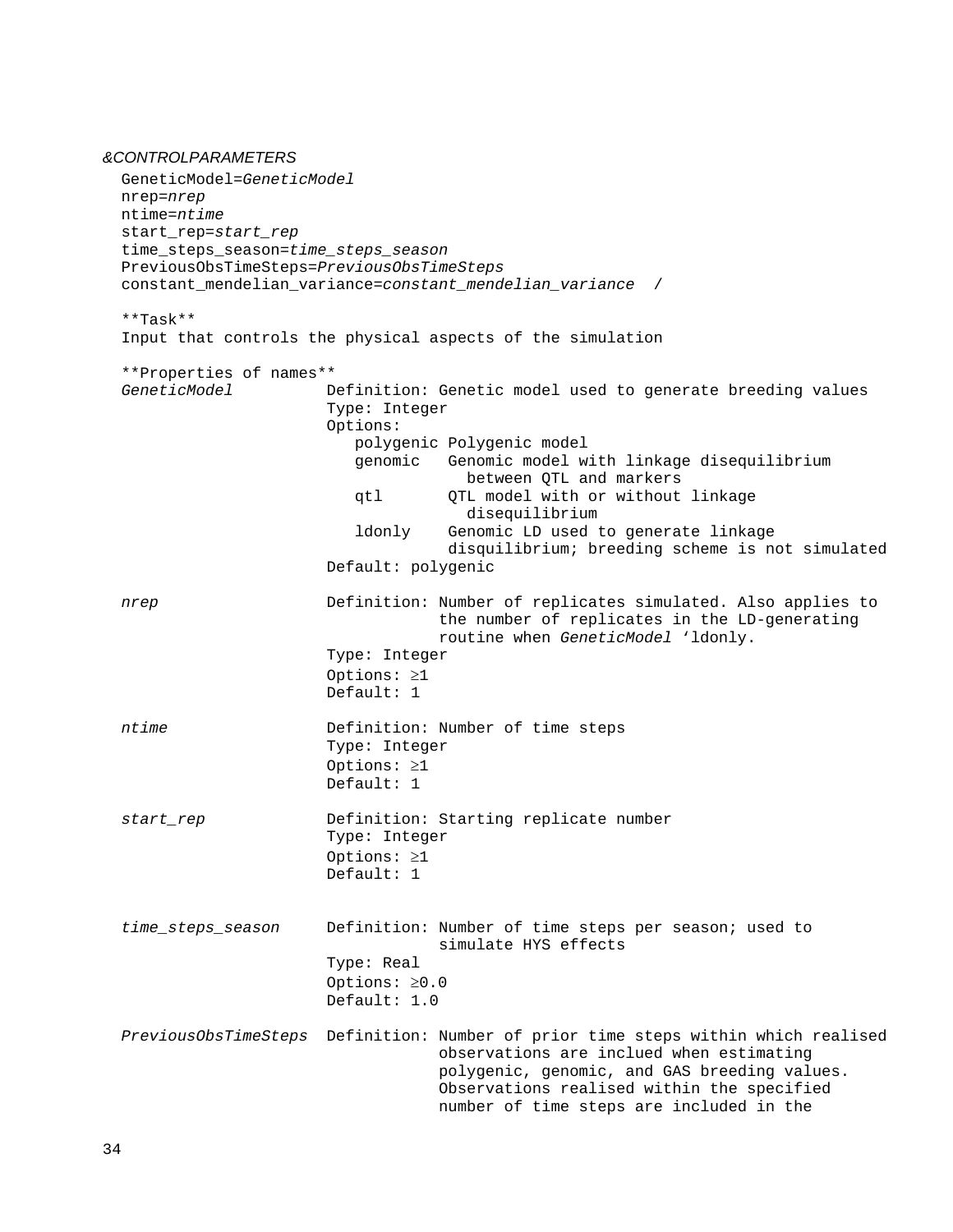*&CONTROLPARAMETERS*

```
GeneticModel=GeneticModel
nrep=nrep
ntime=ntime
start_rep=start_rep
time_steps_season=time_steps_season
PreviousObsTimeSteps=PreviousObsTimeSteps
constant_mendelian_variance=constant_mendelian_variance  /
```

**Task**

Input that controls the physical aspects of the simulation

**Properties of names**

*GeneticModel*
- Definition: Genetic model used to generate breeding values
- Type: Integer
- Options:
  - polygenic Polygenic model
  - genomic Genomic model with linkage disequilibrium between QTL and markers
  - qtl QTL model with or without linkage disequilibrium
  - ldonly Genomic LD used to generate linkage disquilibrium; breeding scheme is not simulated
- Default: polygenic

*nrep*
- Definition: Number of replicates simulated. Also applies to the number of replicates in the LD-generating routine when *GeneticModel* ‘ldonly.
- Type: Integer
- Options: ≥1
- Default: 1

*ntime*
- Definition: Number of time steps
- Type: Integer
- Options: ≥1
- Default: 1

*start_rep*
- Definition: Starting replicate number
- Type: Integer
- Options: ≥1
- Default: 1

*time_steps_season*
- Definition: Number of time steps per season; used to simulate HYS effects
- Type: Real
- Options: ≥0.0
- Default: 1.0

*PreviousObsTimeSteps*
- Definition: Number of prior time steps within which realised observations are inclued when estimating polygenic, genomic, and GAS breeding values. Observations realised within the specified number of time steps are included in the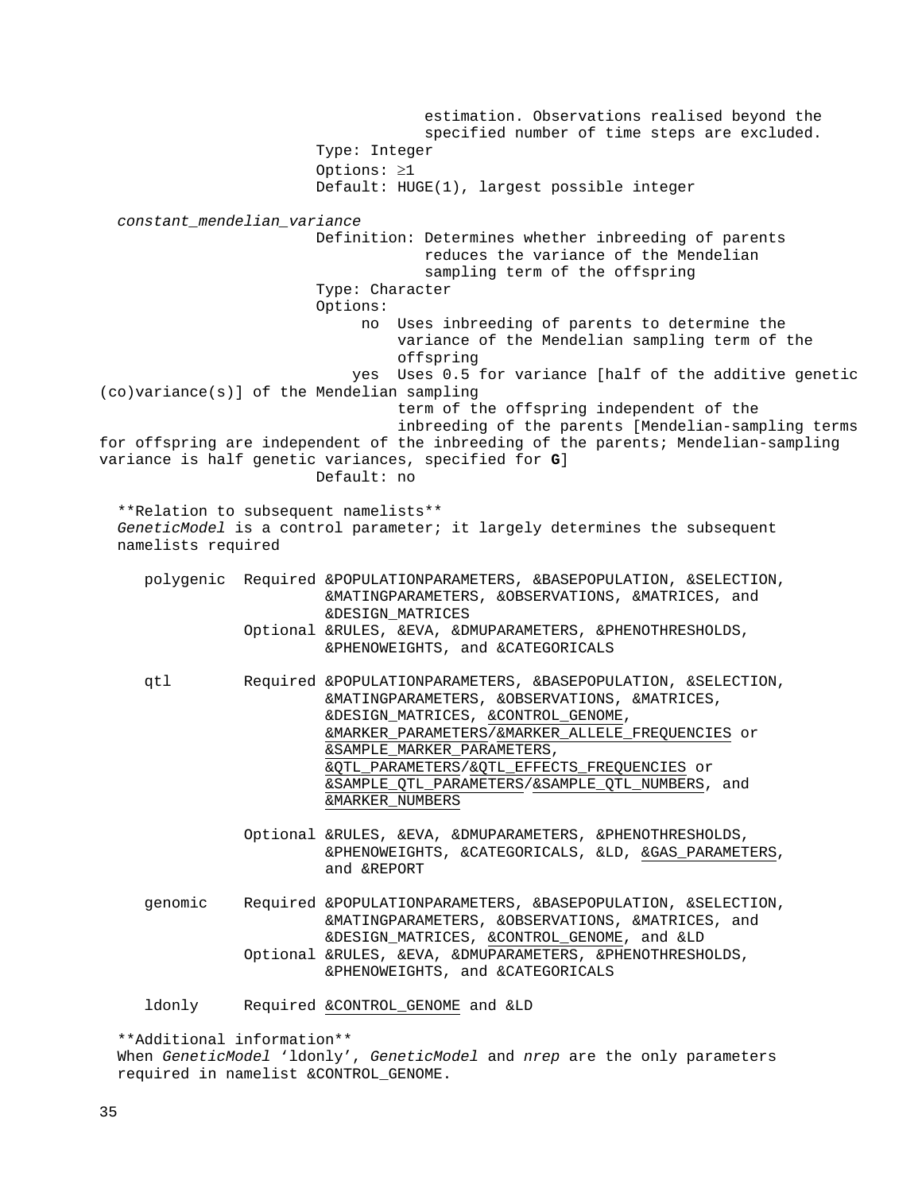estimation. Observations realised beyond the specified number of time steps are excluded.

Type: Integer

Options: ≥1

Default: HUGE(1), largest possible integer

*constant_mendelian_variance*

Definition: Determines whether inbreeding of parents reduces the variance of the Mendelian sampling term of the offspring

Type: Character

Options:

- no Uses inbreeding of parents to determine the variance of the Mendelian sampling term of the offspring
- yes Uses 0.5 for variance [half of the additive genetic (co)variance(s)] of the Mendelian sampling term of the offspring independent of the inbreeding of the parents [Mendelian-sampling terms for offspring are independent of the inbreeding of the parents; Mendelian-sampling variance is half genetic variances, specified for **G**]

Default: no

**Relation to subsequent namelists**

*GeneticModel* is a control parameter; it largely determines the subsequent namelists required

polygenic
- Required &POPULATIONPARAMETERS, &BASEPOPULATION, &SELECTION, &MATINGPARAMETERS, &OBSERVATIONS, &MATRICES, and &DESIGN_MATRICES
- Optional &RULES, &EVA, &DMUPARAMETERS, &PHENOTHRESHOLDS, &PHENOWEIGHTS, and &CATEGORICALS

qtl
- Required &POPULATIONPARAMETERS, &BASEPOPULATION, &SELECTION, &MATINGPARAMETERS, &OBSERVATIONS, &MATRICES, &DESIGN_MATRICES, <u>&CONTROL_GENOME</u>, <u>&MARKER_PARAMETERS</u>/<u>&MARKER_ALLELE_FREQUENCIES</u> or <u>&SAMPLE_MARKER_PARAMETERS</u>, <u>&QTL_PARAMETERS</u>/<u>&QTL_EFFECTS_FREQUENCIES</u> or <u>&SAMPLE_QTL_PARAMETERS</u>/<u>&SAMPLE_QTL_NUMBERS</u>, and <u>&MARKER_NUMBERS</u>
- Optional &RULES, &EVA, &DMUPARAMETERS, &PHENOTHRESHOLDS, &PHENOWEIGHTS, &CATEGORICALS, &LD, <u>&GAS_PARAMETERS</u>, and &REPORT

genomic
- Required &POPULATIONPARAMETERS, &BASEPOPULATION, &SELECTION, &MATINGPARAMETERS, &OBSERVATIONS, &MATRICES, and &DESIGN_MATRICES, <u>&CONTROL_GENOME</u>, and &LD
- Optional &RULES, &EVA, &DMUPARAMETERS, &PHENOTHRESHOLDS, &PHENOWEIGHTS, and &CATEGORICALS

ldonly
- Required <u>&CONTROL_GENOME</u> and &LD

**Additional information**

When *GeneticModel* 'ldonly', *GeneticModel* and *nrep* are the only parameters required in namelist &CONTROL_GENOME.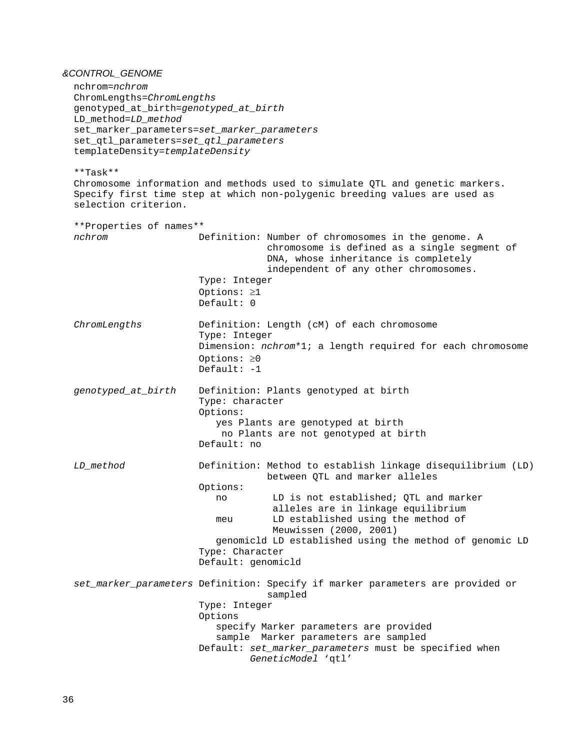*&CONTROL_GENOME*

nchrom=*nchrom*
ChromLengths=*ChromLengths*
genotyped_at_birth=*genotyped_at_birth*
LD_method=*LD_method*
set_marker_parameters=*set_marker_parameters*
set_qtl_parameters=*set_qtl_parameters*
templateDensity=*templateDensity*

**Task**
Chromosome information and methods used to simulate QTL and genetic markers. Specify first time step at which non-polygenic breeding values are used as selection criterion.

**Properties of names**

*nchrom*
Definition: Number of chromosomes in the genome. A chromosome is defined as a single segment of DNA, whose inheritance is completely independent of any other chromosomes.
Type: Integer
Options: ≥1
Default: 0

*ChromLengths*
Definition: Length (cM) of each chromosome
Type: Integer
Dimension: *nchrom*\*1; a length required for each chromosome
Options: ≥0
Default: -1

*genotyped_at_birth*
Definition: Plants genotyped at birth
Type: character
Options:
- yes Plants are genotyped at birth
- no Plants are not genotyped at birth

Default: no

*LD_method*
Definition: Method to establish linkage disequilibrium (LD) between QTL and marker alleles
Options:
- no LD is not established; QTL and marker alleles are in linkage equilibrium
- meu LD established using the method of Meuwissen (2000, 2001)
- genomicld LD established using the method of genomic LD

Type: Character
Default: genomicld

*set_marker_parameters*
Definition: Specify if marker parameters are provided or sampled
Type: Integer
Options
- specify Marker parameters are provided
- sample Marker parameters are sampled

Default: *set_marker_parameters* must be specified when *GeneticModel* 'qtl'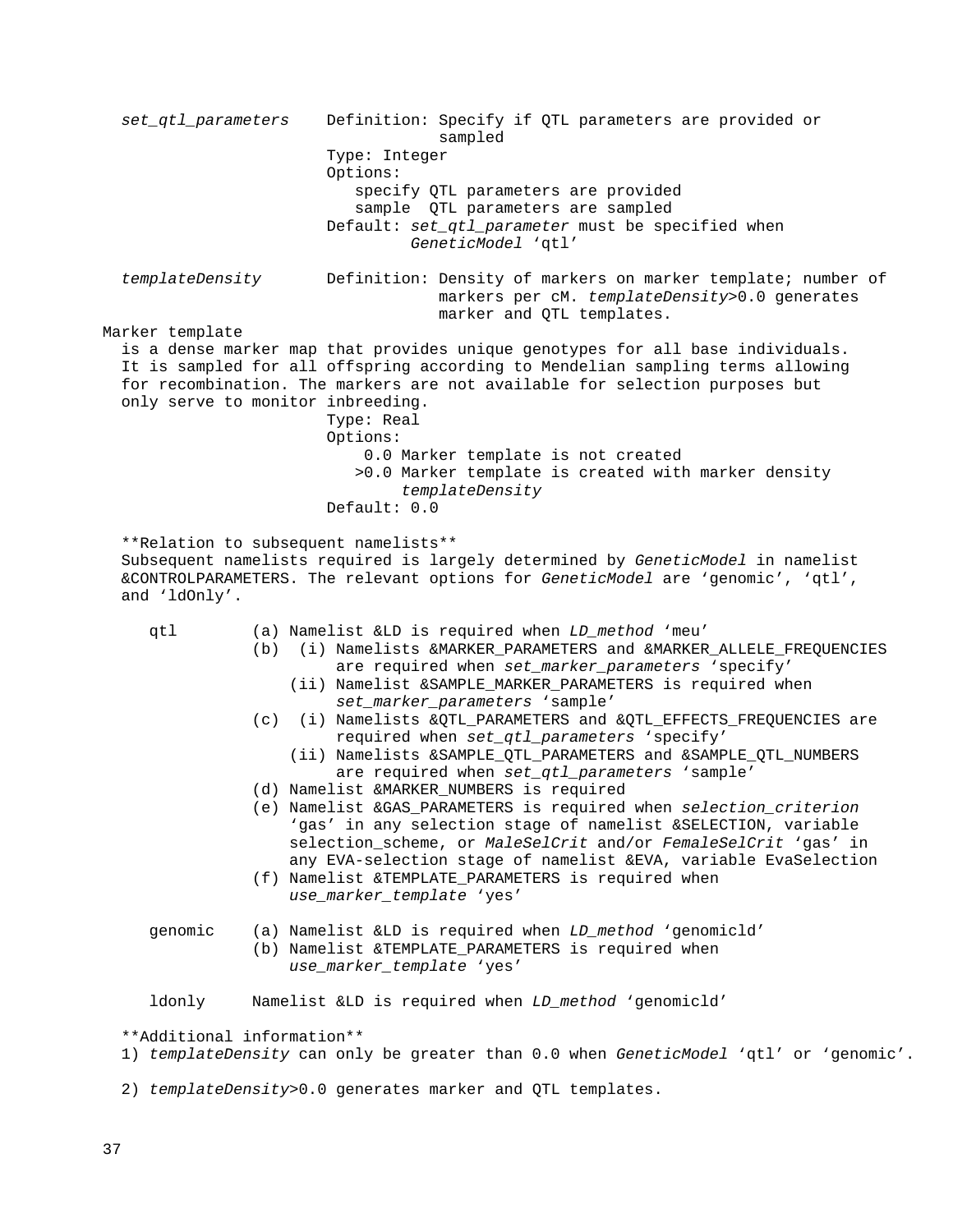*set_qtl_parameters* Definition: Specify if QTL parameters are provided or sampled
Type: Integer
Options:
specify QTL parameters are provided
sample QTL parameters are sampled
Default: *set_qtl_parameter* must be specified when *GeneticModel* 'qtl'

*templateDensity* Definition: Density of markers on marker template; number of markers per cM. *templateDensity*>0.0 generates marker and QTL templates.

Marker template
is a dense marker map that provides unique genotypes for all base individuals. It is sampled for all offspring according to Mendelian sampling terms allowing for recombination. The markers are not available for selection purposes but only serve to monitor inbreeding.
Type: Real
Options:
0.0 Marker template is not created
>0.0 Marker template is created with marker density *templateDensity*
Default: 0.0

**Relation to subsequent namelists**
Subsequent namelists required is largely determined by *GeneticModel* in namelist &CONTROLPARAMETERS. The relevant options for *GeneticModel* are 'genomic', 'qtl', and 'ldOnly'.

qtl
(a) Namelist &LD is required when *LD_method* 'meu'
(b) (i) Namelists &MARKER_PARAMETERS and &MARKER_ALLELE_FREQUENCIES are required when *set_marker_parameters* 'specify'
(ii) Namelist &SAMPLE_MARKER_PARAMETERS is required when *set_marker_parameters* 'sample'
(c) (i) Namelists &QTL_PARAMETERS and &QTL_EFFECTS_FREQUENCIES are required when *set_qtl_parameters* 'specify'
(ii) Namelists &SAMPLE_QTL_PARAMETERS and &SAMPLE_QTL_NUMBERS are required when *set_qtl_parameters* 'sample'
(d) Namelist &MARKER_NUMBERS is required
(e) Namelist &GAS_PARAMETERS is required when *selection_criterion* 'gas' in any selection stage of namelist &SELECTION, variable selection_scheme, or *MaleSelCrit* and/or *FemaleSelCrit* 'gas' in any EVA-selection stage of namelist &EVA, variable EvaSelection
(f) Namelist &TEMPLATE_PARAMETERS is required when *use_marker_template* 'yes'

genomic
(a) Namelist &LD is required when *LD_method* 'genomicld'
(b) Namelist &TEMPLATE_PARAMETERS is required when *use_marker_template* 'yes'

ldonly
Namelist &LD is required when *LD_method* 'genomicld'

**Additional information**
1) *templateDensity* can only be greater than 0.0 when *GeneticModel* 'qtl' or 'genomic'.

2) *templateDensity*>0.0 generates marker and QTL templates.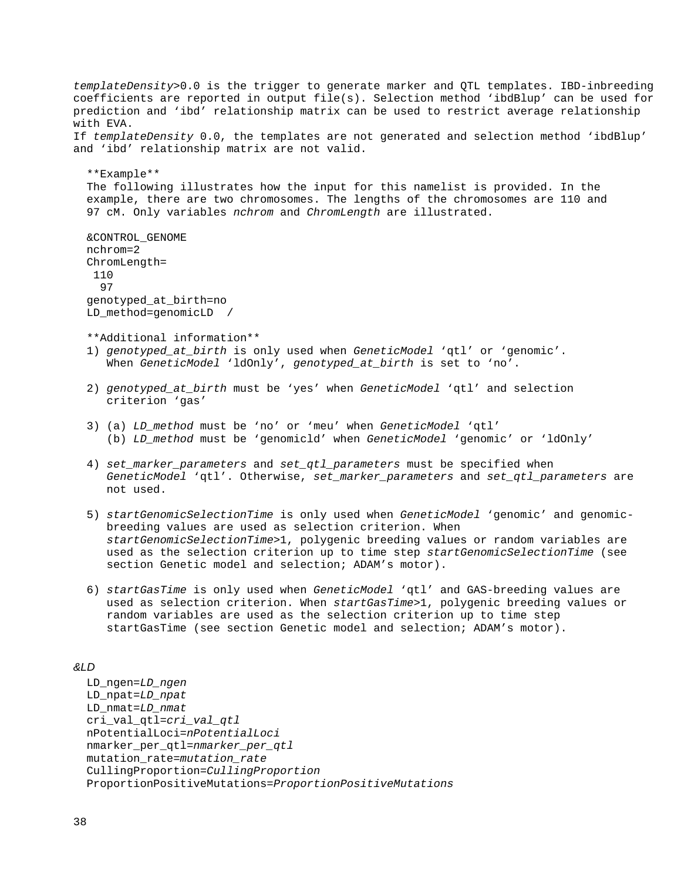*templateDensity*>0.0 is the trigger to generate marker and QTL templates. IBD-inbreeding coefficients are reported in output file(s). Selection method ‘ibdBlup’ can be used for prediction and ‘ibd’ relationship matrix can be used to restrict average relationship with EVA.
If *templateDensity* 0.0, the templates are not generated and selection method ‘ibdBlup’ and ‘ibd’ relationship matrix are not valid.

**Example**
The following illustrates how the input for this namelist is provided. In the example, there are two chromosomes. The lengths of the chromosomes are 110 and 97 cM. Only variables *nchrom* and *ChromLength* are illustrated.

```
&CONTROL_GENOME
nchrom=2
ChromLength=
 110
  97
genotyped_at_birth=no
LD_method=genomicLD  /
```

**Additional information**

1) *genotyped_at_birth* is only used when *GeneticModel* ‘qtl’ or ‘genomic’. When *GeneticModel* ‘ldOnly’, *genotyped_at_birth* is set to ‘no’.

2) *genotyped_at_birth* must be ‘yes’ when *GeneticModel* ‘qtl’ and selection criterion ‘gas’

3) (a) *LD_method* must be ‘no’ or ‘meu’ when *GeneticModel* ‘qtl’
   (b) *LD_method* must be ‘genomicld’ when *GeneticModel* ‘genomic’ or ‘ldOnly’

4) *set_marker_parameters* and *set_qtl_parameters* must be specified when *GeneticModel* ‘qtl’. Otherwise, *set_marker_parameters* and *set_qtl_parameters* are not used.

5) *startGenomicSelectionTime* is only used when *GeneticModel* ‘genomic’ and genomic-breeding values are used as selection criterion. When *startGenomicSelectionTime*>1, polygenic breeding values or random variables are used as the selection criterion up to time step *startGenomicSelectionTime* (see section Genetic model and selection; ADAM’s motor).

6) *startGasTime* is only used when *GeneticModel* ‘qtl’ and GAS-breeding values are used as selection criterion. When *startGasTime*>1, polygenic breeding values or random variables are used as the selection criterion up to time step startGasTime (see section Genetic model and selection; ADAM’s motor).

*&LD*

LD_ngen=*LD_ngen*
LD_npat=*LD_npat*
LD_nmat=*LD_nmat*
cri_val_qtl=*cri_val_qtl*
nPotentialLoci=*nPotentialLoci*
nmarker_per_qtl=*nmarker_per_qtl*
mutation_rate=*mutation_rate*
CullingProportion=*CullingProportion*
ProportionPositiveMutations=*ProportionPositiveMutations*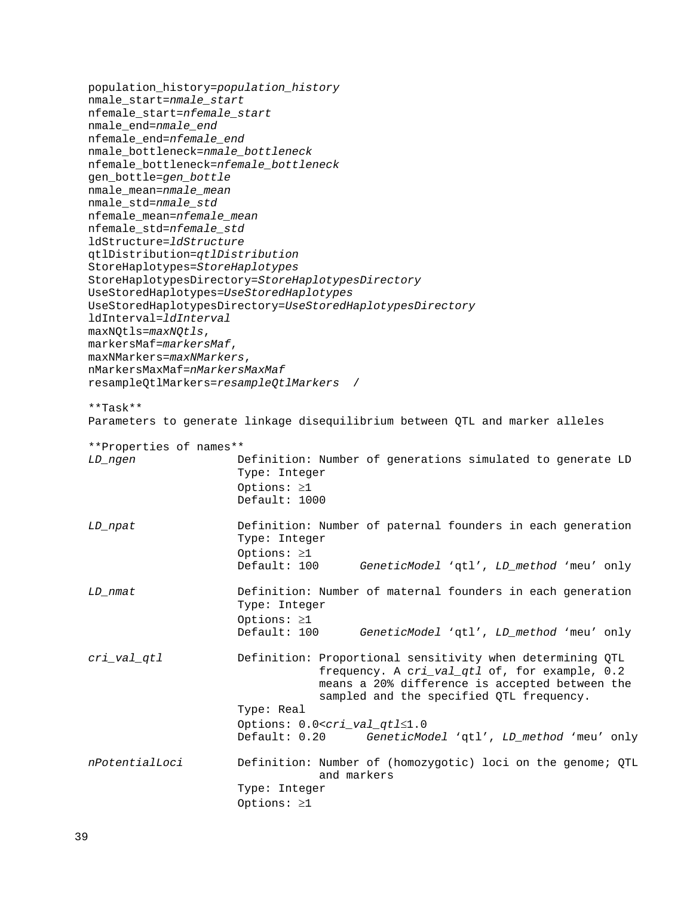```
population_history=population_history
nmale_start=nmale_start
nfemale_start=nfemale_start
nmale_end=nmale_end
nfemale_end=nfemale_end
nmale_bottleneck=nmale_bottleneck
nfemale_bottleneck=nfemale_bottleneck
gen_bottle=gen_bottle
nmale_mean=nmale_mean
nmale_std=nmale_std
nfemale_mean=nfemale_mean
nfemale_std=nfemale_std
ldStructure=ldStructure
qtlDistribution=qtlDistribution
StoreHaplotypes=StoreHaplotypes
StoreHaplotypesDirectory=StoreHaplotypesDirectory
UseStoredHaplotypes=UseStoredHaplotypes
UseStoredHaplotypesDirectory=UseStoredHaplotypesDirectory
ldInterval=ldInterval
maxNQtls=maxNQtls,
markersMaf=markersMaf,
maxNMarkers=maxNMarkers,
nMarkersMaxMaf=nMarkersMaxMaf
resampleQtlMarkers=resampleQtlMarkers  /
```

**Task**

Parameters to generate linkage disequilibrium between QTL and marker alleles

**Properties of names**

*LD_ngen*
- Definition: Number of generations simulated to generate LD
- Type: Integer
- Options: ≥1
- Default: 1000

*LD_npat*
- Definition: Number of paternal founders in each generation
- Type: Integer
- Options: ≥1
- Default: 100 — *GeneticModel* ‘qtl’, *LD_method* ‘meu’ only

*LD_nmat*
- Definition: Number of maternal founders in each generation
- Type: Integer
- Options: ≥1
- Default: 100 — *GeneticModel* ‘qtl’, *LD_method* ‘meu’ only

*cri_val_qtl*
- Definition: Proportional sensitivity when determining QTL frequency. A *cri_val_qtl* of, for example, 0.2 means a 20% difference is accepted between the sampled and the specified QTL frequency.
- Type: Real
- Options: 0.0<*cri_val_qtl*≤1.0
- Default: 0.20 — *GeneticModel* ‘qtl’, *LD_method* ‘meu’ only

*nPotentialLoci*
- Definition: Number of (homozygotic) loci on the genome; QTL and markers
- Type: Integer
- Options: ≥1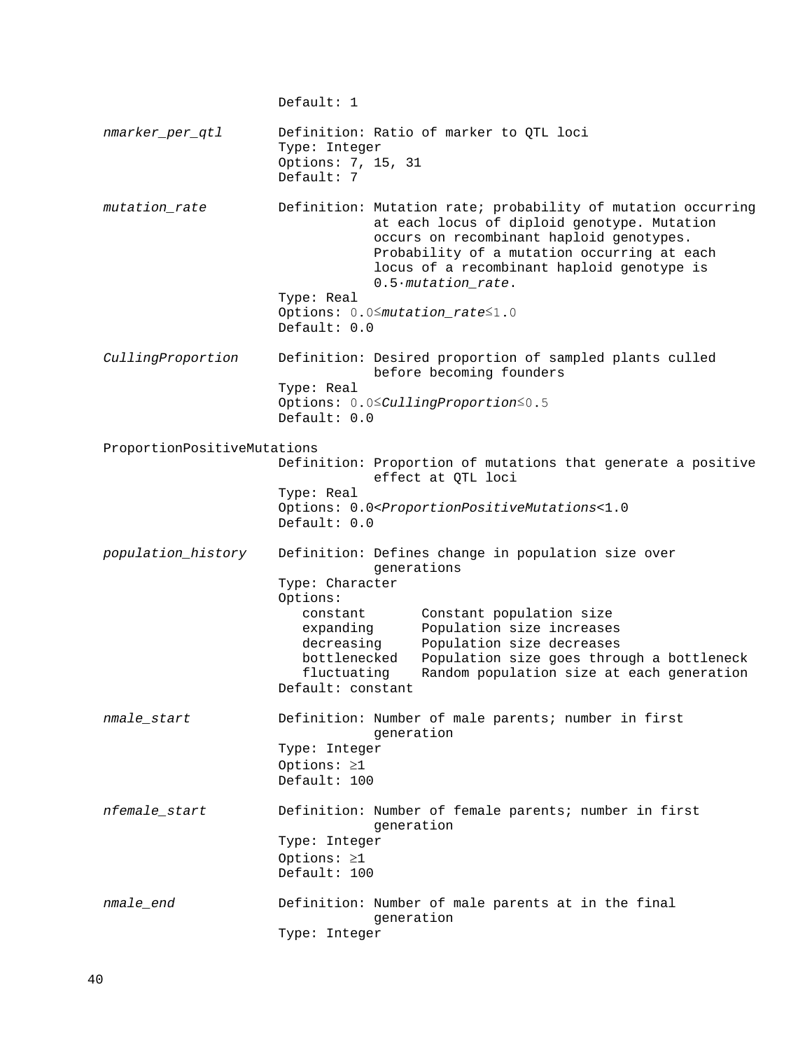Default: 1

*nmarker_per_qtl*

Definition: Ratio of marker to QTL loci
Type: Integer
Options: 7, 15, 31
Default: 7

*mutation_rate*

Definition: Mutation rate; probability of mutation occurring at each locus of diploid genotype. Mutation occurs on recombinant haploid genotypes. Probability of a mutation occurring at each locus of a recombinant haploid genotype is $0.5 \cdot mutation\_rate$.
Type: Real
Options: $0.0 \leq mutation\_rate \leq 1.0$
Default: 0.0

*CullingProportion*

Definition: Desired proportion of sampled plants culled before becoming founders
Type: Real
Options: $0.0 \leq CullingProportion \leq 0.5$
Default: 0.0

ProportionPositiveMutations

Definition: Proportion of mutations that generate a positive effect at QTL loci
Type: Real
Options: $0.0 < ProportionPositiveMutations < 1.0$
Default: 0.0

*population_history*

Definition: Defines change in population size over generations
Type: Character
Options:

| | |
|---|---|
| constant | Constant population size |
| expanding | Population size increases |
| decreasing | Population size decreases |
| bottlenecked | Population size goes through a bottleneck |
| fluctuating | Random population size at each generation |

Default: constant

*nmale_start*

Definition: Number of male parents; number in first generation
Type: Integer
Options: ≥1
Default: 100

*nfemale_start*

Definition: Number of female parents; number in first generation
Type: Integer
Options: ≥1
Default: 100

*nmale_end*

Definition: Number of male parents at in the final generation
Type: Integer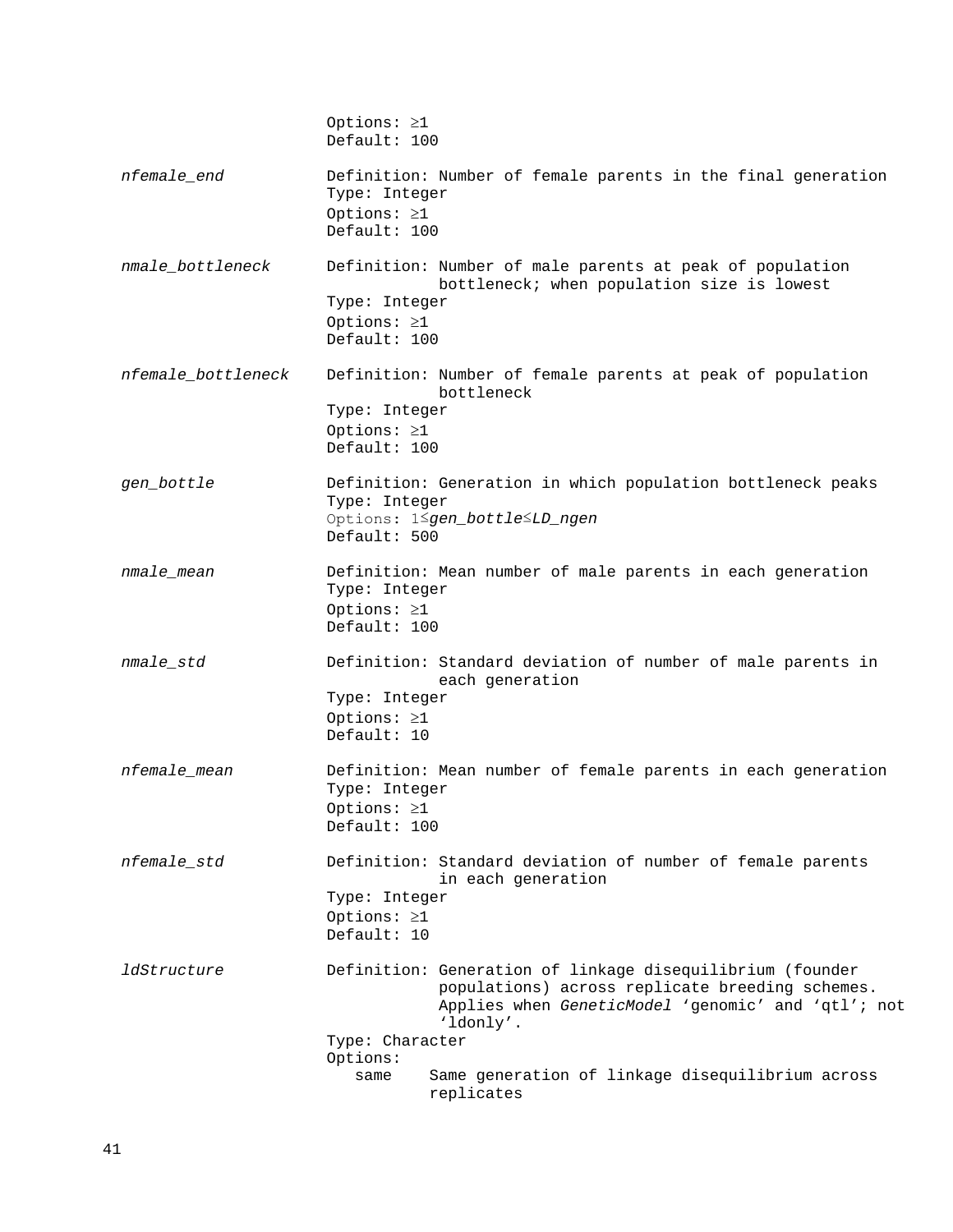Options: ≥1
Default: 100

*nfemale_end*
Definition: Number of female parents in the final generation
Type: Integer
Options: ≥1
Default: 100

*nmale_bottleneck*
Definition: Number of male parents at peak of population bottleneck; when population size is lowest
Type: Integer
Options: ≥1
Default: 100

*nfemale_bottleneck*
Definition: Number of female parents at peak of population bottleneck
Type: Integer
Options: ≥1
Default: 100

*gen_bottle*
Definition: Generation in which population bottleneck peaks
Type: Integer
Options: 1≤*gen_bottle*≤*LD_ngen*
Default: 500

*nmale_mean*
Definition: Mean number of male parents in each generation
Type: Integer
Options: ≥1
Default: 100

*nmale_std*
Definition: Standard deviation of number of male parents in each generation
Type: Integer
Options: ≥1
Default: 10

*nfemale_mean*
Definition: Mean number of female parents in each generation
Type: Integer
Options: ≥1
Default: 100

*nfemale_std*
Definition: Standard deviation of number of female parents in each generation
Type: Integer
Options: ≥1
Default: 10

*ldStructure*
Definition: Generation of linkage disequilibrium (founder populations) across replicate breeding schemes. Applies when *GeneticModel* ‘genomic’ and ‘qtl’; not ‘ldonly’.
Type: Character
Options:
- same    Same generation of linkage disequilibrium across replicates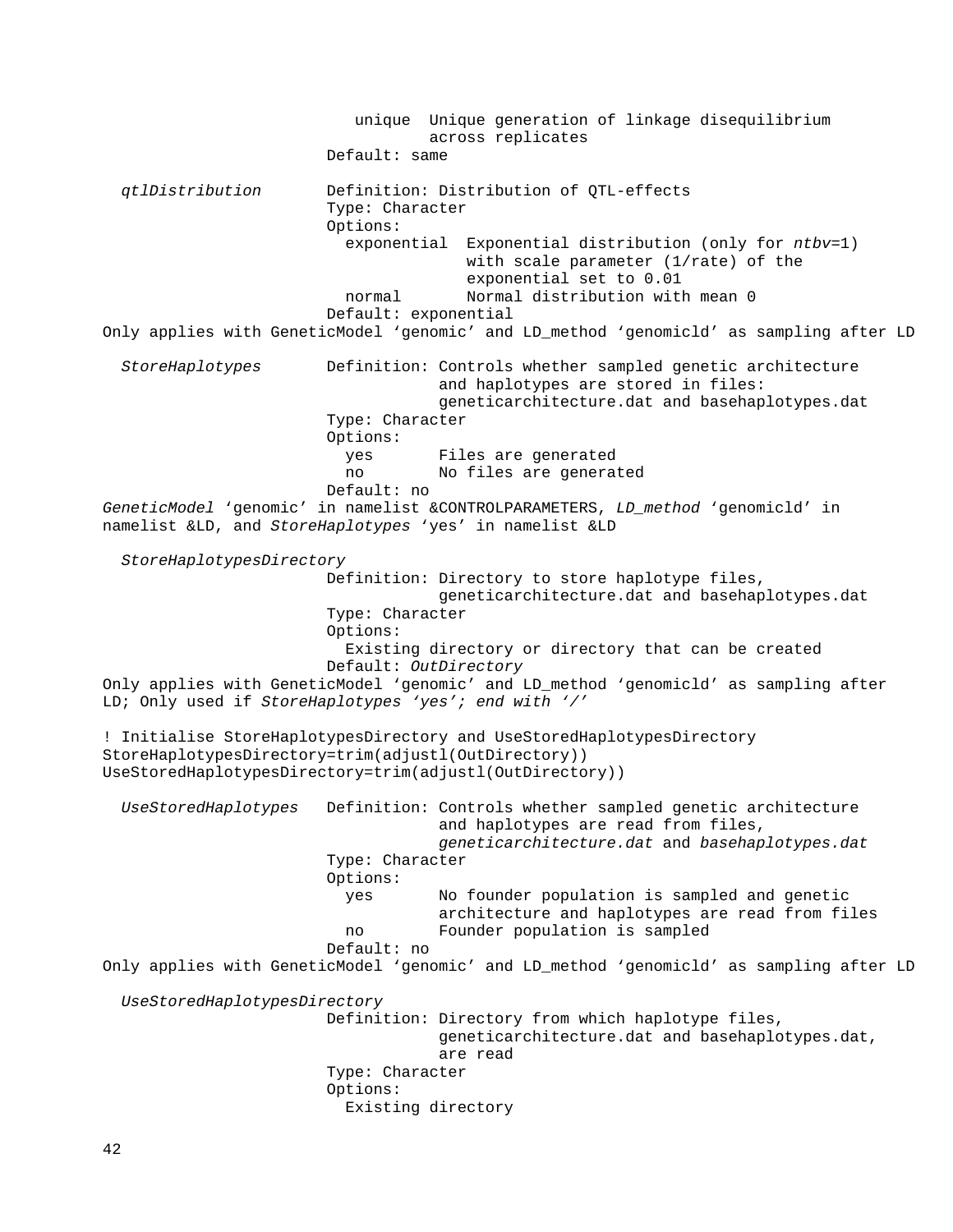```
                         unique  Unique generation of linkage disequilibrium
                                 across replicates
                       Default: same

  qtlDistribution      Definition: Distribution of QTL-effects
                       Type: Character
                       Options:
                         exponential  Exponential distribution (only for ntbv=1)
                                      with scale parameter (1/rate) of the
                                      exponential set to 0.01
                         normal       Normal distribution with mean 0
                       Default: exponential
```

Only applies with GeneticModel ‘genomic’ and LD_method ‘genomicld’ as sampling after LD

```
  StoreHaplotypes      Definition: Controls whether sampled genetic architecture
                                   and haplotypes are stored in files:
                                   geneticarchitecture.dat and basehaplotypes.dat
                       Type: Character
                       Options:
                         yes       Files are generated
                         no        No files are generated
                       Default: no
```

*GeneticModel* ‘genomic’ in namelist &CONTROLPARAMETERS, *LD_method* ‘genomicld’ in namelist &LD, and *StoreHaplotypes* ‘yes’ in namelist &LD

```
  StoreHaplotypesDirectory
                       Definition: Directory to store haplotype files,
                                   geneticarchitecture.dat and basehaplotypes.dat
                       Type: Character
                       Options:
                         Existing directory or directory that can be created
                       Default: OutDirectory
```

Only applies with GeneticModel ‘genomic’ and LD_method ‘genomicld’ as sampling after LD; Only used if *StoreHaplotypes ‘yes’; end with ‘/’*

```
! Initialise StoreHaplotypesDirectory and UseStoredHaplotypesDirectory
StoreHaplotypesDirectory=trim(adjustl(OutDirectory))
UseStoredHaplotypesDirectory=trim(adjustl(OutDirectory))
```

```
  UseStoredHaplotypes  Definition: Controls whether sampled genetic architecture
                                   and haplotypes are read from files,
                                   geneticarchitecture.dat and basehaplotypes.dat
                       Type: Character
                       Options:
                         yes       No founder population is sampled and genetic
                                   architecture and haplotypes are read from files
                         no        Founder population is sampled
                       Default: no
```

Only applies with GeneticModel ‘genomic’ and LD_method ‘genomicld’ as sampling after LD

```
  UseStoredHaplotypesDirectory
                       Definition: Directory from which haplotype files,
                                   geneticarchitecture.dat and basehaplotypes.dat,
                                   are read
                       Type: Character
                       Options:
                         Existing directory
```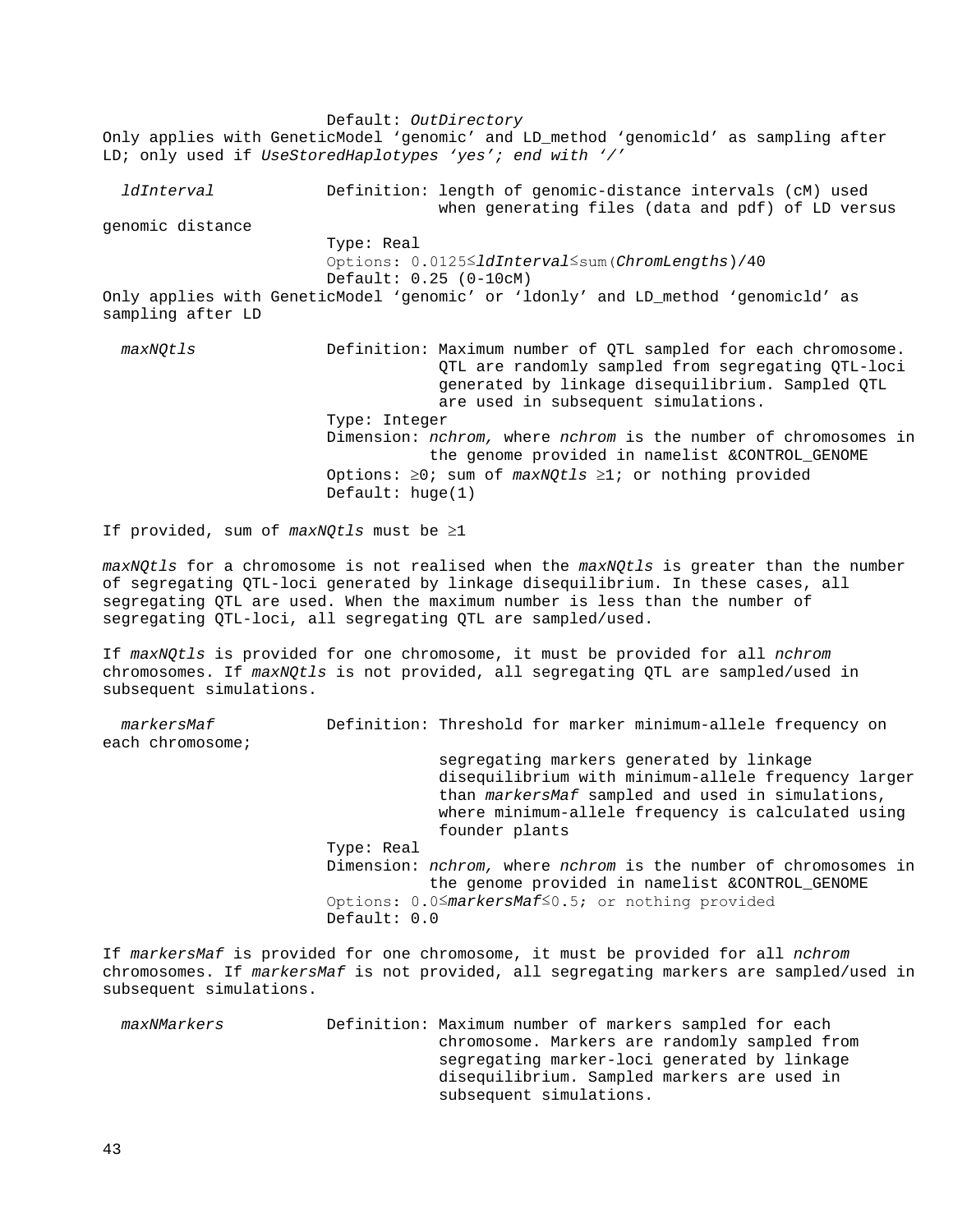Default: *OutDirectory*

Only applies with GeneticModel 'genomic' and LD_method 'genomicld' as sampling after LD; only used if *UseStoredHaplotypes 'yes'; end with '/'*

*ldInterval* Definition: length of genomic-distance intervals (cM) used when generating files (data and pdf) of LD versus genomic distance

Type: Real

Options: 0.0125≤*ldInterval*≤sum(*ChromLengths*)/40

Default: 0.25 (0-10cM)

Only applies with GeneticModel 'genomic' or 'ldonly' and LD_method 'genomicld' as sampling after LD

*maxNQtls* Definition: Maximum number of QTL sampled for each chromosome. QTL are randomly sampled from segregating QTL-loci generated by linkage disequilibrium. Sampled QTL are used in subsequent simulations.

Type: Integer

Dimension: *nchrom,* where *nchrom* is the number of chromosomes in the genome provided in namelist &CONTROL_GENOME

Options: ≥0; sum of *maxNQtls* ≥1; or nothing provided

Default: huge(1)

If provided, sum of *maxNQtls* must be ≥1

*maxNQtls* for a chromosome is not realised when the *maxNQtls* is greater than the number of segregating QTL-loci generated by linkage disequilibrium. In these cases, all segregating QTL are used. When the maximum number is less than the number of segregating QTL-loci, all segregating QTL are sampled/used.

If *maxNQtls* is provided for one chromosome, it must be provided for all *nchrom* chromosomes. If *maxNQtls* is not provided, all segregating QTL are sampled/used in subsequent simulations.

*markersMaf* Definition: Threshold for marker minimum-allele frequency on each chromosome;

segregating markers generated by linkage disequilibrium with minimum-allele frequency larger than *markersMaf* sampled and used in simulations, where minimum-allele frequency is calculated using founder plants

Type: Real

Dimension: *nchrom,* where *nchrom* is the number of chromosomes in the genome provided in namelist &CONTROL_GENOME

Options: 0.0≤*markersMaf*≤0.5; or nothing provided

Default: 0.0

If *markersMaf* is provided for one chromosome, it must be provided for all *nchrom* chromosomes. If *markersMaf* is not provided, all segregating markers are sampled/used in subsequent simulations.

*maxNMarkers* Definition: Maximum number of markers sampled for each chromosome. Markers are randomly sampled from segregating marker-loci generated by linkage disequilibrium. Sampled markers are used in subsequent simulations.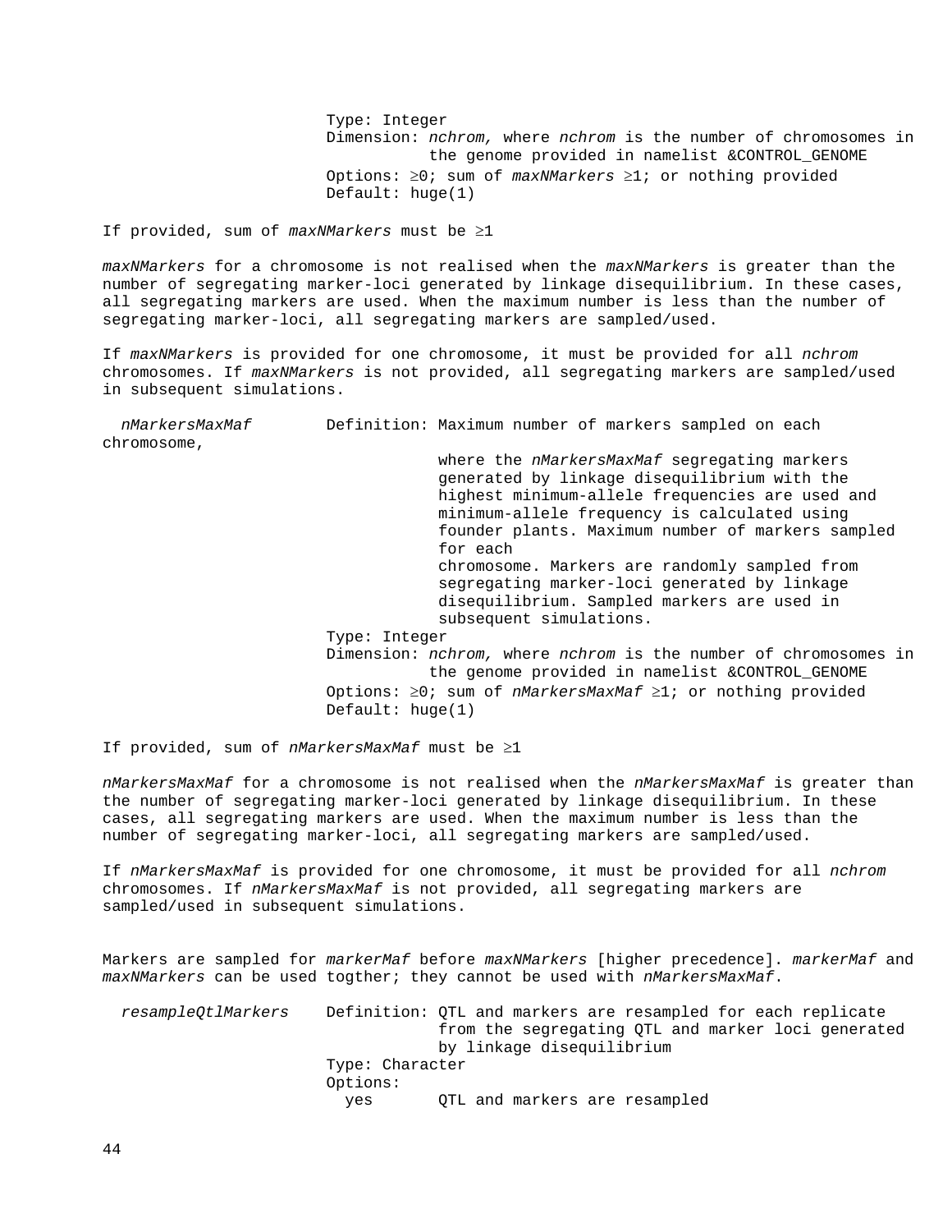Type: Integer
Dimension: *nchrom,* where *nchrom* is the number of chromosomes in the genome provided in namelist &CONTROL_GENOME
Options: ≥0; sum of *maxNMarkers* ≥1; or nothing provided
Default: huge(1)

If provided, sum of *maxNMarkers* must be ≥1

*maxNMarkers* for a chromosome is not realised when the *maxNMarkers* is greater than the number of segregating marker-loci generated by linkage disequilibrium. In these cases, all segregating markers are used. When the maximum number is less than the number of segregating marker-loci, all segregating markers are sampled/used.

If *maxNMarkers* is provided for one chromosome, it must be provided for all *nchrom* chromosomes. If *maxNMarkers* is not provided, all segregating markers are sampled/used in subsequent simulations.

*nMarkersMaxMaf*

Definition: Maximum number of markers sampled on each chromosome, where the *nMarkersMaxMaf* segregating markers generated by linkage disequilibrium with the highest minimum-allele frequencies are used and minimum-allele frequency is calculated using founder plants. Maximum number of markers sampled for each chromosome. Markers are randomly sampled from segregating marker-loci generated by linkage disequilibrium. Sampled markers are used in subsequent simulations.
Type: Integer
Dimension: *nchrom,* where *nchrom* is the number of chromosomes in the genome provided in namelist &CONTROL_GENOME
Options: ≥0; sum of *nMarkersMaxMaf* ≥1; or nothing provided
Default: huge(1)

If provided, sum of *nMarkersMaxMaf* must be ≥1

*nMarkersMaxMaf* for a chromosome is not realised when the *nMarkersMaxMaf* is greater than the number of segregating marker-loci generated by linkage disequilibrium. In these cases, all segregating markers are used. When the maximum number is less than the number of segregating marker-loci, all segregating markers are sampled/used.

If *nMarkersMaxMaf* is provided for one chromosome, it must be provided for all *nchrom* chromosomes. If *nMarkersMaxMaf* is not provided, all segregating markers are sampled/used in subsequent simulations.

Markers are sampled for *markerMaf* before *maxNMarkers* [higher precedence]. *markerMaf* and *maxNMarkers* can be used togther; they cannot be used with *nMarkersMaxMaf*.

*resampleQtlMarkers*

Definition: QTL and markers are resampled for each replicate from the segregating QTL and marker loci generated by linkage disequilibrium
Type: Character
Options:
yes QTL and markers are resampled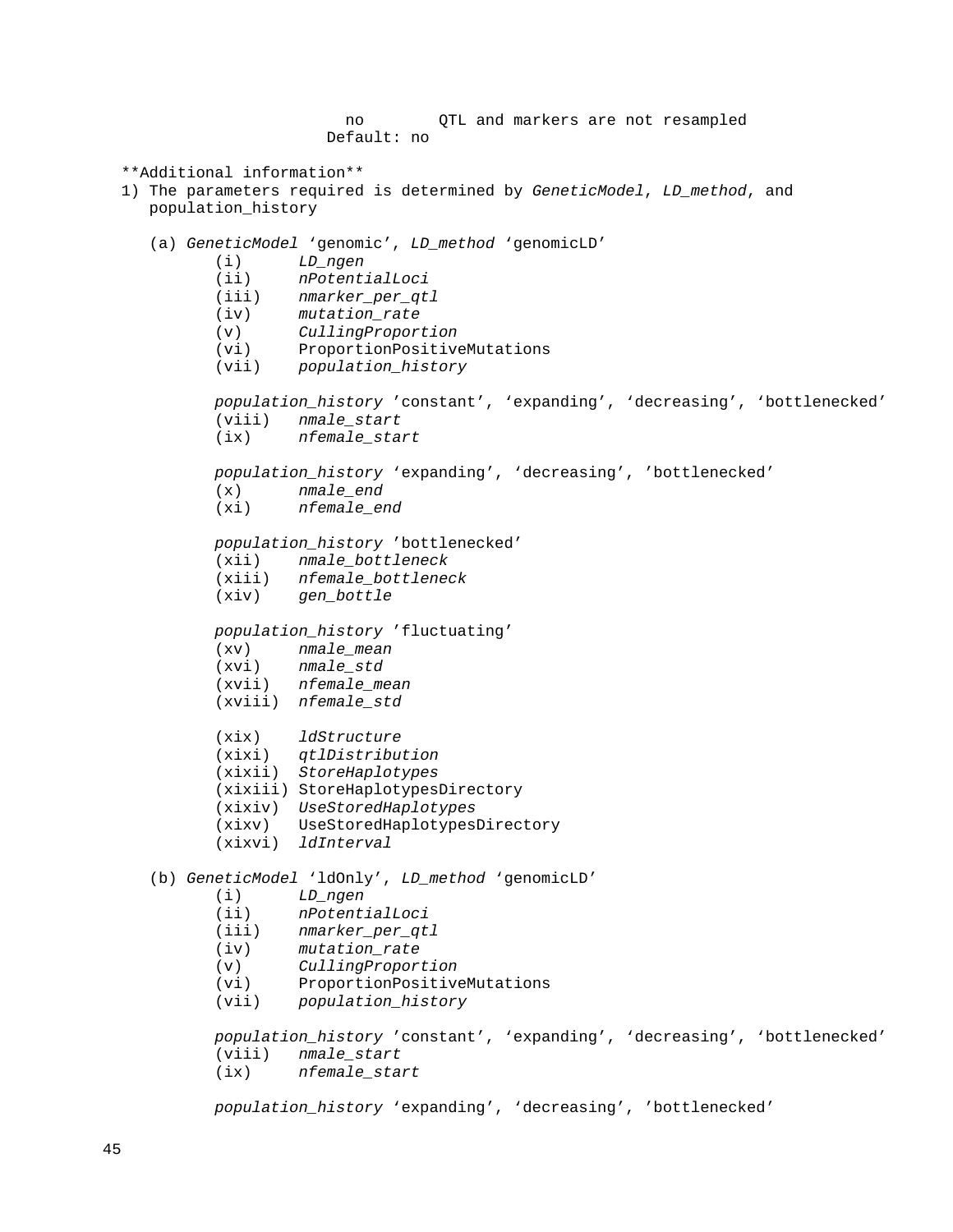no QTL and markers are not resampled
Default: no

**Additional information**

1) The parameters required is determined by *GeneticModel*, *LD_method*, and population_history

   (a) *GeneticModel* ‘genomic’, *LD_method* ‘genomicLD’

   (i) *LD_ngen*
   (ii) *nPotentialLoci*
   (iii) *nmarker_per_qtl*
   (iv) *mutation_rate*
   (v) *CullingProportion*
   (vi) ProportionPositiveMutations
   (vii) *population_history*

   *population_history* ’constant’, ‘expanding’, ‘decreasing’, ‘bottlenecked’
   (viii) *nmale_start*
   (ix) *nfemale_start*

   *population_history* ‘expanding’, ‘decreasing’, ’bottlenecked’
   (x) *nmale_end*
   (xi) *nfemale_end*

   *population_history* ’bottlenecked’
   (xii) *nmale_bottleneck*
   (xiii) *nfemale_bottleneck*
   (xiv) *gen_bottle*

   *population_history* ’fluctuating’
   (xv) *nmale_mean*
   (xvi) *nmale_std*
   (xvii) *nfemale_mean*
   (xviii) *nfemale_std*

   (xix) *ldStructure*
   (xixi) *qtlDistribution*
   (xixii) *StoreHaplotypes*
   (xixiii) StoreHaplotypesDirectory
   (xixiv) *UseStoredHaplotypes*
   (xixv) UseStoredHaplotypesDirectory
   (xixvi) *ldInterval*

   (b) *GeneticModel* ‘ldOnly’, *LD_method* ‘genomicLD’

   (i) *LD_ngen*
   (ii) *nPotentialLoci*
   (iii) *nmarker_per_qtl*
   (iv) *mutation_rate*
   (v) *CullingProportion*
   (vi) ProportionPositiveMutations
   (vii) *population_history*

   *population_history* ’constant’, ‘expanding’, ‘decreasing’, ‘bottlenecked’
   (viii) *nmale_start*
   (ix) *nfemale_start*

   *population_history* ‘expanding’, ‘decreasing’, ’bottlenecked’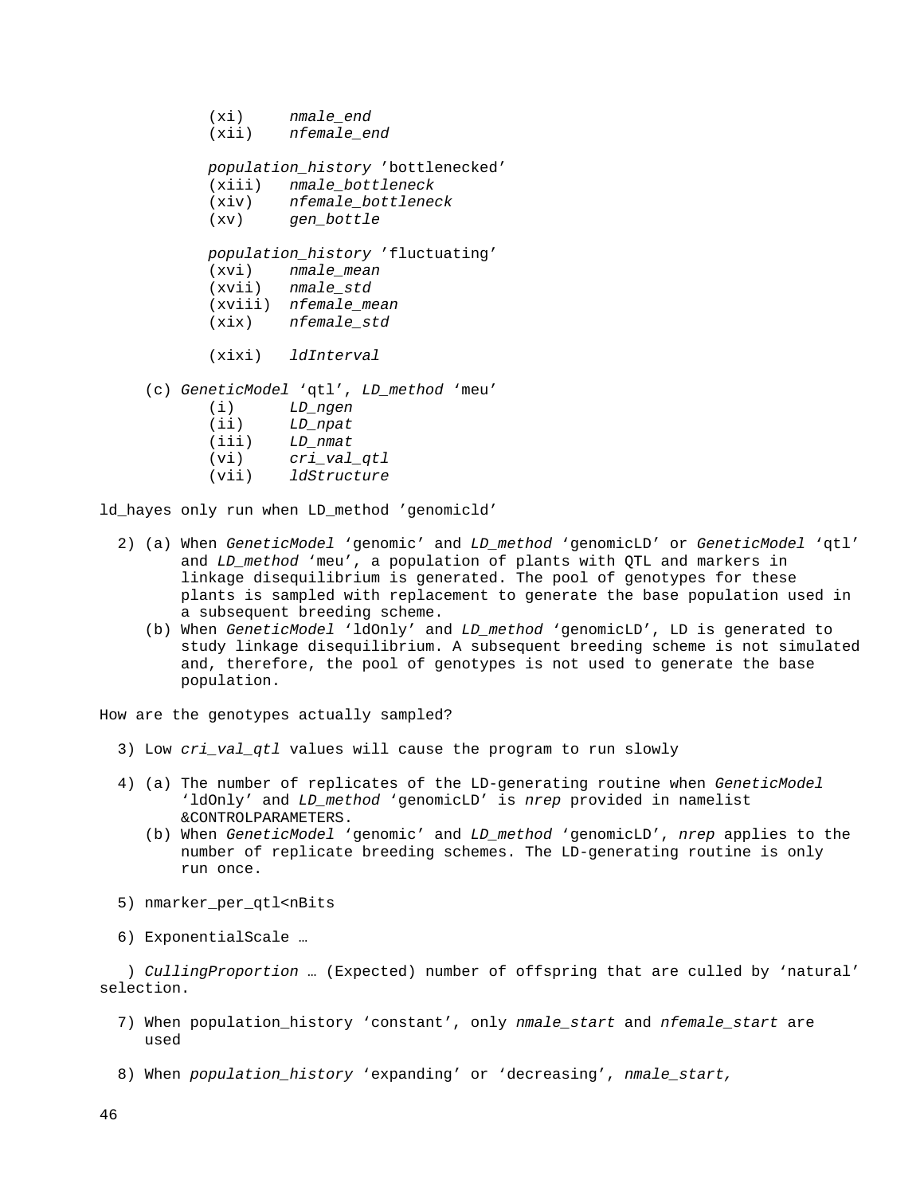(xi) *nmale_end*
(xii) *nfemale_end*

*population_history* 'bottlenecked'
(xiii) *nmale_bottleneck*
(xiv) *nfemale_bottleneck*
(xv) *gen_bottle*

*population_history* 'fluctuating'
(xvi) *nmale_mean*
(xvii) *nmale_std*
(xviii) *nfemale_mean*
(xix) *nfemale_std*

(xixi) *ldInterval*

(c) *GeneticModel* 'qtl', *LD_method* 'meu'
(i) *LD_ngen*
(ii) *LD_npat*
(iii) *LD_nmat*
(vi) *cri_val_qtl*
(vii) *ldStructure*

ld_hayes only run when LD_method 'genomicld'

2) (a) When *GeneticModel* 'genomic' and *LD_method* 'genomicLD' or *GeneticModel* 'qtl' and *LD_method* 'meu', a population of plants with QTL and markers in linkage disequilibrium is generated. The pool of genotypes for these plants is sampled with replacement to generate the base population used in a subsequent breeding scheme.
(b) When *GeneticModel* 'ldOnly' and *LD_method* 'genomicLD', LD is generated to study linkage disequilibrium. A subsequent breeding scheme is not simulated and, therefore, the pool of genotypes is not used to generate the base population.

How are the genotypes actually sampled?

3) Low *cri_val_qtl* values will cause the program to run slowly

4) (a) The number of replicates of the LD-generating routine when *GeneticModel* 'ldOnly' and *LD_method* 'genomicLD' is *nrep* provided in namelist &CONTROLPARAMETERS.
(b) When *GeneticModel* 'genomic' and *LD_method* 'genomicLD', *nrep* applies to the number of replicate breeding schemes. The LD-generating routine is only run once.

5) nmarker_per_qtl<nBits

6) ExponentialScale …

) *CullingProportion* … (Expected) number of offspring that are culled by 'natural' selection.

7) When population_history 'constant', only *nmale_start* and *nfemale_start* are used

8) When *population_history* 'expanding' or 'decreasing', *nmale_start,*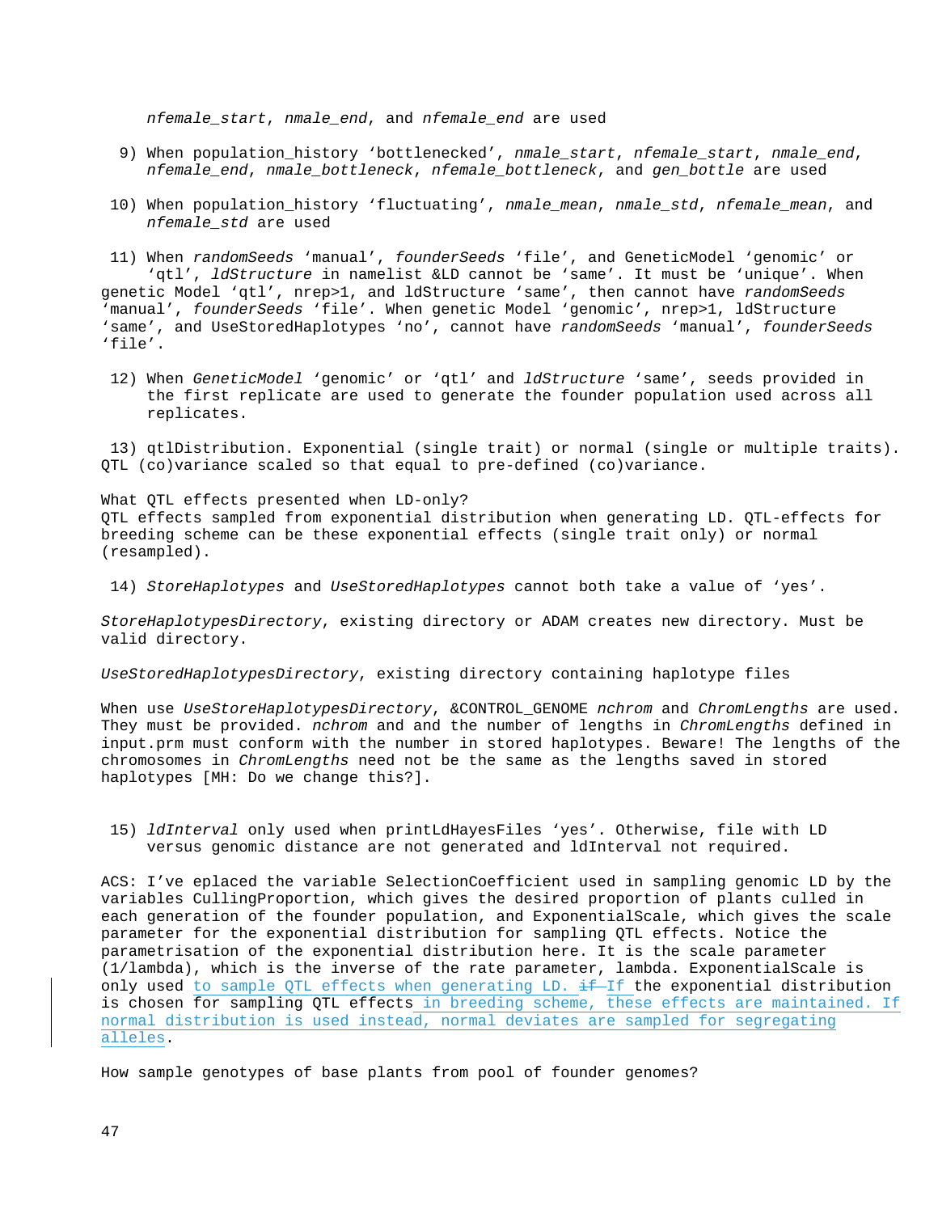*nfemale_start*, *nmale_end*, and *nfemale_end* are used

9) When population_history 'bottlenecked', *nmale_start*, *nfemale_start*, *nmale_end*, *nfemale_end*, *nmale_bottleneck*, *nfemale_bottleneck*, and *gen_bottle* are used

10) When population_history 'fluctuating', *nmale_mean*, *nmale_std*, *nfemale_mean*, and *nfemale_std* are used

11) When *randomSeeds* 'manual', *founderSeeds* 'file', and GeneticModel 'genomic' or 'qtl', *ldStructure* in namelist &LD cannot be 'same'. It must be 'unique'. When genetic Model 'qtl', nrep>1, and ldStructure 'same', then cannot have *randomSeeds* 'manual', *founderSeeds* 'file'. When genetic Model 'genomic', nrep>1, ldStructure 'same', and UseStoredHaplotypes 'no', cannot have *randomSeeds* 'manual', *founderSeeds* 'file'.

12) When *GeneticModel* 'genomic' or 'qtl' and *ldStructure* 'same', seeds provided in the first replicate are used to generate the founder population used across all replicates.

13) qtlDistribution. Exponential (single trait) or normal (single or multiple traits). QTL (co)variance scaled so that equal to pre-defined (co)variance.

What QTL effects presented when LD-only?
QTL effects sampled from exponential distribution when generating LD. QTL-effects for breeding scheme can be these exponential effects (single trait only) or normal (resampled).

14) *StoreHaplotypes* and *UseStoredHaplotypes* cannot both take a value of 'yes'.

*StoreHaplotypesDirectory*, existing directory or ADAM creates new directory. Must be valid directory.

*UseStoredHaplotypesDirectory*, existing directory containing haplotype files

When use *UseStoreHaplotypesDirectory*, &CONTROL_GENOME *nchrom* and *ChromLengths* are used. They must be provided. *nchrom* and and the number of lengths in *ChromLengths* defined in input.prm must conform with the number in stored haplotypes. Beware! The lengths of the chromosomes in *ChromLengths* need not be the same as the lengths saved in stored haplotypes [MH: Do we change this?].

15) *ldInterval* only used when printLdHayesFiles 'yes'. Otherwise, file with LD versus genomic distance are not generated and ldInterval not required.

ACS: I've eplaced the variable SelectionCoefficient used in sampling genomic LD by the variables CullingProportion, which gives the desired proportion of plants culled in each generation of the founder population, and ExponentialScale, which gives the scale parameter for the exponential distribution for sampling QTL effects. Notice the parametrisation of the exponential distribution here. It is the scale parameter (1/lambda), which is the inverse of the rate parameter, lambda. ExponentialScale is only used to sample QTL effects when generating LD. ~~if~~ If the exponential distribution is chosen for sampling QTL effects in breeding scheme, these effects are maintained. If normal distribution is used instead, normal deviates are sampled for segregating alleles.

How sample genotypes of base plants from pool of founder genomes?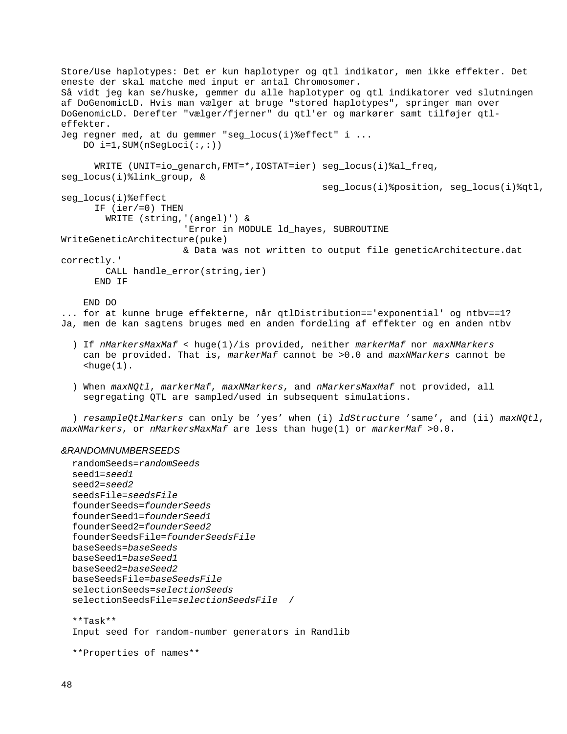Store/Use haplotypes: Det er kun haplotyper og qtl indikator, men ikke effekter. Det eneste der skal matche med input er antal Chromosomer.
Så vidt jeg kan se/huske, gemmer du alle haplotyper og qtl indikatorer ved slutningen af DoGenomicLD. Hvis man vælger at bruge "stored haplotypes", springer man over DoGenomicLD. Derefter "vælger/fjerner" du qtl'er og markører samt tilføjer qtl-effekter.
Jeg regner med, at du gemmer "seg_locus(i)%effect" i ...

```
    DO i=1,SUM(nSegLoci(:,:))

      WRITE (UNIT=io_genarch,FMT=*,IOSTAT=ier) seg_locus(i)%al_freq, seg_locus(i)%link_group, &
                                               seg_locus(i)%position, seg_locus(i)%qtl, seg_locus(i)%effect
      IF (ier/=0) THEN
        WRITE (string,'(angel)') &
                     'Error in MODULE ld_hayes, SUBROUTINE WriteGeneticArchitecture(puke)
                    & Data was not written to output file geneticArchitecture.dat correctly.'
        CALL handle_error(string,ier)
      END IF

    END DO
```

... for at kunne bruge effekterne, når qtlDistribution=='exponential' og ntbv==1?
Ja, men de kan sagtens bruges med en anden fordeling af effekter og en anden ntbv

) If *nMarkersMaxMaf* < huge(1)/is provided, neither *markerMaf* nor *maxNMarkers* can be provided. That is, *markerMaf* cannot be >0.0 and *maxNMarkers* cannot be <huge(1).

) When *maxNQtl*, *markerMaf*, *maxNMarkers*, and *nMarkersMaxMaf* not provided, all segregating QTL are sampled/used in subsequent simulations.

) *resampleQtlMarkers* can only be 'yes' when (i) *ldStructure* 'same', and (ii) *maxNQtl*, *maxNMarkers*, or *nMarkersMaxMaf* are less than huge(1) or *markerMaf* >0.0.

*&RANDOMNUMBERSEEDS*

randomSeeds=*randomSeeds*
seed1=*seed1*
seed2=*seed2*
seedsFile=*seedsFile*
founderSeeds=*founderSeeds*
founderSeed1=*founderSeed1*
founderSeed2=*founderSeed2*
founderSeedsFile=*founderSeedsFile*
baseSeeds=*baseSeeds*
baseSeed1=*baseSeed1*
baseSeed2=*baseSeed2*
baseSeedsFile=*baseSeedsFile*
selectionSeeds=*selectionSeeds*
selectionSeedsFile=*selectionSeedsFile* /

**Task**
Input seed for random-number generators in Randlib

**Properties of names**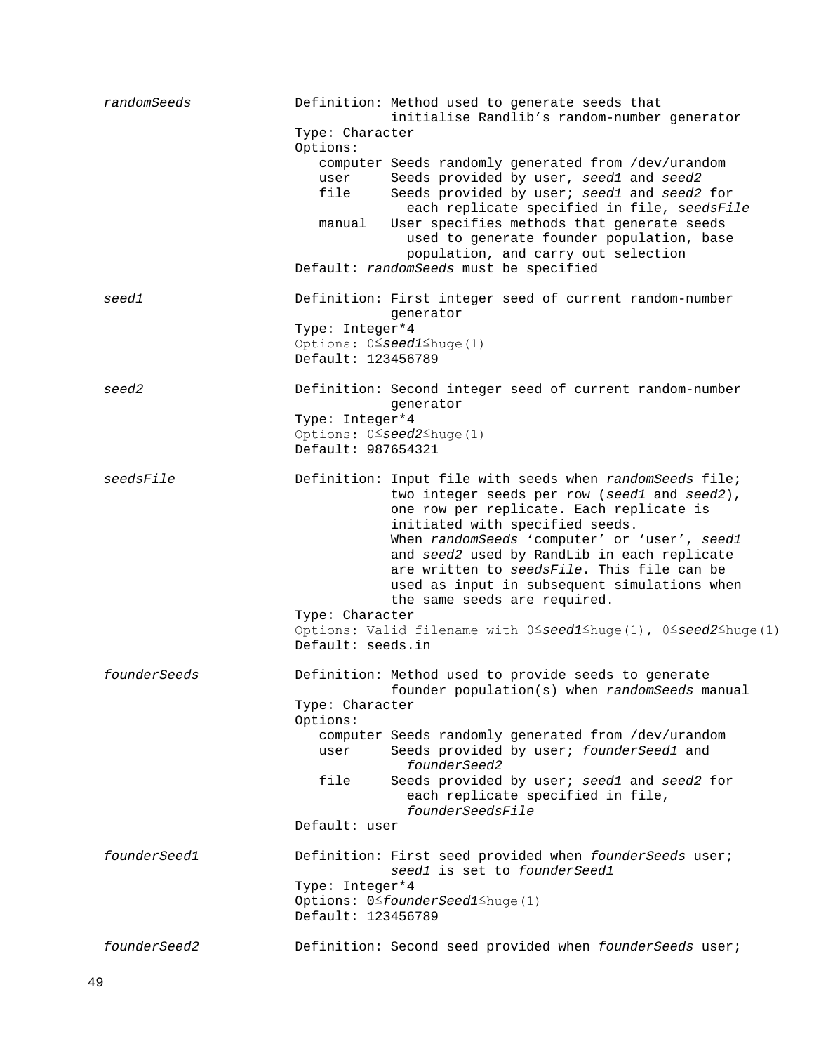| | |
|---|---|
| *randomSeeds* | Definition: Method used to generate seeds that initialise Randlib's random-number generator<br>Type: Character<br>Options:<br>computer Seeds randomly generated from /dev/urandom<br>user Seeds provided by user, *seed1* and *seed2*<br>file Seeds provided by user; *seed1* and *seed2* for each replicate specified in file, s*eedsFile*<br>manual User specifies methods that generate seeds used to generate founder population, base population, and carry out selection<br>Default: *randomSeeds* must be specified |
| *seed1* | Definition: First integer seed of current random-number generator<br>Type: Integer*4<br>Options: 0≤*seed1*≤huge(1)<br>Default: 123456789 |
| *seed2* | Definition: Second integer seed of current random-number generator<br>Type: Integer*4<br>Options: 0≤*seed2*≤huge(1)<br>Default: 987654321 |
| *seedsFile* | Definition: Input file with seeds when *randomSeeds* file; two integer seeds per row (*seed1* and *seed2*), one row per replicate. Each replicate is initiated with specified seeds. When *randomSeeds* 'computer' or 'user', *seed1* and *seed2* used by RandLib in each replicate are written to *seedsFile*. This file can be used as input in subsequent simulations when the same seeds are required.<br>Type: Character<br>Options: Valid filename with 0≤*seed1*≤huge(1), 0≤*seed2*≤huge(1)<br>Default: seeds.in |
| *founderSeeds* | Definition: Method used to provide seeds to generate founder population(s) when *randomSeeds* manual<br>Type: Character<br>Options:<br>computer Seeds randomly generated from /dev/urandom<br>user Seeds provided by user; *founderSeed1* and *founderSeed2*<br>file Seeds provided by user; *seed1* and *seed2* for each replicate specified in file, *founderSeedsFile*<br>Default: user |
| *founderSeed1* | Definition: First seed provided when *founderSeeds* user; *seed1* is set to *founderSeed1*<br>Type: Integer*4<br>Options: 0≤*founderSeed1*≤huge(1)<br>Default: 123456789 |
| *founderSeed2* | Definition: Second seed provided when *founderSeeds* user; |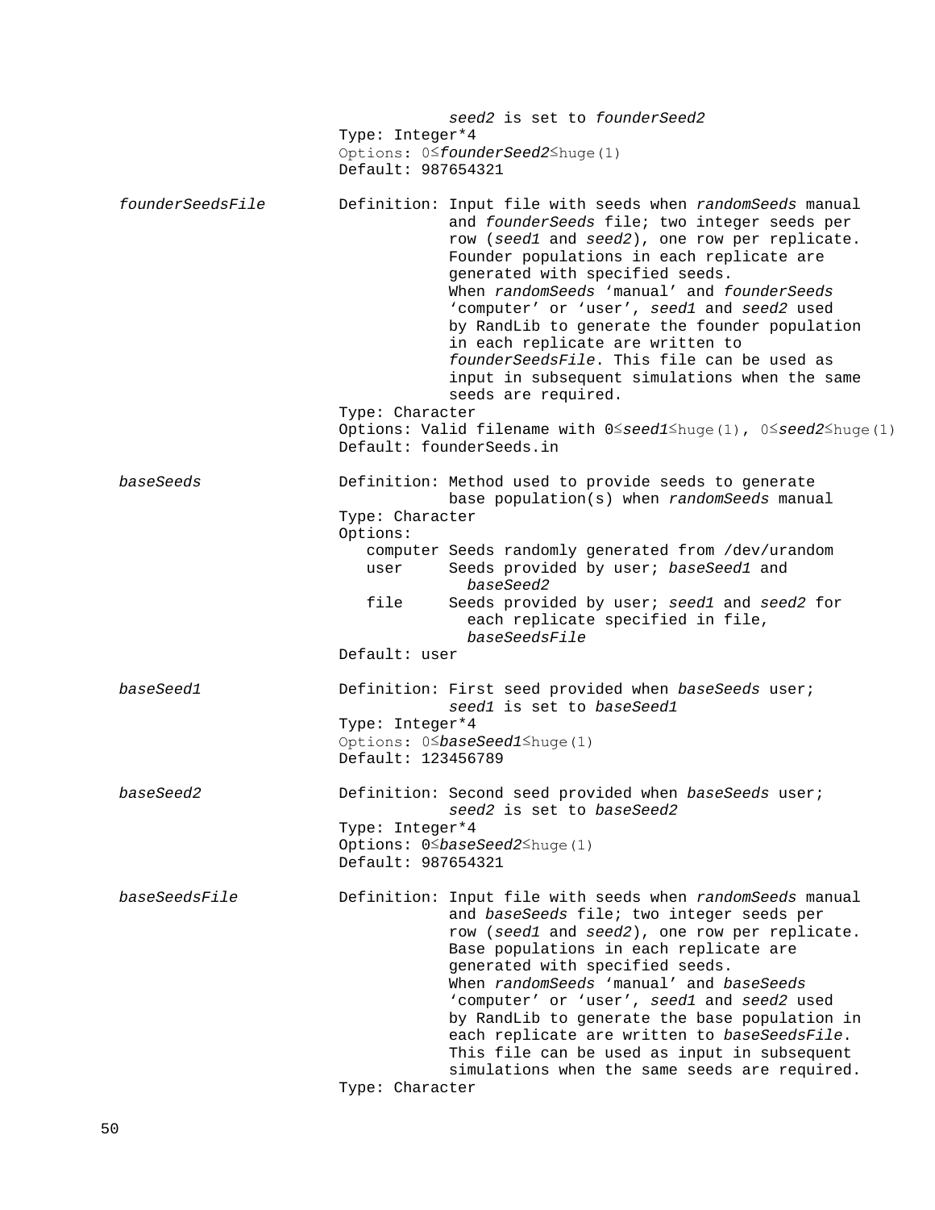*seed2* is set to *founderSeed2*
Type: Integer*4
Options: 0≤*founderSeed2*≤huge(1)
Default: 987654321

*founderSeedsFile*

Definition: Input file with seeds when *randomSeeds* manual and *founderSeeds* file; two integer seeds per row (*seed1* and *seed2*), one row per replicate. Founder populations in each replicate are generated with specified seeds.
When *randomSeeds* 'manual' and *founderSeeds* 'computer' or 'user', *seed1* and *seed2* used by RandLib to generate the founder population in each replicate are written to *founderSeedsFile*. This file can be used as input in subsequent simulations when the same seeds are required.
Type: Character
Options: Valid filename with 0≤*seed1*≤huge(1), 0≤*seed2*≤huge(1)
Default: founderSeeds.in

*baseSeeds*

Definition: Method used to provide seeds to generate base population(s) when *randomSeeds* manual
Type: Character
Options:
- computer Seeds randomly generated from /dev/urandom
- user Seeds provided by user; *baseSeed1* and *baseSeed2*
- file Seeds provided by user; *seed1* and *seed2* for each replicate specified in file, *baseSeedsFile*

Default: user

*baseSeed1*

Definition: First seed provided when *baseSeeds* user; *seed1* is set to *baseSeed1*
Type: Integer*4
Options: 0≤*baseSeed1*≤huge(1)
Default: 123456789

*baseSeed2*

Definition: Second seed provided when *baseSeeds* user; *seed2* is set to *baseSeed2*
Type: Integer*4
Options: 0≤*baseSeed2*≤huge(1)
Default: 987654321

*baseSeedsFile*

Definition: Input file with seeds when *randomSeeds* manual and *baseSeeds* file; two integer seeds per row (*seed1* and *seed2*), one row per replicate. Base populations in each replicate are generated with specified seeds.
When *randomSeeds* 'manual' and *baseSeeds* 'computer' or 'user', *seed1* and *seed2* used by RandLib to generate the base population in each replicate are written to *baseSeedsFile*. This file can be used as input in subsequent simulations when the same seeds are required.
Type: Character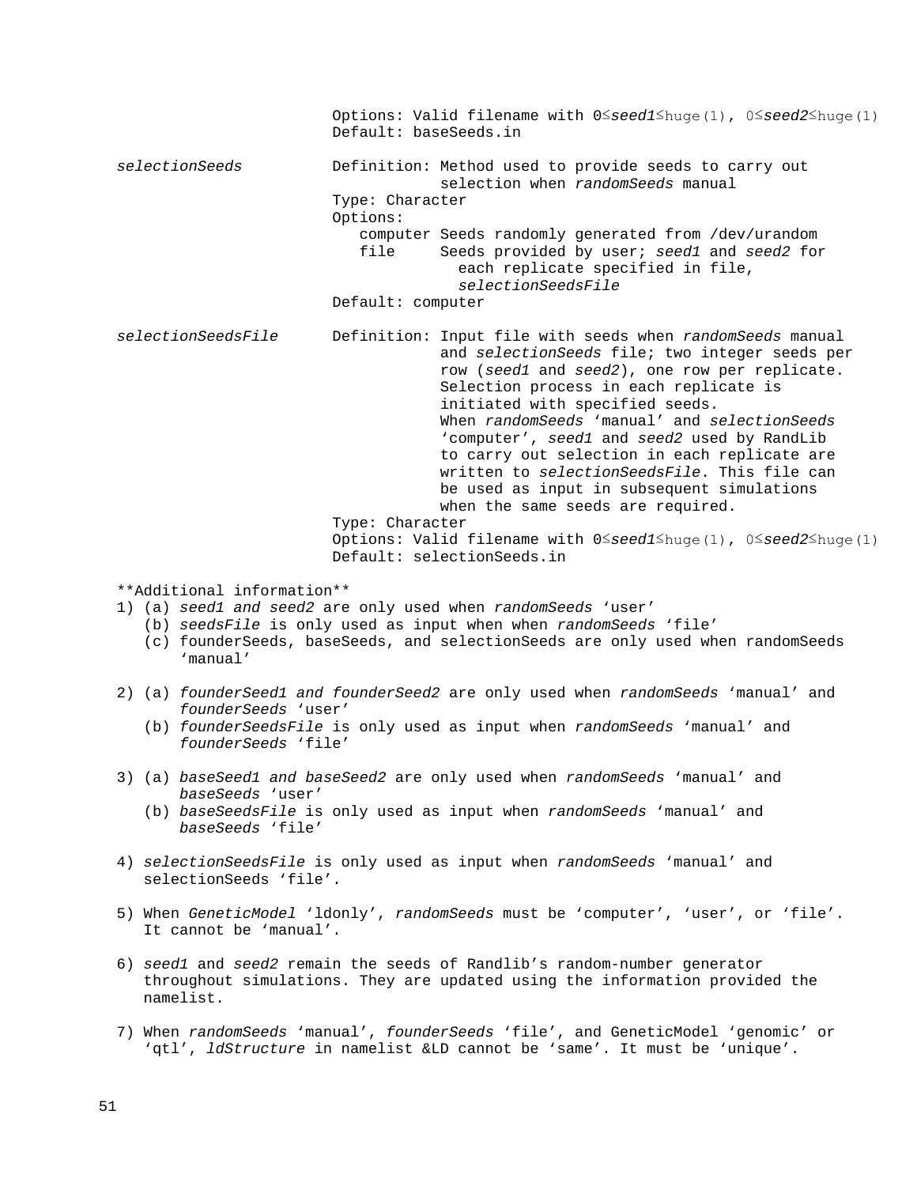Options: Valid filename with 0≤*seed1*≤huge(1), 0≤*seed2*≤huge(1)
Default: baseSeeds.in

*selectionSeeds*

Definition: Method used to provide seeds to carry out selection when *randomSeeds* manual
Type: Character
Options:
- computer Seeds randomly generated from /dev/urandom
- file Seeds provided by user; *seed1* and *seed2* for each replicate specified in file, *selectionSeedsFile*

Default: computer

*selectionSeedsFile*

Definition: Input file with seeds when *randomSeeds* manual and *selectionSeeds* file; two integer seeds per row (*seed1* and *seed2*), one row per replicate. Selection process in each replicate is initiated with specified seeds.
When *randomSeeds* 'manual' and *selectionSeeds* 'computer', *seed1* and *seed2* used by RandLib to carry out selection in each replicate are written to *selectionSeedsFile*. This file can be used as input in subsequent simulations when the same seeds are required.
Type: Character
Options: Valid filename with 0≤*seed1*≤huge(1), 0≤*seed2*≤huge(1)
Default: selectionSeeds.in

**Additional information**

1) (a) *seed1 and seed2* are only used when *randomSeeds* 'user'
   (b) *seedsFile* is only used as input when when *randomSeeds* 'file'
   (c) founderSeeds, baseSeeds, and selectionSeeds are only used when randomSeeds 'manual'

2) (a) *founderSeed1 and founderSeed2* are only used when *randomSeeds* 'manual' and *founderSeeds* 'user'
   (b) *founderSeedsFile* is only used as input when *randomSeeds* 'manual' and *founderSeeds* 'file'

3) (a) *baseSeed1 and baseSeed2* are only used when *randomSeeds* 'manual' and *baseSeeds* 'user'
   (b) *baseSeedsFile* is only used as input when *randomSeeds* 'manual' and *baseSeeds* 'file'

4) *selectionSeedsFile* is only used as input when *randomSeeds* 'manual' and selectionSeeds 'file'.

5) When *GeneticModel* 'ldonly', *randomSeeds* must be 'computer', 'user', or 'file'. It cannot be 'manual'.

6) *seed1* and *seed2* remain the seeds of Randlib's random-number generator throughout simulations. They are updated using the information provided the namelist.

7) When *randomSeeds* 'manual', *founderSeeds* 'file', and GeneticModel 'genomic' or 'qtl', *ldStructure* in namelist &LD cannot be 'same'. It must be 'unique'.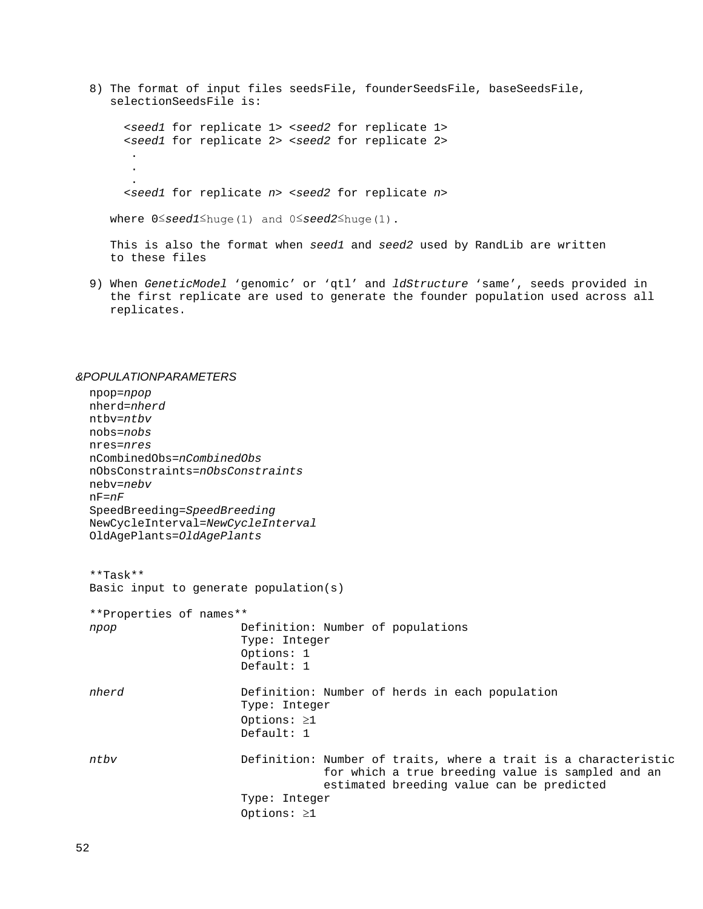8) The format of input files seedsFile, founderSeedsFile, baseSeedsFile, selectionSeedsFile is:

```
<seed1 for replicate 1> <seed2 for replicate 1>
<seed1 for replicate 2> <seed2 for replicate 2>
 .
 .
 .
<seed1 for replicate n> <seed2 for replicate n>
```

   where 0≤*seed1*≤huge(1) and 0≤*seed2*≤huge(1).

   This is also the format when *seed1* and *seed2* used by RandLib are written to these files

9) When *GeneticModel* ‘genomic’ or ‘qtl’ and *ldStructure* ‘same’, seeds provided in the first replicate are used to generate the founder population used across all replicates.

*&POPULATIONPARAMETERS*

npop=*npop*
nherd=*nherd*
ntbv=*ntbv*
nobs=*nobs*
nres=*nres*
nCombinedObs=*nCombinedObs*
nObsConstraints=*nObsConstraints*
nebv=*nebv*
nF=*nF*
SpeedBreeding=*SpeedBreeding*
NewCycleInterval=*NewCycleInterval*
OldAgePlants=*OldAgePlants*

\*\*Task\*\*
Basic input to generate population(s)

\*\*Properties of names\*\*

*npop*
- Definition: Number of populations
- Type: Integer
- Options: 1
- Default: 1

*nherd*
- Definition: Number of herds in each population
- Type: Integer
- Options: ≥1
- Default: 1

*ntbv*
- Definition: Number of traits, where a trait is a characteristic for which a true breeding value is sampled and an estimated breeding value can be predicted
- Type: Integer
- Options: ≥1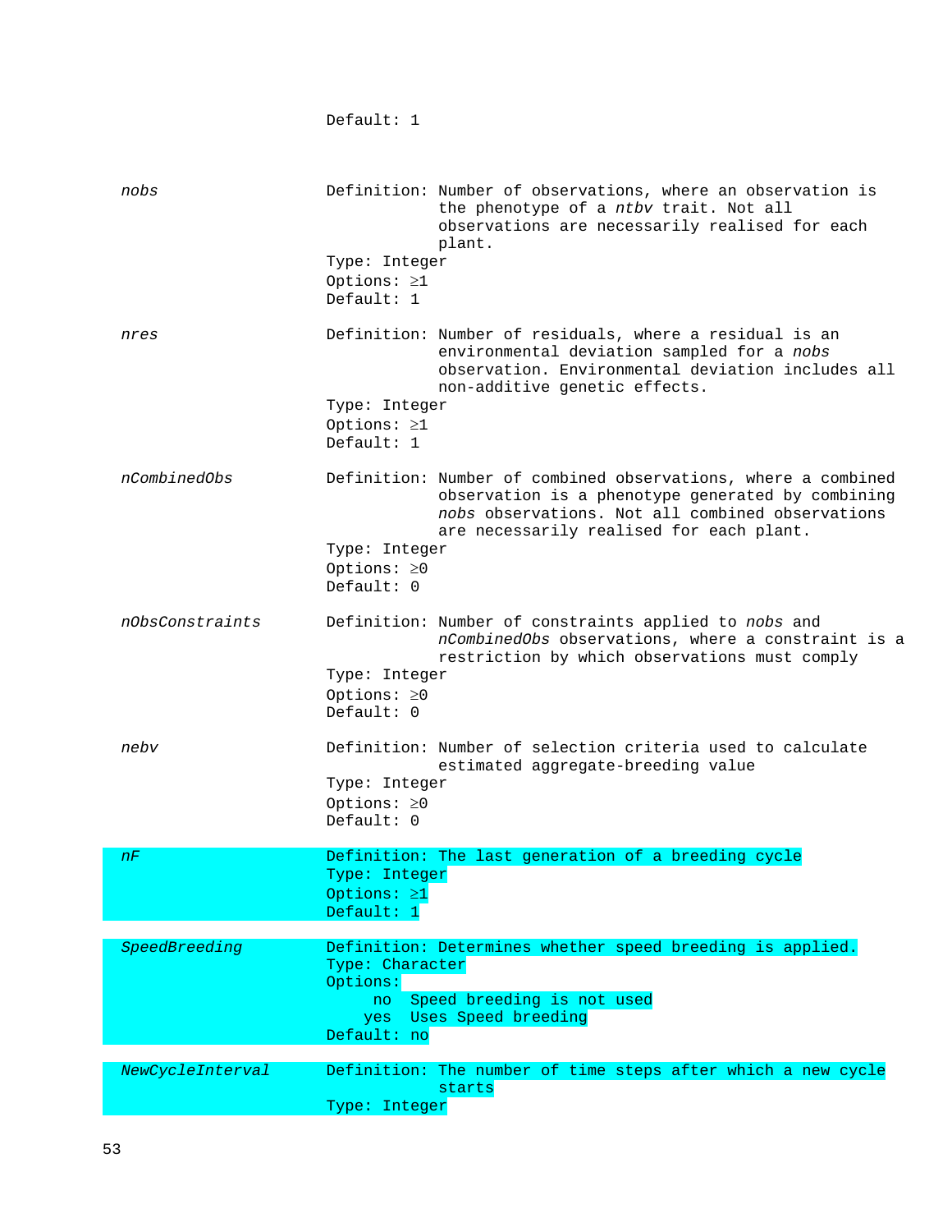Default: 1

*nobs*

Definition: Number of observations, where an observation is the phenotype of a *ntbv* trait. Not all observations are necessarily realised for each plant.

Type: Integer

Options: ≥1

Default: 1

*nres*

Definition: Number of residuals, where a residual is an environmental deviation sampled for a *nobs* observation. Environmental deviation includes all non-additive genetic effects.

Type: Integer

Options: ≥1

Default: 1

*nCombinedObs*

Definition: Number of combined observations, where a combined observation is a phenotype generated by combining *nobs* observations. Not all combined observations are necessarily realised for each plant.

Type: Integer

Options: ≥0

Default: 0

*nObsConstraints*

Definition: Number of constraints applied to *nobs* and *nCombinedObs* observations, where a constraint is a restriction by which observations must comply

Type: Integer

Options: ≥0

Default: 0

*nebv*

Definition: Number of selection criteria used to calculate estimated aggregate-breeding value

Type: Integer

Options: ≥0

Default: 0

*nF*

Definition: The last generation of a breeding cycle

Type: Integer

Options: ≥1

Default: 1

*SpeedBreeding*

Definition: Determines whether speed breeding is applied.

Type: Character

Options:

- no Speed breeding is not used
- yes Uses Speed breeding

Default: no

*NewCycleInterval*

Definition: The number of time steps after which a new cycle starts

Type: Integer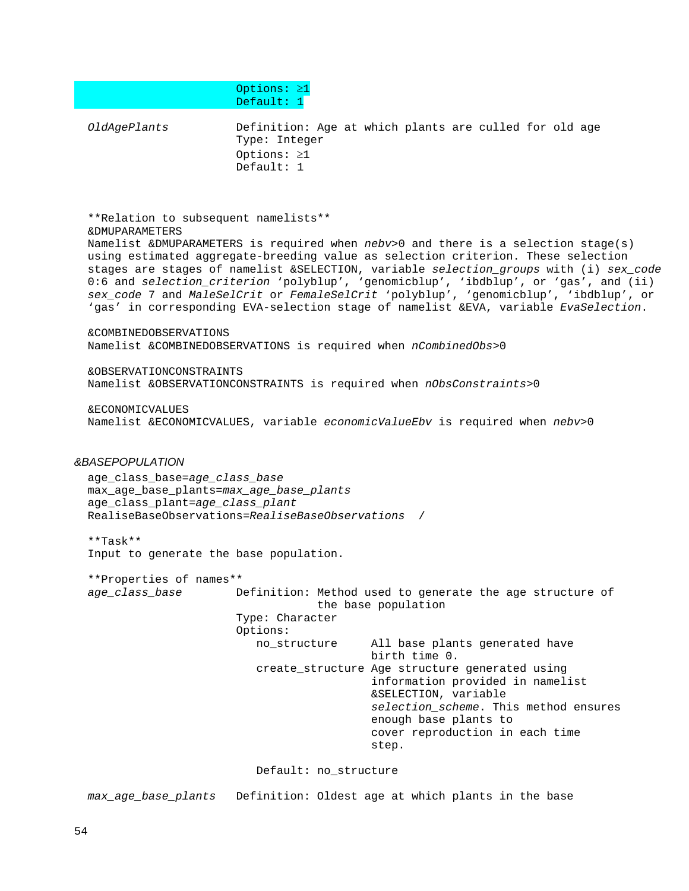Options: ≥1
Default: 1

*OldAgePlants* Definition: Age at which plants are culled for old age
Type: Integer
Options: ≥1
Default: 1

**Relation to subsequent namelists**

&DMUPARAMETERS
Namelist &DMUPARAMETERS is required when *nebv*>0 and there is a selection stage(s) using estimated aggregate-breeding value as selection criterion. These selection stages are stages of namelist &SELECTION, variable *selection_groups* with (i) *sex_code* 0:6 and *selection_criterion* 'polyblup', 'genomicblup', 'ibdblup', or 'gas', and (ii) *sex_code* 7 and *MaleSelCrit* or *FemaleSelCrit* 'polyblup', 'genomicblup', 'ibdblup', or 'gas' in corresponding EVA-selection stage of namelist &EVA, variable *EvaSelection*.

&COMBINEDOBSERVATIONS
Namelist &COMBINEDOBSERVATIONS is required when *nCombinedObs*>0

&OBSERVATIONCONSTRAINTS
Namelist &OBSERVATIONCONSTRAINTS is required when *nObsConstraints*>0

&ECONOMICVALUES
Namelist &ECONOMICVALUES, variable *economicValueEbv* is required when *nebv*>0

## &BASEPOPULATION

age_class_base=*age_class_base*
max_age_base_plants=*max_age_base_plants*
age_class_plant=*age_class_plant*
RealiseBaseObservations=*RealiseBaseObservations* /

**Task**
Input to generate the base population.

**Properties of names**

*age_class_base* Definition: Method used to generate the age structure of the base population
Type: Character
Options:

| | |
|---|---|
| no_structure | All base plants generated have birth time 0. |
| create_structure | Age structure generated using information provided in namelist &SELECTION, variable *selection_scheme*. This method ensures enough base plants to cover reproduction in each time step. |

Default: no_structure

*max_age_base_plants* Definition: Oldest age at which plants in the base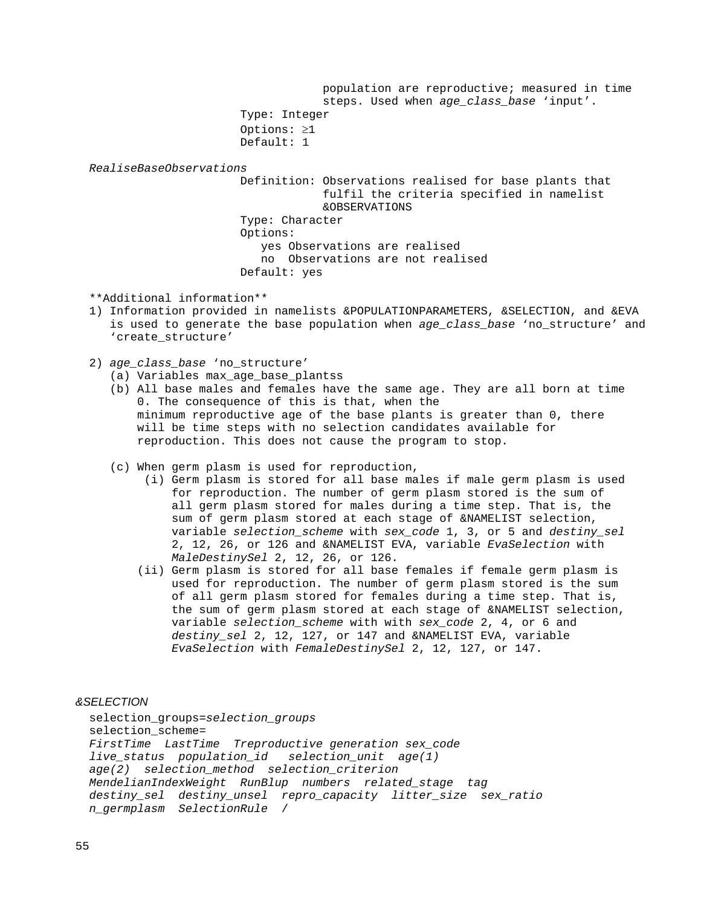population are reproductive; measured in time steps. Used when *age_class_base* 'input'.

Type: Integer

Options: ≥1

Default: 1

*RealiseBaseObservations*

Definition: Observations realised for base plants that fulfil the criteria specified in namelist &OBSERVATIONS

Type: Character

Options:

- yes Observations are realised
- no Observations are not realised

Default: yes

**Additional information**

1) Information provided in namelists &POPULATIONPARAMETERS, &SELECTION, and &EVA is used to generate the base population when *age_class_base* 'no_structure' and 'create_structure'

2) *age_class_base* 'no_structure'
   (a) Variables max_age_base_plantss
   (b) All base males and females have the same age. They are all born at time 0. The consequence of this is that, when the minimum reproductive age of the base plants is greater than 0, there will be time steps with no selection candidates available for reproduction. This does not cause the program to stop.

   (c) When germ plasm is used for reproduction,
      (i) Germ plasm is stored for all base males if male germ plasm is used for reproduction. The number of germ plasm stored is the sum of all germ plasm stored for males during a time step. That is, the sum of germ plasm stored at each stage of &NAMELIST selection, variable *selection_scheme* with *sex_code* 1, 3, or 5 and *destiny_sel* 2, 12, 26, or 126 and &NAMELIST EVA, variable *EvaSelection* with *MaleDestinySel* 2, 12, 26, or 126.
      (ii) Germ plasm is stored for all base females if female germ plasm is used for reproduction. The number of germ plasm stored is the sum of all germ plasm stored for females during a time step. That is, the sum of germ plasm stored at each stage of &NAMELIST selection, variable *selection_scheme* with with *sex_code* 2, 4, or 6 and *destiny_sel* 2, 12, 127, or 147 and &NAMELIST EVA, variable *EvaSelection* with *FemaleDestinySel* 2, 12, 127, or 147.

*&SELECTION*

selection_groups=*selection_groups*
selection_scheme=
*FirstTime LastTime Treproductive generation sex_code live_status population_id selection_unit age(1) age(2) selection_method selection_criterion MendelianIndexWeight RunBlup numbers related_stage tag destiny_sel destiny_unsel repro_capacity litter_size sex_ratio n_germplasm SelectionRule /*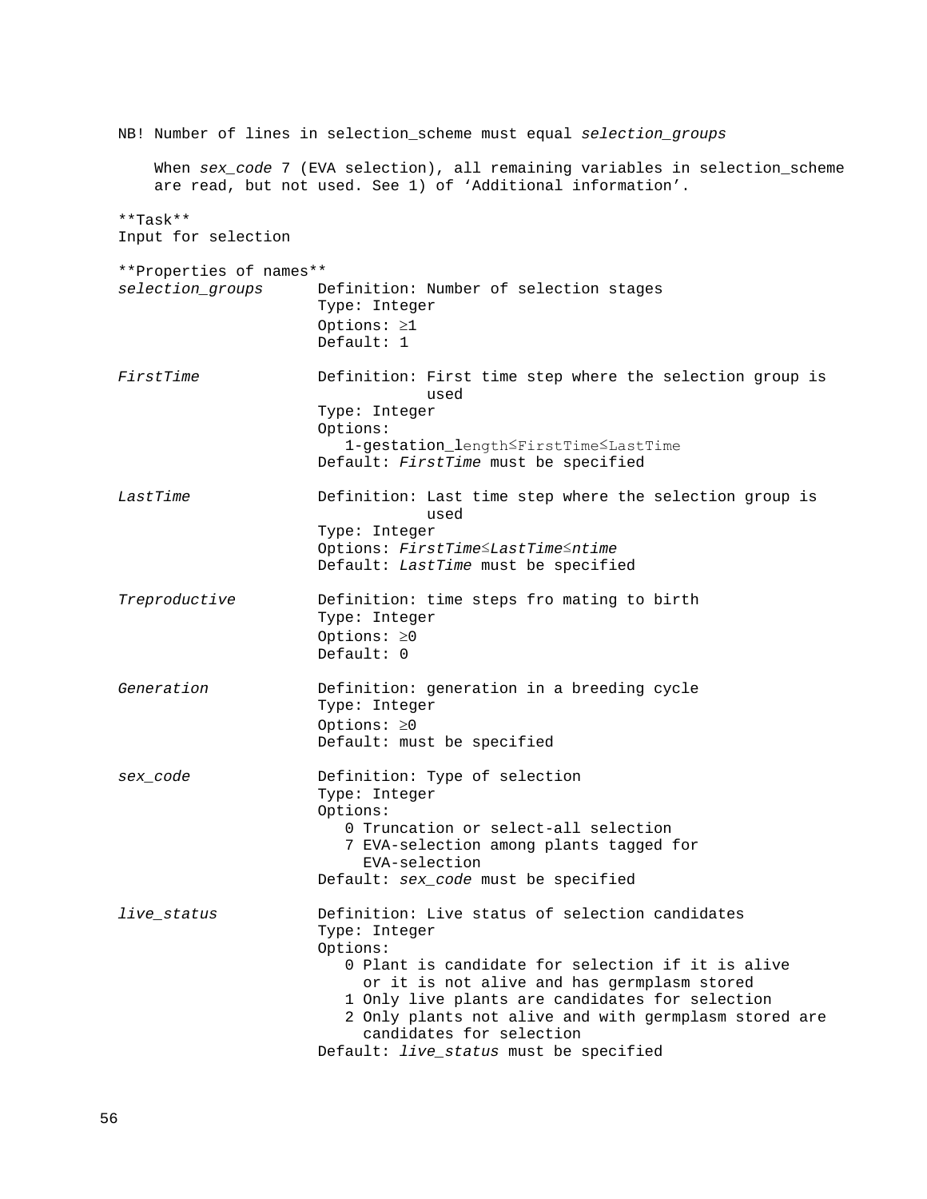NB! Number of lines in selection_scheme must equal *selection_groups*

When *sex_code* 7 (EVA selection), all remaining variables in selection_scheme are read, but not used. See 1) of 'Additional information'.

**Task**
Input for selection

**Properties of names**

*selection_groups*
Definition: Number of selection stages
Type: Integer
Options: ≥1
Default: 1

*FirstTime*
Definition: First time step where the selection group is used
Type: Integer
Options:
1-gestation_length≤FirstTime≤LastTime
Default: *FirstTime* must be specified

*LastTime*
Definition: Last time step where the selection group is used
Type: Integer
Options: *FirstTime*≤*LastTime*≤*ntime*
Default: *LastTime* must be specified

*Treproductive*
Definition: time steps fro mating to birth
Type: Integer
Options: ≥0
Default: 0

*Generation*
Definition: generation in a breeding cycle
Type: Integer
Options: ≥0
Default: must be specified

*sex_code*
Definition: Type of selection
Type: Integer
Options:
- 0 Truncation or select-all selection
- 7 EVA-selection among plants tagged for EVA-selection

Default: *sex_code* must be specified

*live_status*
Definition: Live status of selection candidates
Type: Integer
Options:
- 0 Plant is candidate for selection if it is alive or it is not alive and has germplasm stored
- 1 Only live plants are candidates for selection
- 2 Only plants not alive and with germplasm stored are candidates for selection

Default: *live_status* must be specified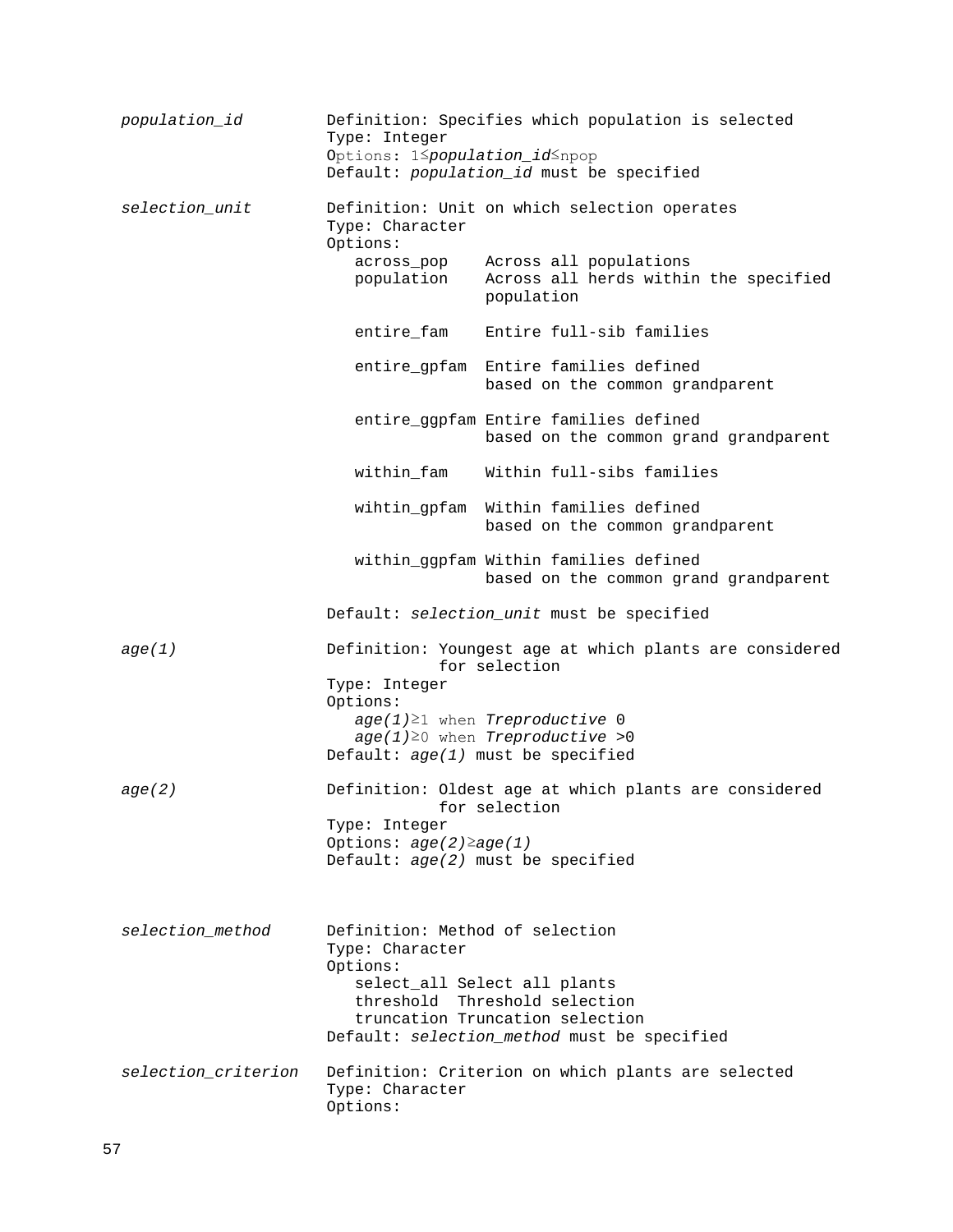*population_id*

Definition: Specifies which population is selected
Type: Integer
Options: $1 \leq$ *population_id* $\leq$ npop
Default: *population_id* must be specified

*selection_unit*

Definition: Unit on which selection operates
Type: Character
Options:

| | |
|---|---|
| across_pop | Across all populations |
| population | Across all herds within the specified population |
| entire_fam | Entire full-sib families |
| entire_gpfam | Entire families defined based on the common grandparent |
| entire_ggpfam | Entire families defined based on the common grand grandparent |
| within_fam | Within full-sibs families |
| wihtin_gpfam | Within families defined based on the common grandparent |
| within_ggpfam | Within families defined based on the common grand grandparent |

Default: *selection_unit* must be specified

*age(1)*

Definition: Youngest age at which plants are considered for selection
Type: Integer
Options:
*age(1)* $\geq 1$ when *Treproductive* 0
*age(1)* $\geq 0$ when *Treproductive* >0
Default: *age(1)* must be specified

*age(2)*

Definition: Oldest age at which plants are considered for selection
Type: Integer
Options: *age(2)* $\geq$ *age(1)*
Default: *age(2)* must be specified

*selection_method*

Definition: Method of selection
Type: Character
Options:
select_all Select all plants
threshold Threshold selection
truncation Truncation selection
Default: *selection_method* must be specified

*selection_criterion*

Definition: Criterion on which plants are selected
Type: Character
Options: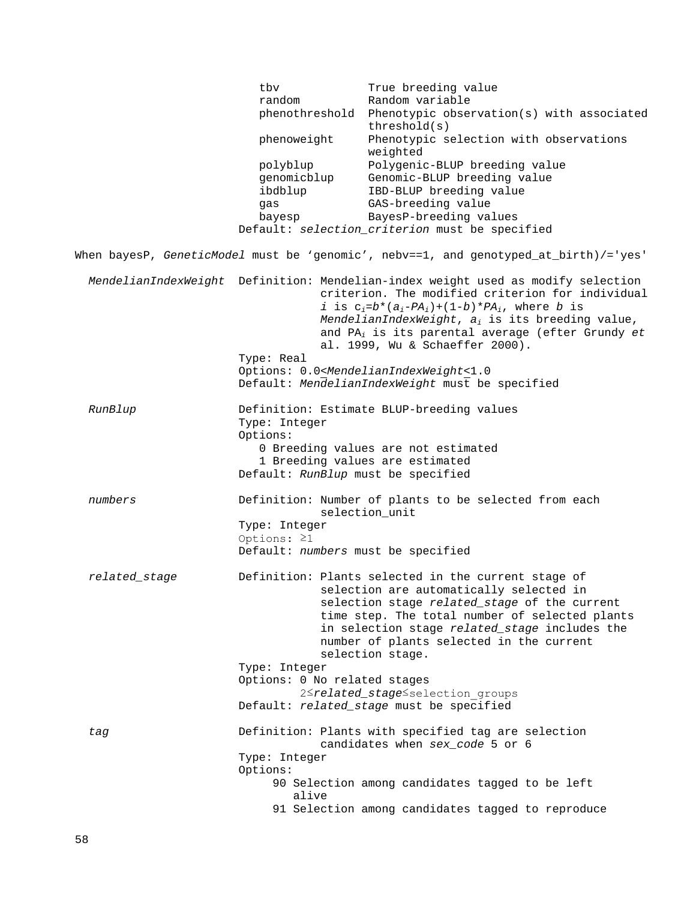| | |
|---|---|
| tbv | True breeding value |
| random | Random variable |
| phenothreshold | Phenotypic observation(s) with associated threshold(s) |
| phenoweight | Phenotypic selection with observations weighted |
| polyblup | Polygenic-BLUP breeding value |
| genomicblup | Genomic-BLUP breeding value |
| ibdblup | IBD-BLUP breeding value |
| gas | GAS-breeding value |
| bayesp | BayesP-breeding values |

Default: *selection_criterion* must be specified

When bayesP, *GeneticModel* must be 'genomic', nebv==1, and genotyped_at_birth)/='yes'

*MendelianIndexWeight*

Definition: Mendelian-index weight used as modify selection criterion. The modified criterion for individual *i* is $c_i = b*(a_i - PA_i) + (1-b)*PA_i$, where *b* is *MendelianIndexWeight*, $a_i$ is its breeding value, and $PA_i$ is its parental average (efter Grundy *et* al. 1999, Wu & Schaeffer 2000).
Type: Real
Options: $0.0 \leq$ *MendelianIndexWeight* $\leq 1.0$
Default: *MendelianIndexWeight* must be specified

*RunBlup*

Definition: Estimate BLUP-breeding values
Type: Integer
Options:
0 Breeding values are not estimated
1 Breeding values are estimated
Default: *RunBlup* must be specified

*numbers*

Definition: Number of plants to be selected from each selection_unit
Type: Integer
Options: ≥1
Default: *numbers* must be specified

*related_stage*

Definition: Plants selected in the current stage of selection are automatically selected in selection stage *related_stage* of the current time step. The total number of selected plants in selection stage *related_stage* includes the number of plants selected in the current selection stage.
Type: Integer
Options: 0 No related stages
2≤*related_stage*≤selection_groups
Default: *related_stage* must be specified

*tag*

Definition: Plants with specified tag are selection candidates when *sex_code* 5 or 6
Type: Integer
Options:
90 Selection among candidates tagged to be left alive
91 Selection among candidates tagged to reproduce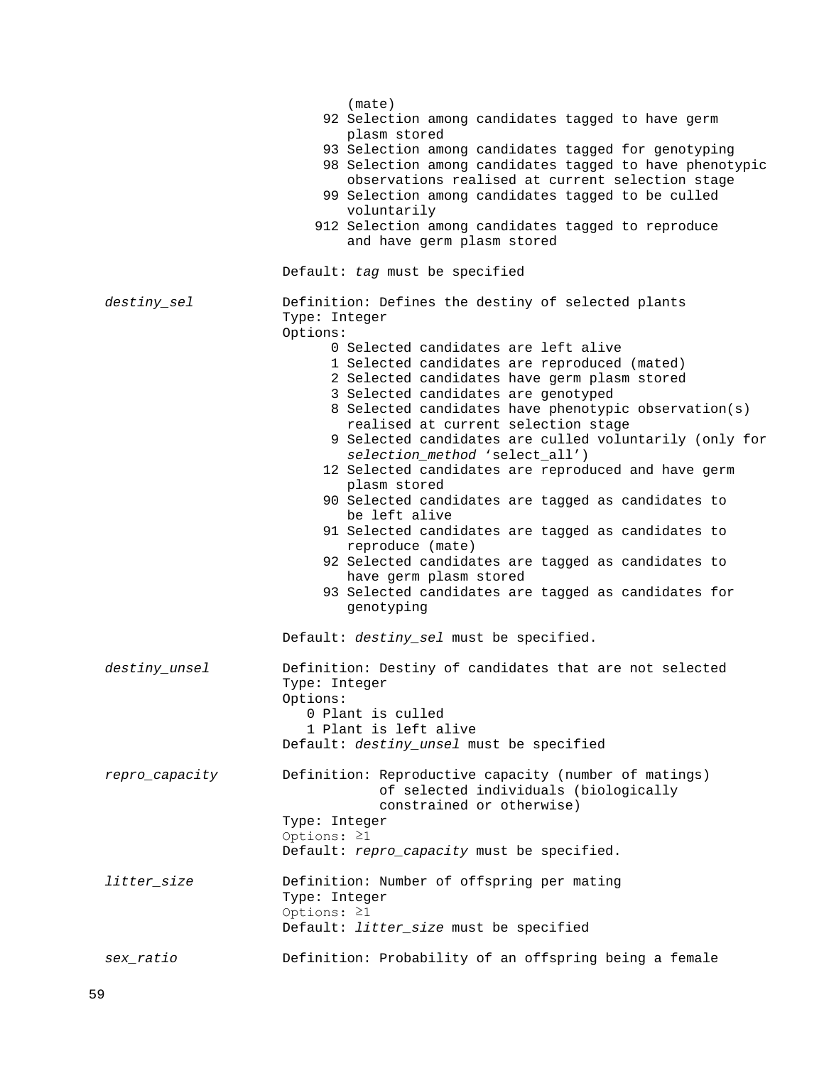(mate)
92 Selection among candidates tagged to have germ plasm stored
93 Selection among candidates tagged for genotyping
98 Selection among candidates tagged to have phenotypic observations realised at current selection stage
99 Selection among candidates tagged to be culled voluntarily
912 Selection among candidates tagged to reproduce and have germ plasm stored

Default: *tag* must be specified

*destiny_sel*

Definition: Defines the destiny of selected plants
Type: Integer
Options:

- 0 Selected candidates are left alive
- 1 Selected candidates are reproduced (mated)
- 2 Selected candidates have germ plasm stored
- 3 Selected candidates are genotyped
- 8 Selected candidates have phenotypic observation(s) realised at current selection stage
- 9 Selected candidates are culled voluntarily (only for *selection_method* ‘select_all’)
- 12 Selected candidates are reproduced and have germ plasm stored
- 90 Selected candidates are tagged as candidates to be left alive
- 91 Selected candidates are tagged as candidates to reproduce (mate)
- 92 Selected candidates are tagged as candidates to have germ plasm stored
- 93 Selected candidates are tagged as candidates for genotyping

Default: *destiny_sel* must be specified.

*destiny_unsel*

Definition: Destiny of candidates that are not selected
Type: Integer
Options:

- 0 Plant is culled
- 1 Plant is left alive

Default: *destiny_unsel* must be specified

*repro_capacity*

Definition: Reproductive capacity (number of matings) of selected individuals (biologically constrained or otherwise)
Type: Integer
Options: ≥1
Default: *repro_capacity* must be specified.

*litter_size*

Definition: Number of offspring per mating
Type: Integer
Options: ≥1
Default: *litter_size* must be specified

*sex_ratio*

Definition: Probability of an offspring being a female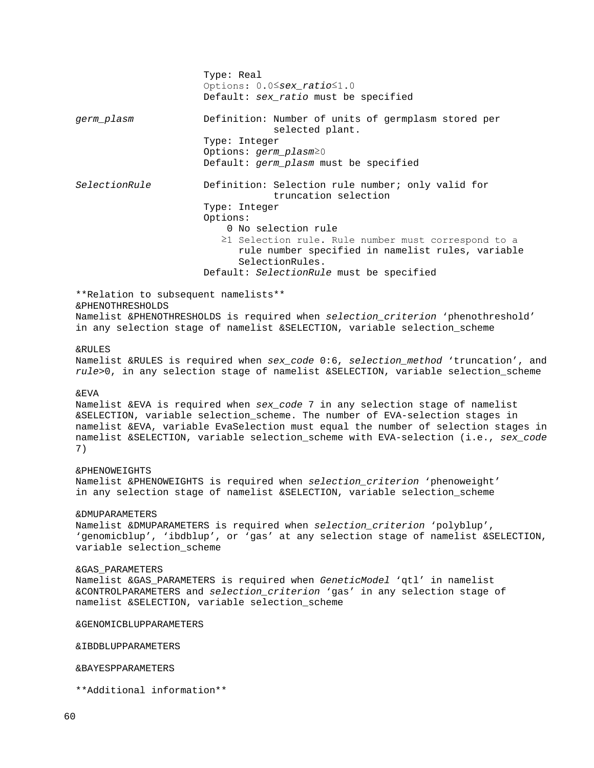| | |
|---|---|
| | Type: Real<br>Options: 0.0≤*sex_ratio*≤1.0<br>Default: *sex_ratio* must be specified |
| *germ_plasm* | Definition: Number of units of germplasm stored per selected plant.<br>Type: Integer<br>Options: *germ_plasm*≥0<br>Default: *germ_plasm* must be specified |
| *SelectionRule* | Definition: Selection rule number; only valid for truncation selection<br>Type: Integer<br>Options:<br>0 No selection rule<br>≥1 Selection rule. Rule number must correspond to a rule number specified in namelist rules, variable SelectionRules.<br>Default: *SelectionRule* must be specified |

**Relation to subsequent namelists**

&PHENOTHRESHOLDS
Namelist &PHENOTHRESHOLDS is required when *selection_criterion* 'phenothreshold' in any selection stage of namelist &SELECTION, variable selection_scheme

&RULES
Namelist &RULES is required when *sex_code* 0:6, *selection_method* 'truncation', and *rule*>0, in any selection stage of namelist &SELECTION, variable selection_scheme

&EVA
Namelist &EVA is required when *sex_code* 7 in any selection stage of namelist &SELECTION, variable selection_scheme. The number of EVA-selection stages in namelist &EVA, variable EvaSelection must equal the number of selection stages in namelist &SELECTION, variable selection_scheme with EVA-selection (i.e., *sex_code* 7)

&PHENOWEIGHTS
Namelist &PHENOWEIGHTS is required when *selection_criterion* 'phenoweight' in any selection stage of namelist &SELECTION, variable selection_scheme

&DMUPARAMETERS
Namelist &DMUPARAMETERS is required when *selection_criterion* 'polyblup', 'genomicblup', 'ibdblup', or 'gas' at any selection stage of namelist &SELECTION, variable selection_scheme

&GAS_PARAMETERS
Namelist &GAS_PARAMETERS is required when *GeneticModel* 'qtl' in namelist &CONTROLPARAMETERS and *selection_criterion* 'gas' in any selection stage of namelist &SELECTION, variable selection_scheme

&GENOMICBLUPPARAMETERS

&IBDBLUPPARAMETERS

&BAYESPPARAMETERS

**Additional information**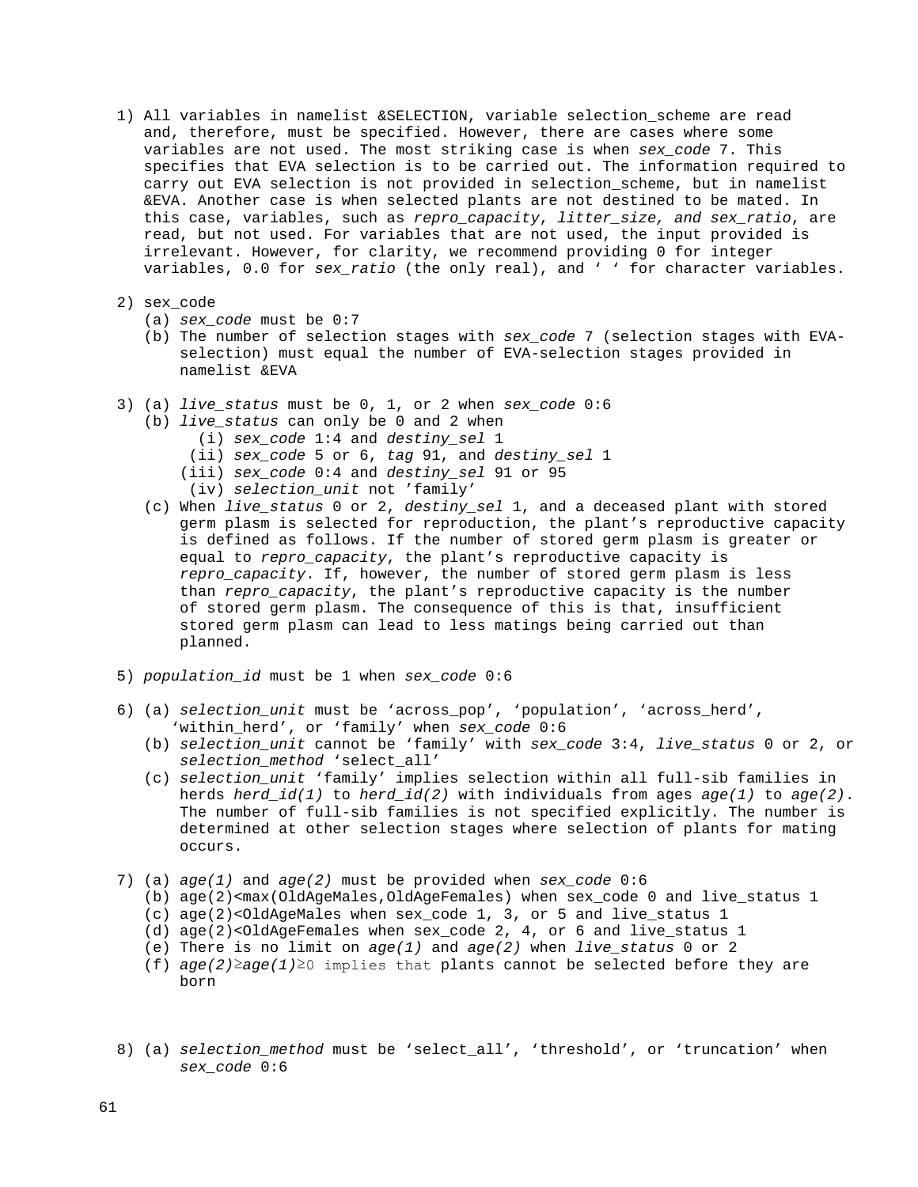1) All variables in namelist &SELECTION, variable selection_scheme are read and, therefore, must be specified. However, there are cases where some variables are not used. The most striking case is when *sex_code* 7. This specifies that EVA selection is to be carried out. The information required to carry out EVA selection is not provided in selection_scheme, but in namelist &EVA. Another case is when selected plants are not destined to be mated. In this case, variables, such as *repro_capacity*, *litter_size, and sex_ratio*, are read, but not used. For variables that are not used, the input provided is irrelevant. However, for clarity, we recommend providing 0 for integer variables, 0.0 for *sex_ratio* (the only real), and ' ' for character variables.

2) sex_code
   (a) *sex_code* must be 0:7
   (b) The number of selection stages with *sex_code* 7 (selection stages with EVA-selection) must equal the number of EVA-selection stages provided in namelist &EVA

3) (a) *live_status* must be 0, 1, or 2 when *sex_code* 0:6
   (b) *live_status* can only be 0 and 2 when
      (i) *sex_code* 1:4 and *destiny_sel* 1
      (ii) *sex_code* 5 or 6, *tag* 91, and *destiny_sel* 1
      (iii) *sex_code* 0:4 and *destiny_sel* 91 or 95
      (iv) *selection_unit* not 'family'
   (c) When *live_status* 0 or 2, *destiny_sel* 1, and a deceased plant with stored germ plasm is selected for reproduction, the plant's reproductive capacity is defined as follows. If the number of stored germ plasm is greater or equal to *repro_capacity*, the plant's reproductive capacity is *repro_capacity*. If, however, the number of stored germ plasm is less than *repro_capacity*, the plant's reproductive capacity is the number of stored germ plasm. The consequence of this is that, insufficient stored germ plasm can lead to less matings being carried out than planned.

5) *population_id* must be 1 when *sex_code* 0:6

6) (a) *selection_unit* must be 'across_pop', 'population', 'across_herd', 'within_herd', or 'family' when *sex_code* 0:6
   (b) *selection_unit* cannot be 'family' with *sex_code* 3:4, *live_status* 0 or 2, or *selection_method* 'select_all'
   (c) *selection_unit* 'family' implies selection within all full-sib families in herds *herd_id(1)* to *herd_id(2)* with individuals from ages *age(1)* to *age(2)*. The number of full-sib families is not specified explicitly. The number is determined at other selection stages where selection of plants for mating occurs.

7) (a) *age(1)* and *age(2)* must be provided when *sex_code* 0:6
   (b) age(2)<max(OldAgeMales,OldAgeFemales) when sex_code 0 and live_status 1
   (c) age(2)<OldAgeMales when sex_code 1, 3, or 5 and live_status 1
   (d) age(2)<OldAgeFemales when sex_code 2, 4, or 6 and live_status 1
   (e) There is no limit on *age(1)* and *age(2)* when *live_status* 0 or 2
   (f) *age(2)*≥*age(1)*≥0 implies that plants cannot be selected before they are born

8) (a) *selection_method* must be 'select_all', 'threshold', or 'truncation' when *sex_code* 0:6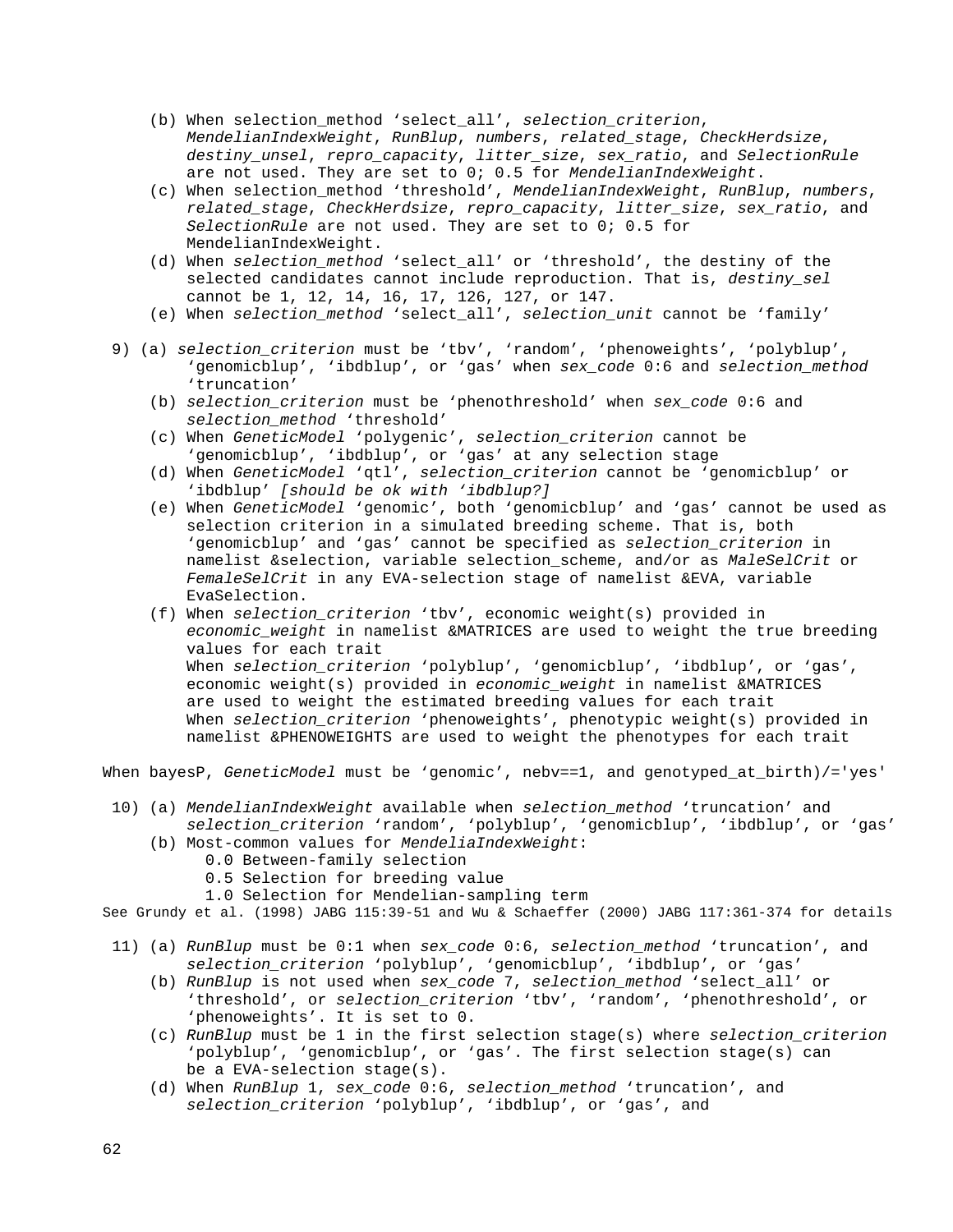(b) When selection_method ‘select_all’, *selection_criterion*, *MendelianIndexWeight*, *RunBlup*, *numbers*, *related_stage*, *CheckHerdsize*, *destiny_unsel*, *repro_capacity*, *litter_size*, *sex_ratio*, and *SelectionRule* are not used. They are set to 0; 0.5 for *MendelianIndexWeight*.

(c) When selection_method ‘threshold’, *MendelianIndexWeight*, *RunBlup*, *numbers*, *related_stage*, *CheckHerdsize*, *repro_capacity*, *litter_size*, *sex_ratio*, and *SelectionRule* are not used. They are set to 0; 0.5 for MendelianIndexWeight.

(d) When *selection_method* ‘select_all’ or ‘threshold’, the destiny of the selected candidates cannot include reproduction. That is, *destiny_sel* cannot be 1, 12, 14, 16, 17, 126, 127, or 147.

(e) When *selection_method* ‘select_all’, *selection_unit* cannot be ‘family’

9) (a) *selection_criterion* must be ‘tbv’, ‘random’, ‘phenoweights’, ‘polyblup’, ‘genomicblup’, ‘ibdblup’, or ‘gas’ when *sex_code* 0:6 and *selection_method* ‘truncation’

(b) *selection_criterion* must be ‘phenothreshold’ when *sex_code* 0:6 and *selection_method* ‘threshold’

(c) When *GeneticModel* ‘polygenic’, *selection_criterion* cannot be ‘genomicblup’, ‘ibdblup’, or ‘gas’ at any selection stage

(d) When *GeneticModel* ‘qtl’, *selection_criterion* cannot be ‘genomicblup’ or ‘ibdblup’ *[should be ok with ‘ibdblup?]*

(e) When *GeneticModel* ‘genomic’, both ‘genomicblup’ and ‘gas’ cannot be used as selection criterion in a simulated breeding scheme. That is, both ‘genomicblup’ and ‘gas’ cannot be specified as *selection_criterion* in namelist &selection, variable selection_scheme, and/or as *MaleSelCrit* or *FemaleSelCrit* in any EVA-selection stage of namelist &EVA, variable EvaSelection.

(f) When *selection_criterion* ‘tbv’, economic weight(s) provided in *economic_weight* in namelist &MATRICES are used to weight the true breeding values for each trait
When *selection_criterion* ‘polyblup’, ‘genomicblup’, ‘ibdblup’, or ‘gas’, economic weight(s) provided in *economic_weight* in namelist &MATRICES are used to weight the estimated breeding values for each trait
When *selection_criterion* ‘phenoweights’, phenotypic weight(s) provided in namelist &PHENOWEIGHTS are used to weight the phenotypes for each trait

When bayesP, *GeneticModel* must be ‘genomic’, nebv==1, and genotyped_at_birth)/='yes'

10) (a) *MendelianIndexWeight* available when *selection_method* ‘truncation’ and *selection_criterion* ‘random’, ‘polyblup’, ‘genomicblup’, ‘ibdblup’, or ‘gas’

(b) Most-common values for *MendeliaIndexWeight*:
- 0.0 Between-family selection
- 0.5 Selection for breeding value
- 1.0 Selection for Mendelian-sampling term

See Grundy et al. (1998) JABG 115:39-51 and Wu & Schaeffer (2000) JABG 117:361-374 for details

11) (a) *RunBlup* must be 0:1 when *sex_code* 0:6, *selection_method* ‘truncation’, and *selection_criterion* ‘polyblup’, ‘genomicblup’, ‘ibdblup’, or ‘gas’

(b) *RunBlup* is not used when *sex_code* 7, *selection_method* ‘select_all’ or ‘threshold’, or *selection_criterion* ‘tbv’, ‘random’, ‘phenothreshold’, or ‘phenoweights’. It is set to 0.

(c) *RunBlup* must be 1 in the first selection stage(s) where *selection_criterion* ‘polyblup’, ‘genomicblup’, or ‘gas’. The first selection stage(s) can be a EVA-selection stage(s).

(d) When *RunBlup* 1, *sex_code* 0:6, *selection_method* ‘truncation’, and *selection_criterion* ‘polyblup’, ‘ibdblup’, or ‘gas’, and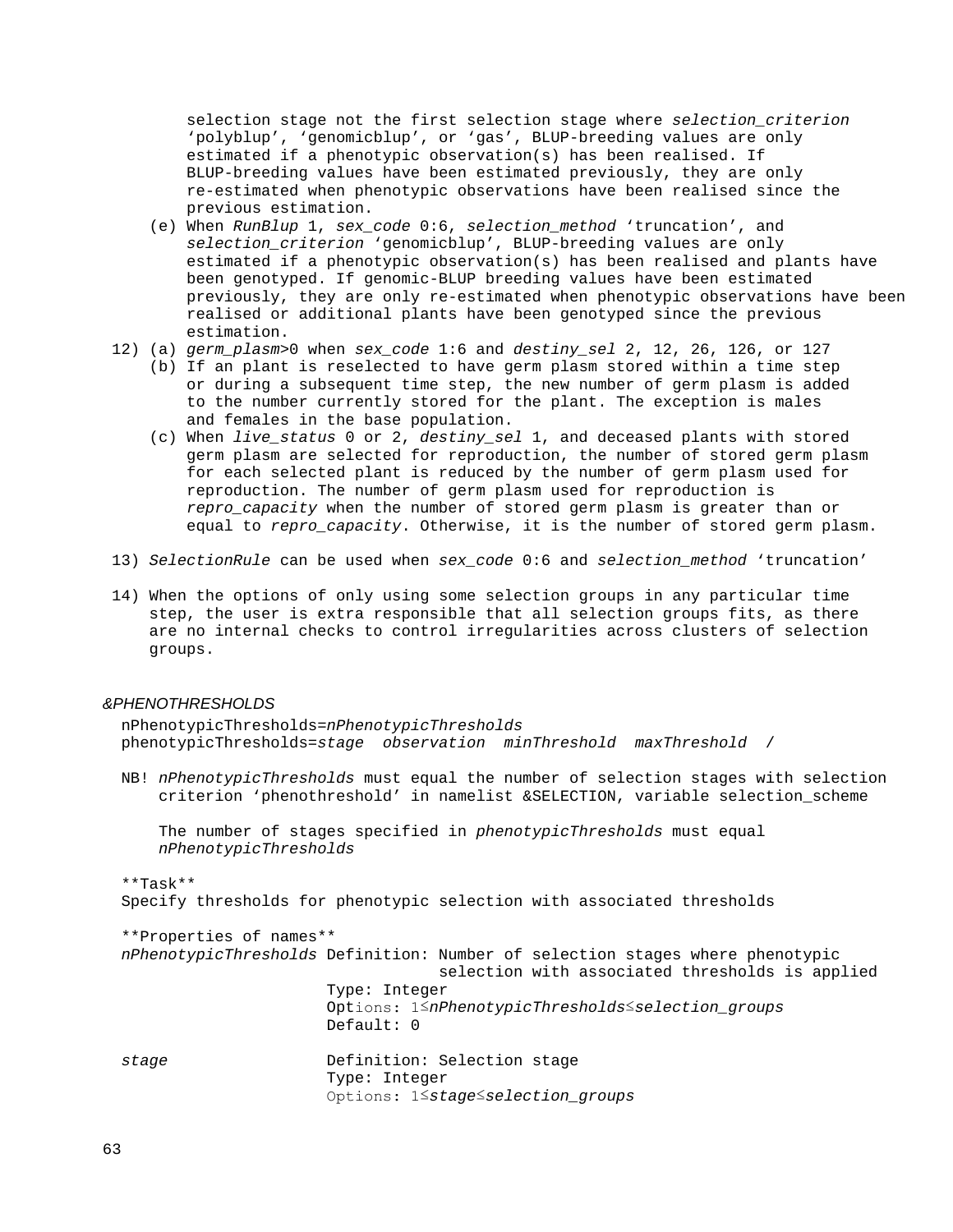selection stage not the first selection stage where *selection_criterion* ‘polyblup’, ‘genomicblup’, or ‘gas’, BLUP-breeding values are only estimated if a phenotypic observation(s) has been realised. If BLUP-breeding values have been estimated previously, they are only re-estimated when phenotypic observations have been realised since the previous estimation.

(e) When *RunBlup* 1, *sex_code* 0:6, *selection_method* ‘truncation’, and *selection_criterion* ‘genomicblup’, BLUP-breeding values are only estimated if a phenotypic observation(s) has been realised and plants have been genotyped. If genomic-BLUP breeding values have been estimated previously, they are only re-estimated when phenotypic observations have been realised or additional plants have been genotyped since the previous estimation.

12) (a) *germ_plasm*>0 when *sex_code* 1:6 and *destiny_sel* 2, 12, 26, 126, or 127

(b) If an plant is reselected to have germ plasm stored within a time step or during a subsequent time step, the new number of germ plasm is added to the number currently stored for the plant. The exception is males and females in the base population.

(c) When *live_status* 0 or 2, *destiny_sel* 1, and deceased plants with stored germ plasm are selected for reproduction, the number of stored germ plasm for each selected plant is reduced by the number of germ plasm used for reproduction. The number of germ plasm used for reproduction is *repro_capacity* when the number of stored germ plasm is greater than or equal to *repro_capacity*. Otherwise, it is the number of stored germ plasm.

13) *SelectionRule* can be used when *sex_code* 0:6 and *selection_method* ‘truncation’

14) When the options of only using some selection groups in any particular time step, the user is extra responsible that all selection groups fits, as there are no internal checks to control irregularities across clusters of selection groups.

*&PHENOTHRESHOLDS*

nPhenotypicThresholds=*nPhenotypicThresholds*
phenotypicThresholds=*stage observation minThreshold maxThreshold /*

NB! *nPhenotypicThresholds* must equal the number of selection stages with selection criterion ‘phenothreshold’ in namelist &SELECTION, variable selection_scheme

The number of stages specified in *phenotypicThresholds* must equal *nPhenotypicThresholds*

\*\*Task\*\*
Specify thresholds for phenotypic selection with associated thresholds

\*\*Properties of names\*\*

*nPhenotypicThresholds* Definition: Number of selection stages where phenotypic selection with associated thresholds is applied
Type: Integer
Options: 1≤*nPhenotypicThresholds*≤*selection_groups*
Default: 0

*stage* Definition: Selection stage
Type: Integer
Options: 1≤*stage*≤*selection_groups*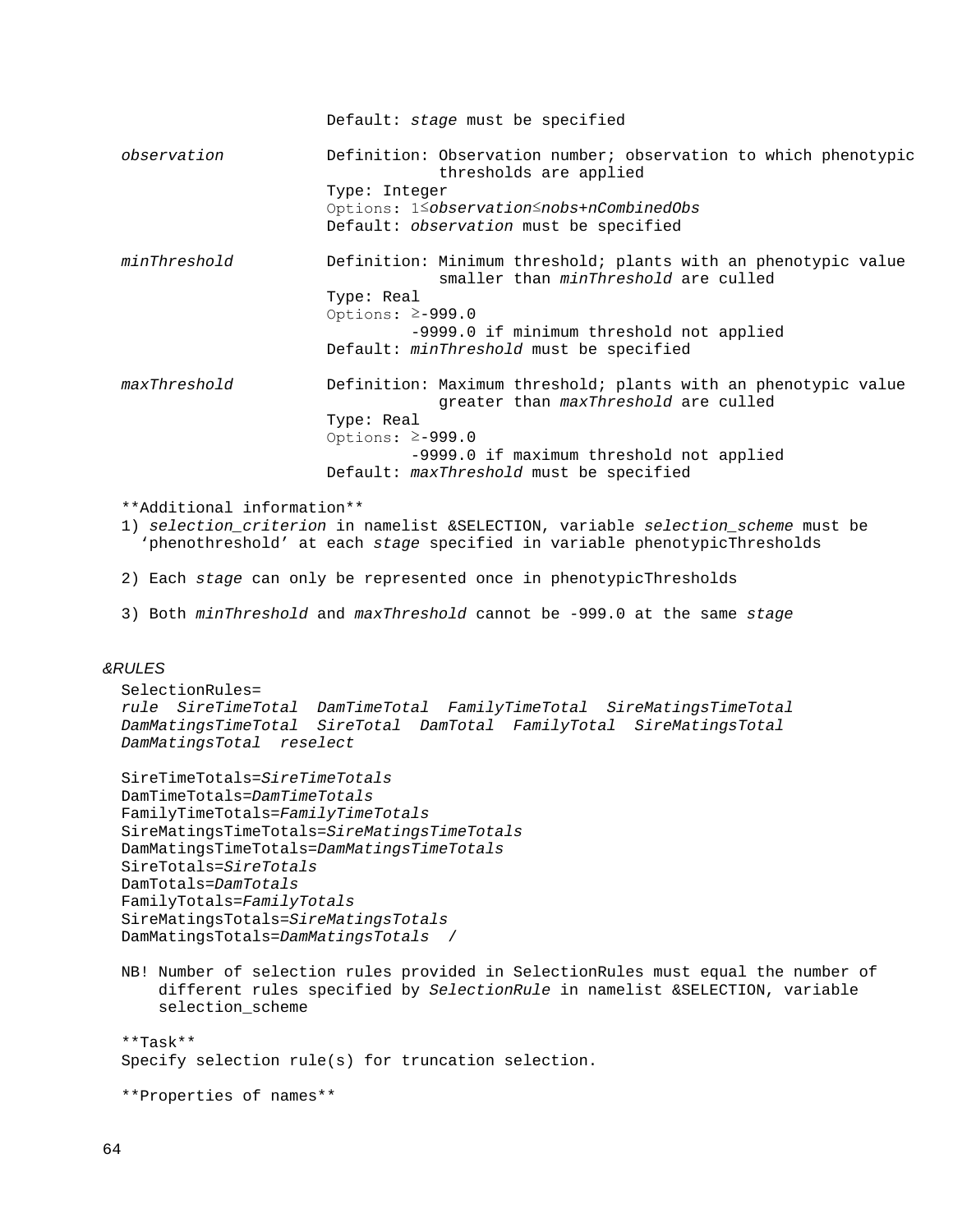Default: *stage* must be specified

*observation*

Definition: Observation number; observation to which phenotypic thresholds are applied
Type: Integer
Options: 1≤*observation*≤*nobs*+*nCombinedObs*
Default: *observation* must be specified

*minThreshold*

Definition: Minimum threshold; plants with an phenotypic value smaller than *minThreshold* are culled
Type: Real
Options: ≥-999.0
-9999.0 if minimum threshold not applied
Default: *minThreshold* must be specified

*maxThreshold*

Definition: Maximum threshold; plants with an phenotypic value greater than *maxThreshold* are culled
Type: Real
Options: ≥-999.0
-9999.0 if maximum threshold not applied
Default: *maxThreshold* must be specified

**Additional information**

1) *selection_criterion* in namelist &SELECTION, variable *selection_scheme* must be 'phenothreshold' at each *stage* specified in variable phenotypicThresholds

2) Each *stage* can only be represented once in phenotypicThresholds

3) Both *minThreshold* and *maxThreshold* cannot be -999.0 at the same *stage*

*&RULES*

SelectionRules=
*rule SireTimeTotal DamTimeTotal FamilyTimeTotal SireMatingsTimeTotal DamMatingsTimeTotal SireTotal DamTotal FamilyTotal SireMatingsTotal DamMatingsTotal reselect*

SireTimeTotals=*SireTimeTotals*
DamTimeTotals=*DamTimeTotals*
FamilyTimeTotals=*FamilyTimeTotals*
SireMatingsTimeTotals=*SireMatingsTimeTotals*
DamMatingsTimeTotals=*DamMatingsTimeTotals*
SireTotals=*SireTotals*
DamTotals=*DamTotals*
FamilyTotals=*FamilyTotals*
SireMatingsTotals=*SireMatingsTotals*
DamMatingsTotals=*DamMatingsTotals* /

NB! Number of selection rules provided in SelectionRules must equal the number of different rules specified by *SelectionRule* in namelist &SELECTION, variable selection_scheme

**Task**

Specify selection rule(s) for truncation selection.

**Properties of names**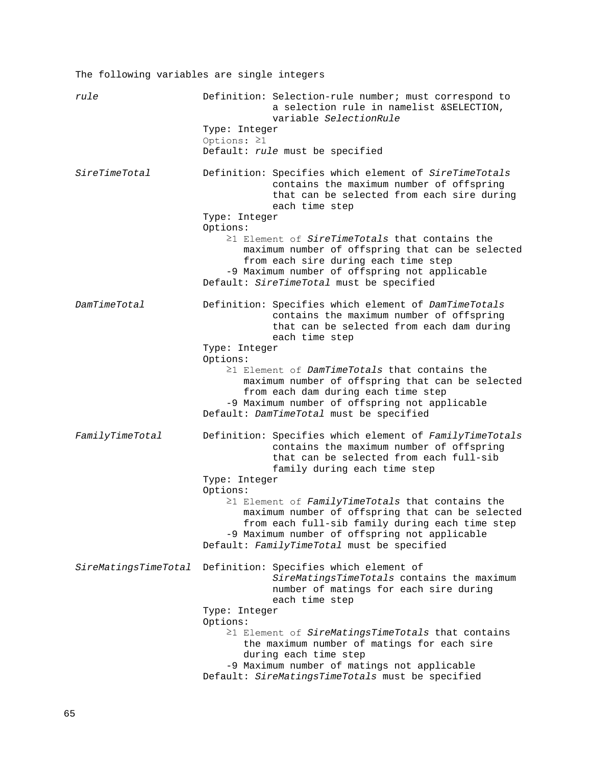The following variables are single integers

*rule*

Definition: Selection-rule number; must correspond to a selection rule in namelist &SELECTION, variable *SelectionRule*
Type: Integer
Options: ≥1
Default: *rule* must be specified

*SireTimeTotal*

Definition: Specifies which element of *SireTimeTotals* contains the maximum number of offspring that can be selected from each sire during each time step
Type: Integer
Options:
- ≥1 Element of *SireTimeTotals* that contains the maximum number of offspring that can be selected from each sire during each time step
- -9 Maximum number of offspring not applicable

Default: *SireTimeTotal* must be specified

*DamTimeTotal*

Definition: Specifies which element of *DamTimeTotals* contains the maximum number of offspring that can be selected from each dam during each time step
Type: Integer
Options:
- ≥1 Element of *DamTimeTotals* that contains the maximum number of offspring that can be selected from each dam during each time step
- -9 Maximum number of offspring not applicable

Default: *DamTimeTotal* must be specified

*FamilyTimeTotal*

Definition: Specifies which element of *FamilyTimeTotals* contains the maximum number of offspring that can be selected from each full-sib family during each time step
Type: Integer
Options:
- ≥1 Element of *FamilyTimeTotals* that contains the maximum number of offspring that can be selected from each full-sib family during each time step
- -9 Maximum number of offspring not applicable

Default: *FamilyTimeTotal* must be specified

*SireMatingsTimeTotal*

Definition: Specifies which element of *SireMatingsTimeTotals* contains the maximum number of matings for each sire during each time step
Type: Integer
Options:
- ≥1 Element of *SireMatingsTimeTotals* that contains the maximum number of matings for each sire during each time step
- -9 Maximum number of matings not applicable

Default: *SireMatingsTimeTotals* must be specified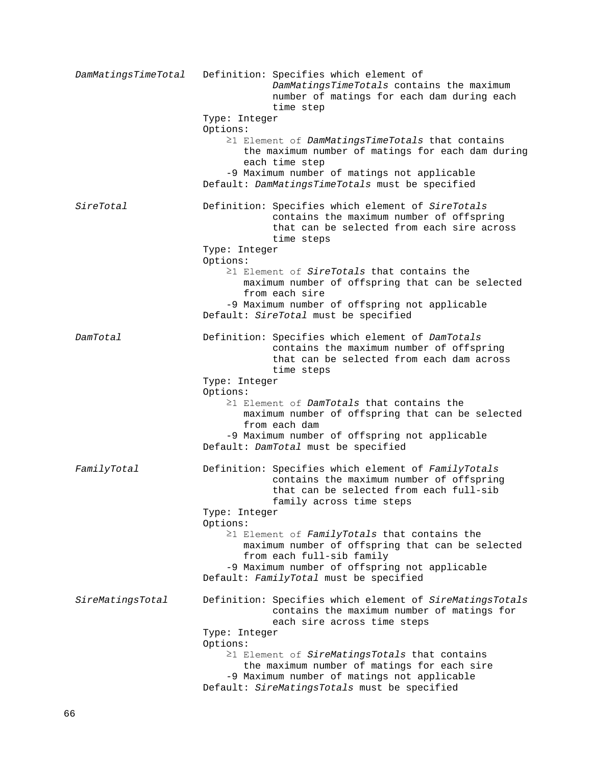*DamMatingsTimeTotal*

Definition: Specifies which element of *DamMatingsTimeTotals* contains the maximum number of matings for each dam during each time step

Type: Integer

Options:

- ≥1 Element of *DamMatingsTimeTotals* that contains the maximum number of matings for each dam during each time step
- -9 Maximum number of matings not applicable

Default: *DamMatingsTimeTotals* must be specified

*SireTotal*

Definition: Specifies which element of *SireTotals* contains the maximum number of offspring that can be selected from each sire across time steps

Type: Integer

Options:

- ≥1 Element of *SireTotals* that contains the maximum number of offspring that can be selected from each sire
- -9 Maximum number of offspring not applicable

Default: *SireTotal* must be specified

*DamTotal*

Definition: Specifies which element of *DamTotals* contains the maximum number of offspring that can be selected from each dam across time steps

Type: Integer

Options:

- ≥1 Element of *DamTotals* that contains the maximum number of offspring that can be selected from each dam
- -9 Maximum number of offspring not applicable

Default: *DamTotal* must be specified

*FamilyTotal*

Definition: Specifies which element of *FamilyTotals* contains the maximum number of offspring that can be selected from each full-sib family across time steps

Type: Integer

Options:

- ≥1 Element of *FamilyTotals* that contains the maximum number of offspring that can be selected from each full-sib family
- -9 Maximum number of offspring not applicable

Default: *FamilyTotal* must be specified

*SireMatingsTotal*

Definition: Specifies which element of *SireMatingsTotals* contains the maximum number of matings for each sire across time steps

Type: Integer

Options:

- ≥1 Element of *SireMatingsTotals* that contains the maximum number of matings for each sire
- -9 Maximum number of matings not applicable

Default: *SireMatingsTotals* must be specified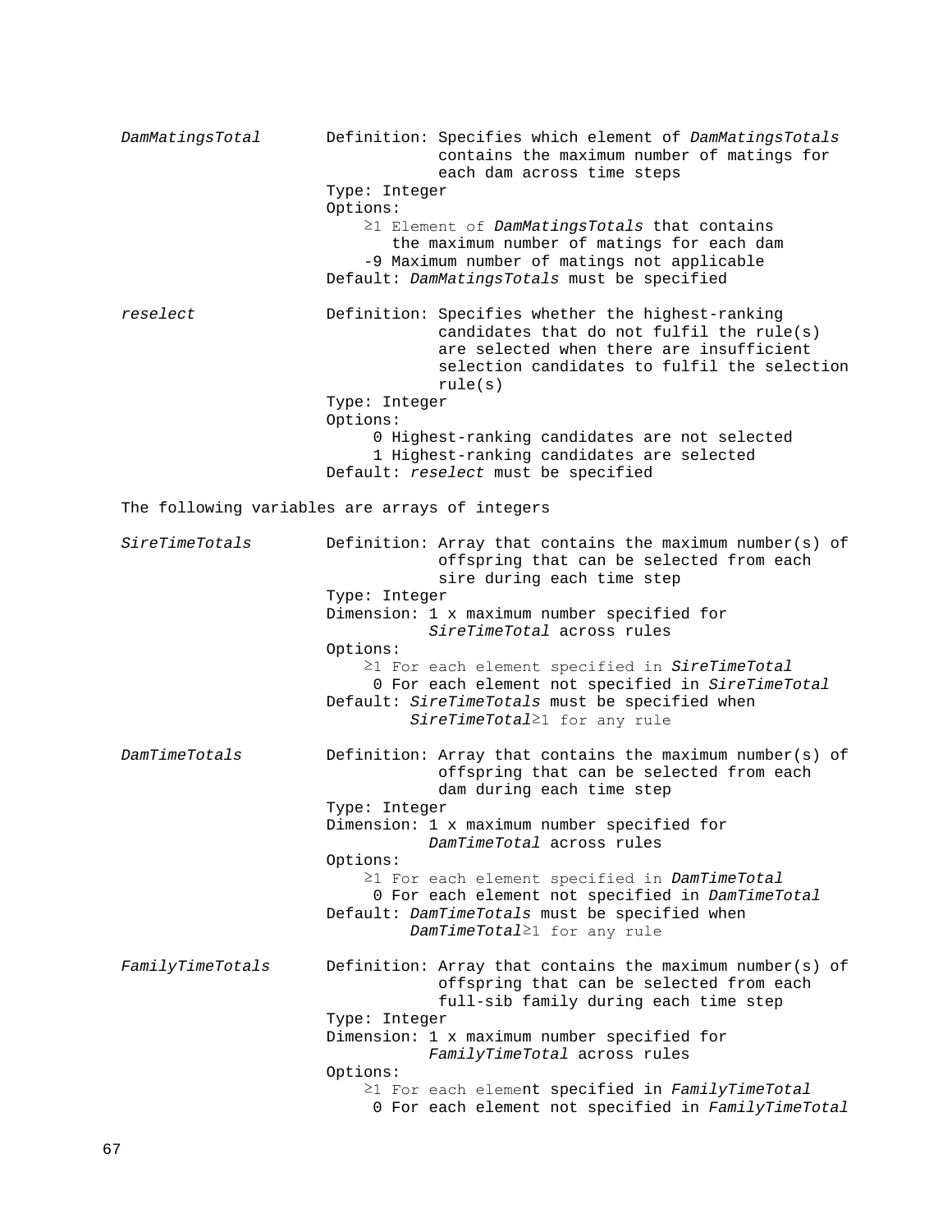*DamMatingsTotal*

Definition: Specifies which element of *DamMatingsTotals* contains the maximum number of matings for each dam across time steps

Type: Integer

Options:

- ≥1 Element of *DamMatingsTotals* that contains the maximum number of matings for each dam
- -9 Maximum number of matings not applicable

Default: *DamMatingsTotals* must be specified

*reselect*

Definition: Specifies whether the highest-ranking candidates that do not fulfil the rule(s) are selected when there are insufficient selection candidates to fulfil the selection rule(s)

Type: Integer

Options:

- 0 Highest-ranking candidates are not selected
- 1 Highest-ranking candidates are selected

Default: *reselect* must be specified

The following variables are arrays of integers

*SireTimeTotals*

Definition: Array that contains the maximum number(s) of offspring that can be selected from each sire during each time step

Type: Integer

Dimension: 1 x maximum number specified for *SireTimeTotal* across rules

Options:

- ≥1 For each element specified in *SireTimeTotal*
- 0 For each element not specified in *SireTimeTotal*

Default: *SireTimeTotals* must be specified when *SireTimeTotal*≥1 for any rule

*DamTimeTotals*

Definition: Array that contains the maximum number(s) of offspring that can be selected from each dam during each time step

Type: Integer

Dimension: 1 x maximum number specified for *DamTimeTotal* across rules

Options:

- ≥1 For each element specified in *DamTimeTotal*
- 0 For each element not specified in *DamTimeTotal*

Default: *DamTimeTotals* must be specified when *DamTimeTotal*≥1 for any rule

*FamilyTimeTotals*

Definition: Array that contains the maximum number(s) of offspring that can be selected from each full-sib family during each time step

Type: Integer

Dimension: 1 x maximum number specified for *FamilyTimeTotal* across rules

Options:

- ≥1 For each element specified in *FamilyTimeTotal*
- 0 For each element not specified in *FamilyTimeTotal*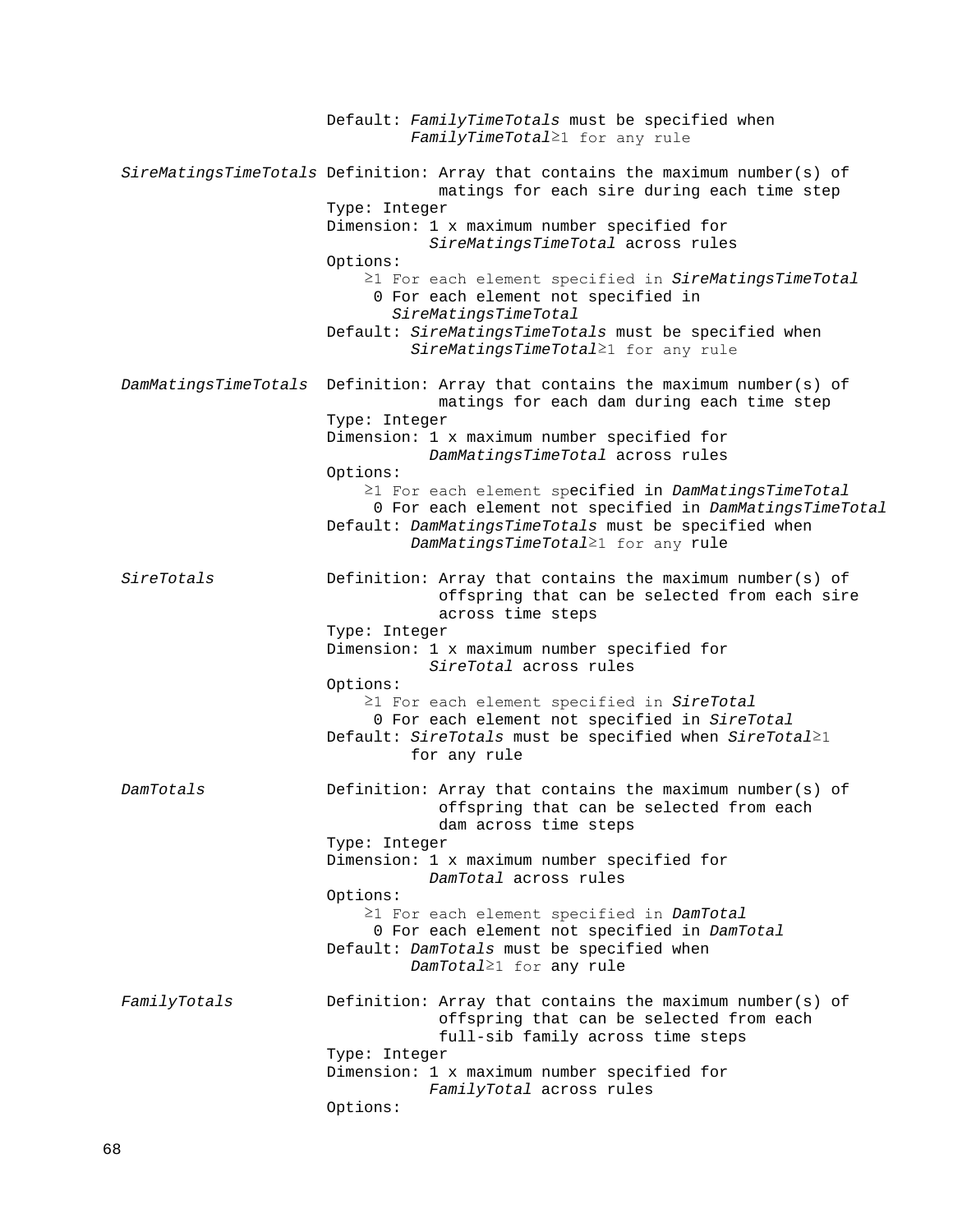Default: *FamilyTimeTotals* must be specified when *FamilyTimeTotal*≥1 for any rule

*SireMatingsTimeTotals* Definition: Array that contains the maximum number(s) of matings for each sire during each time step
Type: Integer
Dimension: 1 x maximum number specified for *SireMatingsTimeTotal* across rules
Options:
≥1 For each element specified in *SireMatingsTimeTotal*
0 For each element not specified in *SireMatingsTimeTotal*
Default: *SireMatingsTimeTotals* must be specified when *SireMatingsTimeTotal*≥1 for any rule

*DamMatingsTimeTotals* Definition: Array that contains the maximum number(s) of matings for each dam during each time step
Type: Integer
Dimension: 1 x maximum number specified for *DamMatingsTimeTotal* across rules
Options:
≥1 For each element specified in *DamMatingsTimeTotal*
0 For each element not specified in *DamMatingsTimeTotal*
Default: *DamMatingsTimeTotals* must be specified when *DamMatingsTimeTotal*≥1 for any rule

*SireTotals* Definition: Array that contains the maximum number(s) of offspring that can be selected from each sire across time steps
Type: Integer
Dimension: 1 x maximum number specified for *SireTotal* across rules
Options:
≥1 For each element specified in *SireTotal*
0 For each element not specified in *SireTotal*
Default: *SireTotals* must be specified when *SireTotal*≥1 for any rule

*DamTotals* Definition: Array that contains the maximum number(s) of offspring that can be selected from each dam across time steps
Type: Integer
Dimension: 1 x maximum number specified for *DamTotal* across rules
Options:
≥1 For each element specified in *DamTotal*
0 For each element not specified in *DamTotal*
Default: *DamTotals* must be specified when *DamTotal*≥1 for any rule

*FamilyTotals* Definition: Array that contains the maximum number(s) of offspring that can be selected from each full-sib family across time steps
Type: Integer
Dimension: 1 x maximum number specified for *FamilyTotal* across rules
Options: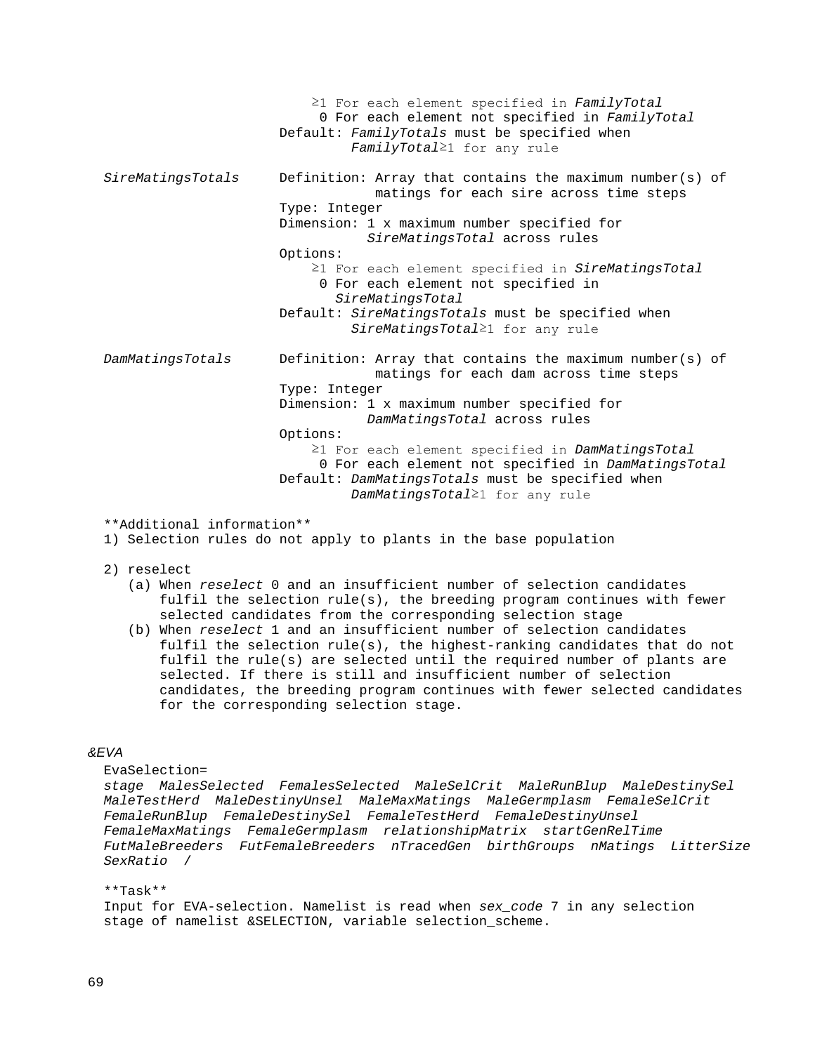≥1 For each element specified in *FamilyTotal*
0 For each element not specified in *FamilyTotal*
Default: *FamilyTotals* must be specified when *FamilyTotal*≥1 for any rule

*SireMatingsTotals*
Definition: Array that contains the maximum number(s) of matings for each sire across time steps
Type: Integer
Dimension: 1 x maximum number specified for *SireMatingsTotal* across rules
Options:
≥1 For each element specified in *SireMatingsTotal*
0 For each element not specified in *SireMatingsTotal*
Default: *SireMatingsTotals* must be specified when *SireMatingsTotal*≥1 for any rule

*DamMatingsTotals*
Definition: Array that contains the maximum number(s) of matings for each dam across time steps
Type: Integer
Dimension: 1 x maximum number specified for *DamMatingsTotal* across rules
Options:
≥1 For each element specified in *DamMatingsTotal*
0 For each element not specified in *DamMatingsTotal*
Default: *DamMatingsTotals* must be specified when *DamMatingsTotal*≥1 for any rule

**Additional information**

1) Selection rules do not apply to plants in the base population

2) reselect
   (a) When *reselect* 0 and an insufficient number of selection candidates fulfil the selection rule(s), the breeding program continues with fewer selected candidates from the corresponding selection stage
   (b) When *reselect* 1 and an insufficient number of selection candidates fulfil the selection rule(s), the highest-ranking candidates that do not fulfil the rule(s) are selected until the required number of plants are selected. If there is still and insufficient number of selection candidates, the breeding program continues with fewer selected candidates for the corresponding selection stage.

*&EVA*

EvaSelection=
*stage MalesSelected FemalesSelected MaleSelCrit MaleRunBlup MaleDestinySel MaleTestHerd MaleDestinyUnsel MaleMaxMatings MaleGermplasm FemaleSelCrit FemaleRunBlup FemaleDestinySel FemaleTestHerd FemaleDestinyUnsel FemaleMaxMatings FemaleGermplasm relationshipMatrix startGenRelTime FutMaleBreeders FutFemaleBreeders nTracedGen birthGroups nMatings LitterSize SexRatio /*

**Task**
Input for EVA-selection. Namelist is read when *sex_code* 7 in any selection stage of namelist &SELECTION, variable selection_scheme.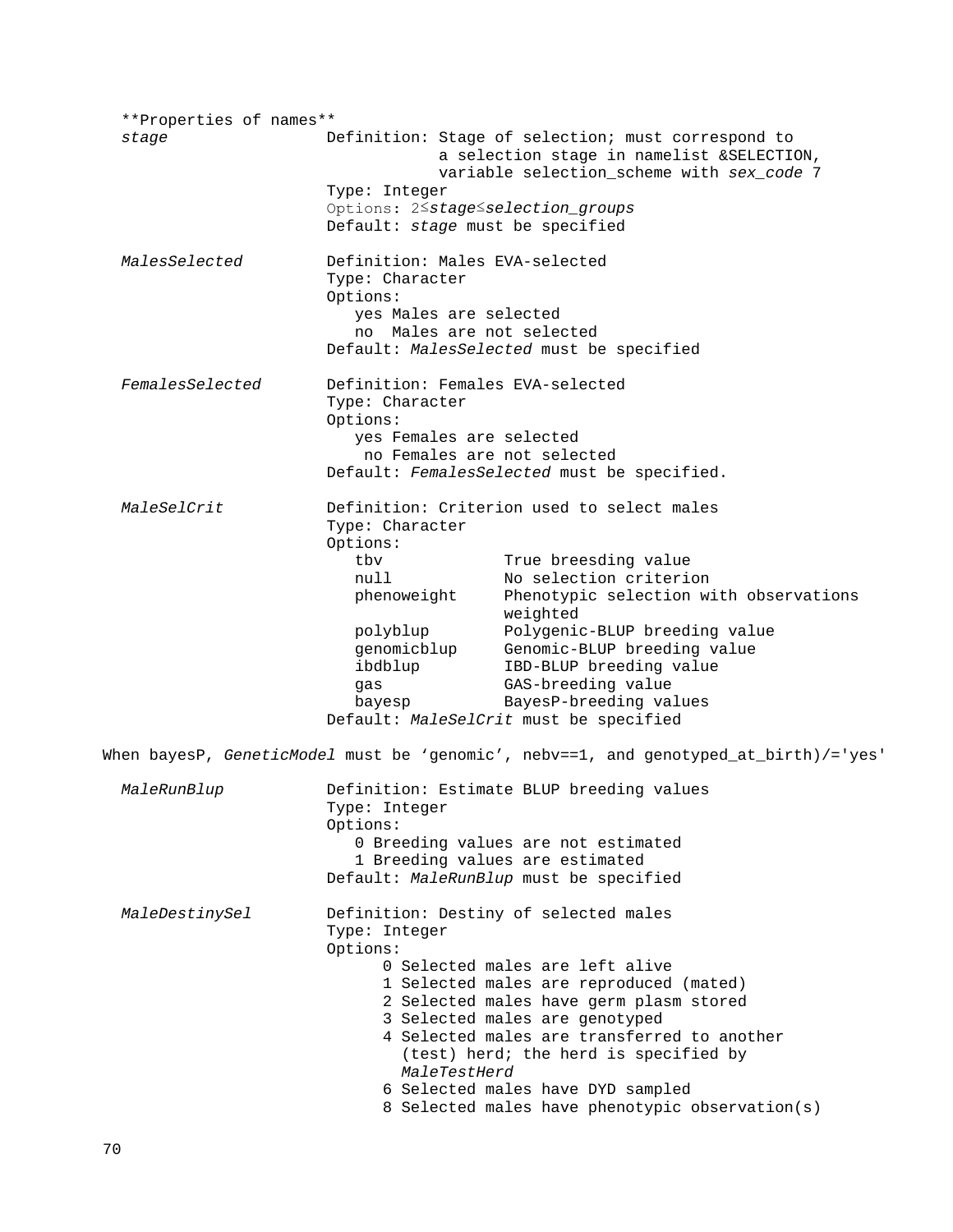**Properties of names**

*stage*
: Definition: Stage of selection; must correspond to a selection stage in namelist &SELECTION, variable selection_scheme with *sex_code* 7
: Type: Integer
: Options: 2≤*stage*≤*selection_groups*
: Default: *stage* must be specified

*MalesSelected*
: Definition: Males EVA-selected
: Type: Character
: Options:
  - yes Males are selected
  - no Males are not selected
: Default: *MalesSelected* must be specified

*FemalesSelected*
: Definition: Females EVA-selected
: Type: Character
: Options:
  - yes Females are selected
  - no Females are not selected
: Default: *FemalesSelected* must be specified.

*MaleSelCrit*
: Definition: Criterion used to select males
: Type: Character
: Options:

| Option | Description |
|---|---|
| tbv | True breesding value |
| null | No selection criterion |
| phenoweight | Phenotypic selection with observations weighted |
| polyblup | Polygenic-BLUP breeding value |
| genomicblup | Genomic-BLUP breeding value |
| ibdblup | IBD-BLUP breeding value |
| gas | GAS-breeding value |
| bayesp | BayesP-breeding values |

: Default: *MaleSelCrit* must be specified

When bayesP, *GeneticModel* must be 'genomic', nebv==1, and genotyped_at_birth)/='yes'

*MaleRunBlup*
: Definition: Estimate BLUP breeding values
: Type: Integer
: Options:
  - 0 Breeding values are not estimated
  - 1 Breeding values are estimated
: Default: *MaleRunBlup* must be specified

*MaleDestinySel*
: Definition: Destiny of selected males
: Type: Integer
: Options:
  - 0 Selected males are left alive
  - 1 Selected males are reproduced (mated)
  - 2 Selected males have germ plasm stored
  - 3 Selected males are genotyped
  - 4 Selected males are transferred to another (test) herd; the herd is specified by *MaleTestHerd*
  - 6 Selected males have DYD sampled
  - 8 Selected males have phenotypic observation(s)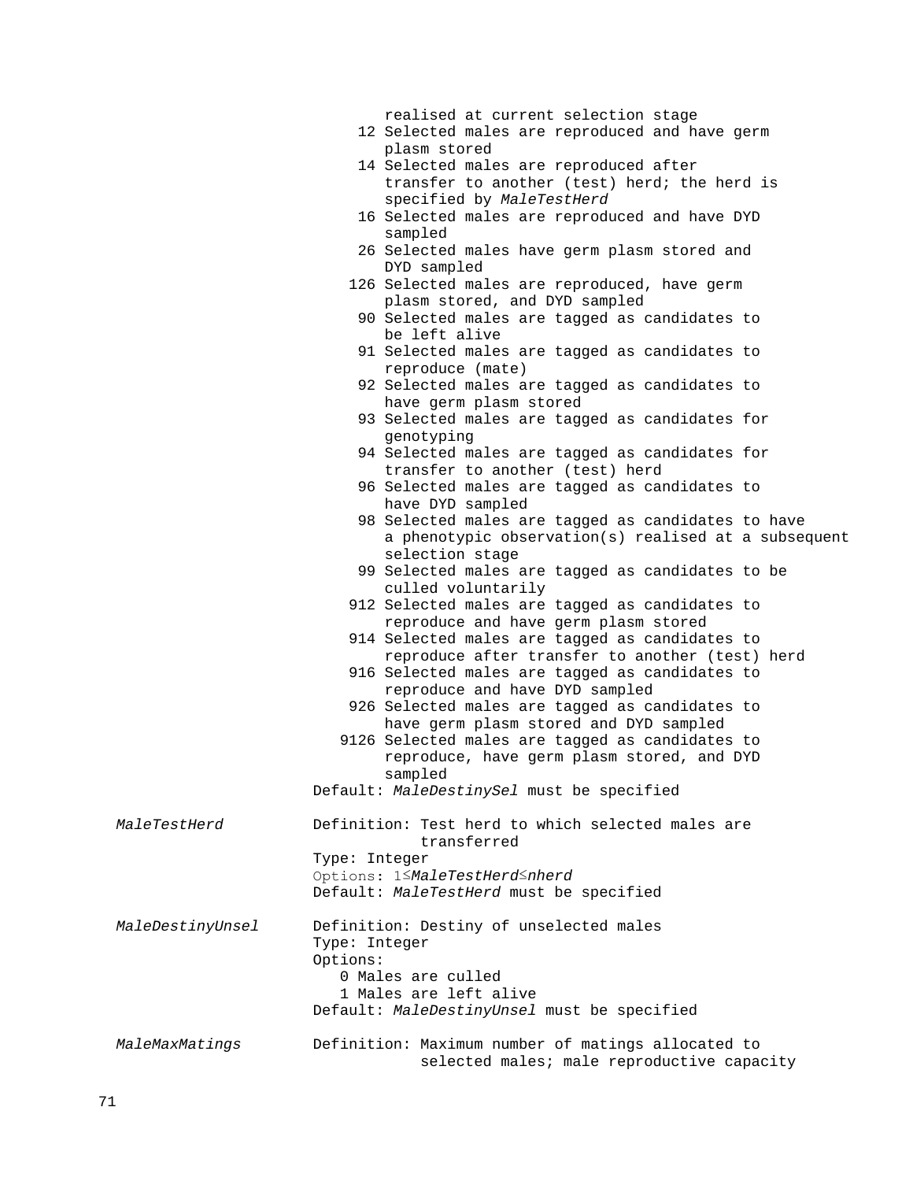realised at current selection stage
12 Selected males are reproduced and have germ plasm stored
14 Selected males are reproduced after transfer to another (test) herd; the herd is specified by *MaleTestHerd*
16 Selected males are reproduced and have DYD sampled
26 Selected males have germ plasm stored and DYD sampled
126 Selected males are reproduced, have germ plasm stored, and DYD sampled
90 Selected males are tagged as candidates to be left alive
91 Selected males are tagged as candidates to reproduce (mate)
92 Selected males are tagged as candidates to have germ plasm stored
93 Selected males are tagged as candidates for genotyping
94 Selected males are tagged as candidates for transfer to another (test) herd
96 Selected males are tagged as candidates to have DYD sampled
98 Selected males are tagged as candidates to have a phenotypic observation(s) realised at a subsequent selection stage
99 Selected males are tagged as candidates to be culled voluntarily
912 Selected males are tagged as candidates to reproduce and have germ plasm stored
914 Selected males are tagged as candidates to reproduce after transfer to another (test) herd
916 Selected males are tagged as candidates to reproduce and have DYD sampled
926 Selected males are tagged as candidates to have germ plasm stored and DYD sampled
9126 Selected males are tagged as candidates to reproduce, have germ plasm stored, and DYD sampled

Default: *MaleDestinySel* must be specified

*MaleTestHerd*

Definition: Test herd to which selected males are transferred
Type: Integer
Options: 1≤*MaleTestHerd*≤*nherd*
Default: *MaleTestHerd* must be specified

*MaleDestinyUnsel*

Definition: Destiny of unselected males
Type: Integer
Options:
0 Males are culled
1 Males are left alive
Default: *MaleDestinyUnsel* must be specified

*MaleMaxMatings*

Definition: Maximum number of matings allocated to selected males; male reproductive capacity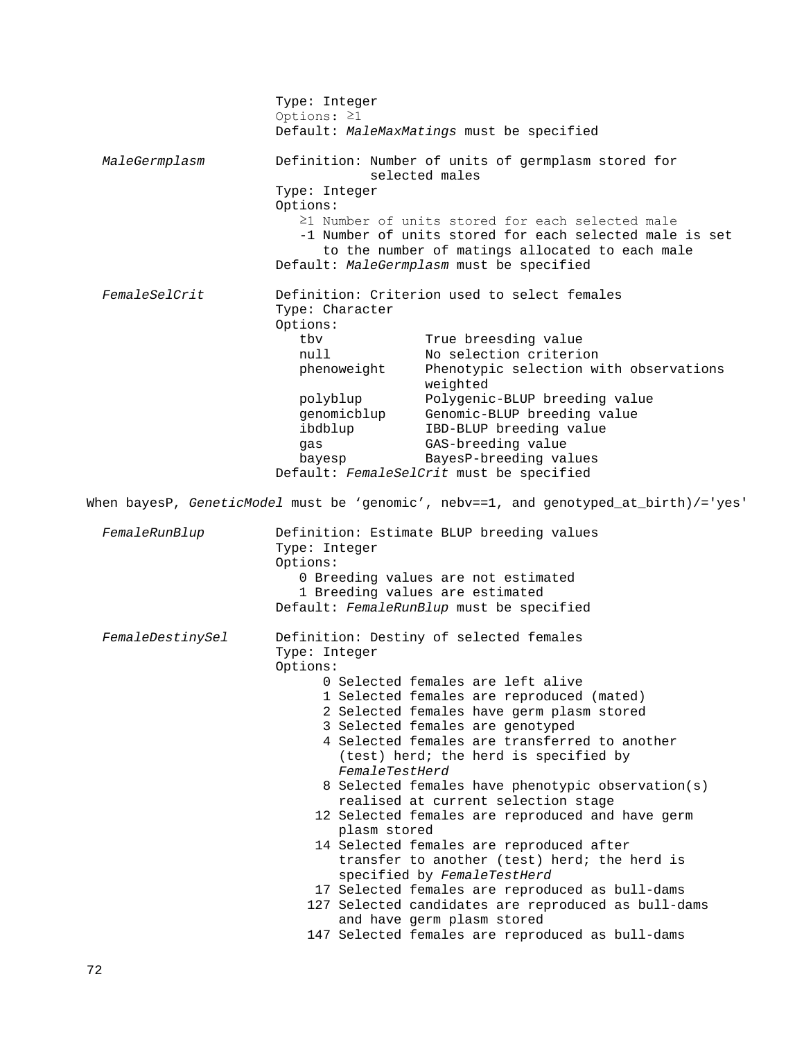Type: Integer
Options: ≥1
Default: *MaleMaxMatings* must be specified

*MaleGermplasm*

Definition: Number of units of germplasm stored for selected males
Type: Integer
Options:
- ≥1 Number of units stored for each selected male
- -1 Number of units stored for each selected male is set to the number of matings allocated to each male

Default: *MaleGermplasm* must be specified

*FemaleSelCrit*

Definition: Criterion used to select females
Type: Character
Options:

| | |
|---|---|
| tbv | True breesding value |
| null | No selection criterion |
| phenoweight | Phenotypic selection with observations weighted |
| polyblup | Polygenic-BLUP breeding value |
| genomicblup | Genomic-BLUP breeding value |
| ibdblup | IBD-BLUP breeding value |
| gas | GAS-breeding value |
| bayesp | BayesP-breeding values |

Default: *FemaleSelCrit* must be specified

When bayesP, *GeneticModel* must be 'genomic', nebv==1, and genotyped_at_birth)/='yes'

*FemaleRunBlup*

Definition: Estimate BLUP breeding values
Type: Integer
Options:
- 0 Breeding values are not estimated
- 1 Breeding values are estimated

Default: *FemaleRunBlup* must be specified

*FemaleDestinySel*

Definition: Destiny of selected females
Type: Integer
Options:
- 0 Selected females are left alive
- 1 Selected females are reproduced (mated)
- 2 Selected females have germ plasm stored
- 3 Selected females are genotyped
- 4 Selected females are transferred to another (test) herd; the herd is specified by *FemaleTestHerd*
- 8 Selected females have phenotypic observation(s) realised at current selection stage
- 12 Selected females are reproduced and have germ plasm stored
- 14 Selected females are reproduced after transfer to another (test) herd; the herd is specified by *FemaleTestHerd*
- 17 Selected females are reproduced as bull-dams
- 127 Selected candidates are reproduced as bull-dams and have germ plasm stored
- 147 Selected females are reproduced as bull-dams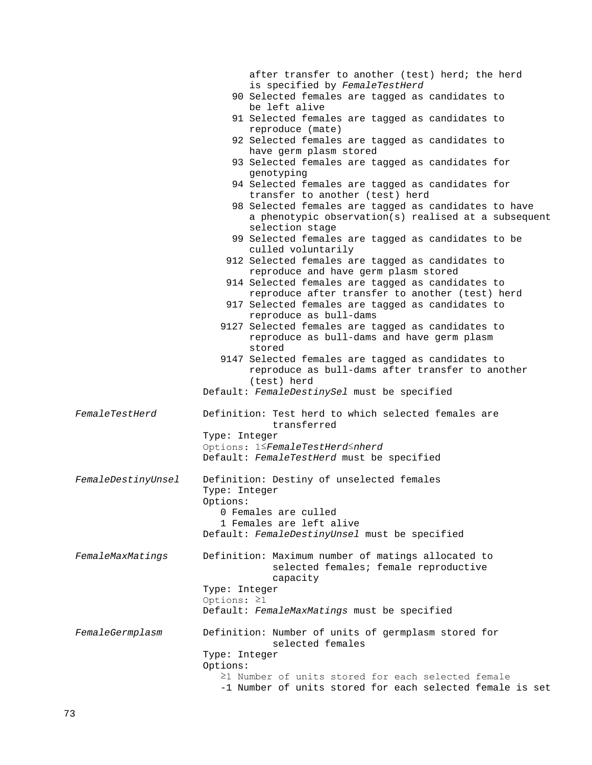after transfer to another (test) herd; the herd is specified by *FemaleTestHerd*

- 90 Selected females are tagged as candidates to be left alive
- 91 Selected females are tagged as candidates to reproduce (mate)
- 92 Selected females are tagged as candidates to have germ plasm stored
- 93 Selected females are tagged as candidates for genotyping
- 94 Selected females are tagged as candidates for transfer to another (test) herd
- 98 Selected females are tagged as candidates to have a phenotypic observation(s) realised at a subsequent selection stage
- 99 Selected females are tagged as candidates to be culled voluntarily
- 912 Selected females are tagged as candidates to reproduce and have germ plasm stored
- 914 Selected females are tagged as candidates to reproduce after transfer to another (test) herd
- 917 Selected females are tagged as candidates to reproduce as bull-dams
- 9127 Selected females are tagged as candidates to reproduce as bull-dams and have germ plasm stored
- 9147 Selected females are tagged as candidates to reproduce as bull-dams after transfer to another (test) herd

Default: *FemaleDestinySel* must be specified

*FemaleTestHerd*

Definition: Test herd to which selected females are transferred
Type: Integer
Options: 1≤*FemaleTestHerd*≤*nherd*
Default: *FemaleTestHerd* must be specified

*FemaleDestinyUnsel*

Definition: Destiny of unselected females
Type: Integer
Options:
- 0 Females are culled
- 1 Females are left alive

Default: *FemaleDestinyUnsel* must be specified

*FemaleMaxMatings*

Definition: Maximum number of matings allocated to selected females; female reproductive capacity
Type: Integer
Options: ≥1
Default: *FemaleMaxMatings* must be specified

*FemaleGermplasm*

Definition: Number of units of germplasm stored for selected females
Type: Integer
Options:
- ≥1 Number of units stored for each selected female
- -1 Number of units stored for each selected female is set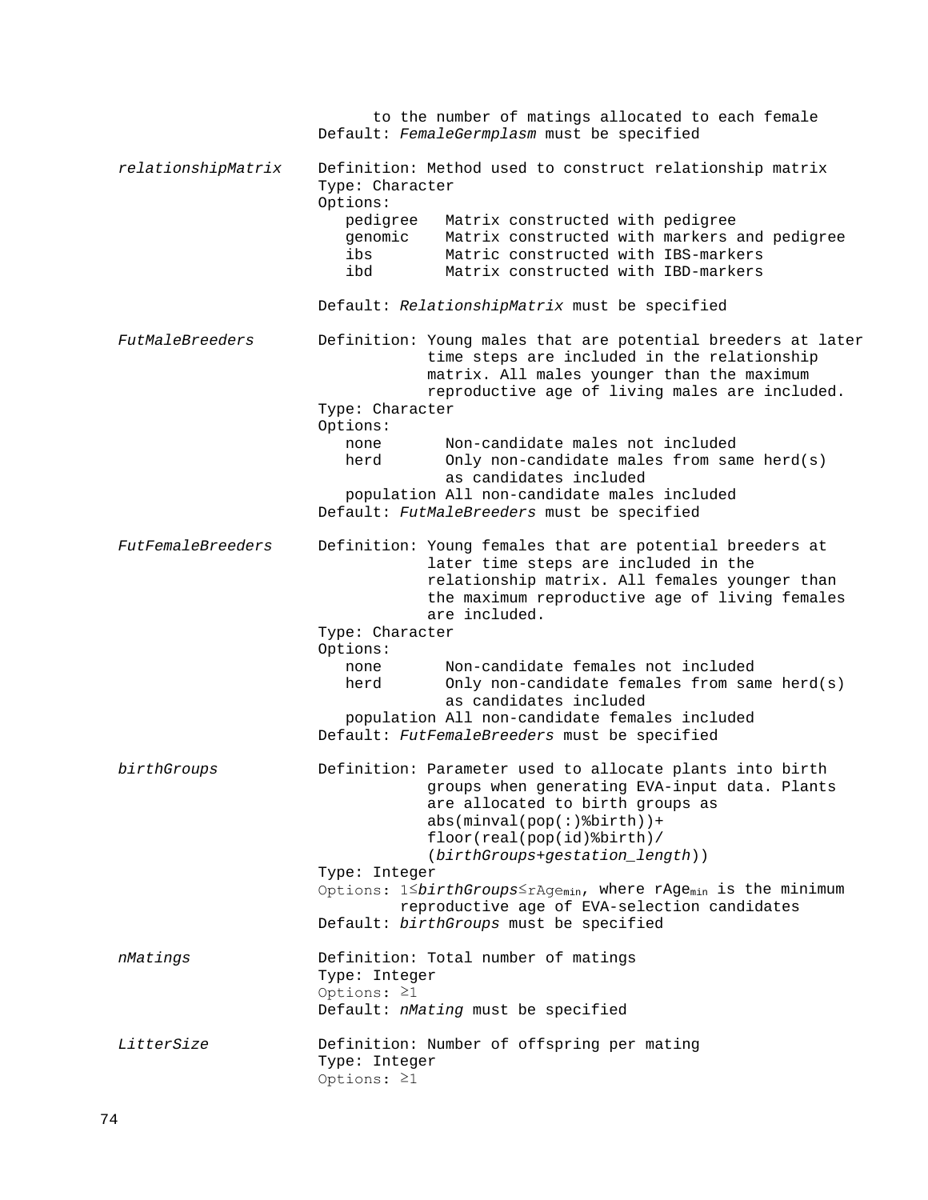to the number of matings allocated to each female
Default: *FemaleGermplasm* must be specified

*relationshipMatrix*

Definition: Method used to construct relationship matrix
Type: Character
Options:

| | |
|---|---|
| pedigree | Matrix constructed with pedigree |
| genomic | Matrix constructed with markers and pedigree |
| ibs | Matric constructed with IBS-markers |
| ibd | Matrix constructed with IBD-markers |

Default: *RelationshipMatrix* must be specified

*FutMaleBreeders*

Definition: Young males that are potential breeders at later time steps are included in the relationship matrix. All males younger than the maximum reproductive age of living males are included.
Type: Character
Options:

| | |
|---|---|
| none | Non-candidate males not included |
| herd | Only non-candidate males from same herd(s) as candidates included |
| population | All non-candidate males included |

Default: *FutMaleBreeders* must be specified

*FutFemaleBreeders*

Definition: Young females that are potential breeders at later time steps are included in the relationship matrix. All females younger than the maximum reproductive age of living females are included.
Type: Character
Options:

| | |
|---|---|
| none | Non-candidate females not included |
| herd | Only non-candidate females from same herd(s) as candidates included |
| population | All non-candidate females included |

Default: *FutFemaleBreeders* must be specified

*birthGroups*

Definition: Parameter used to allocate plants into birth groups when generating EVA-input data. Plants are allocated to birth groups as abs(minval(pop(:)%birth))+ floor(real(pop(id)%birth)/ (*birthGroups*+*gestation_length*))
Type: Integer
Options: $1 \leq$ *birthGroups* $\leq rAge_{min}$, where $rAge_{min}$ is the minimum reproductive age of EVA-selection candidates
Default: *birthGroups* must be specified

*nMatings*

Definition: Total number of matings
Type: Integer
Options: $\geq 1$
Default: *nMating* must be specified

*LitterSize*

Definition: Number of offspring per mating
Type: Integer
Options: $\geq 1$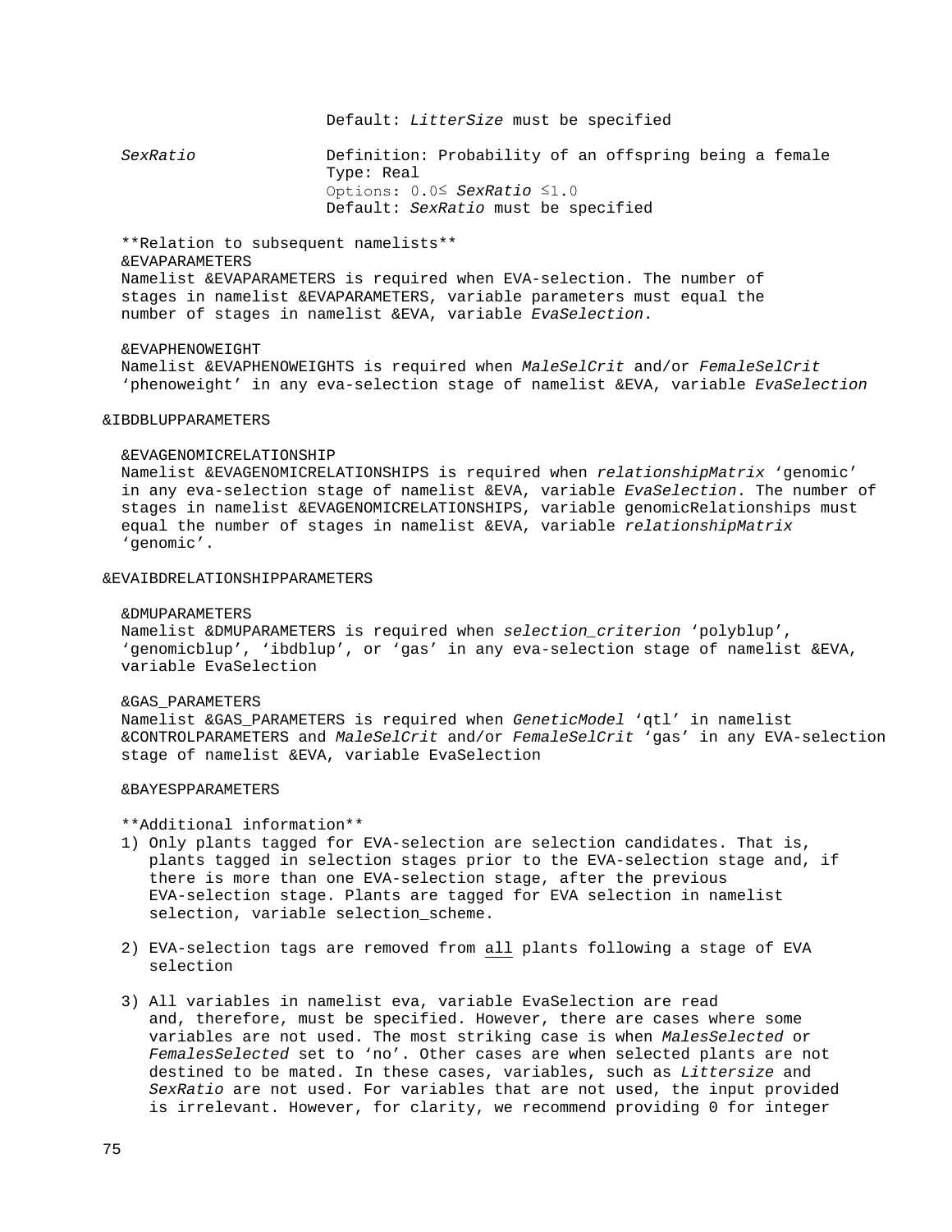Default: *LitterSize* must be specified

*SexRatio*
Definition: Probability of an offspring being a female
Type: Real
Options: $0.0 \leq$ *SexRatio* $\leq 1.0$
Default: *SexRatio* must be specified

**Relation to subsequent namelists**

&EVAPARAMETERS
Namelist &EVAPARAMETERS is required when EVA-selection. The number of stages in namelist &EVAPARAMETERS, variable parameters must equal the number of stages in namelist &EVA, variable *EvaSelection*.

&EVAPHENOWEIGHT
Namelist &EVAPHENOWEIGHTS is required when *MaleSelCrit* and/or *FemaleSelCrit* 'phenoweight' in any eva-selection stage of namelist &EVA, variable *EvaSelection*

&IBDBLUPPARAMETERS

&EVAGENOMICRELATIONSHIP
Namelist &EVAGENOMICRELATIONSHIPS is required when *relationshipMatrix* 'genomic' in any eva-selection stage of namelist &EVA, variable *EvaSelection*. The number of stages in namelist &EVAGENOMICRELATIONSHIPS, variable genomicRelationships must equal the number of stages in namelist &EVA, variable *relationshipMatrix* 'genomic'.

&EVAIBDRELATIONSHIPPARAMETERS

&DMUPARAMETERS
Namelist &DMUPARAMETERS is required when *selection_criterion* 'polyblup', 'genomicblup', 'ibdblup', or 'gas' in any eva-selection stage of namelist &EVA, variable EvaSelection

&GAS_PARAMETERS
Namelist &GAS_PARAMETERS is required when *GeneticModel* 'qtl' in namelist &CONTROLPARAMETERS and *MaleSelCrit* and/or *FemaleSelCrit* 'gas' in any EVA-selection stage of namelist &EVA, variable EvaSelection

&BAYESPPARAMETERS

**Additional information**

1) Only plants tagged for EVA-selection are selection candidates. That is, plants tagged in selection stages prior to the EVA-selection stage and, if there is more than one EVA-selection stage, after the previous EVA-selection stage. Plants are tagged for EVA selection in namelist selection, variable selection_scheme.

2) EVA-selection tags are removed from <u>all</u> plants following a stage of EVA selection

3) All variables in namelist eva, variable EvaSelection are read and, therefore, must be specified. However, there are cases where some variables are not used. The most striking case is when *MalesSelected* or *FemalesSelected* set to 'no'. Other cases are when selected plants are not destined to be mated. In these cases, variables, such as *Littersize* and *SexRatio* are not used. For variables that are not used, the input provided is irrelevant. However, for clarity, we recommend providing 0 for integer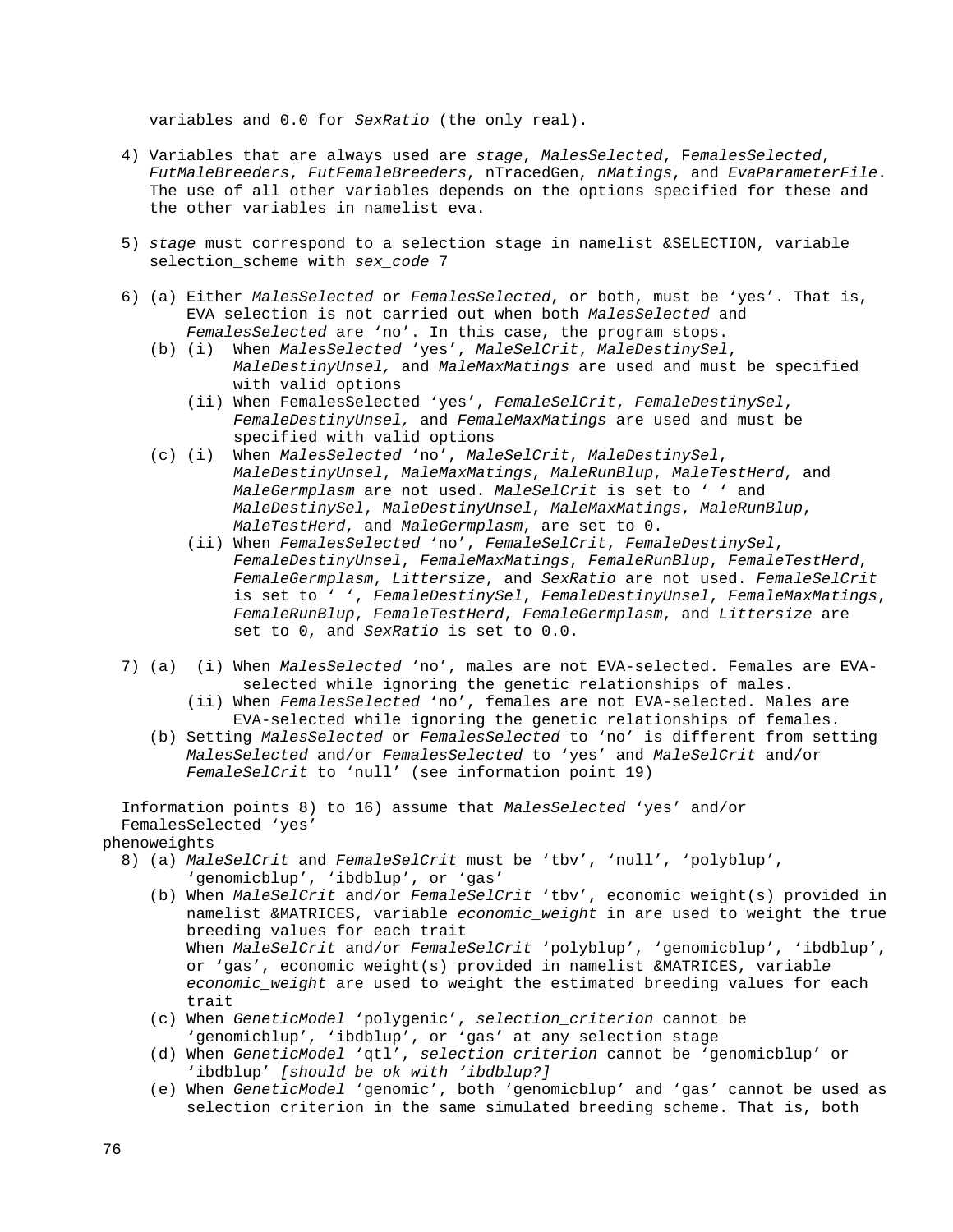variables and 0.0 for *SexRatio* (the only real).

4) Variables that are always used are *stage*, *MalesSelected*, F*emalesSelected*, *FutMaleBreeders*, *FutFemaleBreeders*, nTracedGen, *nMatings*, and *EvaParameterFile*. The use of all other variables depends on the options specified for these and the other variables in namelist eva.

5) *stage* must correspond to a selection stage in namelist &SELECTION, variable selection_scheme with *sex_code* 7

6) (a) Either *MalesSelected* or *FemalesSelected*, or both, must be 'yes'. That is, EVA selection is not carried out when both *MalesSelected* and *FemalesSelected* are 'no'. In this case, the program stops.
   (b) (i) When *MalesSelected* 'yes', *MaleSelCrit*, *MaleDestinySel*, *MaleDestinyUnsel,* and *MaleMaxMatings* are used and must be specified with valid options
   (ii) When FemalesSelected 'yes', *FemaleSelCrit*, *FemaleDestinySel*, *FemaleDestinyUnsel,* and *FemaleMaxMatings* are used and must be specified with valid options
   (c) (i) When *MalesSelected* 'no', *MaleSelCrit*, *MaleDestinySel*, *MaleDestinyUnsel*, *MaleMaxMatings*, *MaleRunBlup*, *MaleTestHerd*, and *MaleGermplasm* are not used. *MaleSelCrit* is set to ' ' and *MaleDestinySel*, *MaleDestinyUnsel*, *MaleMaxMatings*, *MaleRunBlup*, *MaleTestHerd*, and *MaleGermplasm*, are set to 0.
   (ii) When *FemalesSelected* 'no', *FemaleSelCrit*, *FemaleDestinySel*, *FemaleDestinyUnsel*, *FemaleMaxMatings*, *FemaleRunBlup*, *FemaleTestHerd*, *FemaleGermplasm*, *Littersize*, and *SexRatio* are not used. *FemaleSelCrit* is set to ' ', *FemaleDestinySel*, *FemaleDestinyUnsel*, *FemaleMaxMatings*, *FemaleRunBlup*, *FemaleTestHerd*, *FemaleGermplasm*, and *Littersize* are set to 0, and *SexRatio* is set to 0.0.

7) (a) (i) When *MalesSelected* 'no', males are not EVA-selected. Females are EVA-selected while ignoring the genetic relationships of males.
   (ii) When *FemalesSelected* 'no', females are not EVA-selected. Males are EVA-selected while ignoring the genetic relationships of females.
   (b) Setting *MalesSelected* or *FemalesSelected* to 'no' is different from setting *MalesSelected* and/or *FemalesSelected* to 'yes' and *MaleSelCrit* and/or *FemaleSelCrit* to 'null' (see information point 19)

Information points 8) to 16) assume that *MalesSelected* 'yes' and/or FemalesSelected 'yes'

phenoweights

8) (a) *MaleSelCrit* and *FemaleSelCrit* must be 'tbv', 'null', 'polyblup', 'genomicblup', 'ibdblup', or 'gas'
   (b) When *MaleSelCrit* and/or *FemaleSelCrit* 'tbv', economic weight(s) provided in namelist &MATRICES, variable *economic_weight* in are used to weight the true breeding values for each trait
   When *MaleSelCrit* and/or *FemaleSelCrit* 'polyblup', 'genomicblup', 'ibdblup', or 'gas', economic weight(s) provided in namelist &MATRICES, variable *economic_weight* are used to weight the estimated breeding values for each trait
   (c) When *GeneticModel* 'polygenic', *selection_criterion* cannot be 'genomicblup', 'ibdblup', or 'gas' at any selection stage
   (d) When *GeneticModel* 'qtl', *selection_criterion* cannot be 'genomicblup' or 'ibdblup' *[should be ok with 'ibdblup?]*
   (e) When *GeneticModel* 'genomic', both 'genomicblup' and 'gas' cannot be used as selection criterion in the same simulated breeding scheme. That is, both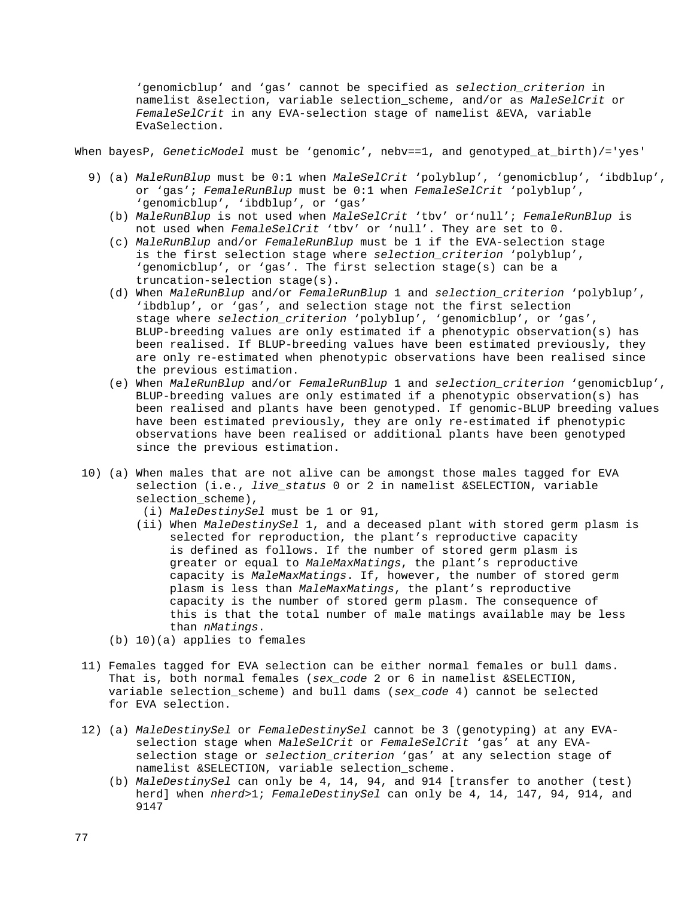‘genomicblup’ and ‘gas’ cannot be specified as *selection_criterion* in namelist &selection, variable selection_scheme, and/or as *MaleSelCrit* or *FemaleSelCrit* in any EVA-selection stage of namelist &EVA, variable EvaSelection.

When bayesP, *GeneticModel* must be ‘genomic’, nebv==1, and genotyped_at_birth)/='yes'

9) (a) *MaleRunBlup* must be 0:1 when *MaleSelCrit* ‘polyblup’, ‘genomicblup’, ‘ibdblup’, or ‘gas’; *FemaleRunBlup* must be 0:1 when *FemaleSelCrit* ‘polyblup’, ‘genomicblup’, ‘ibdblup’, or ‘gas’
   (b) *MaleRunBlup* is not used when *MaleSelCrit* ‘tbv’ or‘null’; *FemaleRunBlup* is not used when *FemaleSelCrit* ‘tbv’ or ‘null’. They are set to 0.
   (c) *MaleRunBlup* and/or *FemaleRunBlup* must be 1 if the EVA-selection stage is the first selection stage where *selection_criterion* ‘polyblup’, ‘genomicblup’, or ‘gas’. The first selection stage(s) can be a truncation-selection stage(s).
   (d) When *MaleRunBlup* and/or *FemaleRunBlup* 1 and *selection_criterion* ‘polyblup’, ‘ibdblup’, or ‘gas’, and selection stage not the first selection stage where *selection_criterion* ‘polyblup’, ‘genomicblup’, or ‘gas’, BLUP-breeding values are only estimated if a phenotypic observation(s) has been realised. If BLUP-breeding values have been estimated previously, they are only re-estimated when phenotypic observations have been realised since the previous estimation.
   (e) When *MaleRunBlup* and/or *FemaleRunBlup* 1 and *selection_criterion* ‘genomicblup’, BLUP-breeding values are only estimated if a phenotypic observation(s) has been realised and plants have been genotyped. If genomic-BLUP breeding values have been estimated previously, they are only re-estimated if phenotypic observations have been realised or additional plants have been genotyped since the previous estimation.

10) (a) When males that are not alive can be amongst those males tagged for EVA selection (i.e., *live_status* 0 or 2 in namelist &SELECTION, variable selection_scheme),
      (i) *MaleDestinySel* must be 1 or 91,
      (ii) When *MaleDestinySel* 1, and a deceased plant with stored germ plasm is selected for reproduction, the plant’s reproductive capacity is defined as follows. If the number of stored germ plasm is greater or equal to *MaleMaxMatings*, the plant’s reproductive capacity is *MaleMaxMatings*. If, however, the number of stored germ plasm is less than *MaleMaxMatings*, the plant’s reproductive capacity is the number of stored germ plasm. The consequence of this is that the total number of male matings available may be less than *nMatings*.
    (b) 10)(a) applies to females

11) Females tagged for EVA selection can be either normal females or bull dams. That is, both normal females (*sex_code* 2 or 6 in namelist &SELECTION, variable selection_scheme) and bull dams (*sex_code* 4) cannot be selected for EVA selection.

12) (a) *MaleDestinySel* or *FemaleDestinySel* cannot be 3 (genotyping) at any EVA-selection stage when *MaleSelCrit* or *FemaleSelCrit* ‘gas’ at any EVA-selection stage or *selection_criterion* ‘gas’ at any selection stage of namelist &SELECTION, variable selection_scheme.
    (b) *MaleDestinySel* can only be 4, 14, 94, and 914 [transfer to another (test) herd] when *nherd*>1; *FemaleDestinySel* can only be 4, 14, 147, 94, 914, and 9147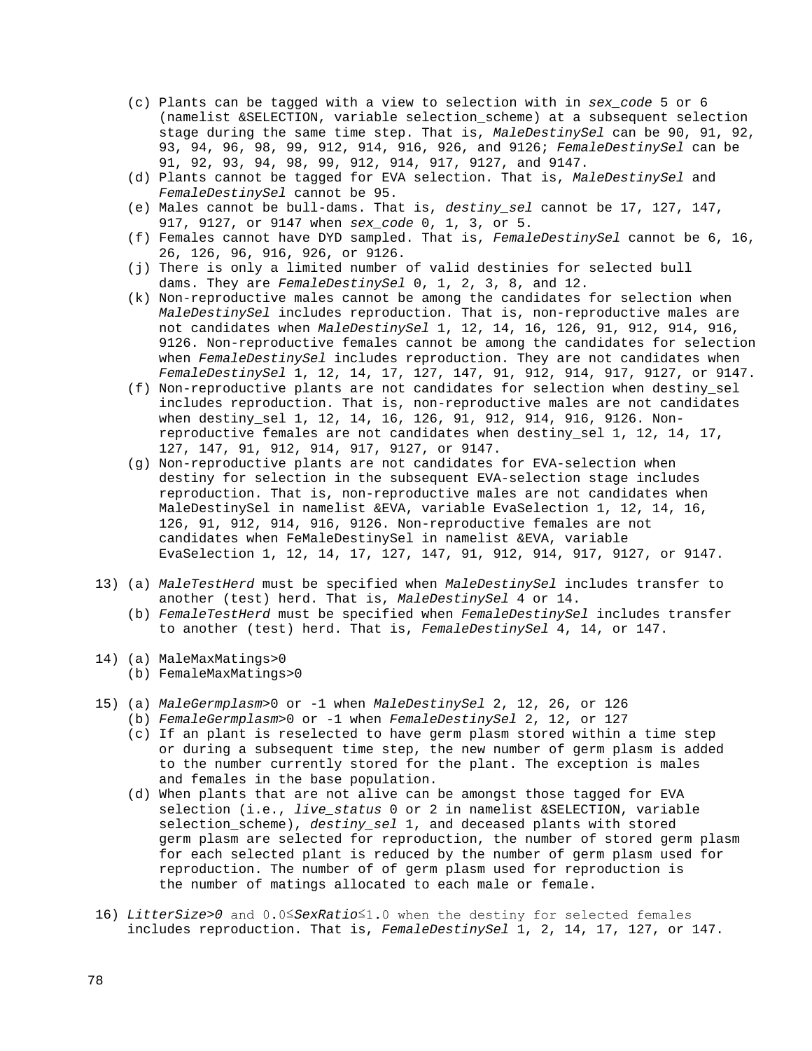(c) Plants can be tagged with a view to selection with in *sex_code* 5 or 6 (namelist &SELECTION, variable selection_scheme) at a subsequent selection stage during the same time step. That is, *MaleDestinySel* can be 90, 91, 92, 93, 94, 96, 98, 99, 912, 914, 916, 926, and 9126; *FemaleDestinySel* can be 91, 92, 93, 94, 98, 99, 912, 914, 917, 9127, and 9147.

(d) Plants cannot be tagged for EVA selection. That is, *MaleDestinySel* and *FemaleDestinySel* cannot be 95.

(e) Males cannot be bull-dams. That is, *destiny_sel* cannot be 17, 127, 147, 917, 9127, or 9147 when *sex_code* 0, 1, 3, or 5.

(f) Females cannot have DYD sampled. That is, *FemaleDestinySel* cannot be 6, 16, 26, 126, 96, 916, 926, or 9126.

(j) There is only a limited number of valid destinies for selected bull dams. They are *FemaleDestinySel* 0, 1, 2, 3, 8, and 12.

(k) Non-reproductive males cannot be among the candidates for selection when *MaleDestinySel* includes reproduction. That is, non-reproductive males are not candidates when *MaleDestinySel* 1, 12, 14, 16, 126, 91, 912, 914, 916, 9126. Non-reproductive females cannot be among the candidates for selection when *FemaleDestinySel* includes reproduction. They are not candidates when *FemaleDestinySel* 1, 12, 14, 17, 127, 147, 91, 912, 914, 917, 9127, or 9147.

(f) Non-reproductive plants are not candidates for selection when destiny_sel includes reproduction. That is, non-reproductive males are not candidates when destiny_sel 1, 12, 14, 16, 126, 91, 912, 914, 916, 9126. Non-reproductive females are not candidates when destiny_sel 1, 12, 14, 17, 127, 147, 91, 912, 914, 917, 9127, or 9147.

(g) Non-reproductive plants are not candidates for EVA-selection when destiny for selection in the subsequent EVA-selection stage includes reproduction. That is, non-reproductive males are not candidates when MaleDestinySel in namelist &EVA, variable EvaSelection 1, 12, 14, 16, 126, 91, 912, 914, 916, 9126. Non-reproductive females are not candidates when FeMaleDestinySel in namelist &EVA, variable EvaSelection 1, 12, 14, 17, 127, 147, 91, 912, 914, 917, 9127, or 9147.

13) (a) *MaleTestHerd* must be specified when *MaleDestinySel* includes transfer to another (test) herd. That is, *MaleDestinySel* 4 or 14.

(b) *FemaleTestHerd* must be specified when *FemaleDestinySel* includes transfer to another (test) herd. That is, *FemaleDestinySel* 4, 14, or 147.

14) (a) MaleMaxMatings>0

(b) FemaleMaxMatings>0

15) (a) *MaleGermplasm*>0 or -1 when *MaleDestinySel* 2, 12, 26, or 126

(b) *FemaleGermplasm*>0 or -1 when *FemaleDestinySel* 2, 12, or 127

(c) If an plant is reselected to have germ plasm stored within a time step or during a subsequent time step, the new number of germ plasm is added to the number currently stored for the plant. The exception is males and females in the base population.

(d) When plants that are not alive can be amongst those tagged for EVA selection (i.e., *live_status* 0 or 2 in namelist &SELECTION, variable selection_scheme), *destiny_sel* 1, and deceased plants with stored germ plasm are selected for reproduction, the number of stored germ plasm for each selected plant is reduced by the number of germ plasm used for reproduction. The number of of germ plasm used for reproduction is the number of matings allocated to each male or female.

16) *LitterSize>0* and 0.0≤*SexRatio*≤1.0 when the destiny for selected females includes reproduction. That is, *FemaleDestinySel* 1, 2, 14, 17, 127, or 147.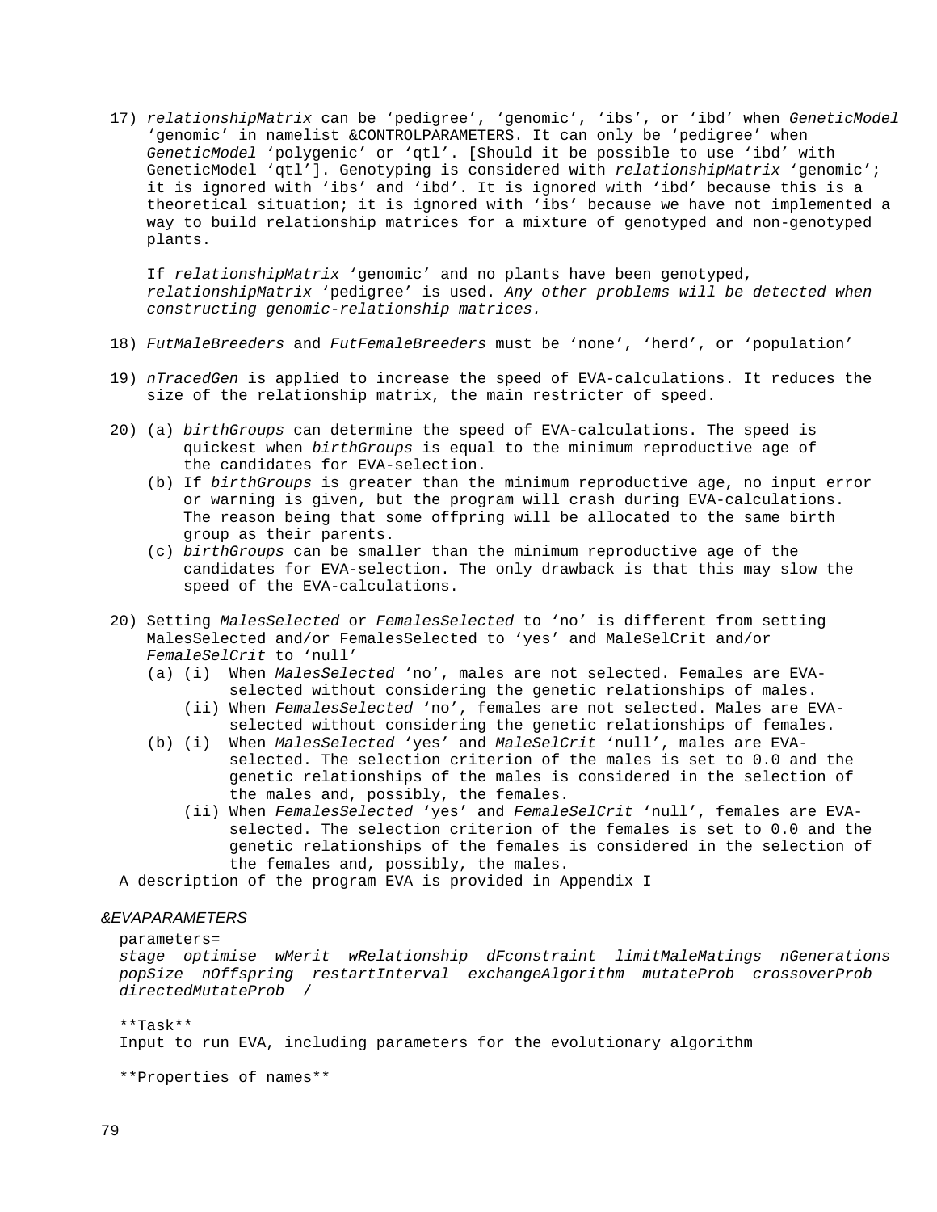17) *relationshipMatrix* can be ‘pedigree’, ‘genomic’, ‘ibs’, or ‘ibd’ when *GeneticModel* ‘genomic’ in namelist &CONTROLPARAMETERS. It can only be ‘pedigree’ when *GeneticModel* ‘polygenic’ or ‘qtl’. [Should it be possible to use ‘ibd’ with GeneticModel ‘qtl’]. Genotyping is considered with *relationshipMatrix* ‘genomic’; it is ignored with ‘ibs’ and ‘ibd’. It is ignored with ‘ibd’ because this is a theoretical situation; it is ignored with ‘ibs’ because we have not implemented a way to build relationship matrices for a mixture of genotyped and non-genotyped plants.

    If *relationshipMatrix* ‘genomic’ and no plants have been genotyped, *relationshipMatrix* ‘pedigree’ is used. *Any other problems will be detected when constructing genomic-relationship matrices.*

18) *FutMaleBreeders* and *FutFemaleBreeders* must be ‘none’, ‘herd’, or ‘population’

19) *nTracedGen* is applied to increase the speed of EVA-calculations. It reduces the size of the relationship matrix, the main restricter of speed.

20) (a) *birthGroups* can determine the speed of EVA-calculations. The speed is quickest when *birthGroups* is equal to the minimum reproductive age of the candidates for EVA-selection.
    (b) If *birthGroups* is greater than the minimum reproductive age, no input error or warning is given, but the program will crash during EVA-calculations. The reason being that some offpring will be allocated to the same birth group as their parents.
    (c) *birthGroups* can be smaller than the minimum reproductive age of the candidates for EVA-selection. The only drawback is that this may slow the speed of the EVA-calculations.

20) Setting *MalesSelected* or *FemalesSelected* to ‘no’ is different from setting MalesSelected and/or FemalesSelected to ‘yes’ and MaleSelCrit and/or *FemaleSelCrit* to ‘null’
    (a) (i) When *MalesSelected* ‘no’, males are not selected. Females are EVA-selected without considering the genetic relationships of males.
        (ii) When *FemalesSelected* ‘no’, females are not selected. Males are EVA-selected without considering the genetic relationships of females.
    (b) (i) When *MalesSelected* ‘yes’ and *MaleSelCrit* ‘null’, males are EVA-selected. The selection criterion of the males is set to 0.0 and the genetic relationships of the males is considered in the selection of the males and, possibly, the females.
        (ii) When *FemalesSelected* ‘yes’ and *FemaleSelCrit* ‘null’, females are EVA-selected. The selection criterion of the females is set to 0.0 and the genetic relationships of the females is considered in the selection of the females and, possibly, the males.

A description of the program EVA is provided in Appendix I

*&EVAPARAMETERS*

parameters=
*stage optimise wMerit wRelationship dFconstraint limitMaleMatings nGenerations popSize nOffspring restartInterval exchangeAlgorithm mutateProb crossoverProb directedMutateProb /*

**Task**
Input to run EVA, including parameters for the evolutionary algorithm

**Properties of names**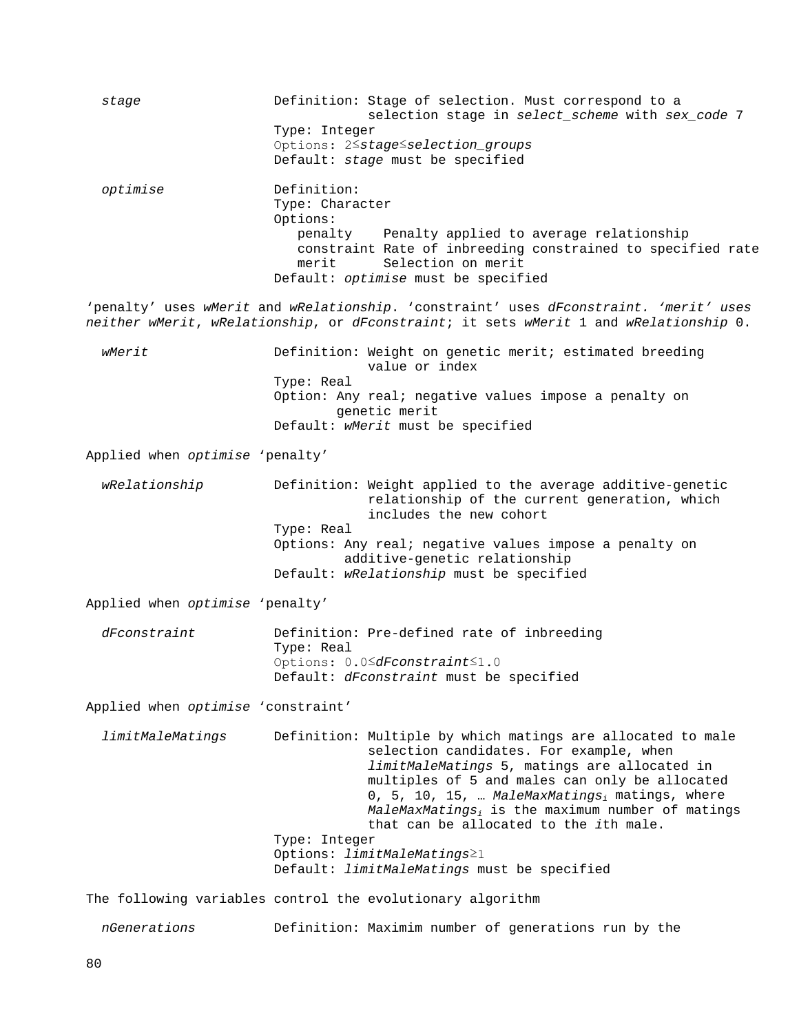*stage* — Definition: Stage of selection. Must correspond to a selection stage in *select_scheme* with *sex_code* 7
Type: Integer
Options: 2≤*stage*≤*selection_groups*
Default: *stage* must be specified

*optimise* — Definition:
Type: Character
Options:
- penalty    Penalty applied to average relationship
- constraint Rate of inbreeding constrained to specified rate
- merit      Selection on merit

Default: *optimise* must be specified

'penalty' uses *wMerit* and *wRelationship*. 'constraint' uses *dFconstraint. 'merit' uses neither wMerit*, *wRelationship*, or *dFconstraint*; it sets *wMerit* 1 and *wRelationship* 0.

*wMerit* — Definition: Weight on genetic merit; estimated breeding value or index
Type: Real
Option: Any real; negative values impose a penalty on genetic merit
Default: *wMerit* must be specified

Applied when *optimise* 'penalty'

*wRelationship* — Definition: Weight applied to the average additive-genetic relationship of the current generation, which includes the new cohort
Type: Real
Options: Any real; negative values impose a penalty on additive-genetic relationship
Default: *wRelationship* must be specified

Applied when *optimise* 'penalty'

*dFconstraint* — Definition: Pre-defined rate of inbreeding
Type: Real
Options: 0.0≤*dFconstraint*≤1.0
Default: *dFconstraint* must be specified

Applied when *optimise* 'constraint'

*limitMaleMatings* — Definition: Multiple by which matings are allocated to male selection candidates. For example, when *limitMaleMatings* 5, matings are allocated in multiples of 5 and males can only be allocated 0, 5, 10, 15, … $MaleMaxMatings_i$ matings, where $MaleMaxMatings_i$ is the maximum number of matings that can be allocated to the *i*th male.
Type: Integer
Options: *limitMaleMatings*≥1
Default: *limitMaleMatings* must be specified

The following variables control the evolutionary algorithm

*nGenerations* — Definition: Maximim number of generations run by the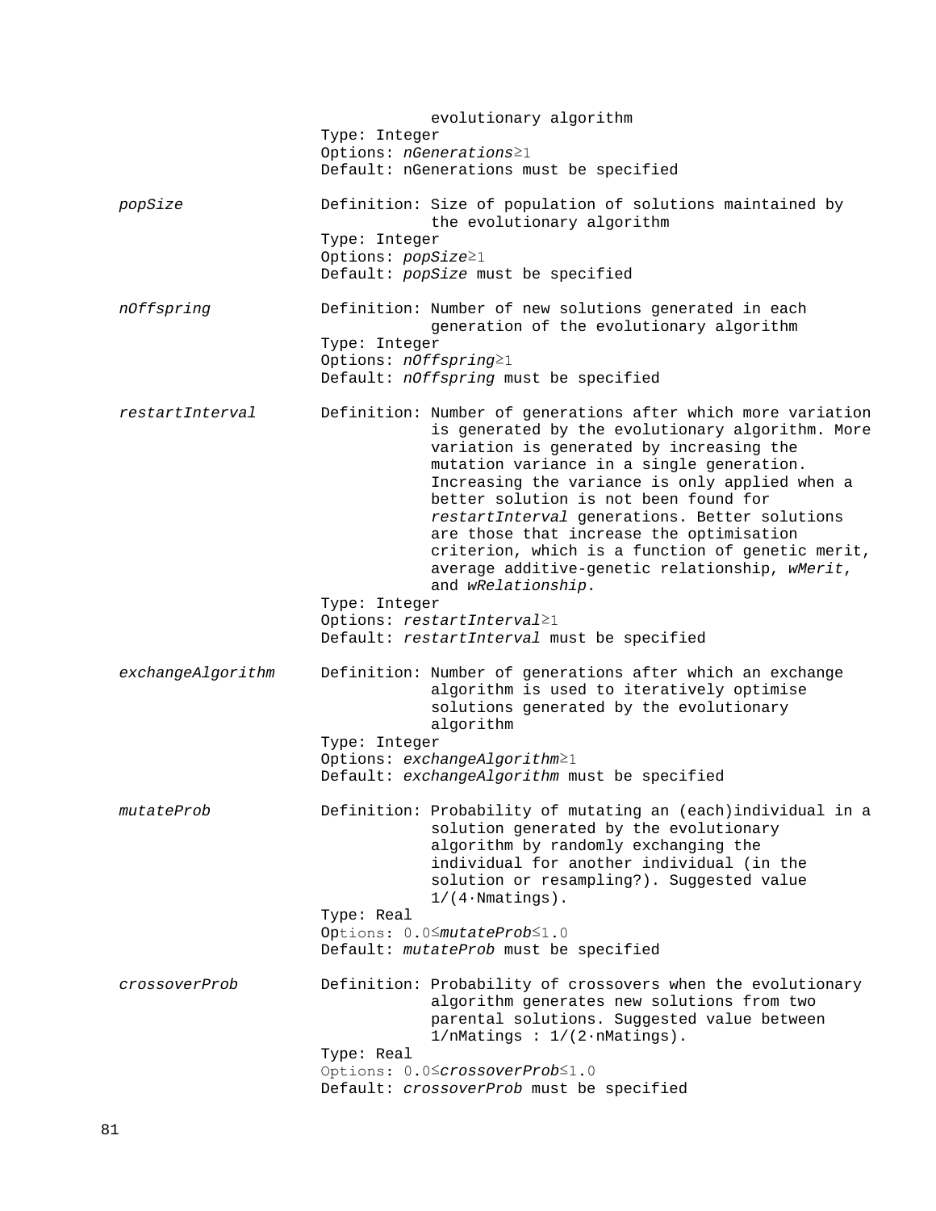evolutionary algorithm
Type: Integer
Options: *nGenerations*≥1
Default: nGenerations must be specified

| Parameter | Description |
|---|---|
| *popSize* | Definition: Size of population of solutions maintained by the evolutionary algorithm<br>Type: Integer<br>Options: *popSize*≥1<br>Default: *popSize* must be specified |
| *nOffspring* | Definition: Number of new solutions generated in each generation of the evolutionary algorithm<br>Type: Integer<br>Options: *nOffspring*≥1<br>Default: *nOffspring* must be specified |
| *restartInterval* | Definition: Number of generations after which more variation is generated by the evolutionary algorithm. More variation is generated by increasing the mutation variance in a single generation. Increasing the variance is only applied when a better solution is not been found for *restartInterval* generations. Better solutions are those that increase the optimisation criterion, which is a function of genetic merit, average additive-genetic relationship, *wMerit*, and *wRelationship*.<br>Type: Integer<br>Options: *restartInterval*≥1<br>Default: *restartInterval* must be specified |
| *exchangeAlgorithm* | Definition: Number of generations after which an exchange algorithm is used to iteratively optimise solutions generated by the evolutionary algorithm<br>Type: Integer<br>Options: *exchangeAlgorithm*≥1<br>Default: *exchangeAlgorithm* must be specified |
| *mutateProb* | Definition: Probability of mutating an (each)individual in a solution generated by the evolutionary algorithm by randomly exchanging the individual for another individual (in the solution or resampling?). Suggested value 1/(4·Nmatings).<br>Type: Real<br>Options: 0.0≤*mutateProb*≤1.0<br>Default: *mutateProb* must be specified |
| *crossoverProb* | Definition: Probability of crossovers when the evolutionary algorithm generates new solutions from two parental solutions. Suggested value between 1/nMatings : 1/(2·nMatings).<br>Type: Real<br>Options: 0.0≤*crossoverProb*≤1.0<br>Default: *crossoverProb* must be specified |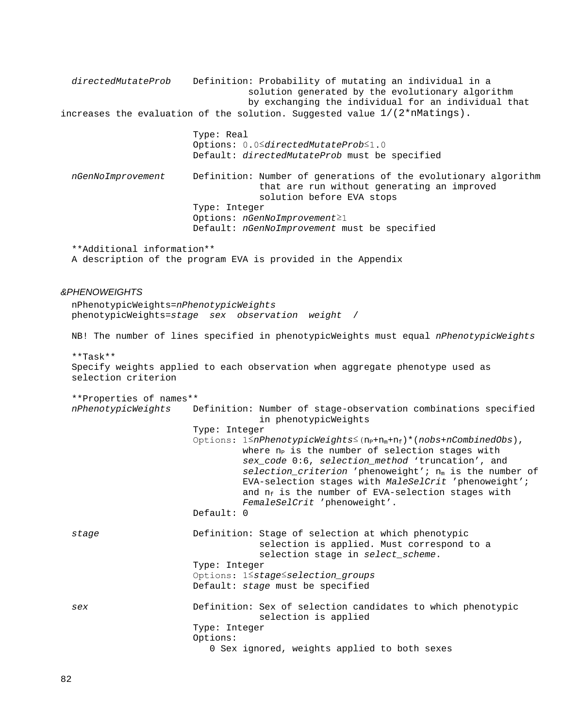*directedMutateProb* Definition: Probability of mutating an individual in a solution generated by the evolutionary algorithm by exchanging the individual for an individual that increases the evaluation of the solution. Suggested value 1/(2*nMatings).

Type: Real
Options: 0.0≤*directedMutateProb*≤1.0
Default: *directedMutateProb* must be specified

*nGenNoImprovement* Definition: Number of generations of the evolutionary algorithm that are run without generating an improved solution before EVA stops
Type: Integer
Options: *nGenNoImprovement*≥1
Default: *nGenNoImprovement* must be specified

**Additional information**
A description of the program EVA is provided in the Appendix

*&PHENOWEIGHTS*

```
nPhenotypicWeights=nPhenotypicWeights
phenotypicWeights=stage  sex  observation  weight  /
```

NB! The number of lines specified in phenotypicWeights must equal *nPhenotypicWeights*

**Task**
Specify weights applied to each observation when aggregate phenotype used as selection criterion

**Properties of names**

*nPhenotypicWeights* Definition: Number of stage-observation combinations specified in phenotypicWeights
Type: Integer
Options: 1≤*nPhenotypicWeights*≤$(n_P+n_m+n_f)$*(*nobs*+*nCombinedObs*), where $n_P$ is the number of selection stages with *sex_code* 0:6, *selection_method* 'truncation', and *selection_criterion* 'phenoweight'; $n_m$ is the number of EVA-selection stages with *MaleSelCrit* 'phenoweight'; and $n_f$ is the number of EVA-selection stages with *FemaleSelCrit* 'phenoweight'.
Default: 0

*stage* Definition: Stage of selection at which phenotypic selection is applied. Must correspond to a selection stage in *select_scheme*.
Type: Integer
Options: 1≤*stage*≤*selection_groups*
Default: *stage* must be specified

*sex* Definition: Sex of selection candidates to which phenotypic selection is applied
Type: Integer
Options:
0 Sex ignored, weights applied to both sexes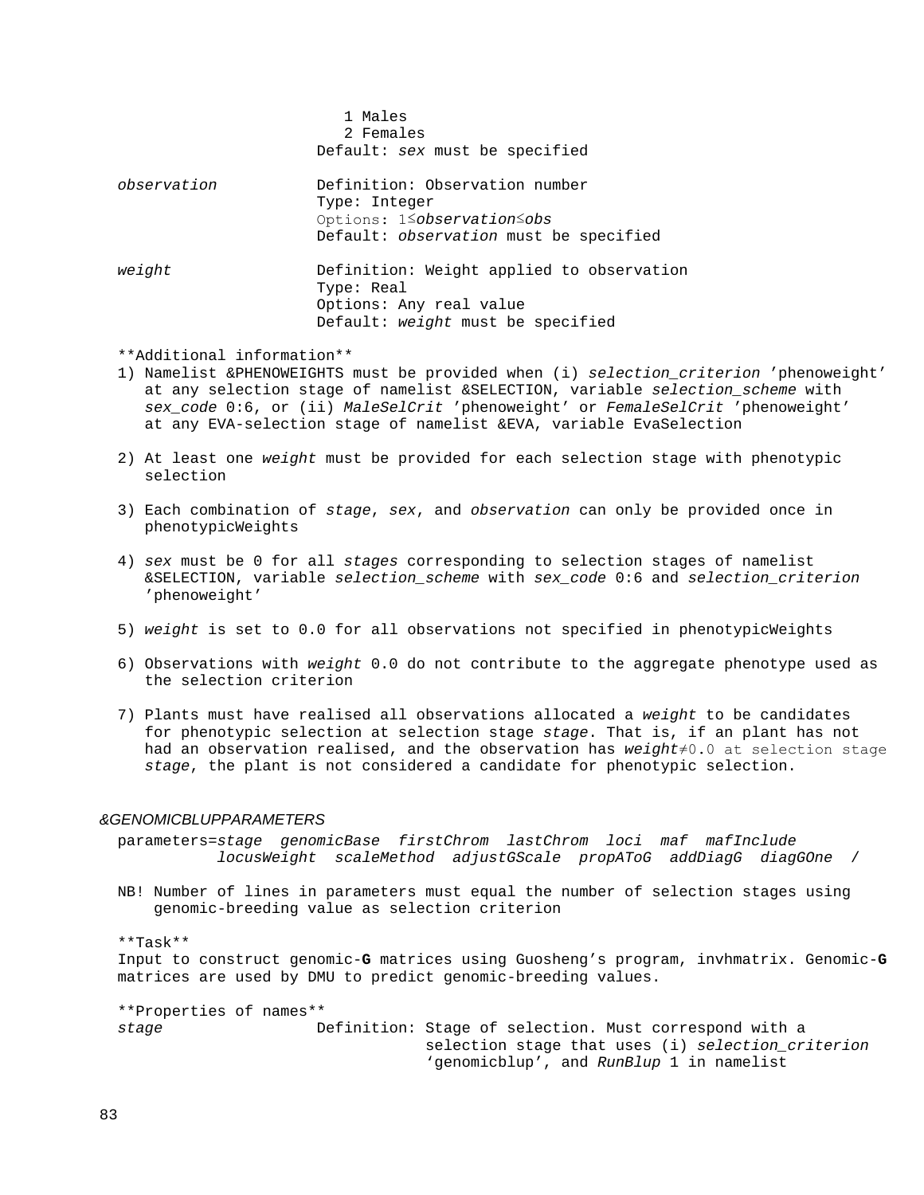1 Males
2 Females
Default: *sex* must be specified

*observation* Definition: Observation number
Type: Integer
Options: 1≤*observation*≤*obs*
Default: *observation* must be specified

*weight* Definition: Weight applied to observation
Type: Real
Options: Any real value
Default: *weight* must be specified

**Additional information**

1) Namelist &PHENOWEIGHTS must be provided when (i) *selection_criterion* 'phenoweight' at any selection stage of namelist &SELECTION, variable *selection_scheme* with *sex_code* 0:6, or (ii) *MaleSelCrit* 'phenoweight' or *FemaleSelCrit* 'phenoweight' at any EVA-selection stage of namelist &EVA, variable EvaSelection

2) At least one *weight* must be provided for each selection stage with phenotypic selection

3) Each combination of *stage*, *sex*, and *observation* can only be provided once in phenotypicWeights

4) *sex* must be 0 for all *stages* corresponding to selection stages of namelist &SELECTION, variable *selection_scheme* with *sex_code* 0:6 and *selection_criterion* 'phenoweight'

5) *weight* is set to 0.0 for all observations not specified in phenotypicWeights

6) Observations with *weight* 0.0 do not contribute to the aggregate phenotype used as the selection criterion

7) Plants must have realised all observations allocated a *weight* to be candidates for phenotypic selection at selection stage *stage*. That is, if an plant has not had an observation realised, and the observation has *weight*≠0.0 at selection stage *stage*, the plant is not considered a candidate for phenotypic selection.

### *&GENOMICBLUPPARAMETERS*

parameters=*stage genomicBase firstChrom lastChrom loci maf mafInclude locusWeight scaleMethod adjustGScale propAToG addDiagG diagGOne /*

NB! Number of lines in parameters must equal the number of selection stages using genomic-breeding value as selection criterion

**Task**

Input to construct genomic-**G** matrices using Guosheng's program, invhmatrix. Genomic-**G** matrices are used by DMU to predict genomic-breeding values.

**Properties of names**

*stage* Definition: Stage of selection. Must correspond with a selection stage that uses (i) *selection_criterion* 'genomicblup', and *RunBlup* 1 in namelist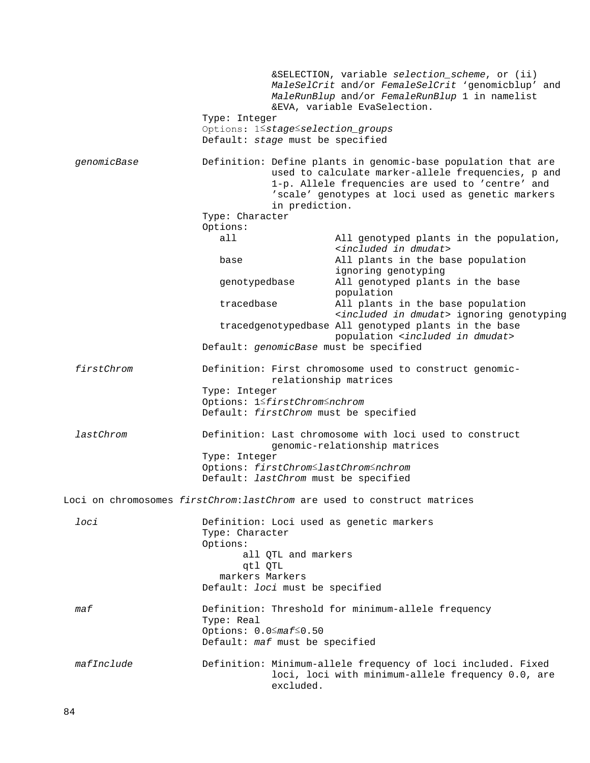&SELECTION, variable *selection_scheme*, or (ii) *MaleSelCrit* and/or *FemaleSelCrit* 'genomicblup' and *MaleRunBlup* and/or *FemaleRunBlup* 1 in namelist &EVA, variable EvaSelection.

Type: Integer

Options: 1≤*stage*≤*selection_groups*

Default: *stage* must be specified

*genomicBase*

Definition: Define plants in genomic-base population that are used to calculate marker-allele frequencies, p and 1-p. Allele frequencies are used to 'centre' and 'scale' genotypes at loci used as genetic markers in prediction.

Type: Character

Options:

| Option | Description |
|---|---|
| all | All genotyped plants in the population, <*included in dmudat*> |
| base | All plants in the base population ignoring genotyping |
| genotypedbase | All genotyped plants in the base population |
| tracedbase | All plants in the base population <*included in dmudat*> ignoring genotyping |
| tracedgenotypedbase | All genotyped plants in the base population <*included in dmudat*> |

Default: *genomicBase* must be specified

*firstChrom*

Definition: First chromosome used to construct genomic-relationship matrices

Type: Integer

Options: 1≤*firstChrom*≤*nchrom*

Default: *firstChrom* must be specified

*lastChrom*

Definition: Last chromosome with loci used to construct genomic-relationship matrices

Type: Integer

Options: *firstChrom*≤*lastChrom*≤*nchrom*

Default: *lastChrom* must be specified

Loci on chromosomes *firstChrom*:*lastChrom* are used to construct matrices

*loci*

Definition: Loci used as genetic markers

Type: Character

Options:

| Option | Description |
|---|---|
| all | QTL and markers |
| qtl | QTL |
| markers | Markers |

Default: *loci* must be specified

*maf*

Definition: Threshold for minimum-allele frequency

Type: Real

Options: 0.0≤*maf*≤0.50

Default: *maf* must be specified

*mafInclude*

Definition: Minimum-allele frequency of loci included. Fixed loci, loci with minimum-allele frequency 0.0, are excluded.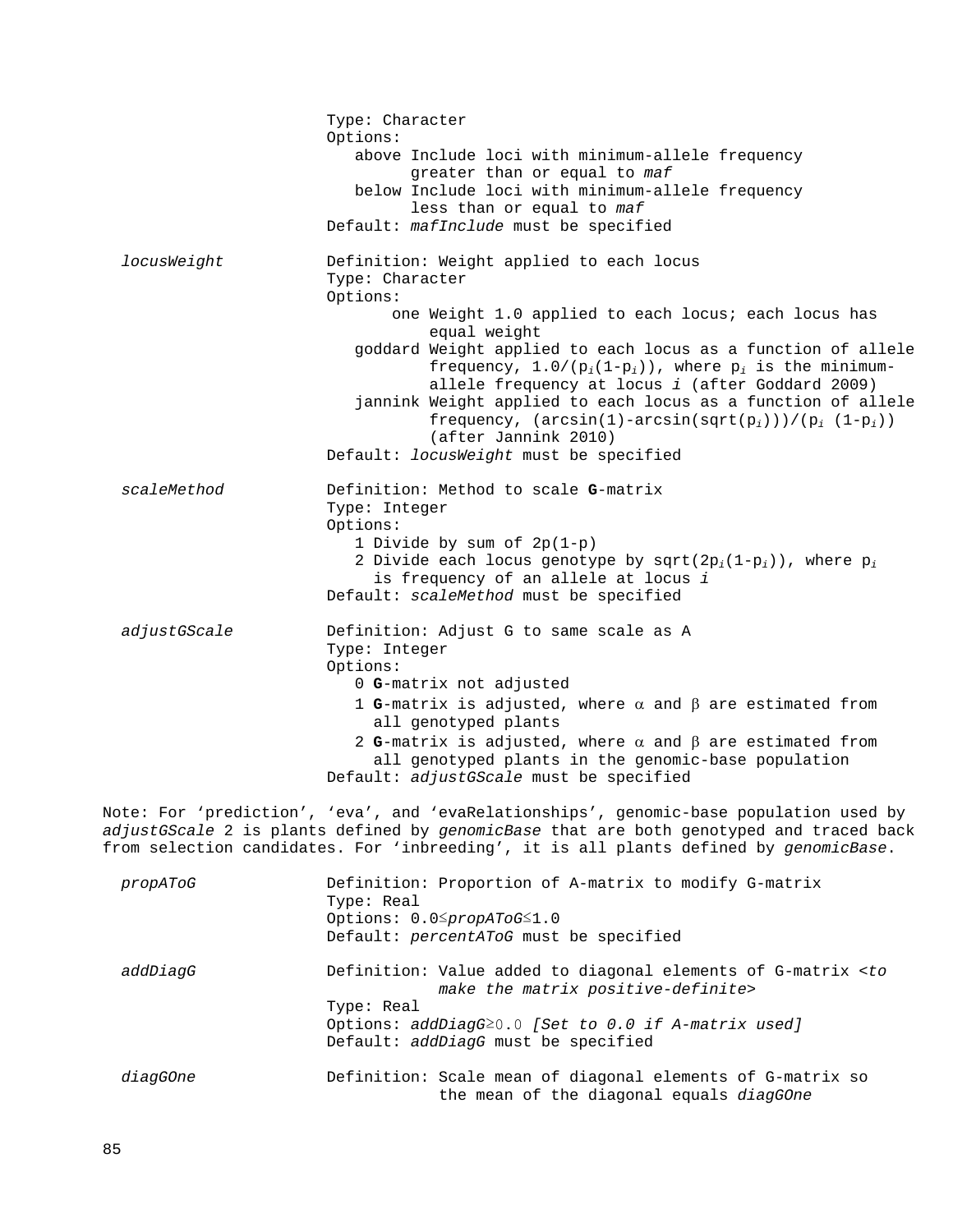| | |
|---|---|
| | Type: Character<br>Options:<br>above Include loci with minimum-allele frequency greater than or equal to *maf*<br>below Include loci with minimum-allele frequency less than or equal to *maf*<br>Default: *mafInclude* must be specified |
| *locusWeight* | Definition: Weight applied to each locus<br>Type: Character<br>Options:<br>one Weight 1.0 applied to each locus; each locus has equal weight<br>goddard Weight applied to each locus as a function of allele frequency, $1.0/(p_i(1-p_i))$, where $p_i$ is the minimum-allele frequency at locus *i* (after Goddard 2009)<br>jannink Weight applied to each locus as a function of allele frequency, $(\arcsin(1)-\arcsin(\text{sqrt}(p_i)))/(p_i\,(1-p_i))$ (after Jannink 2010)<br>Default: *locusWeight* must be specified |
| *scaleMethod* | Definition: Method to scale **G**-matrix<br>Type: Integer<br>Options:<br>1 Divide by sum of $2p(1-p)$<br>2 Divide each locus genotype by $\text{sqrt}(2p_i(1-p_i))$, where $p_i$ is frequency of an allele at locus *i*<br>Default: *scaleMethod* must be specified |
| *adjustGScale* | Definition: Adjust G to same scale as A<br>Type: Integer<br>Options:<br>0 **G**-matrix not adjusted<br>1 **G**-matrix is adjusted, where $\alpha$ and $\beta$ are estimated from all genotyped plants<br>2 **G**-matrix is adjusted, where $\alpha$ and $\beta$ are estimated from all genotyped plants in the genomic-base population<br>Default: *adjustGScale* must be specified |

Note: For ‘prediction’, ‘eva’, and ‘evaRelationships’, genomic-base population used by *adjustGScale* 2 is plants defined by *genomicBase* that are both genotyped and traced back from selection candidates. For ‘inbreeding’, it is all plants defined by *genomicBase*.

| | |
|---|---|
| *propAToG* | Definition: Proportion of A-matrix to modify G-matrix<br>Type: Real<br>Options: $0.0 \leq$ *propAToG* $\leq 1.0$<br>Default: *percentAToG* must be specified |
| *addDiagG* | Definition: Value added to diagonal elements of G-matrix <*to make the matrix positive-definite*><br>Type: Real<br>Options: *addDiagG* $\geq 0.0$ *[Set to 0.0 if A-matrix used]*<br>Default: *addDiagG* must be specified |
| *diagGOne* | Definition: Scale mean of diagonal elements of G-matrix so the mean of the diagonal equals *diagGOne* |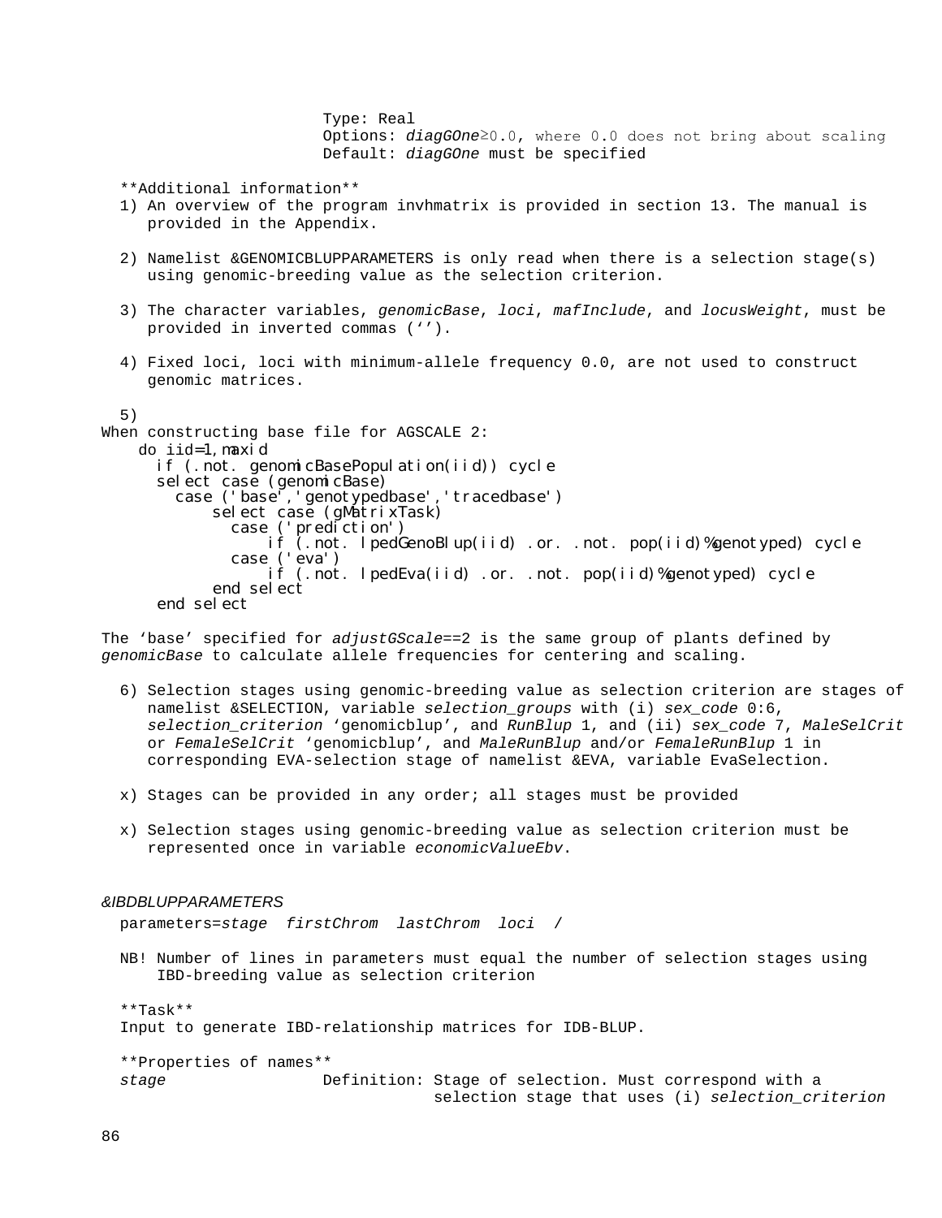Type: Real
Options: *diagGOne*≥0.0, where 0.0 does not bring about scaling
Default: *diagGOne* must be specified

**Additional information**

1) An overview of the program invhmatrix is provided in section 13. The manual is provided in the Appendix.

2) Namelist &GENOMICBLUPPARAMETERS is only read when there is a selection stage(s) using genomic-breeding value as the selection criterion.

3) The character variables, *genomicBase*, *loci*, *mafInclude*, and *locusWeight*, must be provided in inverted commas (‘’).

4) Fixed loci, loci with minimum-allele frequency 0.0, are not used to construct genomic matrices.

5)

When constructing base file for AGSCALE 2:

```
do iid=1,maxid
   if (.not. genomicBasePopulation(iid)) cycle
   select case (genomicBase)
     case ('base','genotypedbase','tracedbase')
         select case (gMatrixTask)
           case ('prediction')
               if (.not. lpedGenoBlup(iid) .or. .not. pop(iid)%genotyped) cycle
           case ('eva')
               if (.not. lpedEva(iid) .or. .not. pop(iid)%genotyped) cycle
         end select
   end select
```

The ‘base’ specified for *adjustGScale*==2 is the same group of plants defined by *genomicBase* to calculate allele frequencies for centering and scaling.

6) Selection stages using genomic-breeding value as selection criterion are stages of namelist &SELECTION, variable *selection_groups* with (i) *sex_code* 0:6, *selection_criterion* ‘genomicblup’, and *RunBlup* 1, and (ii) *sex_code* 7, *MaleSelCrit* or *FemaleSelCrit* ‘genomicblup’, and *MaleRunBlup* and/or *FemaleRunBlup* 1 in corresponding EVA-selection stage of namelist &EVA, variable EvaSelection.

x) Stages can be provided in any order; all stages must be provided

x) Selection stages using genomic-breeding value as selection criterion must be represented once in variable *economicValueEbv*.

*&IBDBLUPPARAMETERS*

parameters=*stage firstChrom lastChrom loci* /

NB! Number of lines in parameters must equal the number of selection stages using IBD-breeding value as selection criterion

**Task**

Input to generate IBD-relationship matrices for IDB-BLUP.

**Properties of names**

*stage* Definition: Stage of selection. Must correspond with a selection stage that uses (i) *selection_criterion*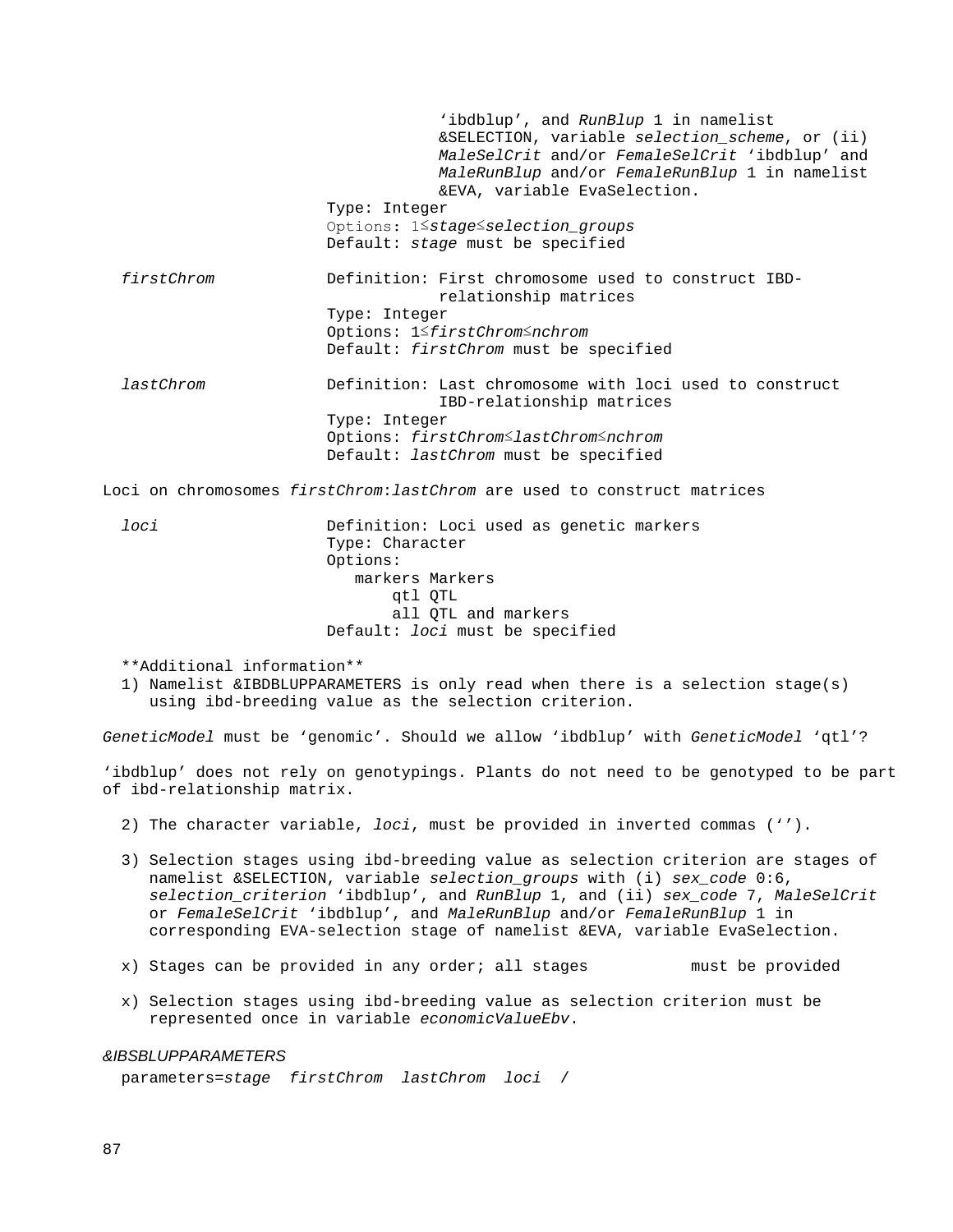'ibdblup', and *RunBlup* 1 in namelist &SELECTION, variable *selection_scheme*, or (ii) *MaleSelCrit* and/or *FemaleSelCrit* 'ibdblup' and *MaleRunBlup* and/or *FemaleRunBlup* 1 in namelist &EVA, variable EvaSelection.

Type: Integer
Options: 1≤*stage*≤*selection_groups*
Default: *stage* must be specified

*firstChrom*

Definition: First chromosome used to construct IBD-relationship matrices
Type: Integer
Options: 1≤*firstChrom*≤*nchrom*
Default: *firstChrom* must be specified

*lastChrom*

Definition: Last chromosome with loci used to construct IBD-relationship matrices
Type: Integer
Options: *firstChrom*≤*lastChrom*≤*nchrom*
Default: *lastChrom* must be specified

Loci on chromosomes *firstChrom*:*lastChrom* are used to construct matrices

*loci*

Definition: Loci used as genetic markers
Type: Character
Options:
- markers Markers
- qtl QTL
- all QTL and markers

Default: *loci* must be specified

**Additional information**

1) Namelist &IBDBLUPPARAMETERS is only read when there is a selection stage(s) using ibd-breeding value as the selection criterion.

*GeneticModel* must be 'genomic'. Should we allow 'ibdblup' with *GeneticModel* 'qtl'?

'ibdblup' does not rely on genotypings. Plants do not need to be genotyped to be part of ibd-relationship matrix.

2) The character variable, *loci*, must be provided in inverted commas ('').

3) Selection stages using ibd-breeding value as selection criterion are stages of namelist &SELECTION, variable *selection_groups* with (i) *sex_code* 0:6, *selection_criterion* 'ibdblup', and *RunBlup* 1, and (ii) *sex_code* 7, *MaleSelCrit* or *FemaleSelCrit* 'ibdblup', and *MaleRunBlup* and/or *FemaleRunBlup* 1 in corresponding EVA-selection stage of namelist &EVA, variable EvaSelection.

x) Stages can be provided in any order; all stages must be provided

x) Selection stages using ibd-breeding value as selection criterion must be represented once in variable *economicValueEbv*.

*&IBSBLUPPARAMETERS*

parameters=*stage firstChrom lastChrom loci* /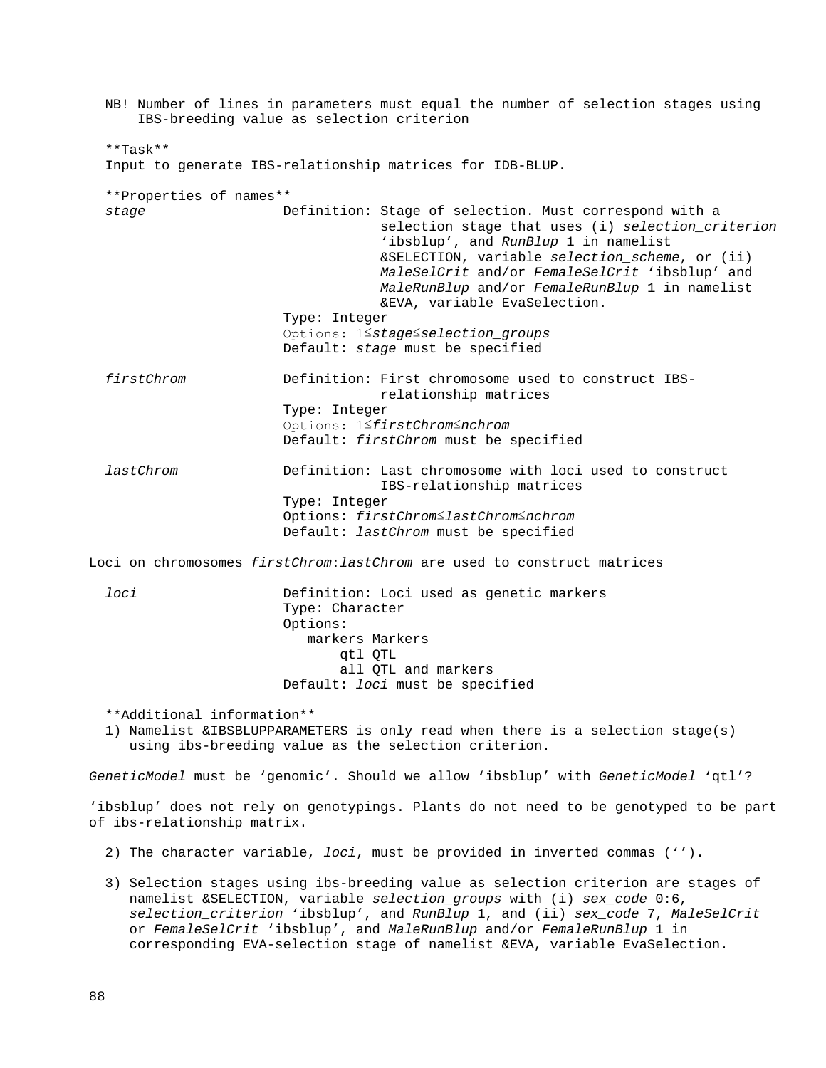NB! Number of lines in parameters must equal the number of selection stages using IBS-breeding value as selection criterion

**Task**
Input to generate IBS-relationship matrices for IDB-BLUP.

**Properties of names**

*stage*
Definition: Stage of selection. Must correspond with a selection stage that uses (i) *selection_criterion* ‘ibsblup’, and *RunBlup* 1 in namelist &SELECTION, variable *selection_scheme*, or (ii) *MaleSelCrit* and/or *FemaleSelCrit* ‘ibsblup’ and *MaleRunBlup* and/or *FemaleRunBlup* 1 in namelist &EVA, variable EvaSelection.
Type: Integer
Options: 1≤*stage*≤*selection_groups*
Default: *stage* must be specified

*firstChrom*
Definition: First chromosome used to construct IBS-relationship matrices
Type: Integer
Options: 1≤*firstChrom*≤*nchrom*
Default: *firstChrom* must be specified

*lastChrom*
Definition: Last chromosome with loci used to construct IBS-relationship matrices
Type: Integer
Options: *firstChrom*≤*lastChrom*≤*nchrom*
Default: *lastChrom* must be specified

Loci on chromosomes *firstChrom*:*lastChrom* are used to construct matrices

*loci*
Definition: Loci used as genetic markers
Type: Character
Options:
- markers Markers
- qtl QTL
- all QTL and markers

Default: *loci* must be specified

**Additional information**

1) Namelist &IBSBLUPPARAMETERS is only read when there is a selection stage(s) using ibs-breeding value as the selection criterion.

*GeneticModel* must be ‘genomic’. Should we allow ‘ibsblup’ with *GeneticModel* ‘qtl’?

‘ibsblup’ does not rely on genotypings. Plants do not need to be genotyped to be part of ibs-relationship matrix.

2) The character variable, *loci*, must be provided in inverted commas (‘’).

3) Selection stages using ibs-breeding value as selection criterion are stages of namelist &SELECTION, variable *selection_groups* with (i) *sex_code* 0:6, *selection_criterion* ‘ibsblup’, and *RunBlup* 1, and (ii) *sex_code* 7, *MaleSelCrit* or *FemaleSelCrit* ‘ibsblup’, and *MaleRunBlup* and/or *FemaleRunBlup* 1 in corresponding EVA-selection stage of namelist &EVA, variable EvaSelection.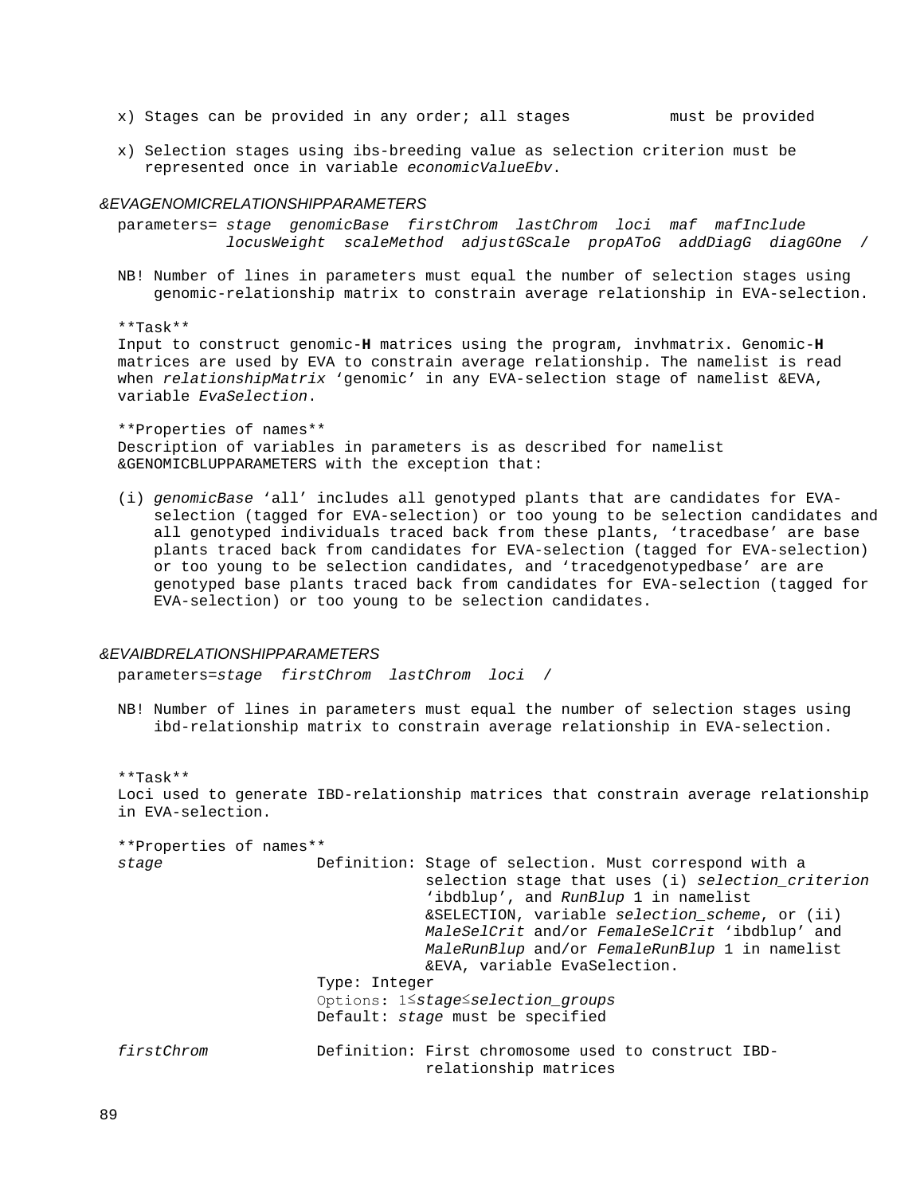x) Stages can be provided in any order; all stages must be provided

x) Selection stages using ibs-breeding value as selection criterion must be represented once in variable *economicValueEbv*.

*&EVAGENOMICRELATIONSHIPPARAMETERS*

parameters= *stage genomicBase firstChrom lastChrom loci maf mafInclude locusWeight scaleMethod adjustGScale propAToG addDiagG diagGOne /*

NB! Number of lines in parameters must equal the number of selection stages using genomic-relationship matrix to constrain average relationship in EVA-selection.

**Task**
Input to construct genomic-**H** matrices using the program, invhmatrix. Genomic-**H** matrices are used by EVA to constrain average relationship. The namelist is read when *relationshipMatrix* 'genomic' in any EVA-selection stage of namelist &EVA, variable *EvaSelection*.

**Properties of names**
Description of variables in parameters is as described for namelist &GENOMICBLUPPARAMETERS with the exception that:

(i) *genomicBase* 'all' includes all genotyped plants that are candidates for EVA-selection (tagged for EVA-selection) or too young to be selection candidates and all genotyped individuals traced back from these plants, 'tracedbase' are base plants traced back from candidates for EVA-selection (tagged for EVA-selection) or too young to be selection candidates, and 'tracedgenotypedbase' are are genotyped base plants traced back from candidates for EVA-selection (tagged for EVA-selection) or too young to be selection candidates.

*&EVAIBDRELATIONSHIPPARAMETERS*

parameters=*stage firstChrom lastChrom loci /*

NB! Number of lines in parameters must equal the number of selection stages using ibd-relationship matrix to constrain average relationship in EVA-selection.

**Task**
Loci used to generate IBD-relationship matrices that constrain average relationship in EVA-selection.

**Properties of names**

*stage* Definition: Stage of selection. Must correspond with a selection stage that uses (i) *selection_criterion* 'ibdblup', and *RunBlup* 1 in namelist &SELECTION, variable *selection_scheme*, or (ii) *MaleSelCrit* and/or *FemaleSelCrit* 'ibdblup' and *MaleRunBlup* and/or *FemaleRunBlup* 1 in namelist &EVA, variable EvaSelection.
Type: Integer
Options: $1 \leq$ *stage* $\leq$ *selection_groups*
Default: *stage* must be specified

*firstChrom* Definition: First chromosome used to construct IBD-relationship matrices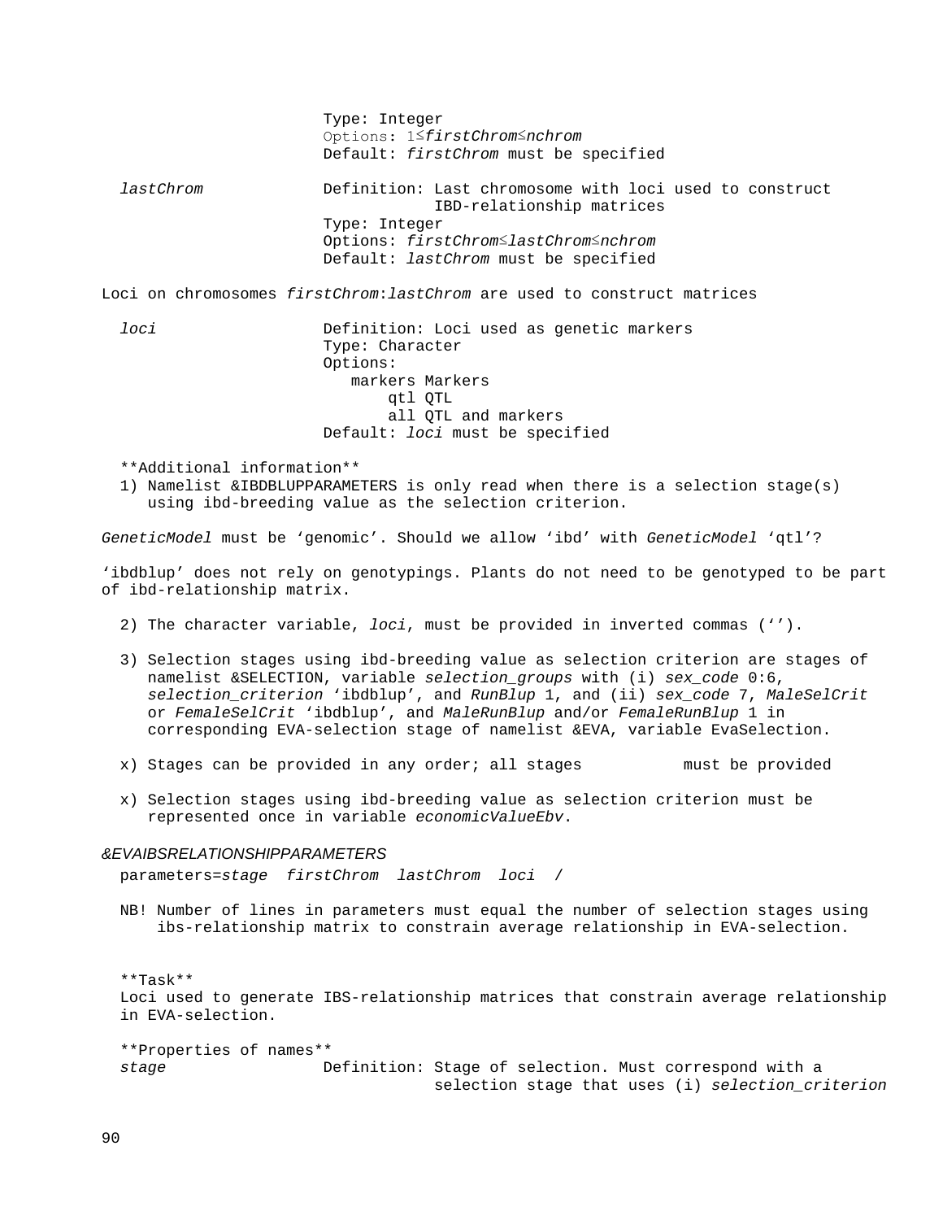Type: Integer
Options: $1 \le$ *firstChrom* $\le$ *nchrom*
Default: *firstChrom* must be specified

*lastChrom* Definition: Last chromosome with loci used to construct IBD-relationship matrices
Type: Integer
Options: *firstChrom* $\le$ *lastChrom* $\le$ *nchrom*
Default: *lastChrom* must be specified

Loci on chromosomes *firstChrom*:*lastChrom* are used to construct matrices

*loci* Definition: Loci used as genetic markers
Type: Character
Options:
markers Markers
qtl QTL
all QTL and markers
Default: *loci* must be specified

**Additional information**

1) Namelist &IBDBLUPPARAMETERS is only read when there is a selection stage(s) using ibd-breeding value as the selection criterion.

*GeneticModel* must be 'genomic'. Should we allow 'ibd' with *GeneticModel* 'qtl'?

'ibdblup' does not rely on genotypings. Plants do not need to be genotyped to be part of ibd-relationship matrix.

2) The character variable, *loci*, must be provided in inverted commas ('').

3) Selection stages using ibd-breeding value as selection criterion are stages of namelist &SELECTION, variable *selection_groups* with (i) *sex_code* 0:6, *selection_criterion* 'ibdblup', and *RunBlup* 1, and (ii) *sex_code* 7, *MaleSelCrit* or *FemaleSelCrit* 'ibdblup', and *MaleRunBlup* and/or *FemaleRunBlup* 1 in corresponding EVA-selection stage of namelist &EVA, variable EvaSelection.

x) Stages can be provided in any order; all stages must be provided

x) Selection stages using ibd-breeding value as selection criterion must be represented once in variable *economicValueEbv*.

*&EVAIBSRELATIONSHIPPARAMETERS*

parameters=*stage* *firstChrom* *lastChrom* *loci* /

NB! Number of lines in parameters must equal the number of selection stages using ibs-relationship matrix to constrain average relationship in EVA-selection.

**Task**

Loci used to generate IBS-relationship matrices that constrain average relationship in EVA-selection.

**Properties of names**

*stage* Definition: Stage of selection. Must correspond with a selection stage that uses (i) *selection_criterion*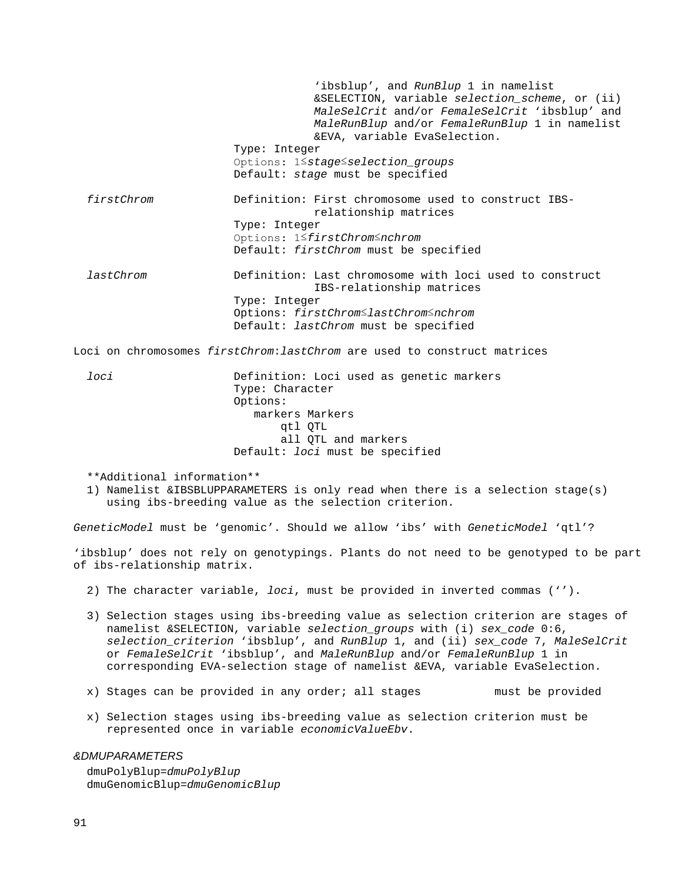'ibsblup', and *RunBlup* 1 in namelist &SELECTION, variable *selection_scheme*, or (ii) *MaleSelCrit* and/or *FemaleSelCrit* 'ibsblup' and *MaleRunBlup* and/or *FemaleRunBlup* 1 in namelist &EVA, variable EvaSelection.
Type: Integer
Options: 1≤*stage*≤*selection_groups*
Default: *stage* must be specified

*firstChrom* — Definition: First chromosome used to construct IBS-relationship matrices
Type: Integer
Options: 1≤*firstChrom*≤*nchrom*
Default: *firstChrom* must be specified

*lastChrom* — Definition: Last chromosome with loci used to construct IBS-relationship matrices
Type: Integer
Options: *firstChrom*≤*lastChrom*≤*nchrom*
Default: *lastChrom* must be specified

Loci on chromosomes *firstChrom*:*lastChrom* are used to construct matrices

*loci* — Definition: Loci used as genetic markers
Type: Character
Options:
- markers Markers
- qtl QTL
- all QTL and markers

Default: *loci* must be specified

**Additional information**

1) Namelist &IBSBLUPPARAMETERS is only read when there is a selection stage(s) using ibs-breeding value as the selection criterion.

*GeneticModel* must be 'genomic'. Should we allow 'ibs' with *GeneticModel* 'qtl'?

'ibsblup' does not rely on genotypings. Plants do not need to be genotyped to be part of ibs-relationship matrix.

2) The character variable, *loci*, must be provided in inverted commas ('').

3) Selection stages using ibs-breeding value as selection criterion are stages of namelist &SELECTION, variable *selection_groups* with (i) *sex_code* 0:6, *selection_criterion* 'ibsblup', and *RunBlup* 1, and (ii) *sex_code* 7, *MaleSelCrit* or *FemaleSelCrit* 'ibsblup', and *MaleRunBlup* and/or *FemaleRunBlup* 1 in corresponding EVA-selection stage of namelist &EVA, variable EvaSelection.

x) Stages can be provided in any order; all stages must be provided

x) Selection stages using ibs-breeding value as selection criterion must be represented once in variable *economicValueEbv*.

*&DMUPARAMETERS*

dmuPolyBlup=*dmuPolyBlup*
dmuGenomicBlup=*dmuGenomicBlup*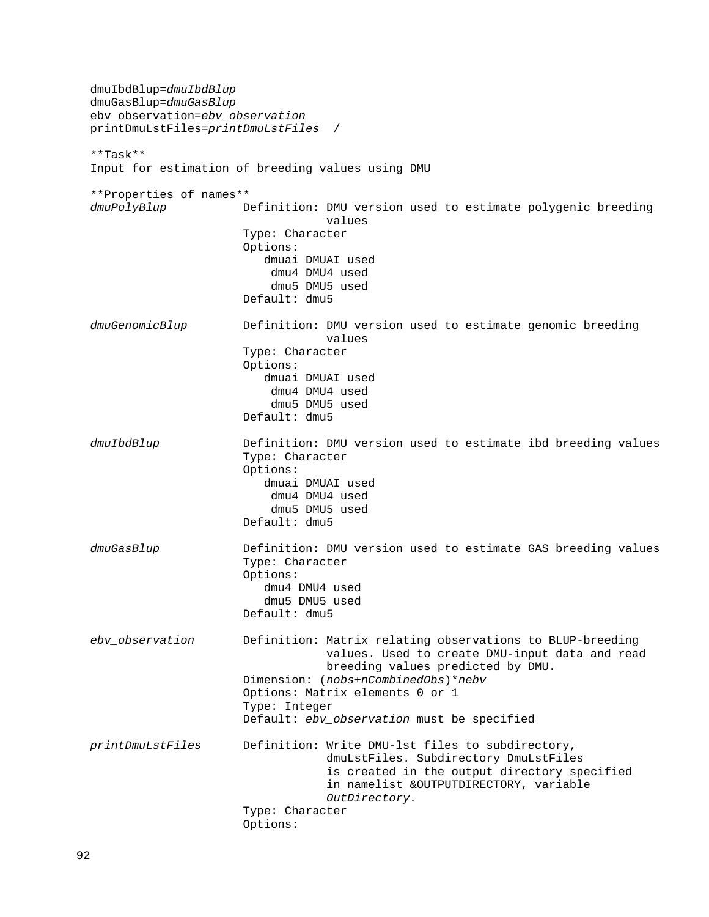```
dmuIbdBlup=dmuIbdBlup
dmuGasBlup=dmuGasBlup
ebv_observation=ebv_observation
printDmuLstFiles=printDmuLstFiles  /
```

**Task**
Input for estimation of breeding values using DMU

**Properties of names**

*dmuPolyBlup*
Definition: DMU version used to estimate polygenic breeding values
Type: Character
Options:
- dmuai DMUAI used
- dmu4 DMU4 used
- dmu5 DMU5 used

Default: dmu5

*dmuGenomicBlup*
Definition: DMU version used to estimate genomic breeding values
Type: Character
Options:
- dmuai DMUAI used
- dmu4 DMU4 used
- dmu5 DMU5 used

Default: dmu5

*dmuIbdBlup*
Definition: DMU version used to estimate ibd breeding values
Type: Character
Options:
- dmuai DMUAI used
- dmu4 DMU4 used
- dmu5 DMU5 used

Default: dmu5

*dmuGasBlup*
Definition: DMU version used to estimate GAS breeding values
Type: Character
Options:
- dmu4 DMU4 used
- dmu5 DMU5 used

Default: dmu5

*ebv_observation*
Definition: Matrix relating observations to BLUP-breeding values. Used to create DMU-input data and read breeding values predicted by DMU.
Dimension: (*nobs*+*nCombinedObs*)\**nebv*
Options: Matrix elements 0 or 1
Type: Integer
Default: *ebv_observation* must be specified

*printDmuLstFiles*
Definition: Write DMU-lst files to subdirectory, dmuLstFiles. Subdirectory DmuLstFiles is created in the output directory specified in namelist &OUTPUTDIRECTORY, variable *OutDirectory.*
Type: Character
Options: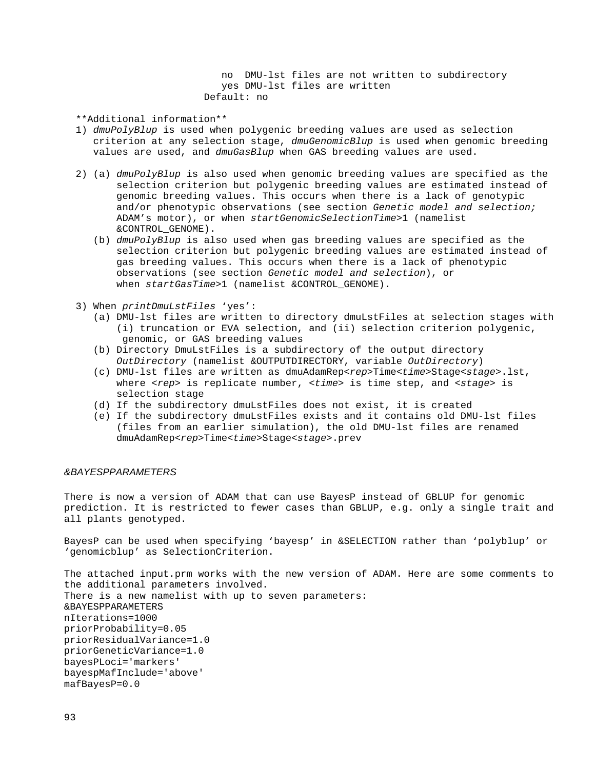no  DMU-lst files are not written to subdirectory
yes DMU-lst files are written
Default: no

**Additional information**

1) *dmuPolyBlup* is used when polygenic breeding values are used as selection criterion at any selection stage, *dmuGenomicBlup* is used when genomic breeding values are used, and *dmuGasBlup* when GAS breeding values are used.

2) (a) *dmuPolyBlup* is also used when genomic breeding values are specified as the selection criterion but polygenic breeding values are estimated instead of genomic breeding values. This occurs when there is a lack of genotypic and/or phenotypic observations (see section *Genetic model and selection; ADAM's motor*), or when *startGenomicSelectionTime*>1 (namelist &CONTROL_GENOME).
   (b) *dmuPolyBlup* is also used when gas breeding values are specified as the selection criterion but polygenic breeding values are estimated instead of gas breeding values. This occurs when there is a lack of phenotypic observations (see section *Genetic model and selection*), or when *startGasTime*>1 (namelist &CONTROL_GENOME).

3) When *printDmuLstFiles* 'yes':
   (a) DMU-lst files are written to directory dmuLstFiles at selection stages with (i) truncation or EVA selection, and (ii) selection criterion polygenic, genomic, or GAS breeding values
   (b) Directory DmuLstFiles is a subdirectory of the output directory *OutDirectory* (namelist &OUTPUTDIRECTORY, variable *OutDirectory*)
   (c) DMU-lst files are written as dmuAdamRep<*rep*>Time<*time*>Stage<*stage*>.lst, where <*rep*> is replicate number, <*time*> is time step, and <*stage*> is selection stage
   (d) If the subdirectory dmuLstFiles does not exist, it is created
   (e) If the subdirectory dmuLstFiles exists and it contains old DMU-lst files (files from an earlier simulation), the old DMU-lst files are renamed dmuAdamRep<*rep*>Time<*time*>Stage<*stage*>.prev

### *&BAYESPPARAMETERS*

There is now a version of ADAM that can use BayesP instead of GBLUP for genomic prediction. It is restricted to fewer cases than GBLUP, e.g. only a single trait and all plants genotyped.

BayesP can be used when specifying 'bayesp' in &SELECTION rather than 'polyblup' or 'genomicblup' as SelectionCriterion.

The attached input.prm works with the new version of ADAM. Here are some comments to the additional parameters involved.
There is a new namelist with up to seven parameters:

```
&BAYESPPARAMETERS
nIterations=1000
priorProbability=0.05
priorResidualVariance=1.0
priorGeneticVariance=1.0
bayesPLoci='markers'
bayespMafInclude='above'
mafBayesP=0.0
```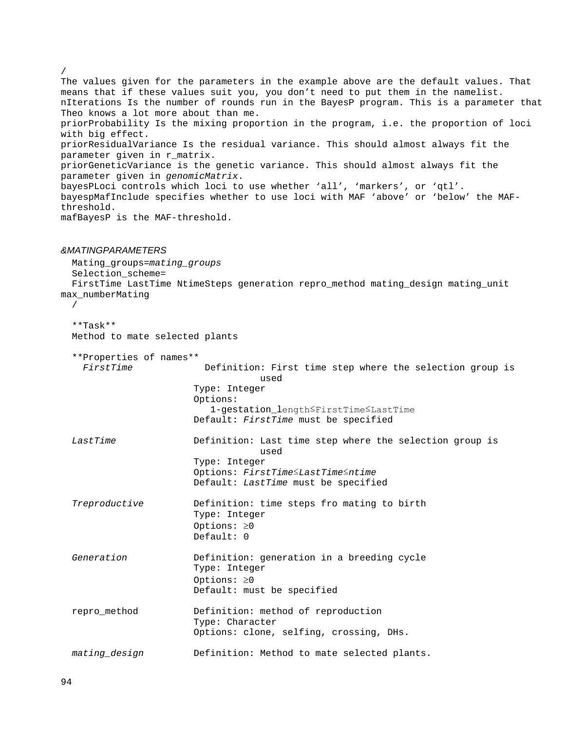/

The values given for the parameters in the example above are the default values. That means that if these values suit you, you don't need to put them in the namelist.

nIterations Is the number of rounds run in the BayesP program. This is a parameter that Theo knows a lot more about than me.

priorProbability Is the mixing proportion in the program, i.e. the proportion of loci with big effect.

priorResidualVariance Is the residual variance. This should almost always fit the parameter given in r_matrix.

priorGeneticVariance is the genetic variance. This should almost always fit the parameter given in *genomicMatrix*.

bayesPLoci controls which loci to use whether 'all', 'markers', or 'qtl'.

bayespMafInclude specifies whether to use loci with MAF 'above' or 'below' the MAF-threshold.

mafBayesP is the MAF-threshold.

*&MATINGPARAMETERS*

Mating_groups=*mating_groups*

Selection_scheme=

FirstTime LastTime NtimeSteps generation repro_method mating_design mating_unit max_numberMating

/

**Task**

Method to mate selected plants

**Properties of names**

*FirstTime*
: Definition: First time step where the selection group is used
: Type: Integer
: Options: 1-gestation_length≤FirstTime≤LastTime
: Default: *FirstTime* must be specified

*LastTime*
: Definition: Last time step where the selection group is used
: Type: Integer
: Options: *FirstTime*≤*LastTime*≤*ntime*
: Default: *LastTime* must be specified

*Treproductive*
: Definition: time steps fro mating to birth
: Type: Integer
: Options: ≥0
: Default: 0

*Generation*
: Definition: generation in a breeding cycle
: Type: Integer
: Options: ≥0
: Default: must be specified

repro_method
: Definition: method of reproduction
: Type: Character
: Options: clone, selfing, crossing, DHs.

*mating_design*
: Definition: Method to mate selected plants.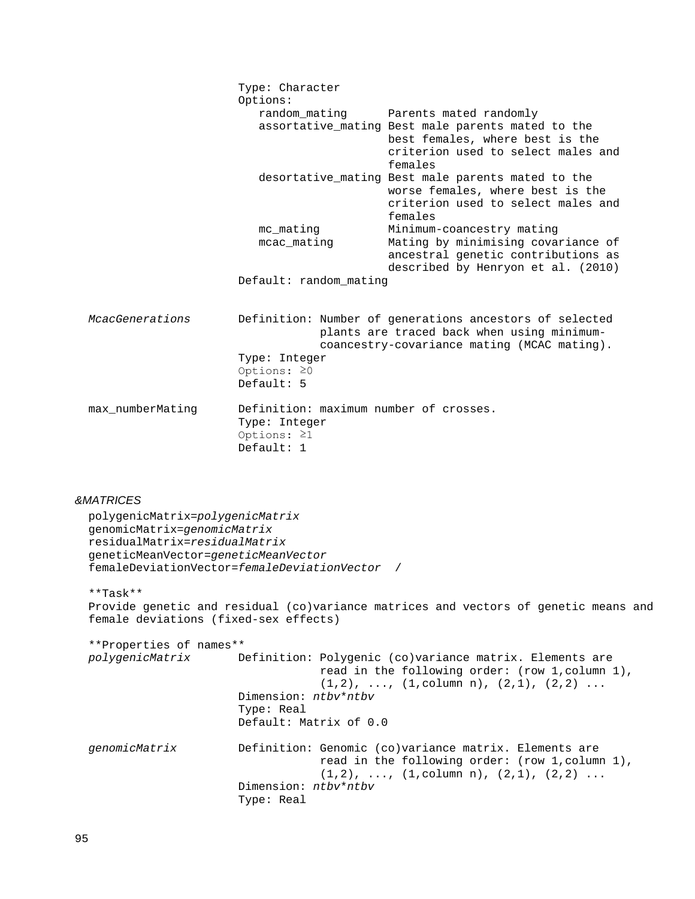Type: Character
Options:

| | |
|---|---|
| random_mating | Parents mated randomly |
| assortative_mating | Best male parents mated to the best females, where best is the criterion used to select males and females |
| desortative_mating | Best male parents mated to the worse females, where best is the criterion used to select males and females |
| mc_mating | Minimum-coancestry mating |
| mcac_mating | Mating by minimising covariance of ancestral genetic contributions as described by Henryon et al. (2010) |

Default: random_mating

*McacGenerations*
Definition: Number of generations ancestors of selected plants are traced back when using minimum-coancestry-covariance mating (MCAC mating).
Type: Integer
Options: ≥0
Default: 5

max_numberMating
Definition: maximum number of crosses.
Type: Integer
Options: ≥1
Default: 1

*&MATRICES*

polygenicMatrix=*polygenicMatrix*
genomicMatrix=*genomicMatrix*
residualMatrix=*residualMatrix*
geneticMeanVector=*geneticMeanVector*
femaleDeviationVector=*femaleDeviationVector* /

**Task**
Provide genetic and residual (co)variance matrices and vectors of genetic means and female deviations (fixed-sex effects)

**Properties of names**

*polygenicMatrix*
Definition: Polygenic (co)variance matrix. Elements are read in the following order: (row 1,column 1), (1,2), ..., (1,column n), (2,1), (2,2) ...
Dimension: *ntbv*\**ntbv*
Type: Real
Default: Matrix of 0.0

*genomicMatrix*
Definition: Genomic (co)variance matrix. Elements are read in the following order: (row 1,column 1), (1,2), ..., (1,column n), (2,1), (2,2) ...
Dimension: *ntbv*\**ntbv*
Type: Real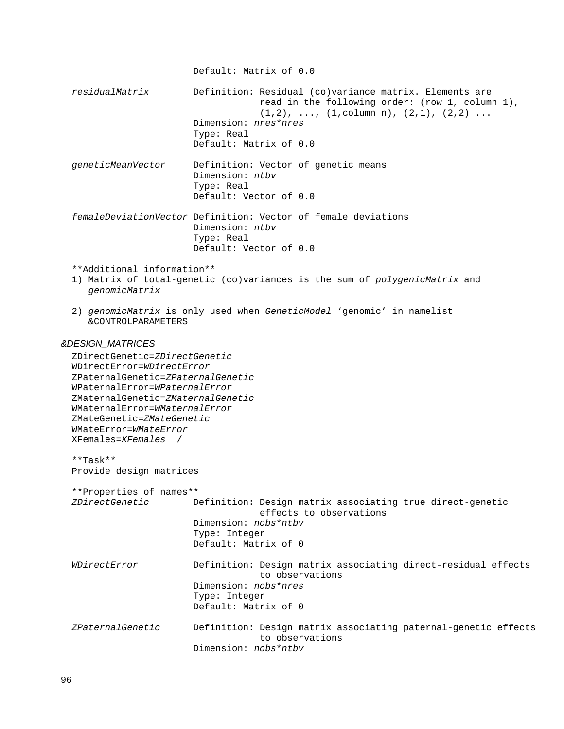Default: Matrix of 0.0

*residualMatrix* Definition: Residual (co)variance matrix. Elements are read in the following order: (row 1, column 1), (1,2), ..., (1,column n), (2,1), (2,2) ...
Dimension: *nres*\**nres*
Type: Real
Default: Matrix of 0.0

*geneticMeanVector* Definition: Vector of genetic means
Dimension: *ntbv*
Type: Real
Default: Vector of 0.0

*femaleDeviationVector* Definition: Vector of female deviations
Dimension: *ntbv*
Type: Real
Default: Vector of 0.0

\*\*Additional information\*\*

1) Matrix of total-genetic (co)variances is the sum of *polygenicMatrix* and *genomicMatrix*
2) *genomicMatrix* is only used when *GeneticModel* 'genomic' in namelist &CONTROLPARAMETERS

*&DESIGN_MATRICES*

ZDirectGenetic=*ZDirectGenetic*
WDirectError=*WDirectError*
ZPaternalGenetic=*ZPaternalGenetic*
WPaternalError=*WPaternalError*
ZMaternalGenetic=*ZMaternalGenetic*
WMaternalError=*WMaternalError*
ZMateGenetic=*ZMateGenetic*
WMateError=*WMateError*
XFemales=*XFemales* /

\*\*Task\*\*
Provide design matrices

\*\*Properties of names\*\*

*ZDirectGenetic* Definition: Design matrix associating true direct-genetic effects to observations
Dimension: *nobs*\**ntbv*
Type: Integer
Default: Matrix of 0

*WDirectError* Definition: Design matrix associating direct-residual effects to observations
Dimension: *nobs*\**nres*
Type: Integer
Default: Matrix of 0

*ZPaternalGenetic* Definition: Design matrix associating paternal-genetic effects to observations
Dimension: *nobs*\**ntbv*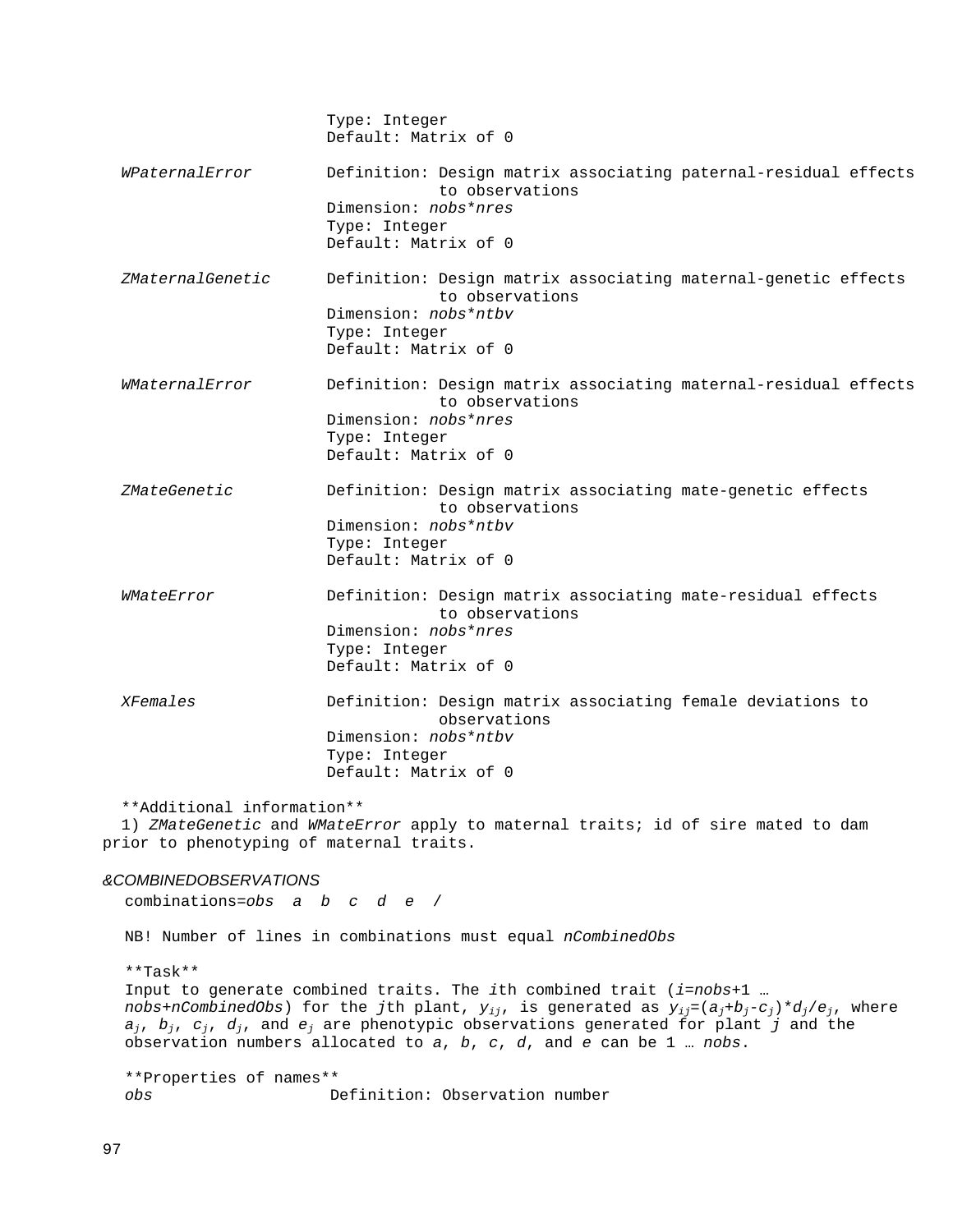Type: Integer
Default: Matrix of 0

*WPaternalError* Definition: Design matrix associating paternal-residual effects to observations
Dimension: *nobs*nres*
Type: Integer
Default: Matrix of 0

*ZMaternalGenetic* Definition: Design matrix associating maternal-genetic effects to observations
Dimension: *nobs*ntbv*
Type: Integer
Default: Matrix of 0

*WMaternalError* Definition: Design matrix associating maternal-residual effects to observations
Dimension: *nobs*nres*
Type: Integer
Default: Matrix of 0

*ZMateGenetic* Definition: Design matrix associating mate-genetic effects to observations
Dimension: *nobs*ntbv*
Type: Integer
Default: Matrix of 0

*WMateError* Definition: Design matrix associating mate-residual effects to observations
Dimension: *nobs*nres*
Type: Integer
Default: Matrix of 0

*XFemales* Definition: Design matrix associating female deviations to observations
Dimension: *nobs*ntbv*
Type: Integer
Default: Matrix of 0

**Additional information**
1) *ZMateGenetic* and *WMateError* apply to maternal traits; id of sire mated to dam prior to phenotyping of maternal traits.

*&COMBINEDOBSERVATIONS*

combinations=*obs a b c d e* /

NB! Number of lines in combinations must equal *nCombinedObs*

**Task**
Input to generate combined traits. The *i*th combined trait (*i*=*nobs*+1 … *nobs*+*nCombinedObs*) for the *j*th plant, $y_{ij}$, is generated as $y_{ij}=(a_j+b_j-c_j)*d_j/e_j$, where $a_j$, $b_j$, $c_j$, $d_j$, and $e_j$ are phenotypic observations generated for plant *j* and the observation numbers allocated to *a*, *b*, *c*, *d*, and *e* can be 1 … *nobs*.

**Properties of names**
*obs* Definition: Observation number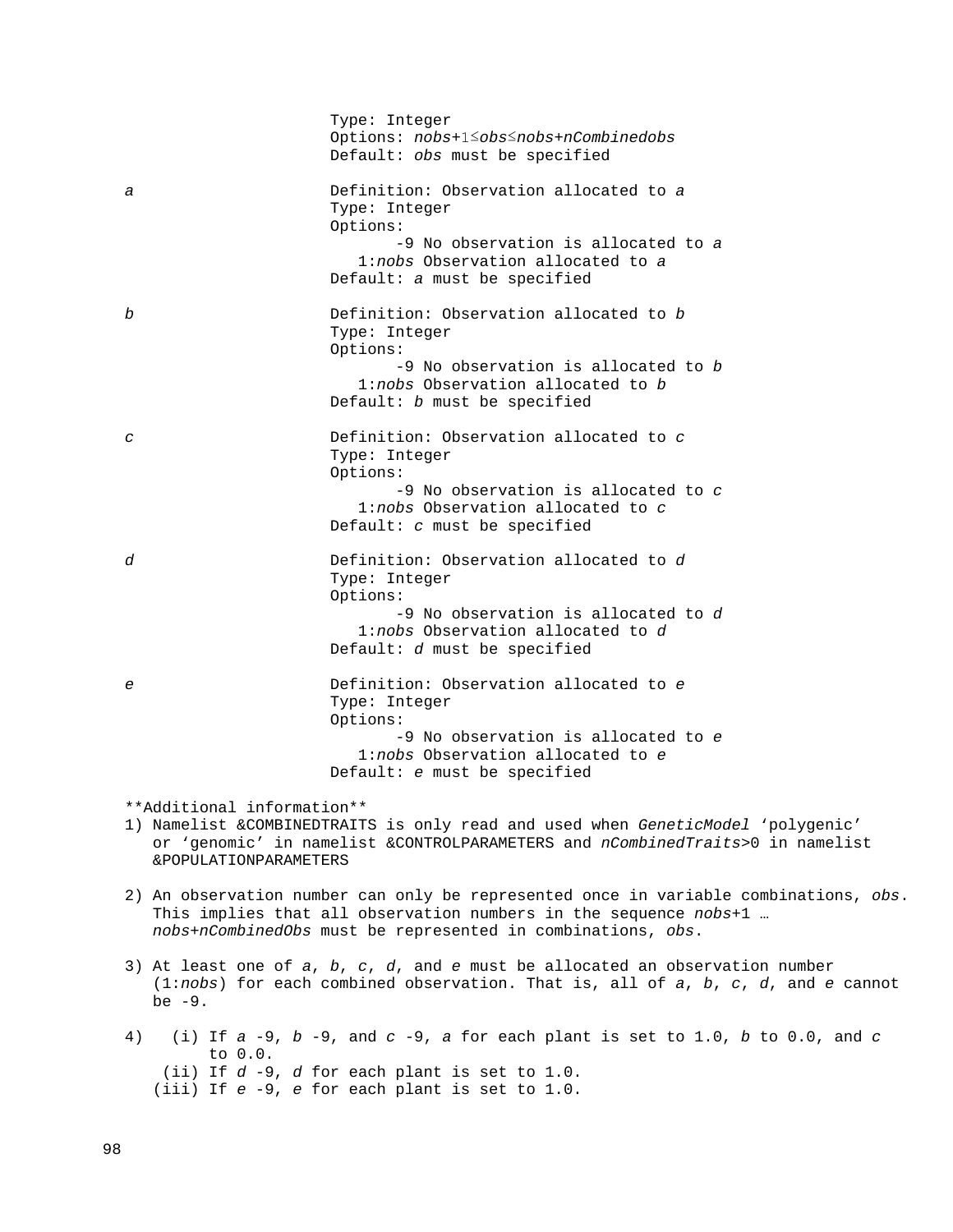Type: Integer
Options: *nobs*+1≤*obs*≤*nobs*+*nCombinedobs*
Default: *obs* must be specified

*a*

Definition: Observation allocated to *a*
Type: Integer
Options:
-9 No observation is allocated to *a*
1:*nobs* Observation allocated to *a*
Default: *a* must be specified

*b*

Definition: Observation allocated to *b*
Type: Integer
Options:
-9 No observation is allocated to *b*
1:*nobs* Observation allocated to *b*
Default: *b* must be specified

*c*

Definition: Observation allocated to *c*
Type: Integer
Options:
-9 No observation is allocated to *c*
1:*nobs* Observation allocated to *c*
Default: *c* must be specified

*d*

Definition: Observation allocated to *d*
Type: Integer
Options:
-9 No observation is allocated to *d*
1:*nobs* Observation allocated to *d*
Default: *d* must be specified

*e*

Definition: Observation allocated to *e*
Type: Integer
Options:
-9 No observation is allocated to *e*
1:*nobs* Observation allocated to *e*
Default: *e* must be specified

**Additional information**

1) Namelist &COMBINEDTRAITS is only read and used when *GeneticModel* ‘polygenic’ or ‘genomic’ in namelist &CONTROLPARAMETERS and *nCombinedTraits*>0 in namelist &POPULATIONPARAMETERS

2) An observation number can only be represented once in variable combinations, *obs*. This implies that all observation numbers in the sequence *nobs*+1 … *nobs*+*nCombinedObs* must be represented in combinations, *obs*.

3) At least one of *a*, *b*, *c*, *d*, and *e* must be allocated an observation number (1:*nobs*) for each combined observation. That is, all of *a*, *b*, *c*, *d*, and *e* cannot be -9.

4) (i) If *a* -9, *b* -9, and *c* -9, *a* for each plant is set to 1.0, *b* to 0.0, and *c* to 0.0.
(ii) If *d* -9, *d* for each plant is set to 1.0.
(iii) If *e* -9, *e* for each plant is set to 1.0.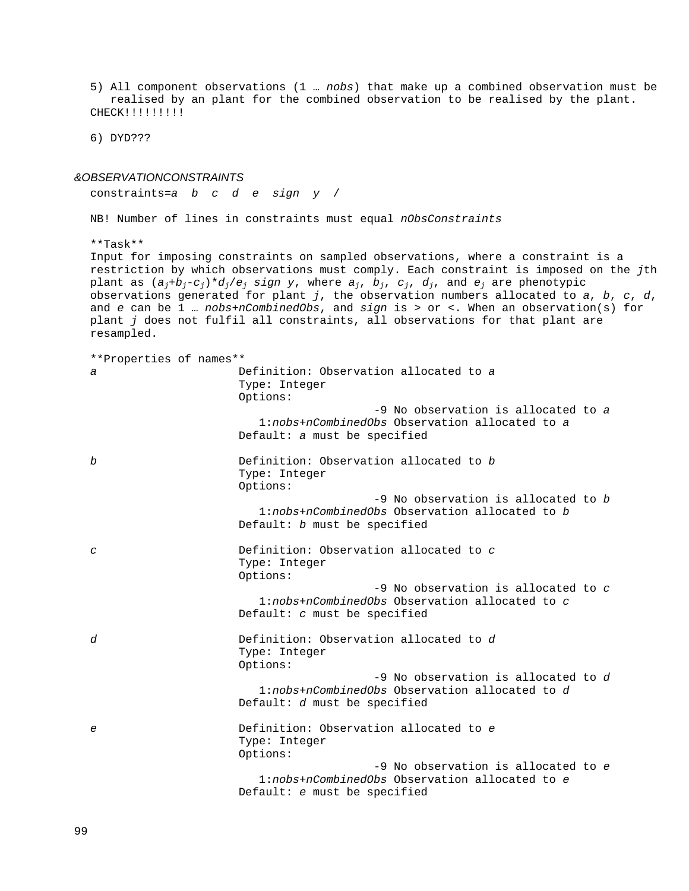5) All component observations (1 … *nobs*) that make up a combined observation must be realised by an plant for the combined observation to be realised by the plant. CHECK!!!!!!!!!

6) DYD???

*&OBSERVATIONCONSTRAINTS*

constraints=*a b c d e sign y /*

NB! Number of lines in constraints must equal *nObsConstraints*

**Task**

Input for imposing constraints on sampled observations, where a constraint is a restriction by which observations must comply. Each constraint is imposed on the *j*th plant as $(a_j+b_j-c_j)*d_j/e_j$ *sign y*, where $a_j$, $b_j$, $c_j$, $d_j$, and $e_j$ are phenotypic observations generated for plant *j*, the observation numbers allocated to *a*, *b*, *c*, *d*, and *e* can be 1 … *nobs*+*nCombinedObs*, and *sign* is > or <. When an observation(s) for plant *j* does not fulfil all constraints, all observations for that plant are resampled.

**Properties of names**

*a*
- Definition: Observation allocated to *a*
- Type: Integer
- Options:
  - -9 No observation is allocated to *a*
  - 1:*nobs*+*nCombinedObs* Observation allocated to *a*
- Default: *a* must be specified

*b*
- Definition: Observation allocated to *b*
- Type: Integer
- Options:
  - -9 No observation is allocated to *b*
  - 1:*nobs*+*nCombinedObs* Observation allocated to *b*
- Default: *b* must be specified

*c*
- Definition: Observation allocated to *c*
- Type: Integer
- Options:
  - -9 No observation is allocated to *c*
  - 1:*nobs*+*nCombinedObs* Observation allocated to *c*
- Default: *c* must be specified

*d*
- Definition: Observation allocated to *d*
- Type: Integer
- Options:
  - -9 No observation is allocated to *d*
  - 1:*nobs*+*nCombinedObs* Observation allocated to *d*
- Default: *d* must be specified

*e*
- Definition: Observation allocated to *e*
- Type: Integer
- Options:
  - -9 No observation is allocated to *e*
  - 1:*nobs*+*nCombinedObs* Observation allocated to *e*
- Default: *e* must be specified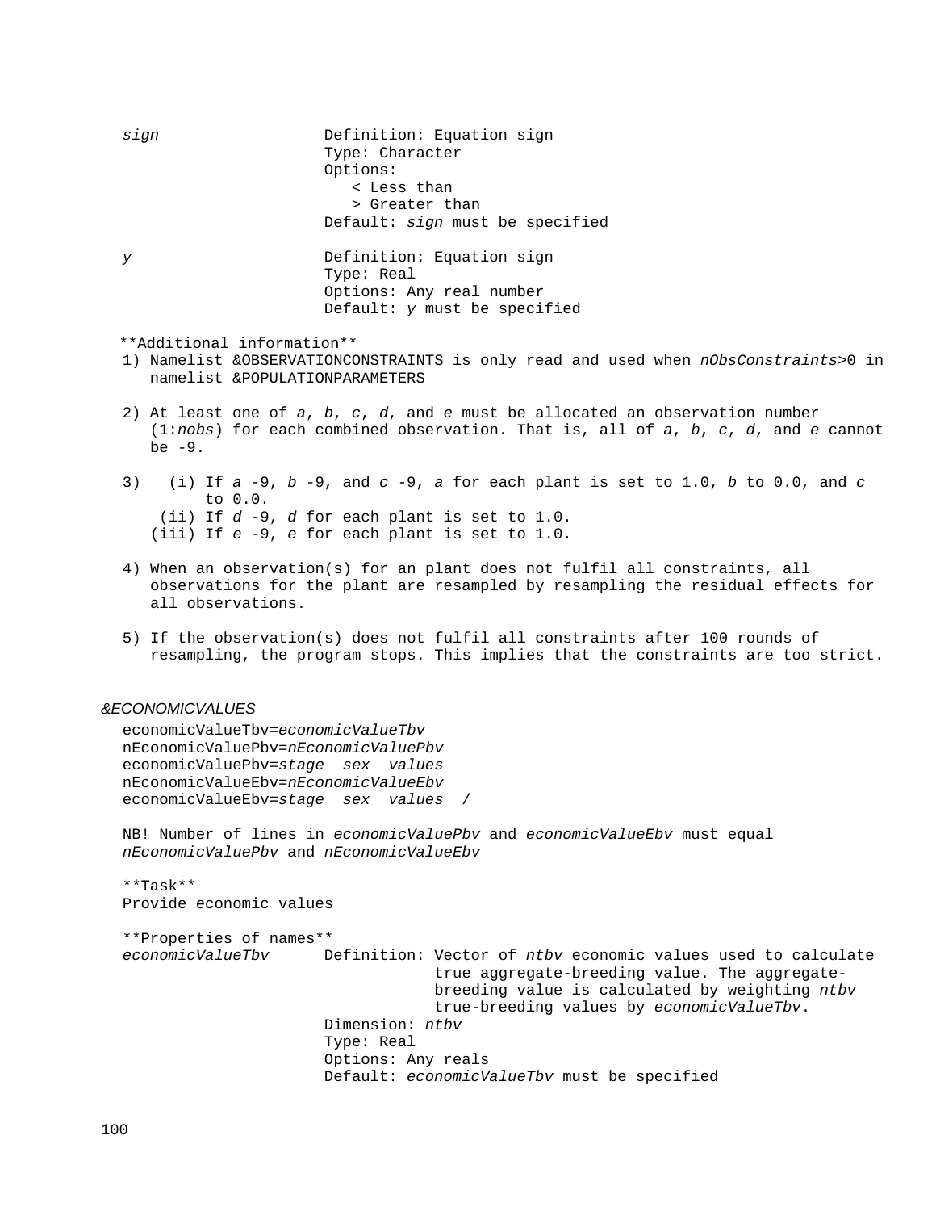*sign*
: Definition: Equation sign
  Type: Character
  Options:
  < Less than
  > Greater than
  Default: *sign* must be specified

*y*
: Definition: Equation sign
  Type: Real
  Options: Any real number
  Default: *y* must be specified

**Additional information**

1) Namelist &OBSERVATIONCONSTRAINTS is only read and used when *nObsConstraints*>0 in namelist &POPULATIONPARAMETERS

2) At least one of *a*, *b*, *c*, *d*, and *e* must be allocated an observation number (1:*nobs*) for each combined observation. That is, all of *a*, *b*, *c*, *d*, and *e* cannot be -9.

3) (i) If *a* -9, *b* -9, and *c* -9, *a* for each plant is set to 1.0, *b* to 0.0, and *c* to 0.0.
   (ii) If *d* -9, *d* for each plant is set to 1.0.
   (iii) If *e* -9, *e* for each plant is set to 1.0.

4) When an observation(s) for an plant does not fulfil all constraints, all observations for the plant are resampled by resampling the residual effects for all observations.

5) If the observation(s) does not fulfil all constraints after 100 rounds of resampling, the program stops. This implies that the constraints are too strict.

*&ECONOMICVALUES*

```
economicValueTbv=economicValueTbv
nEconomicValuePbv=nEconomicValuePbv
economicValuePbv=stage  sex  values
nEconomicValueEbv=nEconomicValueEbv
economicValueEbv=stage  sex  values  /
```

NB! Number of lines in *economicValuePbv* and *economicValueEbv* must equal *nEconomicValuePbv* and *nEconomicValueEbv*

**Task**

Provide economic values

**Properties of names**

*economicValueTbv*
: Definition: Vector of *ntbv* economic values used to calculate true aggregate-breeding value. The aggregate-breeding value is calculated by weighting *ntbv* true-breeding values by *economicValueTbv*.
  Dimension: *ntbv*
  Type: Real
  Options: Any reals
  Default: *economicValueTbv* must be specified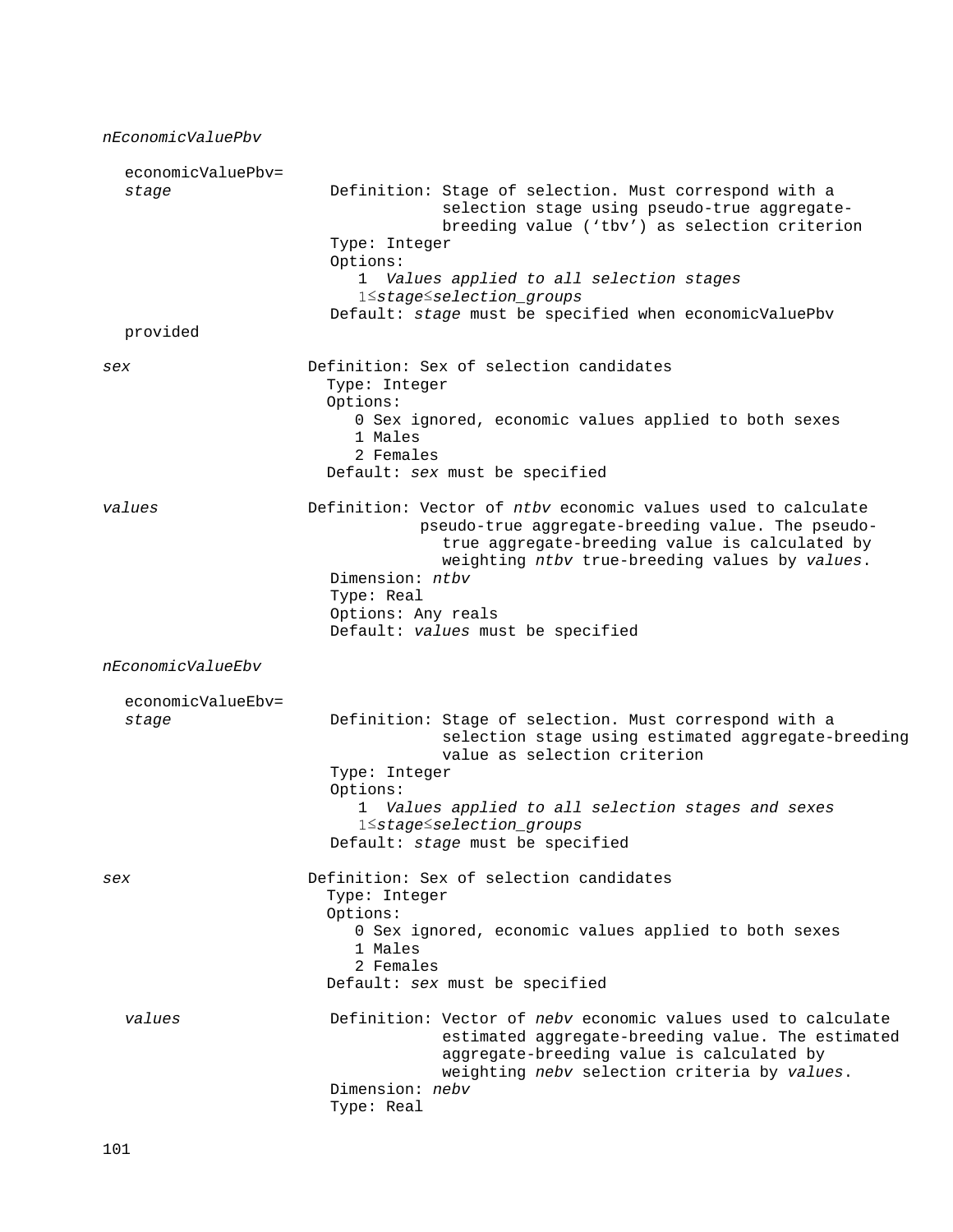*nEconomicValuePbv*

economicValuePbv=
*stage*

Definition: Stage of selection. Must correspond with a selection stage using pseudo-true aggregate-breeding value ('tbv') as selection criterion
Type: Integer
Options:
  1 *Values applied to all selection stages*
  $1 \le$ *stage* $\le$ *selection_groups*
Default: *stage* must be specified when economicValuePbv provided

*sex*

Definition: Sex of selection candidates
Type: Integer
Options:
  0 Sex ignored, economic values applied to both sexes
  1 Males
  2 Females
Default: *sex* must be specified

*values*

Definition: Vector of *ntbv* economic values used to calculate pseudo-true aggregate-breeding value. The pseudo-true aggregate-breeding value is calculated by weighting *ntbv* true-breeding values by *values*.
Dimension: *ntbv*
Type: Real
Options: Any reals
Default: *values* must be specified

*nEconomicValueEbv*

economicValueEbv=
*stage*

Definition: Stage of selection. Must correspond with a selection stage using estimated aggregate-breeding value as selection criterion
Type: Integer
Options:
  1 *Values applied to all selection stages and sexes*
  $1 \le$ *stage* $\le$ *selection_groups*
Default: *stage* must be specified

*sex*

Definition: Sex of selection candidates
Type: Integer
Options:
  0 Sex ignored, economic values applied to both sexes
  1 Males
  2 Females
Default: *sex* must be specified

*values*

Definition: Vector of *nebv* economic values used to calculate estimated aggregate-breeding value. The estimated aggregate-breeding value is calculated by weighting *nebv* selection criteria by *values*.
Dimension: *nebv*
Type: Real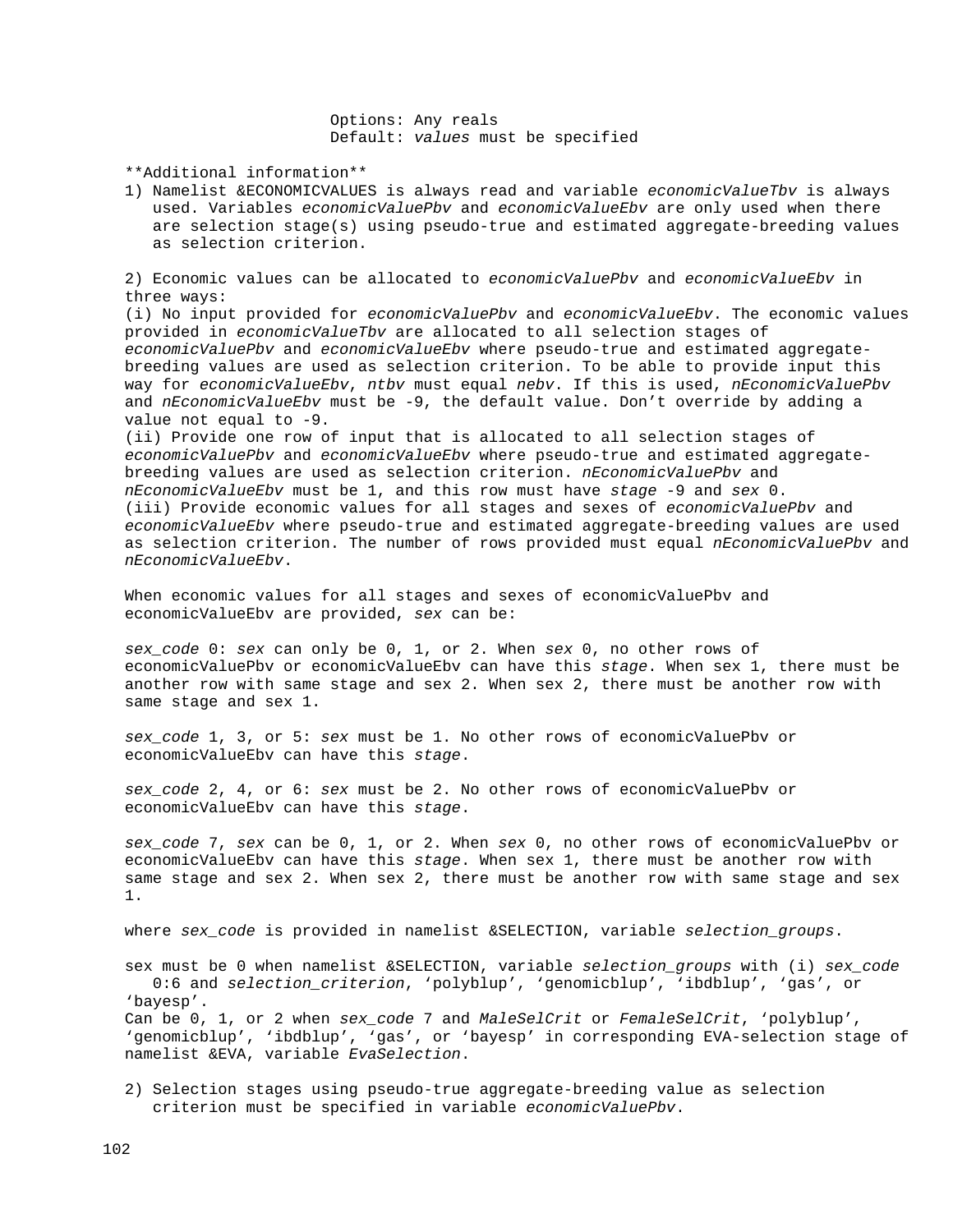Options: Any reals
Default: *values* must be specified

**Additional information**

1) Namelist &ECONOMICVALUES is always read and variable *economicValueTbv* is always used. Variables *economicValuePbv* and *economicValueEbv* are only used when there are selection stage(s) using pseudo-true and estimated aggregate-breeding values as selection criterion.

2) Economic values can be allocated to *economicValuePbv* and *economicValueEbv* in three ways:
(i) No input provided for *economicValuePbv* and *economicValueEbv*. The economic values provided in *economicValueTbv* are allocated to all selection stages of *economicValuePbv* and *economicValueEbv* where pseudo-true and estimated aggregate-breeding values are used as selection criterion. To be able to provide input this way for *economicValueEbv*, *ntbv* must equal *nebv*. If this is used, *nEconomicValuePbv* and *nEconomicValueEbv* must be -9, the default value. Don't override by adding a value not equal to -9.
(ii) Provide one row of input that is allocated to all selection stages of *economicValuePbv* and *economicValueEbv* where pseudo-true and estimated aggregate-breeding values are used as selection criterion. *nEconomicValuePbv* and *nEconomicValueEbv* must be 1, and this row must have *stage* -9 and *sex* 0.
(iii) Provide economic values for all stages and sexes of *economicValuePbv* and *economicValueEbv* where pseudo-true and estimated aggregate-breeding values are used as selection criterion. The number of rows provided must equal *nEconomicValuePbv* and *nEconomicValueEbv*.

When economic values for all stages and sexes of economicValuePbv and economicValueEbv are provided, *sex* can be:

*sex_code* 0: *sex* can only be 0, 1, or 2. When *sex* 0, no other rows of economicValuePbv or economicValueEbv can have this *stage*. When sex 1, there must be another row with same stage and sex 2. When sex 2, there must be another row with same stage and sex 1.

*sex_code* 1, 3, or 5: *sex* must be 1. No other rows of economicValuePbv or economicValueEbv can have this *stage*.

*sex_code* 2, 4, or 6: *sex* must be 2. No other rows of economicValuePbv or economicValueEbv can have this *stage*.

*sex_code* 7, *sex* can be 0, 1, or 2. When *sex* 0, no other rows of economicValuePbv or economicValueEbv can have this *stage*. When sex 1, there must be another row with same stage and sex 2. When sex 2, there must be another row with same stage and sex 1.

where *sex_code* is provided in namelist &SELECTION, variable *selection_groups*.

sex must be 0 when namelist &SELECTION, variable *selection_groups* with (i) *sex_code* 0:6 and *selection_criterion*, 'polyblup', 'genomicblup', 'ibdblup', 'gas', or 'bayesp'.
Can be 0, 1, or 2 when *sex_code* 7 and *MaleSelCrit* or *FemaleSelCrit*, 'polyblup', 'genomicblup', 'ibdblup', 'gas', or 'bayesp' in corresponding EVA-selection stage of namelist &EVA, variable *EvaSelection*.

2) Selection stages using pseudo-true aggregate-breeding value as selection criterion must be specified in variable *economicValuePbv*.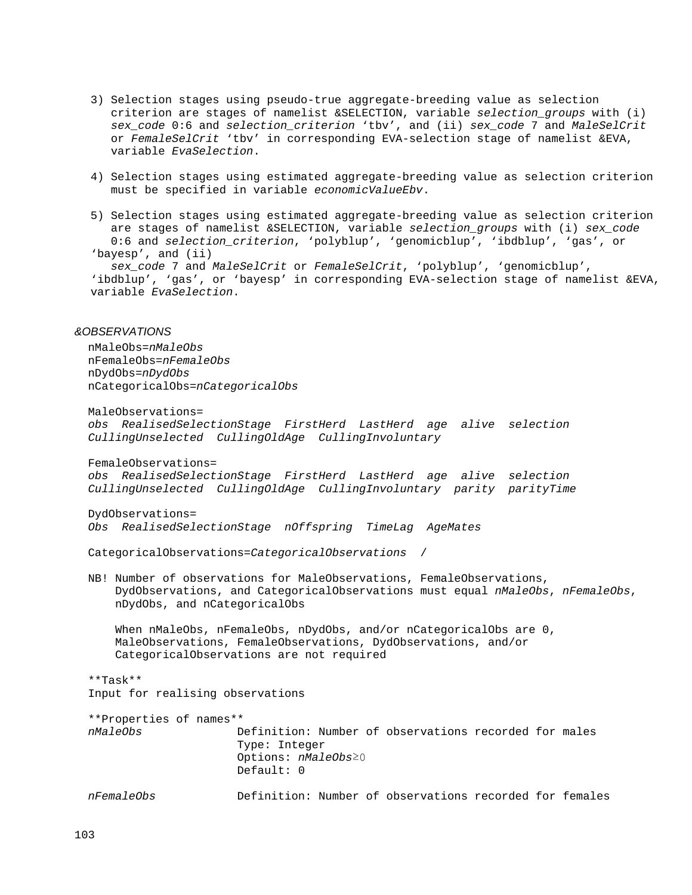3) Selection stages using pseudo-true aggregate-breeding value as selection criterion are stages of namelist &SELECTION, variable *selection_groups* with (i) *sex_code* 0:6 and *selection_criterion* ‘tbv’, and (ii) *sex_code* 7 and *MaleSelCrit* or *FemaleSelCrit* ‘tbv’ in corresponding EVA-selection stage of namelist &EVA, variable *EvaSelection*.

4) Selection stages using estimated aggregate-breeding value as selection criterion must be specified in variable *economicValueEbv*.

5) Selection stages using estimated aggregate-breeding value as selection criterion are stages of namelist &SELECTION, variable *selection_groups* with (i) *sex_code* 0:6 and *selection_criterion*, ‘polyblup’, ‘genomicblup’, ‘ibdblup’, ‘gas’, or ‘bayesp’, and (ii) *sex_code* 7 and *MaleSelCrit* or *FemaleSelCrit*, ‘polyblup’, ‘genomicblup’, ‘ibdblup’, ‘gas’, or ‘bayesp’ in corresponding EVA-selection stage of namelist &EVA, variable *EvaSelection*.

*&OBSERVATIONS*

nMaleObs=*nMaleObs*
nFemaleObs=*nFemaleObs*
nDydObs=*nDydObs*
nCategoricalObs=*nCategoricalObs*

MaleObservations=
*obs RealisedSelectionStage FirstHerd LastHerd age alive selection CullingUnselected CullingOldAge CullingInvoluntary*

FemaleObservations=
*obs RealisedSelectionStage FirstHerd LastHerd age alive selection CullingUnselected CullingOldAge CullingInvoluntary parity parityTime*

DydObservations=
*Obs RealisedSelectionStage nOffspring TimeLag AgeMates*

CategoricalObservations=*CategoricalObservations* /

NB! Number of observations for MaleObservations, FemaleObservations, DydObservations, and CategoricalObservations must equal *nMaleObs*, *nFemaleObs*, nDydObs, and nCategoricalObs

When nMaleObs, nFemaleObs, nDydObs, and/or nCategoricalObs are 0, MaleObservations, FemaleObservations, DydObservations, and/or CategoricalObservations are not required

**Task**
Input for realising observations

**Properties of names**

*nMaleObs* — Definition: Number of observations recorded for males
Type: Integer
Options: *nMaleObs*≥0
Default: 0

*nFemaleObs* — Definition: Number of observations recorded for females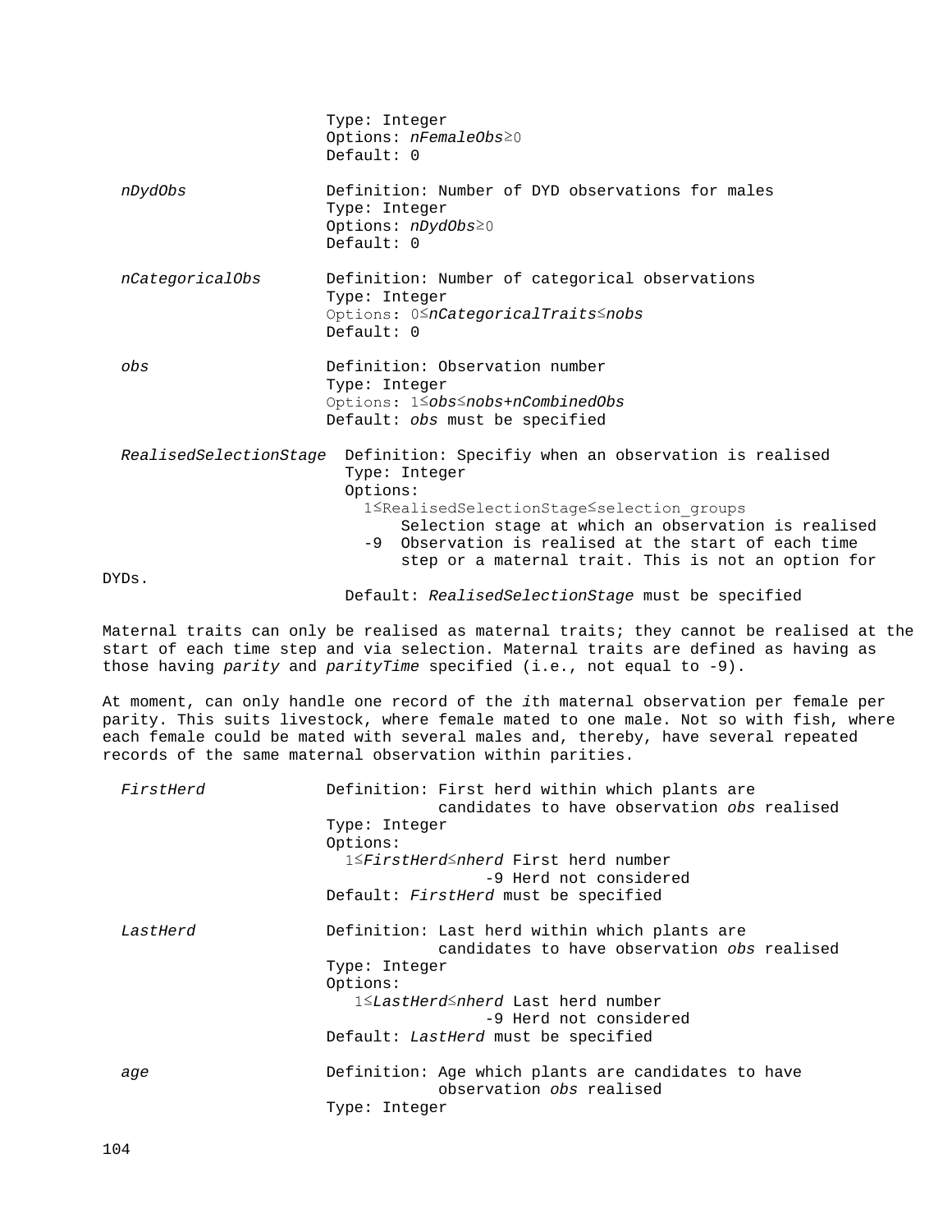Type: Integer
Options: *nFemaleObs*≥0
Default: 0

*nDydObs* Definition: Number of DYD observations for males
Type: Integer
Options: *nDydObs*≥0
Default: 0

*nCategoricalObs* Definition: Number of categorical observations
Type: Integer
Options: 0≤*nCategoricalTraits*≤*nobs*
Default: 0

*obs* Definition: Observation number
Type: Integer
Options: 1≤*obs*≤*nobs*+*nCombinedObs*
Default: *obs* must be specified

*RealisedSelectionStage* Definition: Specifiy when an observation is realised
Type: Integer
Options:
1≤RealisedSelectionStage≤selection_groups
Selection stage at which an observation is realised
-9 Observation is realised at the start of each time step or a maternal trait. This is not an option for DYDs.
Default: *RealisedSelectionStage* must be specified

Maternal traits can only be realised as maternal traits; they cannot be realised at the start of each time step and via selection. Maternal traits are defined as having as those having *parity* and *parityTime* specified (i.e., not equal to -9).

At moment, can only handle one record of the *i*th maternal observation per female per parity. This suits livestock, where female mated to one male. Not so with fish, where each female could be mated with several males and, thereby, have several repeated records of the same maternal observation within parities.

*FirstHerd* Definition: First herd within which plants are candidates to have observation *obs* realised
Type: Integer
Options:
1≤*FirstHerd*≤*nherd* First herd number
-9 Herd not considered
Default: *FirstHerd* must be specified

*LastHerd* Definition: Last herd within which plants are candidates to have observation *obs* realised
Type: Integer
Options:
1≤*LastHerd*≤*nherd* Last herd number
-9 Herd not considered
Default: *LastHerd* must be specified

*age* Definition: Age which plants are candidates to have observation *obs* realised
Type: Integer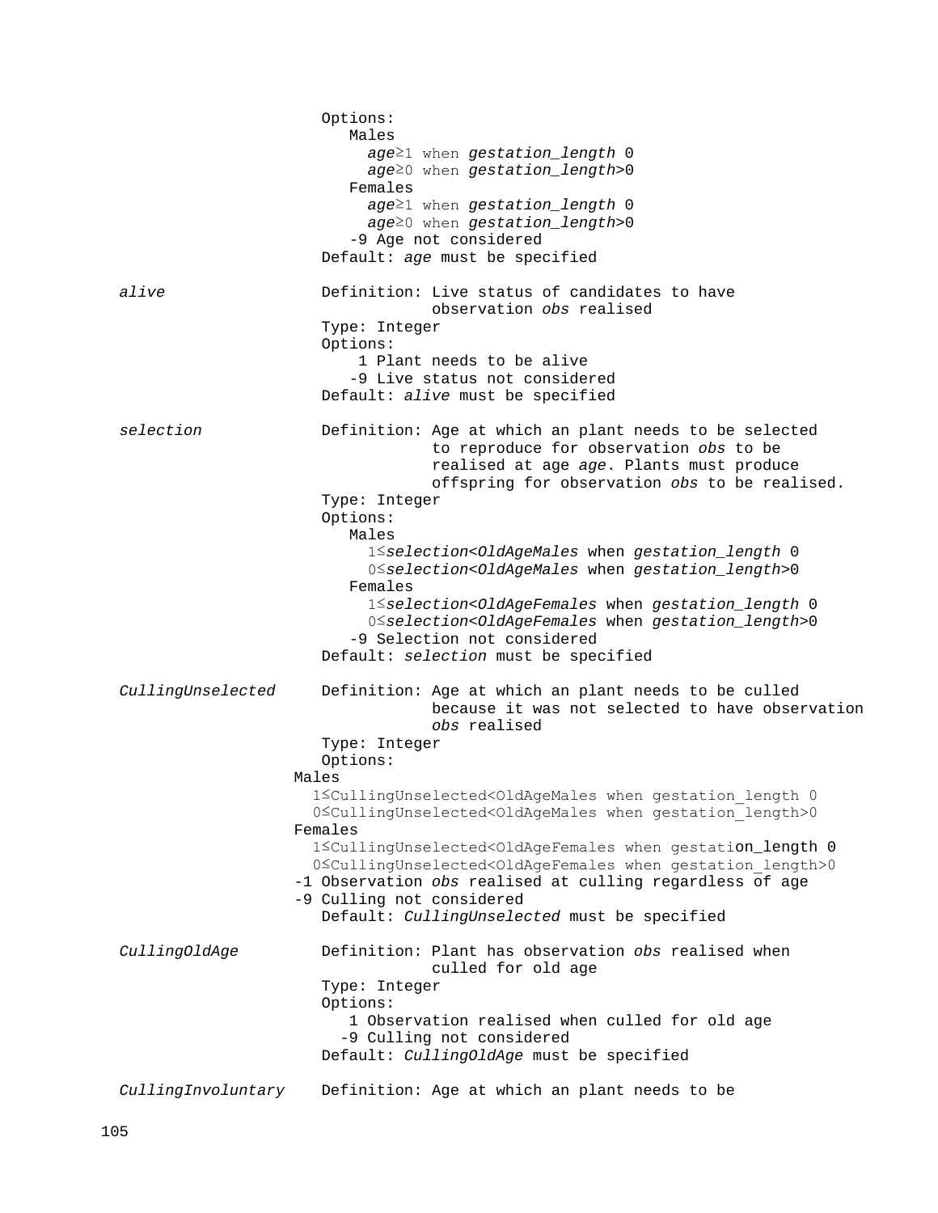Options:
- Males
  - *age*≥1 when *gestation_length* 0
  - *age*≥0 when *gestation_length*>0
- Females
  - *age*≥1 when *gestation_length* 0
  - *age*≥0 when *gestation_length*>0
- -9 Age not considered

Default: *age* must be specified

*alive* — Definition: Live status of candidates to have observation *obs* realised

Type: Integer

Options:
- 1 Plant needs to be alive
- -9 Live status not considered

Default: *alive* must be specified

*selection* — Definition: Age at which an plant needs to be selected to reproduce for observation *obs* to be realised at age *age*. Plants must produce offspring for observation *obs* to be realised.

Type: Integer

Options:
- Males
  - 1≤*selection*<*OldAgeMales* when *gestation_length* 0
  - 0≤*selection*<*OldAgeMales* when *gestation_length*>0
- Females
  - 1≤*selection*<*OldAgeFemales* when *gestation_length* 0
  - 0≤*selection*<*OldAgeFemales* when *gestation_length*>0
- -9 Selection not considered

Default: *selection* must be specified

*CullingUnselected* — Definition: Age at which an plant needs to be culled because it was not selected to have observation *obs* realised

Type: Integer

Options:
- Males
  - 1≤CullingUnselected<OldAgeMales when gestation_length 0
  - 0≤CullingUnselected<OldAgeMales when gestation_length>0
- Females
  - 1≤CullingUnselected<OldAgeFemales when gestation_length 0
  - 0≤CullingUnselected<OldAgeFemales when gestation_length>0
- -1 Observation *obs* realised at culling regardless of age
- -9 Culling not considered

Default: *CullingUnselected* must be specified

*CullingOldAge* — Definition: Plant has observation *obs* realised when culled for old age

Type: Integer

Options:
- 1 Observation realised when culled for old age
- -9 Culling not considered

Default: *CullingOldAge* must be specified

*CullingInvoluntary* — Definition: Age at which an plant needs to be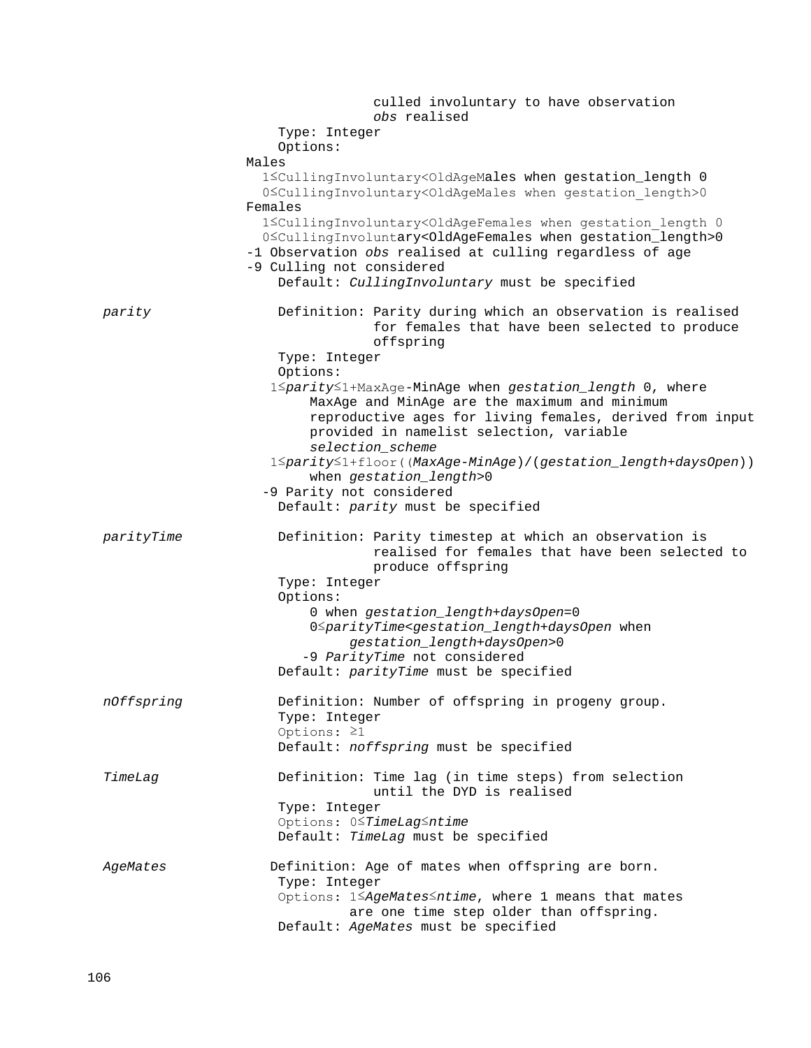culled involuntary to have observation *obs* realised

Type: Integer

Options:

Males

$1 \leq$ CullingInvoluntary<OldAgeMales when gestation_length 0

$0 \leq$ CullingInvoluntary<OldAgeMales when gestation_length>0

Females

$1 \leq$ CullingInvoluntary<OldAgeFemales when gestation_length 0

$0 \leq$ CullingInvoluntary<OldAgeFemales when gestation_length>0

-1 Observation *obs* realised at culling regardless of age

-9 Culling not considered

Default: *CullingInvoluntary* must be specified

*parity*

Definition: Parity during which an observation is realised for females that have been selected to produce offspring

Type: Integer

Options:

$1 \leq$ *parity* $\leq$ 1+MaxAge-MinAge when *gestation_length* 0, where MaxAge and MinAge are the maximum and minimum reproductive ages for living females, derived from input provided in namelist selection, variable *selection_scheme*

$1 \leq$ *parity* $\leq$ 1+floor((*MaxAge-MinAge*)/(*gestation_length*+*daysOpen*)) when *gestation_length*>0

-9 Parity not considered

Default: *parity* must be specified

*parityTime*

Definition: Parity timestep at which an observation is realised for females that have been selected to produce offspring

Type: Integer

Options:

0 when *gestation_length*+*daysOpen*=0

$0 \leq$ *parityTime*<*gestation_length*+*daysOpen* when *gestation_length*+*daysOpen*>0

-9 *ParityTime* not considered

Default: *parityTime* must be specified

*nOffspring*

Definition: Number of offspring in progeny group.

Type: Integer

Options: $\geq 1$

Default: *noffspring* must be specified

*TimeLag*

Definition: Time lag (in time steps) from selection until the DYD is realised

Type: Integer

Options: $0 \leq$ *TimeLag* $\leq$ *ntime*

Default: *TimeLag* must be specified

*AgeMates*

Definition: Age of mates when offspring are born.

Type: Integer

Options: $1 \leq$ *AgeMates* $\leq$ *ntime*, where 1 means that mates are one time step older than offspring.

Default: *AgeMates* must be specified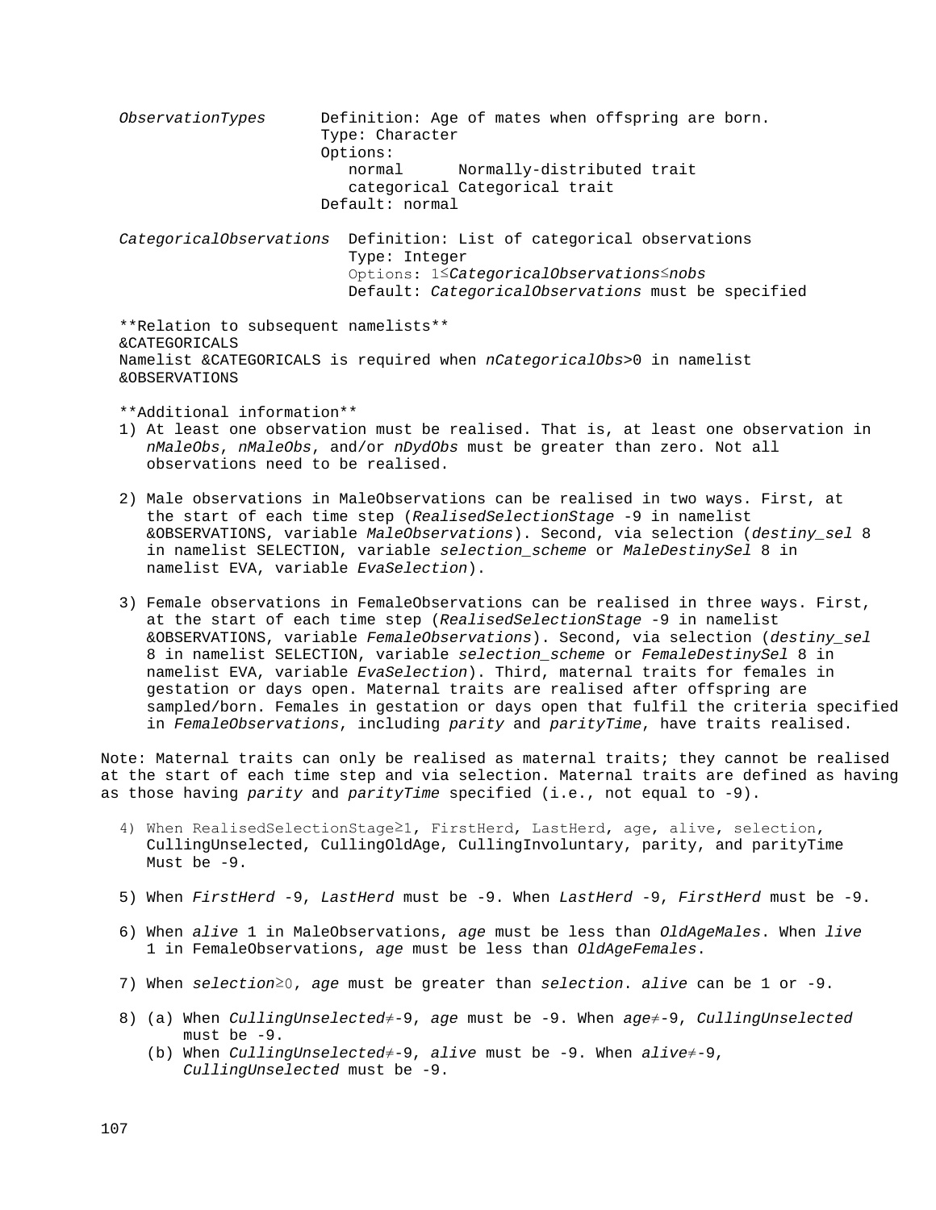*ObservationTypes*  Definition: Age of mates when offspring are born.
Type: Character
Options:
normal  Normally-distributed trait
categorical Categorical trait
Default: normal

*CategoricalObservations*  Definition: List of categorical observations
Type: Integer
Options: 1≤*CategoricalObservations*≤*nobs*
Default: *CategoricalObservations* must be specified

**Relation to subsequent namelists**
&CATEGORICALS
Namelist &CATEGORICALS is required when *nCategoricalObs*>0 in namelist &OBSERVATIONS

**Additional information**

1) At least one observation must be realised. That is, at least one observation in *nMaleObs*, *nMaleObs*, and/or *nDydObs* must be greater than zero. Not all observations need to be realised.

2) Male observations in MaleObservations can be realised in two ways. First, at the start of each time step (*RealisedSelectionStage* -9 in namelist &OBSERVATIONS, variable *MaleObservations*). Second, via selection (*destiny_sel* 8 in namelist SELECTION, variable *selection_scheme* or *MaleDestinySel* 8 in namelist EVA, variable *EvaSelection*).

3) Female observations in FemaleObservations can be realised in three ways. First, at the start of each time step (*RealisedSelectionStage* -9 in namelist &OBSERVATIONS, variable *FemaleObservations*). Second, via selection (*destiny_sel* 8 in namelist SELECTION, variable *selection_scheme* or *FemaleDestinySel* 8 in namelist EVA, variable *EvaSelection*). Third, maternal traits for females in gestation or days open. Maternal traits are realised after offspring are sampled/born. Females in gestation or days open that fulfil the criteria specified in *FemaleObservations*, including *parity* and *parityTime*, have traits realised.

Note: Maternal traits can only be realised as maternal traits; they cannot be realised at the start of each time step and via selection. Maternal traits are defined as having as those having *parity* and *parityTime* specified (i.e., not equal to -9).

4) When RealisedSelectionStage≥1, FirstHerd, LastHerd, age, alive, selection, CullingUnselected, CullingOldAge, CullingInvoluntary, parity, and parityTime Must be -9.

5) When *FirstHerd* -9, *LastHerd* must be -9. When *LastHerd* -9, *FirstHerd* must be -9.

6) When *alive* 1 in MaleObservations, *age* must be less than *OldAgeMales*. When *live* 1 in FemaleObservations, *age* must be less than *OldAgeFemales*.

7) When *selection*≥0, *age* must be greater than *selection*. *alive* can be 1 or -9.

8) (a) When *CullingUnselected*≠-9, *age* must be -9. When *age*≠-9, *CullingUnselected* must be -9.
   (b) When *CullingUnselected*≠-9, *alive* must be -9. When *alive*≠-9, *CullingUnselected* must be -9.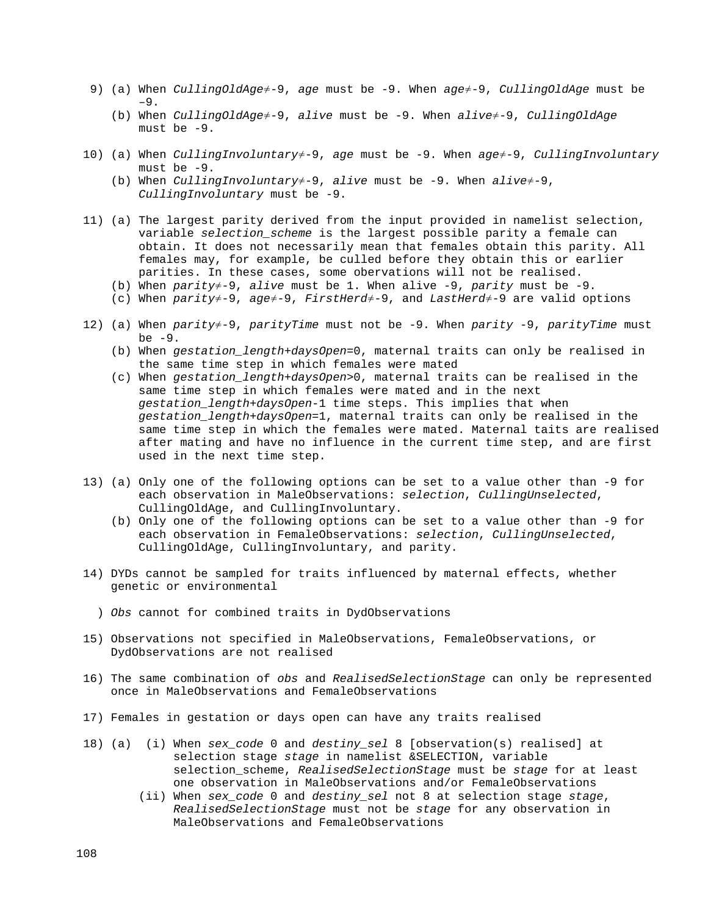9) (a) When *CullingOldAge*≠-9, *age* must be -9. When *age*≠-9, *CullingOldAge* must be –9.
   (b) When *CullingOldAge*≠-9, *alive* must be -9. When *alive*≠-9, *CullingOldAge* must be -9.

10) (a) When *CullingInvoluntary*≠-9, *age* must be -9. When *age*≠-9, *CullingInvoluntary* must be -9.
    (b) When *CullingInvoluntary*≠-9, *alive* must be -9. When *alive*≠-9, *CullingInvoluntary* must be -9.

11) (a) The largest parity derived from the input provided in namelist selection, variable *selection_scheme* is the largest possible parity a female can obtain. It does not necessarily mean that females obtain this parity. All females may, for example, be culled before they obtain this or earlier parities. In these cases, some obervations will not be realised.
    (b) When *parity*≠-9, *alive* must be 1. When alive -9, *parity* must be -9.
    (c) When *parity*≠-9, *age*≠-9, *FirstHerd*≠-9, and *LastHerd*≠-9 are valid options

12) (a) When *parity*≠-9, *parityTime* must not be -9. When *parity* -9, *parityTime* must be -9.
    (b) When *gestation_length*+*daysOpen*=0, maternal traits can only be realised in the same time step in which females were mated
    (c) When *gestation_length*+*daysOpen*>0, maternal traits can be realised in the same time step in which females were mated and in the next *gestation_length*+*daysOpen*-1 time steps. This implies that when *gestation_length*+*daysOpen*=1, maternal traits can only be realised in the same time step in which the females were mated. Maternal taits are realised after mating and have no influence in the current time step, and are first used in the next time step.

13) (a) Only one of the following options can be set to a value other than -9 for each observation in MaleObservations: *selection*, *CullingUnselected*, CullingOldAge, and CullingInvoluntary.
    (b) Only one of the following options can be set to a value other than -9 for each observation in FemaleObservations: *selection*, *CullingUnselected*, CullingOldAge, CullingInvoluntary, and parity.

14) DYDs cannot be sampled for traits influenced by maternal effects, whether genetic or environmental

 ) *Obs* cannot for combined traits in DydObservations

15) Observations not specified in MaleObservations, FemaleObservations, or DydObservations are not realised

16) The same combination of *obs* and *RealisedSelectionStage* can only be represented once in MaleObservations and FemaleObservations

17) Females in gestation or days open can have any traits realised

18) (a) (i) When *sex_code* 0 and *destiny_sel* 8 [observation(s) realised] at selection stage *stage* in namelist &SELECTION, variable selection_scheme, *RealisedSelectionStage* must be *stage* for at least one observation in MaleObservations and/or FemaleObservations
        (ii) When *sex_code* 0 and *destiny_sel* not 8 at selection stage *stage*, *RealisedSelectionStage* must not be *stage* for any observation in MaleObservations and FemaleObservations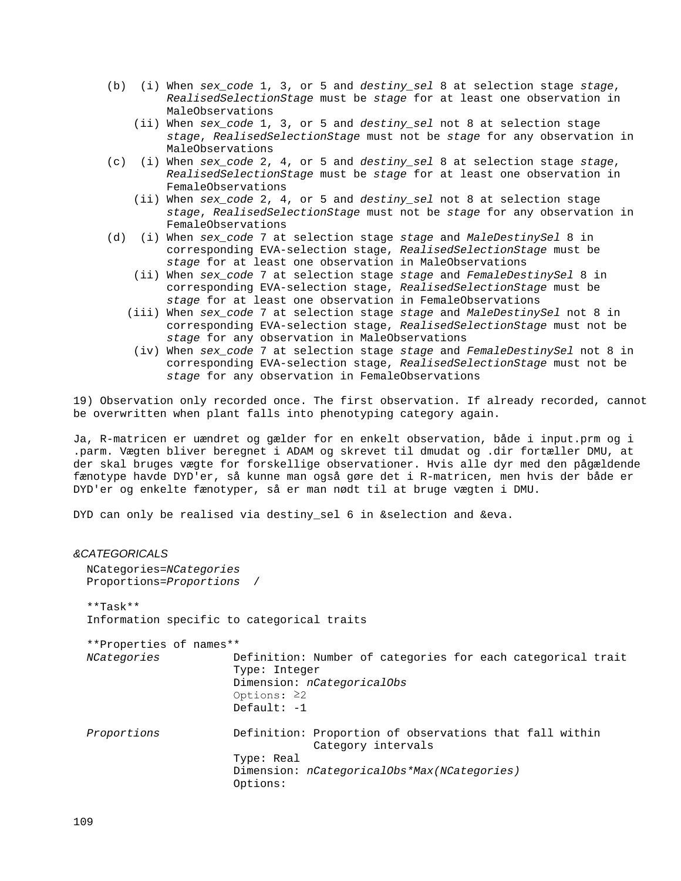(b) (i) When *sex_code* 1, 3, or 5 and *destiny_sel* 8 at selection stage *stage*, *RealisedSelectionStage* must be *stage* for at least one observation in MaleObservations

(ii) When *sex_code* 1, 3, or 5 and *destiny_sel* not 8 at selection stage *stage*, *RealisedSelectionStage* must not be *stage* for any observation in MaleObservations

(c) (i) When *sex_code* 2, 4, or 5 and *destiny_sel* 8 at selection stage *stage*, *RealisedSelectionStage* must be *stage* for at least one observation in FemaleObservations

(ii) When *sex_code* 2, 4, or 5 and *destiny_sel* not 8 at selection stage *stage*, *RealisedSelectionStage* must not be *stage* for any observation in FemaleObservations

(d) (i) When *sex_code* 7 at selection stage *stage* and *MaleDestinySel* 8 in corresponding EVA-selection stage, *RealisedSelectionStage* must be *stage* for at least one observation in MaleObservations

(ii) When *sex_code* 7 at selection stage *stage* and *FemaleDestinySel* 8 in corresponding EVA-selection stage, *RealisedSelectionStage* must be *stage* for at least one observation in FemaleObservations

(iii) When *sex_code* 7 at selection stage *stage* and *MaleDestinySel* not 8 in corresponding EVA-selection stage, *RealisedSelectionStage* must not be *stage* for any observation in MaleObservations

(iv) When *sex_code* 7 at selection stage *stage* and *FemaleDestinySel* not 8 in corresponding EVA-selection stage, *RealisedSelectionStage* must not be *stage* for any observation in FemaleObservations

19) Observation only recorded once. The first observation. If already recorded, cannot be overwritten when plant falls into phenotyping category again.

Ja, R-matricen er uændret og gælder for en enkelt observation, både i input.prm og i .parm. Vægten bliver beregnet i ADAM og skrevet til dmudat og .dir fortæller DMU, at der skal bruges vægte for forskellige observationer. Hvis alle dyr med den pågældende fænotype havde DYD'er, så kunne man også gøre det i R-matricen, men hvis der både er DYD'er og enkelte fænotyper, så er man nødt til at bruge vægten i DMU.

DYD can only be realised via destiny_sel 6 in &selection and &eva.

*&CATEGORICALS*

```
NCategories=NCategories
Proportions=Proportions  /
```

**Task**
Information specific to categorical traits

**Properties of names**

*NCategories*
- Definition: Number of categories for each categorical trait
- Type: Integer
- Dimension: *nCategoricalObs*
- Options: ≥2
- Default: -1

*Proportions*
- Definition: Proportion of observations that fall within Category intervals
- Type: Real
- Dimension: *nCategoricalObs\*Max(NCategories)*
- Options: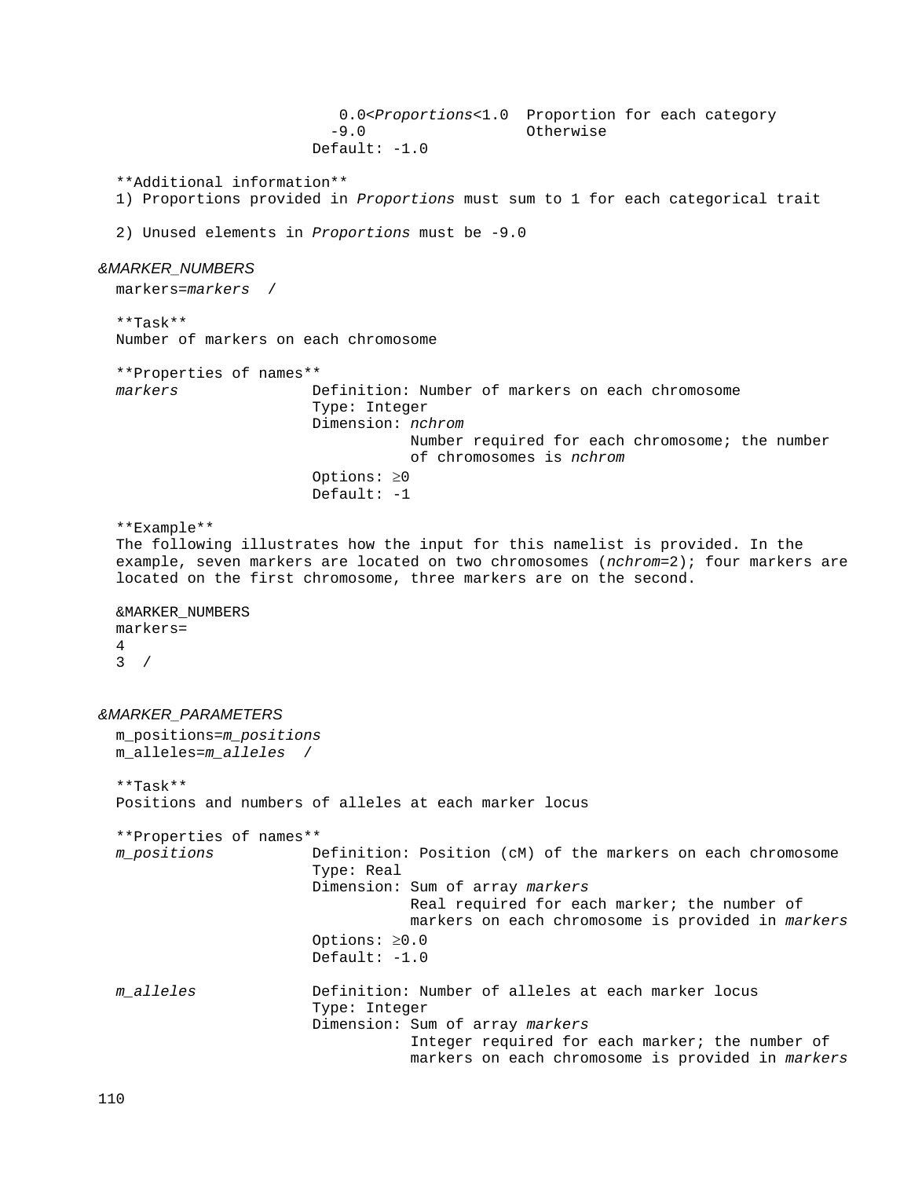0.0<*Proportions*<1.0  Proportion for each category
-9.0                    Otherwise
Default: -1.0

**Additional information**
1) Proportions provided in *Proportions* must sum to 1 for each categorical trait

2) Unused elements in *Proportions* must be -9.0

*&MARKER_NUMBERS*

markers=*markers*  /

**Task**
Number of markers on each chromosome

**Properties of names**

*markers*
- Definition: Number of markers on each chromosome
- Type: Integer
- Dimension: *nchrom*
  Number required for each chromosome; the number of chromosomes is *nchrom*
- Options: ≥0
- Default: -1

**Example**
The following illustrates how the input for this namelist is provided. In the example, seven markers are located on two chromosomes (*nchrom*=2); four markers are located on the first chromosome, three markers are on the second.

```
&MARKER_NUMBERS
markers=
4
3  /
```

*&MARKER_PARAMETERS*

m_positions=*m_positions*
m_alleles=*m_alleles*  /

**Task**
Positions and numbers of alleles at each marker locus

**Properties of names**

*m_positions*
- Definition: Position (cM) of the markers on each chromosome
- Type: Real
- Dimension: Sum of array *markers*
  Real required for each marker; the number of markers on each chromosome is provided in *markers*
- Options: ≥0.0
- Default: -1.0

*m_alleles*
- Definition: Number of alleles at each marker locus
- Type: Integer
- Dimension: Sum of array *markers*
  Integer required for each marker; the number of markers on each chromosome is provided in *markers*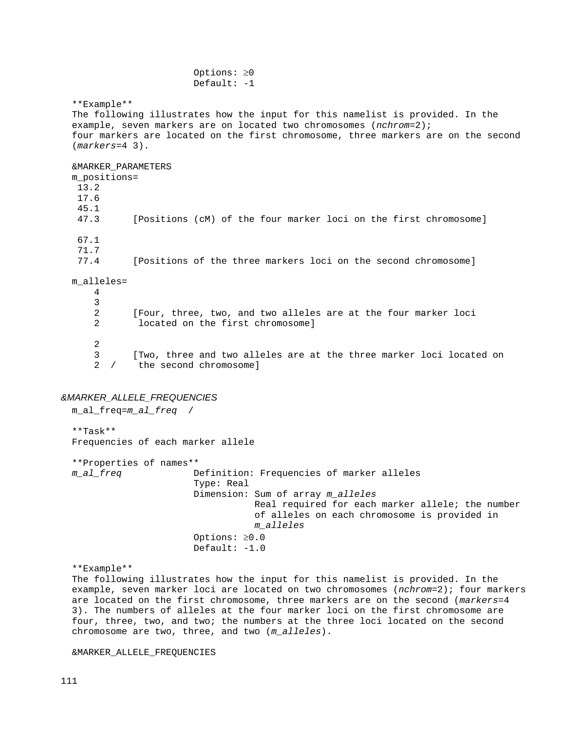Options: ≥0
Default: -1

**Example**
The following illustrates how the input for this namelist is provided. In the example, seven markers are on located two chromosomes (*nchrom*=2); four markers are located on the first chromosome, three markers are on the second (*markers*=4 3).

```
&MARKER_PARAMETERS
m_positions=
 13.2
 17.6
 45.1
 47.3      [Positions (cM) of the four marker loci on the first chromosome]

 67.1
 71.7
 77.4      [Positions of the three markers loci on the second chromosome]

m_alleles=
    4
    3
    2      [Four, three, two, and two alleles are at the four marker loci
    2       located on the first chromosome]

    2
    3      [Two, three and two alleles are at the three marker loci located on
    2  /    the second chromosome]
```

*&MARKER_ALLELE_FREQUENCIES*

m_al_freq=*m_al_freq* /

**Task**
Frequencies of each marker allele

**Properties of names**

*m_al_freq*
- Definition: Frequencies of marker alleles
- Type: Real
- Dimension: Sum of array *m_alleles*
  Real required for each marker allele; the number of alleles on each chromosome is provided in *m_alleles*
- Options: ≥0.0
- Default: -1.0

**Example**
The following illustrates how the input for this namelist is provided. In the example, seven marker loci are located on two chromosomes (*nchrom*=2); four markers are located on the first chromosome, three markers are on the second (*markers*=4 3). The numbers of alleles at the four marker loci on the first chromosome are four, three, two, and two; the numbers at the three loci located on the second chromosome are two, three, and two (*m_alleles*).

```
&MARKER_ALLELE_FREQUENCIES
```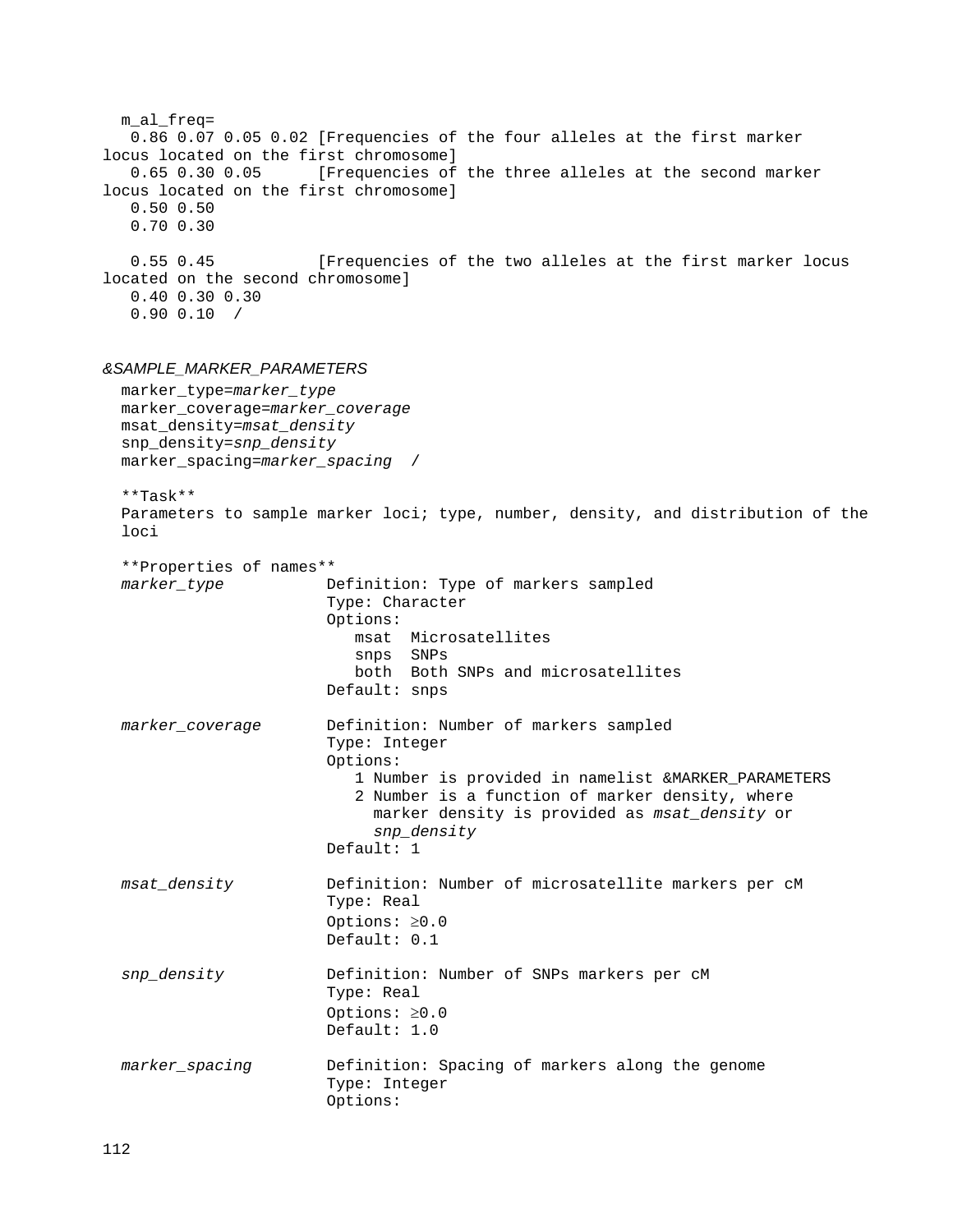```
  m_al_freq=
   0.86 0.07 0.05 0.02 [Frequencies of the four alleles at the first marker
locus located on the first chromosome]
   0.65 0.30 0.05      [Frequencies of the three alleles at the second marker
locus located on the first chromosome]
   0.50 0.50
   0.70 0.30

   0.55 0.45           [Frequencies of the two alleles at the first marker locus
located on the second chromosome]
   0.40 0.30 0.30
   0.90 0.10  /
```

*&SAMPLE_MARKER_PARAMETERS*

```
  marker_type=marker_type
  marker_coverage=marker_coverage
  msat_density=msat_density
  snp_density=snp_density
  marker_spacing=marker_spacing  /
```

**Task**

Parameters to sample marker loci; type, number, density, and distribution of the loci

**Properties of names**

*marker_type*
- Definition: Type of markers sampled
- Type: Character
- Options:
  - msat  Microsatellites
  - snps  SNPs
  - both  Both SNPs and microsatellites
- Default: snps

*marker_coverage*
- Definition: Number of markers sampled
- Type: Integer
- Options:
  - 1 Number is provided in namelist &MARKER_PARAMETERS
  - 2 Number is a function of marker density, where marker density is provided as *msat_density* or *snp_density*
- Default: 1

*msat_density*
- Definition: Number of microsatellite markers per cM
- Type: Real
- Options: ≥0.0
- Default: 0.1

*snp_density*
- Definition: Number of SNPs markers per cM
- Type: Real
- Options: ≥0.0
- Default: 1.0

*marker_spacing*
- Definition: Spacing of markers along the genome
- Type: Integer
- Options: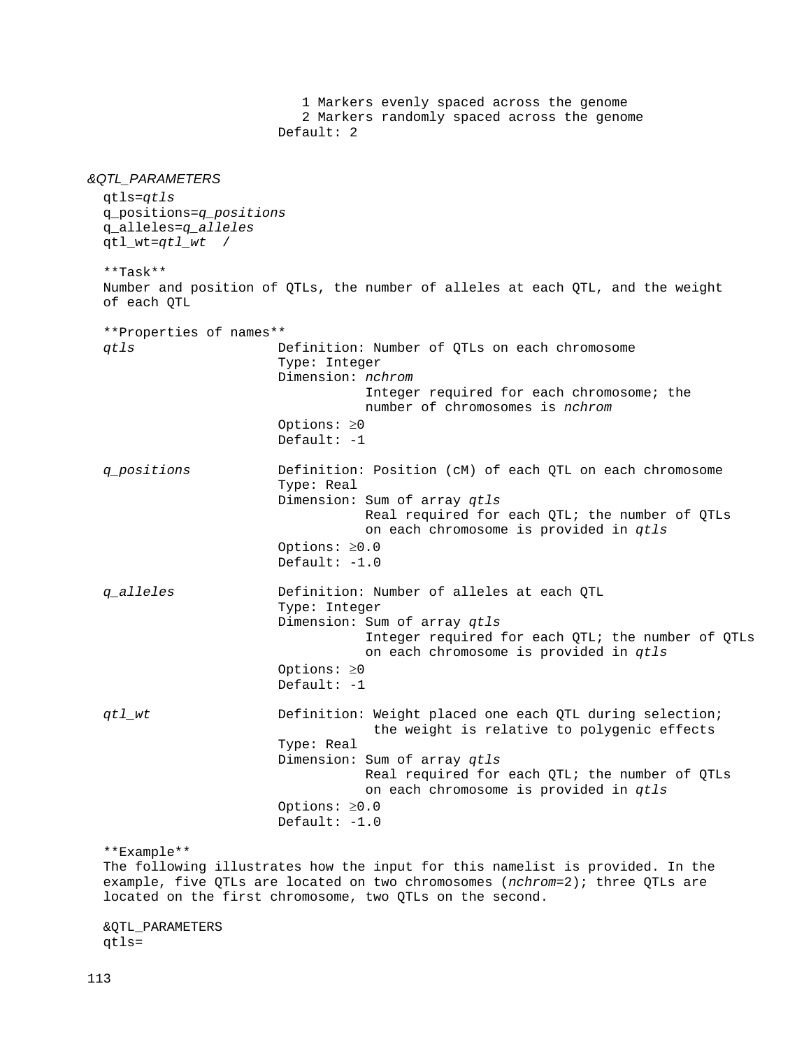1 Markers evenly spaced across the genome
2 Markers randomly spaced across the genome
Default: 2

*&QTL_PARAMETERS*

qtls=*qtls*
q_positions=*q_positions*
q_alleles=*q_alleles*
qtl_wt=*qtl_wt* /

**Task**

Number and position of QTLs, the number of alleles at each QTL, and the weight of each QTL

**Properties of names**

*qtls*
- Definition: Number of QTLs on each chromosome
- Type: Integer
- Dimension: *nchrom*
  Integer required for each chromosome; the number of chromosomes is *nchrom*
- Options: ≥0
- Default: -1

*q_positions*
- Definition: Position (cM) of each QTL on each chromosome
- Type: Real
- Dimension: Sum of array *qtls*
  Real required for each QTL; the number of QTLs on each chromosome is provided in *qtls*
- Options: ≥0.0
- Default: -1.0

*q_alleles*
- Definition: Number of alleles at each QTL
- Type: Integer
- Dimension: Sum of array *qtls*
  Integer required for each QTL; the number of QTLs on each chromosome is provided in *qtls*
- Options: ≥0
- Default: -1

*qtl_wt*
- Definition: Weight placed one each QTL during selection; the weight is relative to polygenic effects
- Type: Real
- Dimension: Sum of array *qtls*
  Real required for each QTL; the number of QTLs on each chromosome is provided in *qtls*
- Options: ≥0.0
- Default: -1.0

**Example**

The following illustrates how the input for this namelist is provided. In the example, five QTLs are located on two chromosomes (*nchrom*=2); three QTLs are located on the first chromosome, two QTLs on the second.

```
&QTL_PARAMETERS
qtls=
```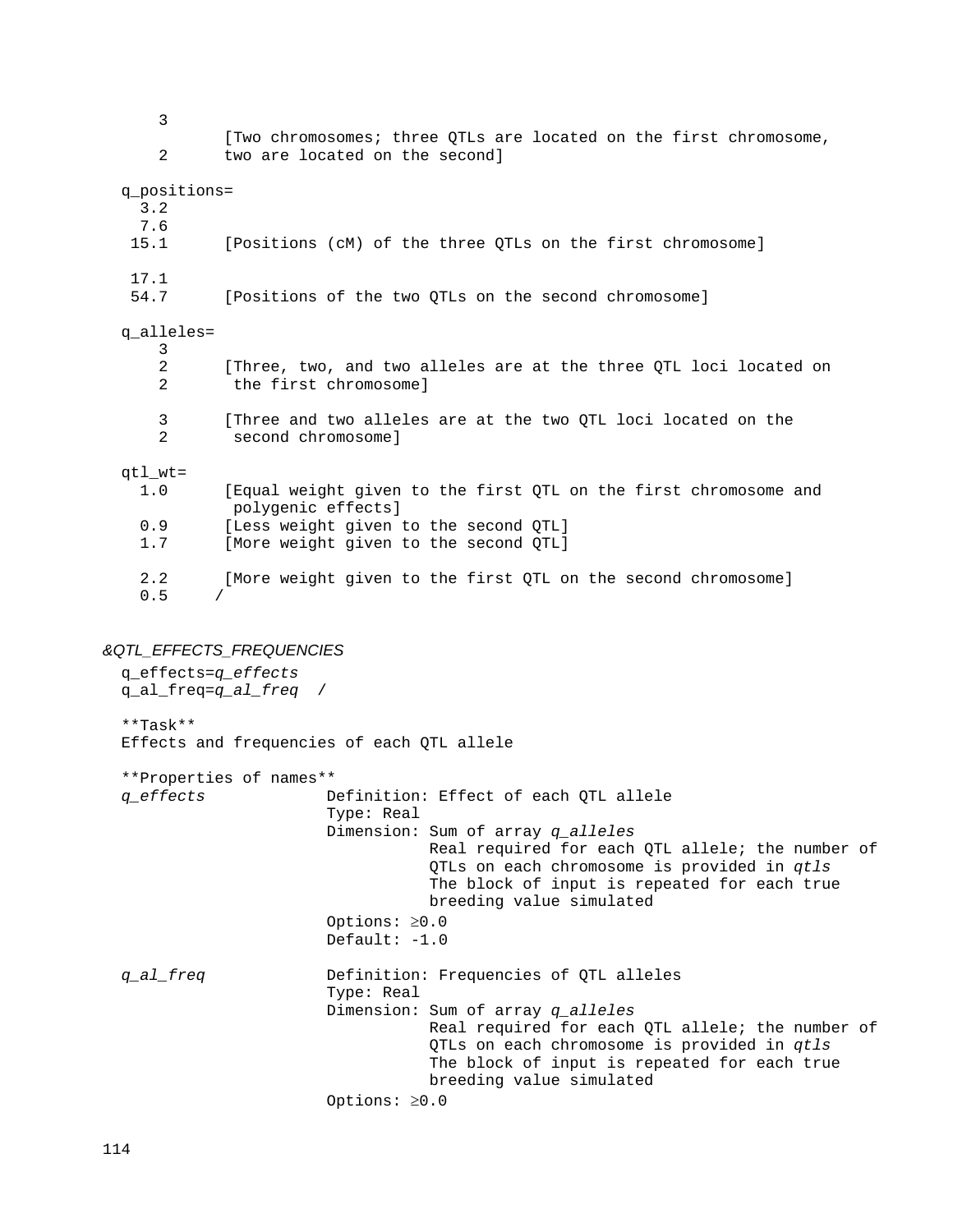```
     3
            [Two chromosomes; three QTLs are located on the first chromosome,
     2       two are located on the second]

  q_positions=
    3.2
    7.6
   15.1      [Positions (cM) of the three QTLs on the first chromosome]

   17.1
   54.7      [Positions of the two QTLs on the second chromosome]

  q_alleles=
     3
     2       [Three, two, and two alleles are at the three QTL loci located on
     2        the first chromosome]

     3       [Three and two alleles are at the two QTL loci located on the
     2        second chromosome]

  qtl_wt=
    1.0      [Equal weight given to the first QTL on the first chromosome and
              polygenic effects]
    0.9      [Less weight given to the second QTL]
    1.7      [More weight given to the second QTL]

    2.2      [More weight given to the first QTL on the second chromosome]
    0.5     /
```

*&QTL_EFFECTS_FREQUENCIES*

q_effects=*q_effects*
q_al_freq=*q_al_freq* /

**Task**
Effects and frequencies of each QTL allele

**Properties of names**

*q_effects*
- Definition: Effect of each QTL allele
- Type: Real
- Dimension: Sum of array *q_alleles*
  Real required for each QTL allele; the number of QTLs on each chromosome is provided in *qtls*
  The block of input is repeated for each true breeding value simulated
- Options: ≥0.0
- Default: -1.0

*q_al_freq*
- Definition: Frequencies of QTL alleles
- Type: Real
- Dimension: Sum of array *q_alleles*
  Real required for each QTL allele; the number of QTLs on each chromosome is provided in *qtls*
  The block of input is repeated for each true breeding value simulated
- Options: ≥0.0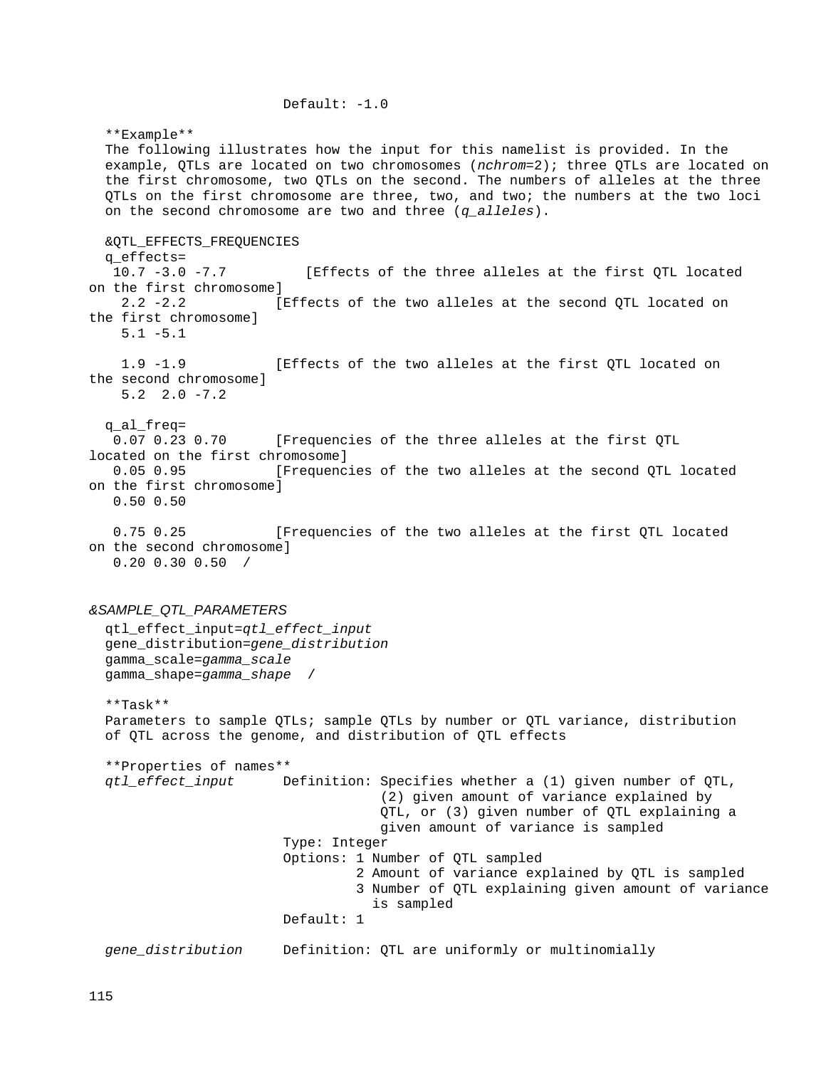Default: -1.0

**Example**
The following illustrates how the input for this namelist is provided. In the example, QTLs are located on two chromosomes (*nchrom*=2); three QTLs are located on the first chromosome, two QTLs on the second. The numbers of alleles at the three QTLs on the first chromosome are three, two, and two; the numbers at the two loci on the second chromosome are two and three (*q_alleles*).

```
&QTL_EFFECTS_FREQUENCIES
q_effects=
 10.7 -3.0 -7.7          [Effects of the three alleles at the first QTL located on the first chromosome]
  2.2 -2.2          [Effects of the two alleles at the second QTL located on the first chromosome]
  5.1 -5.1

  1.9 -1.9          [Effects of the two alleles at the first QTL located on the second chromosome]
  5.2  2.0 -7.2

q_al_freq=
 0.07 0.23 0.70      [Frequencies of the three alleles at the first QTL located on the first chromosome]
 0.05 0.95          [Frequencies of the two alleles at the second QTL located on the first chromosome]
 0.50 0.50

 0.75 0.25          [Frequencies of the two alleles at the first QTL located on the second chromosome]
 0.20 0.30 0.50  /
```

*&SAMPLE_QTL_PARAMETERS*

qtl_effect_input=*qtl_effect_input*
gene_distribution=*gene_distribution*
gamma_scale=*gamma_scale*
gamma_shape=*gamma_shape* /

**Task**
Parameters to sample QTLs; sample QTLs by number or QTL variance, distribution of QTL across the genome, and distribution of QTL effects

**Properties of names**

*qtl_effect_input*
Definition: Specifies whether a (1) given number of QTL, (2) given amount of variance explained by QTL, or (3) given number of QTL explaining a given amount of variance is sampled
Type: Integer
Options: 1 Number of QTL sampled
2 Amount of variance explained by QTL is sampled
3 Number of QTL explaining given amount of variance is sampled
Default: 1

*gene_distribution*
Definition: QTL are uniformly or multinomially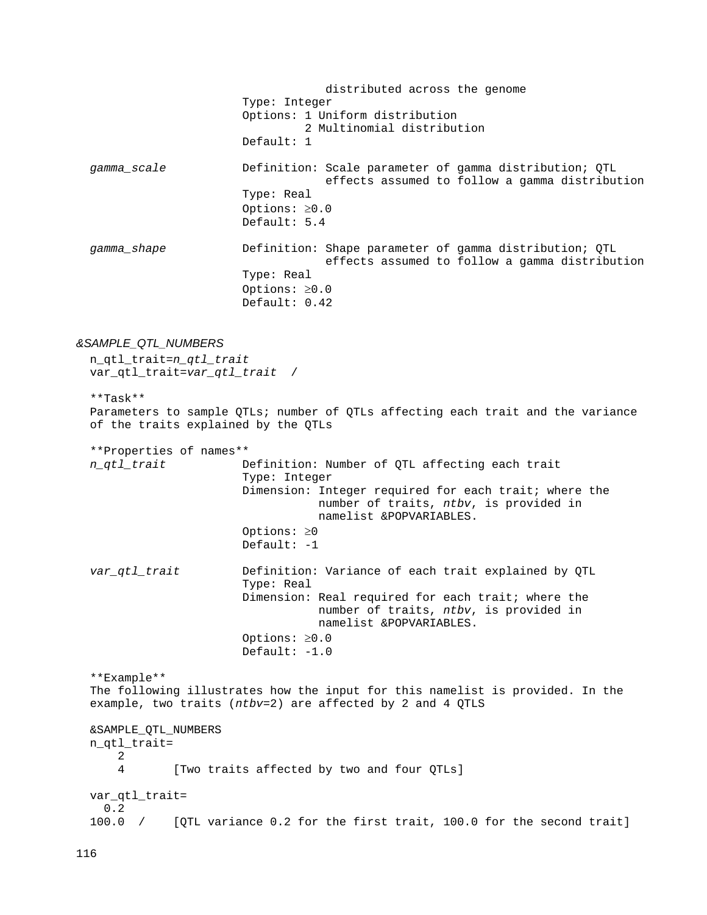distributed across the genome
Type: Integer
Options: 1 Uniform distribution
2 Multinomial distribution
Default: 1

*gamma_scale* Definition: Scale parameter of gamma distribution; QTL effects assumed to follow a gamma distribution
Type: Real
Options: ≥0.0
Default: 5.4

*gamma_shape* Definition: Shape parameter of gamma distribution; QTL effects assumed to follow a gamma distribution
Type: Real
Options: ≥0.0
Default: 0.42

*&SAMPLE_QTL_NUMBERS*

n_qtl_trait=*n_qtl_trait*
var_qtl_trait=*var_qtl_trait* /

**Task**

Parameters to sample QTLs; number of QTLs affecting each trait and the variance of the traits explained by the QTLs

**Properties of names**

*n_qtl_trait* Definition: Number of QTL affecting each trait
Type: Integer
Dimension: Integer required for each trait; where the number of traits, *ntbv*, is provided in namelist &POPVARIABLES.
Options: ≥0
Default: -1

*var_qtl_trait* Definition: Variance of each trait explained by QTL
Type: Real
Dimension: Real required for each trait; where the number of traits, *ntbv*, is provided in namelist &POPVARIABLES.
Options: ≥0.0
Default: -1.0

**Example**

The following illustrates how the input for this namelist is provided. In the example, two traits (*ntbv*=2) are affected by 2 and 4 QTLS

```
&SAMPLE_QTL_NUMBERS
n_qtl_trait=
    2
    4       [Two traits affected by two and four QTLs]

var_qtl_trait=
  0.2
100.0  /    [QTL variance 0.2 for the first trait, 100.0 for the second trait]
```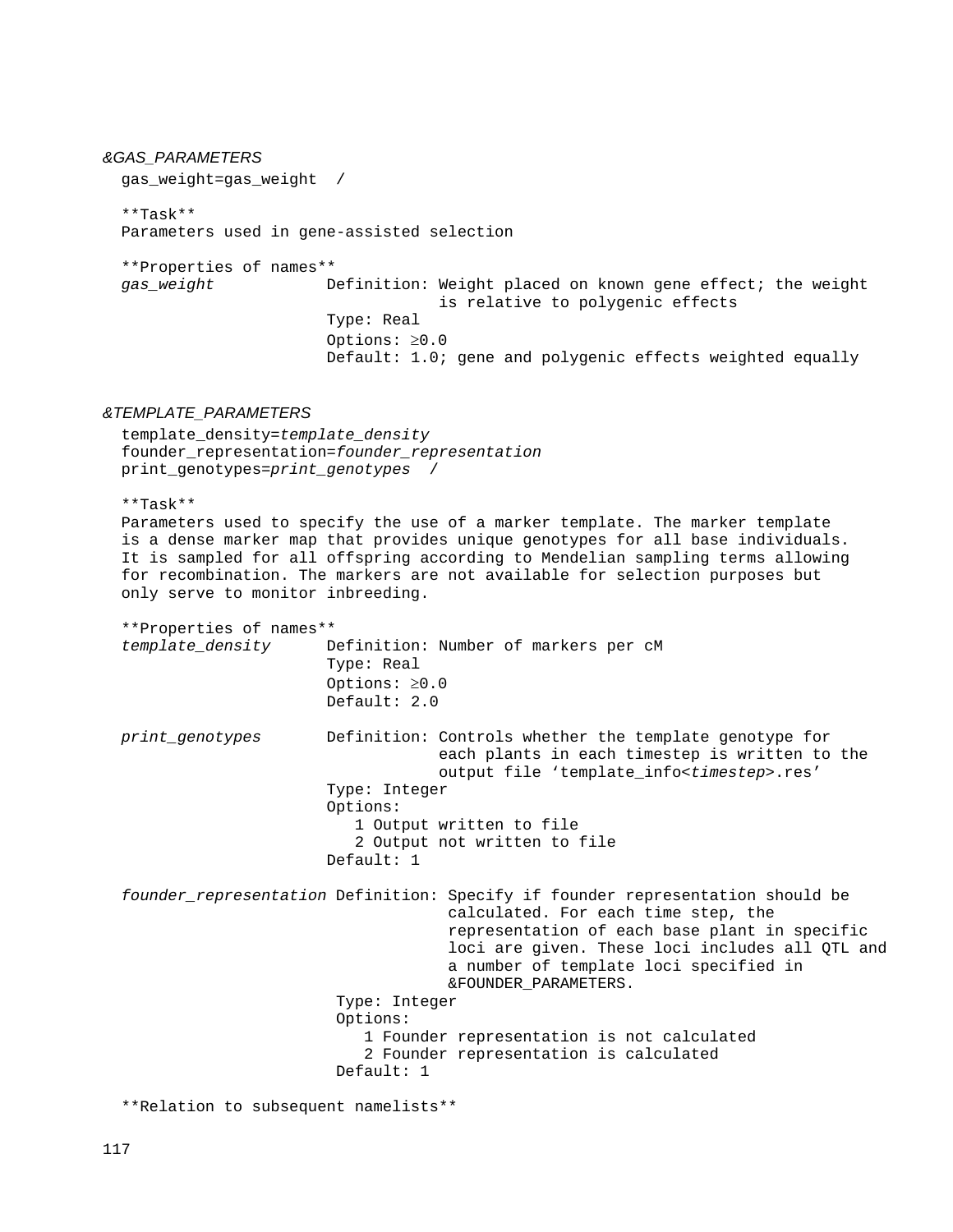*&GAS_PARAMETERS*

gas_weight=gas_weight /

**Task**

Parameters used in gene-assisted selection

**Properties of names**

*gas_weight*
- Definition: Weight placed on known gene effect; the weight is relative to polygenic effects
- Type: Real
- Options: ≥0.0
- Default: 1.0; gene and polygenic effects weighted equally

*&TEMPLATE_PARAMETERS*

template_density=*template_density*
founder_representation=*founder_representation*
print_genotypes=*print_genotypes* /

**Task**

Parameters used to specify the use of a marker template. The marker template is a dense marker map that provides unique genotypes for all base individuals. It is sampled for all offspring according to Mendelian sampling terms allowing for recombination. The markers are not available for selection purposes but only serve to monitor inbreeding.

**Properties of names**

*template_density*
- Definition: Number of markers per cM
- Type: Real
- Options: ≥0.0
- Default: 2.0

*print_genotypes*
- Definition: Controls whether the template genotype for each plants in each timestep is written to the output file ‘template_info<*timestep*>.res’
- Type: Integer
- Options:
  - 1 Output written to file
  - 2 Output not written to file
- Default: 1

*founder_representation*
- Definition: Specify if founder representation should be calculated. For each time step, the representation of each base plant in specific loci are given. These loci includes all QTL and a number of template loci specified in &FOUNDER_PARAMETERS.
- Type: Integer
- Options:
  - 1 Founder representation is not calculated
  - 2 Founder representation is calculated
- Default: 1

**Relation to subsequent namelists**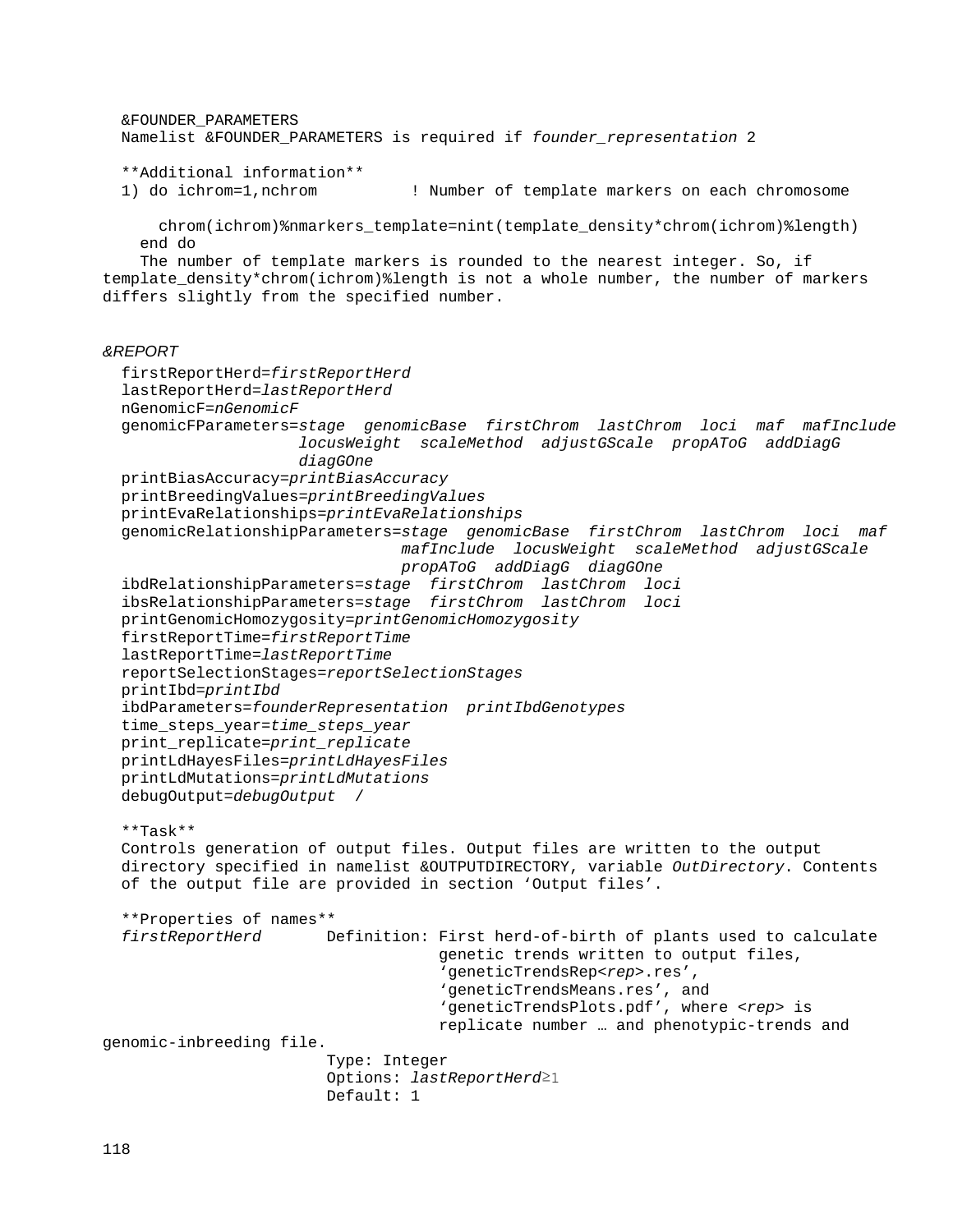&FOUNDER_PARAMETERS
Namelist &FOUNDER_PARAMETERS is required if *founder_representation* 2

**Additional information**
1) do ichrom=1,nchrom ! Number of template markers on each chromosome

```
      chrom(ichrom)%nmarkers_template=nint(template_density*chrom(ichrom)%length)
    end do
```

The number of template markers is rounded to the nearest integer. So, if template_density*chrom(ichrom)%length is not a whole number, the number of markers differs slightly from the specified number.

*&REPORT*
firstReportHerd=*firstReportHerd*
lastReportHerd=*lastReportHerd*
nGenomicF=*nGenomicF*
genomicFParameters=*stage genomicBase firstChrom lastChrom loci maf mafInclude locusWeight scaleMethod adjustGScale propAToG addDiagG diagGOne*
printBiasAccuracy=*printBiasAccuracy*
printBreedingValues=*printBreedingValues*
printEvaRelationships=*printEvaRelationships*
genomicRelationshipParameters=*stage genomicBase firstChrom lastChrom loci maf mafInclude locusWeight scaleMethod adjustGScale propAToG addDiagG diagGOne*
ibdRelationshipParameters=*stage firstChrom lastChrom loci*
ibsRelationshipParameters=*stage firstChrom lastChrom loci*
printGenomicHomozygosity=*printGenomicHomozygosity*
firstReportTime=*firstReportTime*
lastReportTime=*lastReportTime*
reportSelectionStages=*reportSelectionStages*
printIbd=*printIbd*
ibdParameters=*founderRepresentation printIbdGenotypes*
time_steps_year=*time_steps_year*
print_replicate=*print_replicate*
printLdHayesFiles=*printLdHayesFiles*
printLdMutations=*printLdMutations*
debugOutput=*debugOutput* /

**Task**
Controls generation of output files. Output files are written to the output directory specified in namelist &OUTPUTDIRECTORY, variable *OutDirectory*. Contents of the output file are provided in section ‘Output files’.

**Properties of names**
*firstReportHerd* Definition: First herd-of-birth of plants used to calculate genetic trends written to output files, ‘geneticTrendsRep<*rep*>.res’, ‘geneticTrendsMeans.res’, and ‘geneticTrendsPlots.pdf’, where <*rep*> is replicate number … and phenotypic-trends and genomic-inbreeding file.
Type: Integer
Options: *lastReportHerd*≥1
Default: 1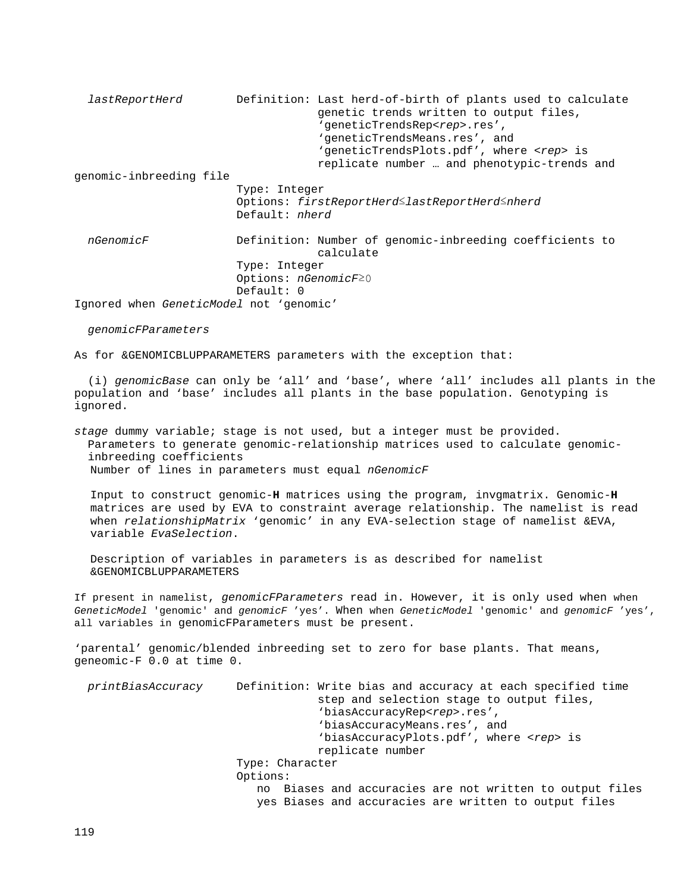*lastReportHerd* Definition: Last herd-of-birth of plants used to calculate genetic trends written to output files, ‘geneticTrendsRep<*rep*>.res’, ‘geneticTrendsMeans.res’, and ‘geneticTrendsPlots.pdf’, where <*rep*> is replicate number … and phenotypic-trends and genomic-inbreeding file

Type: Integer

Options: *firstReportHerd*≤*lastReportHerd*≤*nherd*

Default: *nherd*

*nGenomicF* Definition: Number of genomic-inbreeding coefficients to calculate

Type: Integer

Options: *nGenomicF*≥0

Default: 0

Ignored when *GeneticModel* not ‘genomic’

*genomicFParameters*

As for &GENOMICBLUPPARAMETERS parameters with the exception that:

(i) *genomicBase* can only be ‘all’ and ‘base’, where ‘all’ includes all plants in the population and ‘base’ includes all plants in the base population. Genotyping is ignored.

*stage* dummy variable; stage is not used, but a integer must be provided.
Parameters to generate genomic-relationship matrices used to calculate genomic-inbreeding coefficients
Number of lines in parameters must equal *nGenomicF*

Input to construct genomic-**H** matrices using the program, invgmatrix. Genomic-**H** matrices are used by EVA to constraint average relationship. The namelist is read when *relationshipMatrix* ‘genomic’ in any EVA-selection stage of namelist &EVA, variable *EvaSelection*.

Description of variables in parameters is as described for namelist &GENOMICBLUPPARAMETERS

If present in namelist, *genomicFParameters* read in. However, it is only used when when *GeneticModel* 'genomic' and *genomicF* ’yes’. When when *GeneticModel* 'genomic' and *genomicF* ’yes’, all variables in genomicFParameters must be present.

‘parental’ genomic/blended inbreeding set to zero for base plants. That means, geneomic-F 0.0 at time 0.

*printBiasAccuracy* Definition: Write bias and accuracy at each specified time step and selection stage to output files, ‘biasAccuracyRep<*rep*>.res’, ‘biasAccuracyMeans.res’, and ‘biasAccuracyPlots.pdf’, where <*rep*> is replicate number

Type: Character

Options:

- no Biases and accuracies are not written to output files
- yes Biases and accuracies are written to output files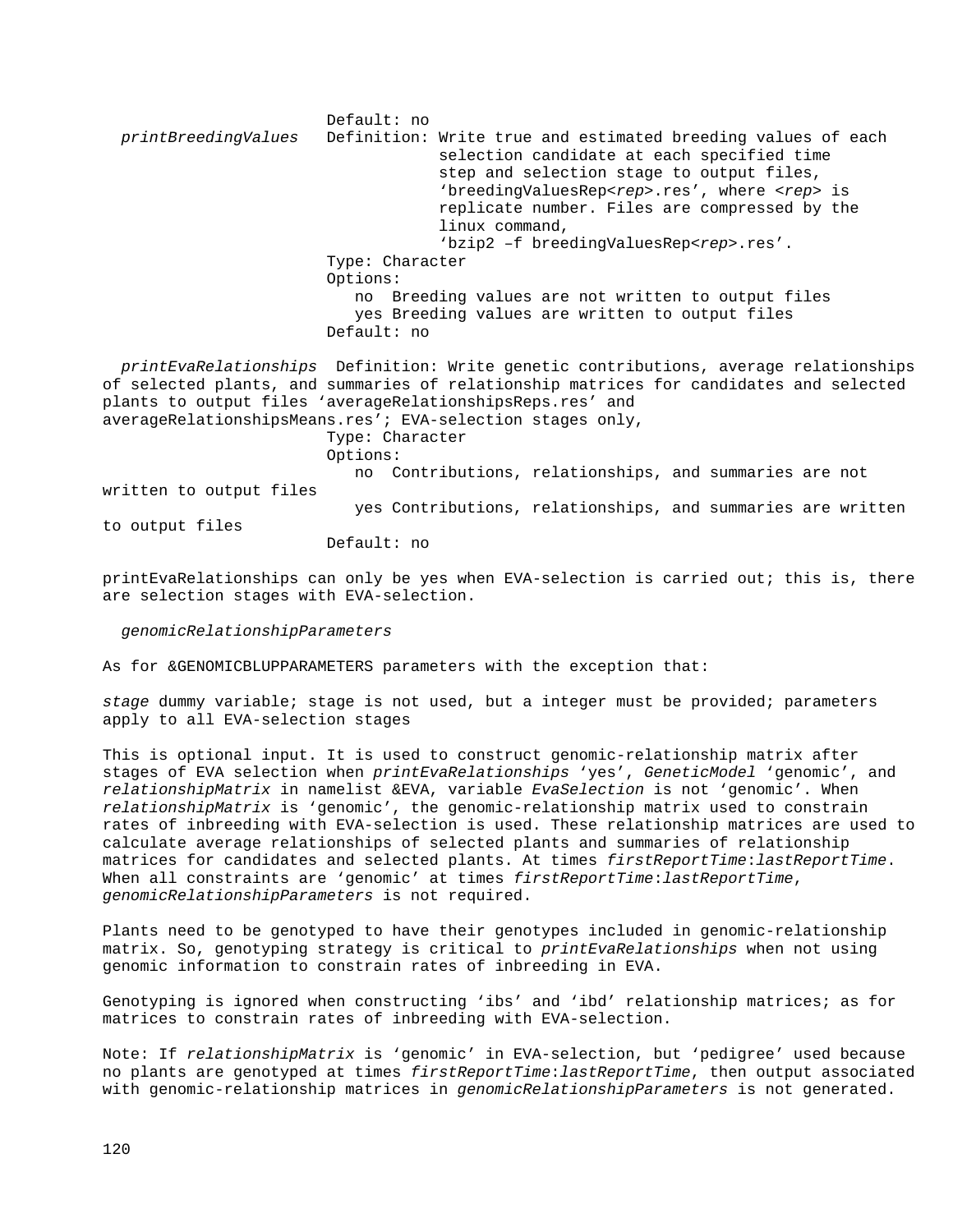Default: no

*printBreedingValues* Definition: Write true and estimated breeding values of each selection candidate at each specified time step and selection stage to output files, 'breedingValuesRep<*rep*>.res', where <*rep*> is replicate number. Files are compressed by the linux command, 'bzip2 –f breedingValuesRep<*rep*>.res'.

Type: Character

Options:

- no Breeding values are not written to output files
- yes Breeding values are written to output files

Default: no

*printEvaRelationships* Definition: Write genetic contributions, average relationships of selected plants, and summaries of relationship matrices for candidates and selected plants to output files 'averageRelationshipsReps.res' and averageRelationshipsMeans.res'; EVA-selection stages only,

Type: Character

Options:

- no Contributions, relationships, and summaries are not written to output files
- yes Contributions, relationships, and summaries are written to output files

Default: no

printEvaRelationships can only be yes when EVA-selection is carried out; this is, there are selection stages with EVA-selection.

*genomicRelationshipParameters*

As for &GENOMICBLUPPARAMETERS parameters with the exception that:

*stage* dummy variable; stage is not used, but a integer must be provided; parameters apply to all EVA-selection stages

This is optional input. It is used to construct genomic-relationship matrix after stages of EVA selection when *printEvaRelationships* 'yes', *GeneticModel* 'genomic', and *relationshipMatrix* in namelist &EVA, variable *EvaSelection* is not 'genomic'. When *relationshipMatrix* is 'genomic', the genomic-relationship matrix used to constrain rates of inbreeding with EVA-selection is used. These relationship matrices are used to calculate average relationships of selected plants and summaries of relationship matrices for candidates and selected plants. At times *firstReportTime*:*lastReportTime*. When all constraints are 'genomic' at times *firstReportTime*:*lastReportTime*, *genomicRelationshipParameters* is not required.

Plants need to be genotyped to have their genotypes included in genomic-relationship matrix. So, genotyping strategy is critical to *printEvaRelationships* when not using genomic information to constrain rates of inbreeding in EVA.

Genotyping is ignored when constructing 'ibs' and 'ibd' relationship matrices; as for matrices to constrain rates of inbreeding with EVA-selection.

Note: If *relationshipMatrix* is 'genomic' in EVA-selection, but 'pedigree' used because no plants are genotyped at times *firstReportTime*:*lastReportTime*, then output associated with genomic-relationship matrices in *genomicRelationshipParameters* is not generated.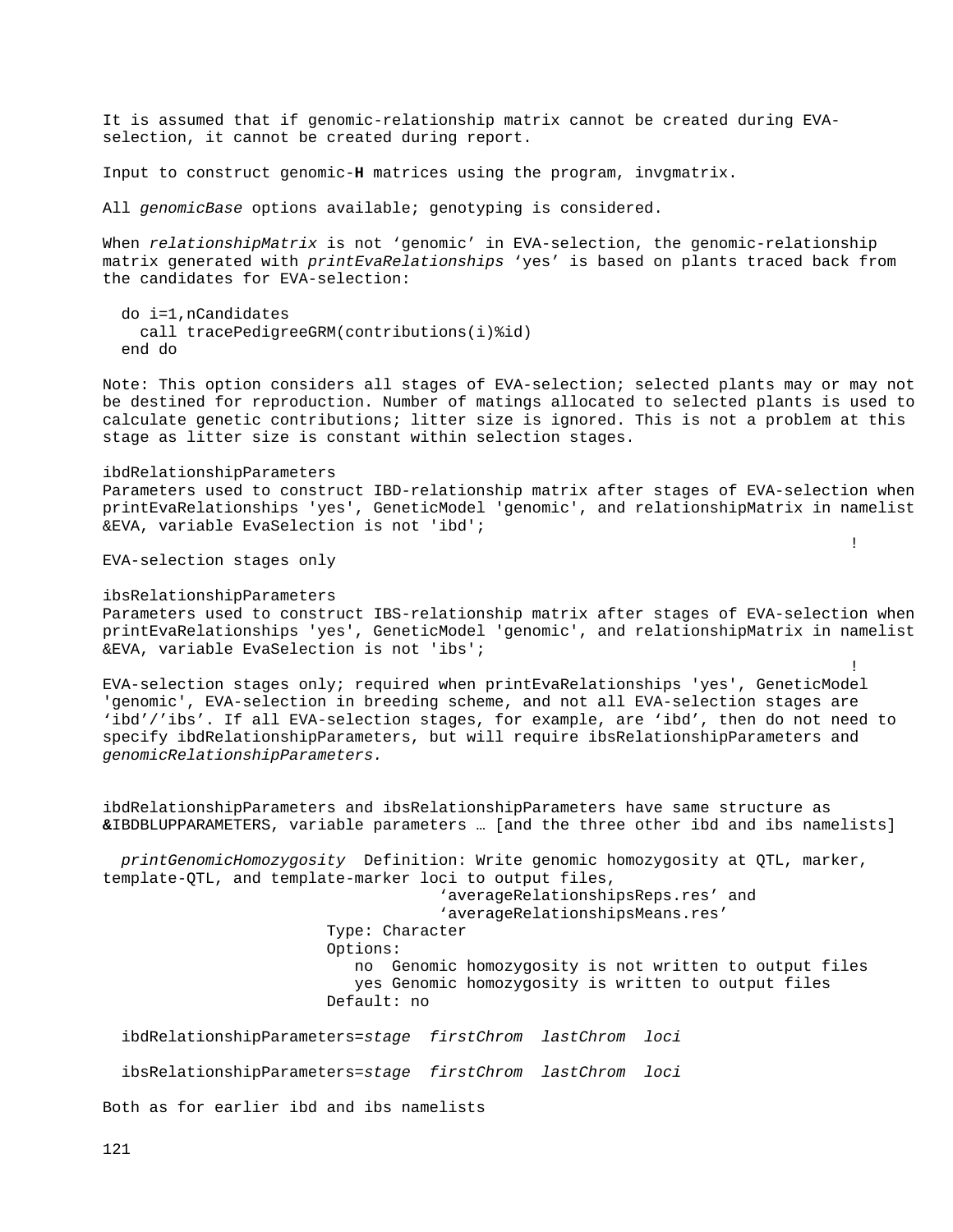It is assumed that if genomic-relationship matrix cannot be created during EVA-selection, it cannot be created during report.

Input to construct genomic-**H** matrices using the program, invgmatrix.

All *genomicBase* options available; genotyping is considered.

When *relationshipMatrix* is not ‘genomic’ in EVA-selection, the genomic-relationship matrix generated with *printEvaRelationships* ‘yes’ is based on plants traced back from the candidates for EVA-selection:

```
  do i=1,nCandidates
    call tracePedigreeGRM(contributions(i)%id)
  end do
```

Note: This option considers all stages of EVA-selection; selected plants may or may not be destined for reproduction. Number of matings allocated to selected plants is used to calculate genetic contributions; litter size is ignored. This is not a problem at this stage as litter size is constant within selection stages.

ibdRelationshipParameters
Parameters used to construct IBD-relationship matrix after stages of EVA-selection when printEvaRelationships 'yes', GeneticModel 'genomic', and relationshipMatrix in namelist &EVA, variable EvaSelection is not 'ibd';
!
EVA-selection stages only

ibsRelationshipParameters
Parameters used to construct IBS-relationship matrix after stages of EVA-selection when printEvaRelationships 'yes', GeneticModel 'genomic', and relationshipMatrix in namelist &EVA, variable EvaSelection is not 'ibs';
!
EVA-selection stages only; required when printEvaRelationships 'yes', GeneticModel 'genomic', EVA-selection in breeding scheme, and not all EVA-selection stages are ‘ibd’/’ibs’. If all EVA-selection stages, for example, are ‘ibd’, then do not need to specify ibdRelationshipParameters, but will require ibsRelationshipParameters and *genomicRelationshipParameters.*

ibdRelationshipParameters and ibsRelationshipParameters have same structure as **&**IBDBLUPPARAMETERS, variable parameters … [and the three other ibd and ibs namelists]

*printGenomicHomozygosity* Definition: Write genomic homozygosity at QTL, marker, template-QTL, and template-marker loci to output files,
‘averageRelationshipsReps.res’ and
‘averageRelationshipsMeans.res’
Type: Character
Options:
no Genomic homozygosity is not written to output files
yes Genomic homozygosity is written to output files
Default: no

ibdRelationshipParameters=*stage firstChrom lastChrom loci*

ibsRelationshipParameters=*stage firstChrom lastChrom loci*

Both as for earlier ibd and ibs namelists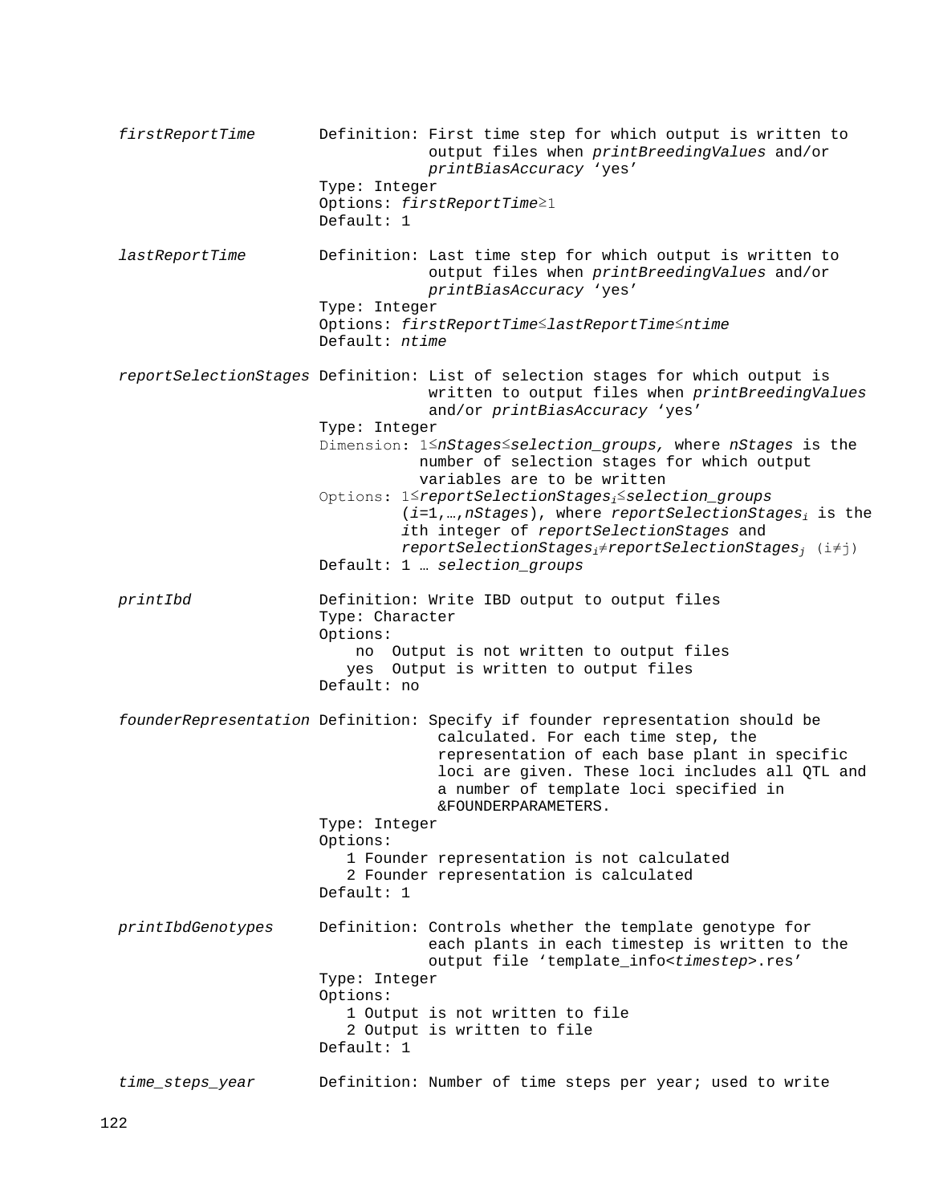| Parameter | Description |
|---|---|
| *firstReportTime* | Definition: First time step for which output is written to output files when *printBreedingValues* and/or *printBiasAccuracy* ‘yes’<br>Type: Integer<br>Options: $firstReportTime \geq 1$<br>Default: 1 |
| *lastReportTime* | Definition: Last time step for which output is written to output files when *printBreedingValues* and/or *printBiasAccuracy* ‘yes’<br>Type: Integer<br>Options: $firstReportTime \leq lastReportTime \leq ntime$<br>Default: *ntime* |
| *reportSelectionStages* | Definition: List of selection stages for which output is written to output files when *printBreedingValues* and/or *printBiasAccuracy* ‘yes’<br>Type: Integer<br>Dimension: $1 \leq nStages \leq selection\_groups$, where *nStages* is the number of selection stages for which output variables are to be written<br>Options: $1 \leq reportSelectionStages_i \leq selection\_groups$ ($i$=1,…,*nStages*), where $reportSelectionStages_i$ is the $i$th integer of *reportSelectionStages* and $reportSelectionStages_i \neq reportSelectionStages_j$ $(i \neq j)$<br>Default: 1 … *selection_groups* |
| *printIbd* | Definition: Write IBD output to output files<br>Type: Character<br>Options:<br>no  Output is not written to output files<br>yes  Output is written to output files<br>Default: no |
| *founderRepresentation* | Definition: Specify if founder representation should be calculated. For each time step, the representation of each base plant in specific loci are given. These loci includes all QTL and a number of template loci specified in &FOUNDERPARAMETERS.<br>Type: Integer<br>Options:<br>1 Founder representation is not calculated<br>2 Founder representation is calculated<br>Default: 1 |
| *printIbdGenotypes* | Definition: Controls whether the template genotype for each plants in each timestep is written to the output file ‘template_info<*timestep*>.res’<br>Type: Integer<br>Options:<br>1 Output is not written to file<br>2 Output is written to file<br>Default: 1 |
| *time_steps_year* | Definition: Number of time steps per year; used to write |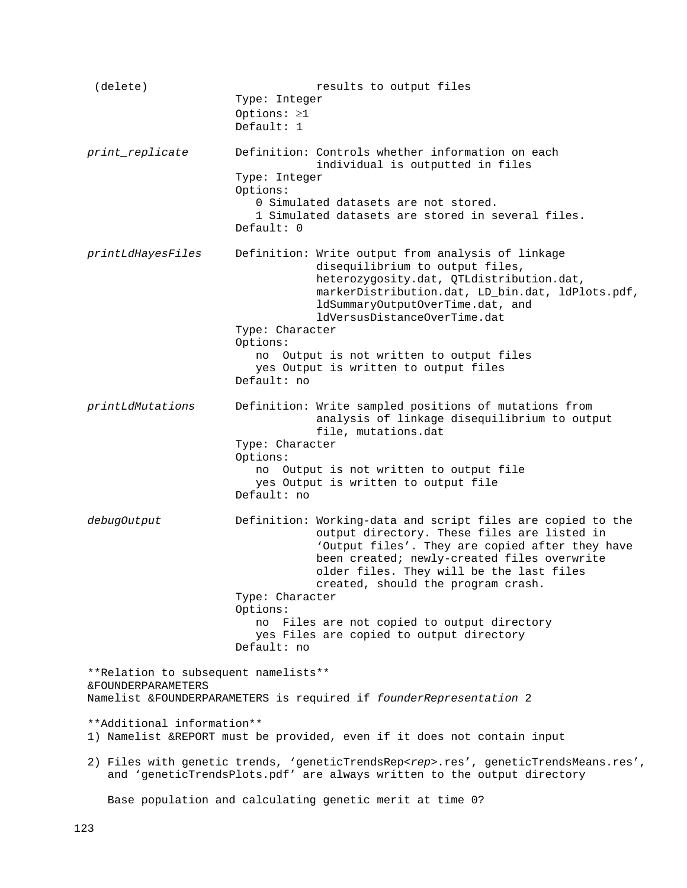| | |
|---|---|
| (delete) | results to output files<br>Type: Integer<br>Options: ≥1<br>Default: 1 |
| *print_replicate* | Definition: Controls whether information on each individual is outputted in files<br>Type: Integer<br>Options:<br>0 Simulated datasets are not stored.<br>1 Simulated datasets are stored in several files.<br>Default: 0 |
| *printLdHayesFiles* | Definition: Write output from analysis of linkage disequilibrium to output files, heterozygosity.dat, QTLdistribution.dat, markerDistribution.dat, LD_bin.dat, ldPlots.pdf, ldSummaryOutputOverTime.dat, and ldVersusDistanceOverTime.dat<br>Type: Character<br>Options:<br>no  Output is not written to output files<br>yes Output is written to output files<br>Default: no |
| *printLdMutations* | Definition: Write sampled positions of mutations from analysis of linkage disequilibrium to output file, mutations.dat<br>Type: Character<br>Options:<br>no  Output is not written to output file<br>yes Output is written to output file<br>Default: no |
| *debugOutput* | Definition: Working-data and script files are copied to the output directory. These files are listed in 'Output files'. They are copied after they have been created; newly-created files overwrite older files. They will be the last files created, should the program crash.<br>Type: Character<br>Options:<br>no  Files are not copied to output directory<br>yes Files are copied to output directory<br>Default: no |

**Relation to subsequent namelists**
&FOUNDERPARAMETERS
Namelist &FOUNDERPARAMETERS is required if *founderRepresentation* 2

**Additional information**
1) Namelist &REPORT must be provided, even if it does not contain input

2) Files with genetic trends, 'geneticTrendsRep<*rep*>.res', geneticTrendsMeans.res', and 'geneticTrendsPlots.pdf' are always written to the output directory

   Base population and calculating genetic merit at time 0?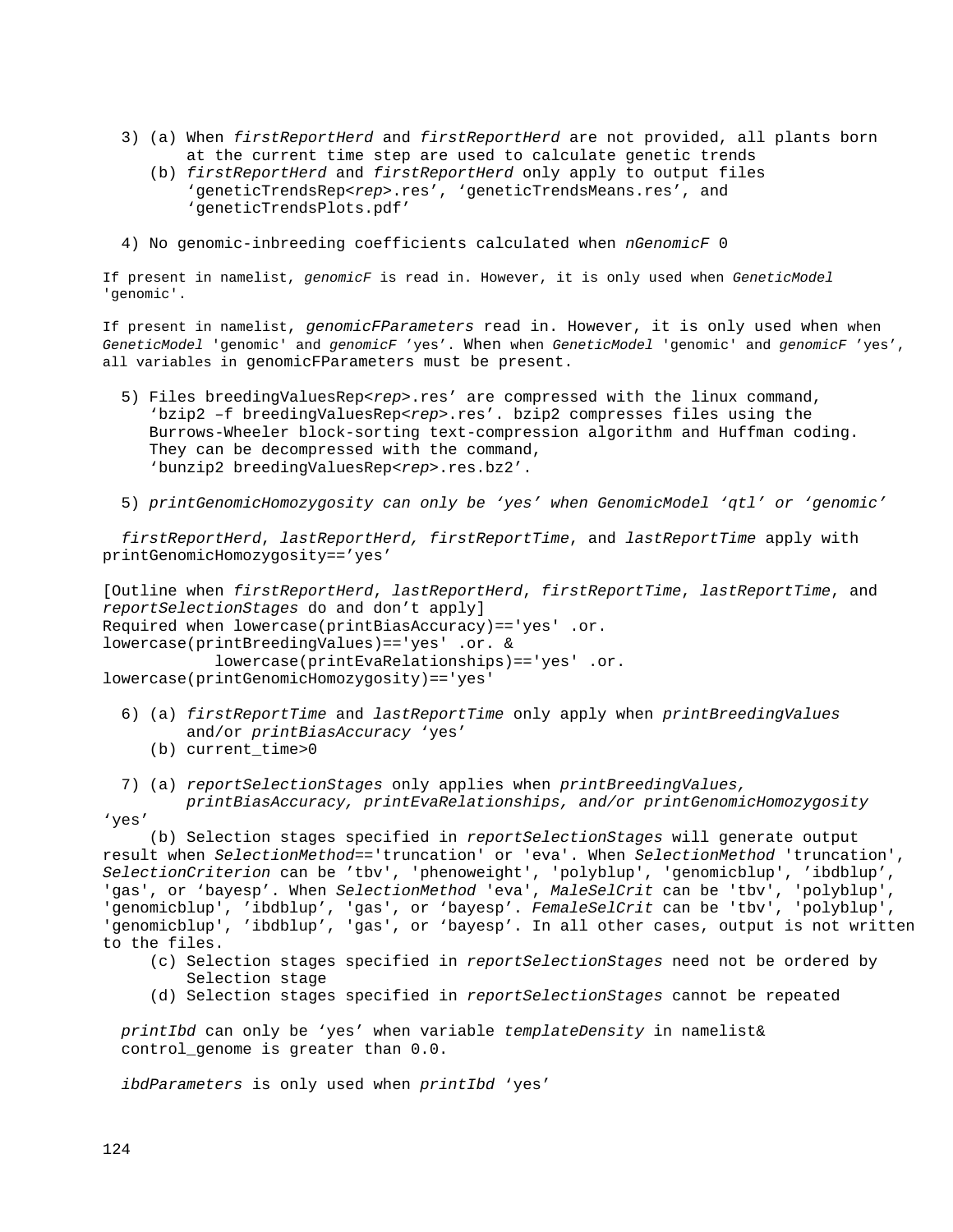3) (a) When *firstReportHerd* and *firstReportHerd* are not provided, all plants born at the current time step are used to calculate genetic trends
   (b) *firstReportHerd* and *firstReportHerd* only apply to output files ‘geneticTrendsRep<*rep*>.res’, ‘geneticTrendsMeans.res’, and ‘geneticTrendsPlots.pdf’

4) No genomic-inbreeding coefficients calculated when *nGenomicF* 0

If present in namelist, *genomicF* is read in. However, it is only used when *GeneticModel* 'genomic'.

If present in namelist, *genomicFParameters* read in. However, it is only used when when *GeneticModel* 'genomic' and *genomicF* ’yes’. When when *GeneticModel* 'genomic' and *genomicF* ’yes’, all variables in genomicFParameters must be present.

5) Files breedingValuesRep<*rep*>.res’ are compressed with the linux command, ‘bzip2 –f breedingValuesRep<*rep*>.res’. bzip2 compresses files using the Burrows-Wheeler block-sorting text-compression algorithm and Huffman coding. They can be decompressed with the command, ‘bunzip2 breedingValuesRep<*rep*>.res.bz2’.

5) *printGenomicHomozygosity can only be ‘yes’ when GenomicModel ‘qtl’ or ‘genomic’*

*firstReportHerd*, *lastReportHerd, firstReportTime*, and *lastReportTime* apply with printGenomicHomozygosity==’yes’

[Outline when *firstReportHerd*, *lastReportHerd*, *firstReportTime*, *lastReportTime*, and *reportSelectionStages* do and don’t apply]
Required when lowercase(printBiasAccuracy)=='yes' .or. lowercase(printBreedingValues)=='yes' .or. &
lowercase(printEvaRelationships)=='yes' .or. lowercase(printGenomicHomozygosity)=='yes'

6) (a) *firstReportTime* and *lastReportTime* only apply when *printBreedingValues* and/or *printBiasAccuracy* ‘yes’
   (b) current_time>0

7) (a) *reportSelectionStages* only applies when *printBreedingValues, printBiasAccuracy, printEvaRelationships, and/or printGenomicHomozygosity* ‘yes’
   (b) Selection stages specified in *reportSelectionStages* will generate output result when *SelectionMethod*=='truncation' or 'eva'. When *SelectionMethod* 'truncation', *SelectionCriterion* can be ’tbv', 'phenoweight', 'polyblup', 'genomicblup', ’ibdblup’, 'gas', or ‘bayesp’. When *SelectionMethod* 'eva', *MaleSelCrit* can be 'tbv', 'polyblup', 'genomicblup', ’ibdblup’, 'gas', or ‘bayesp’. *FemaleSelCrit* can be 'tbv', 'polyblup', 'genomicblup', ’ibdblup’, 'gas', or ‘bayesp’. In all other cases, output is not written to the files.
   (c) Selection stages specified in *reportSelectionStages* need not be ordered by Selection stage
   (d) Selection stages specified in *reportSelectionStages* cannot be repeated

*printIbd* can only be ‘yes’ when variable *templateDensity* in namelist& control_genome is greater than 0.0.

*ibdParameters* is only used when *printIbd* ‘yes’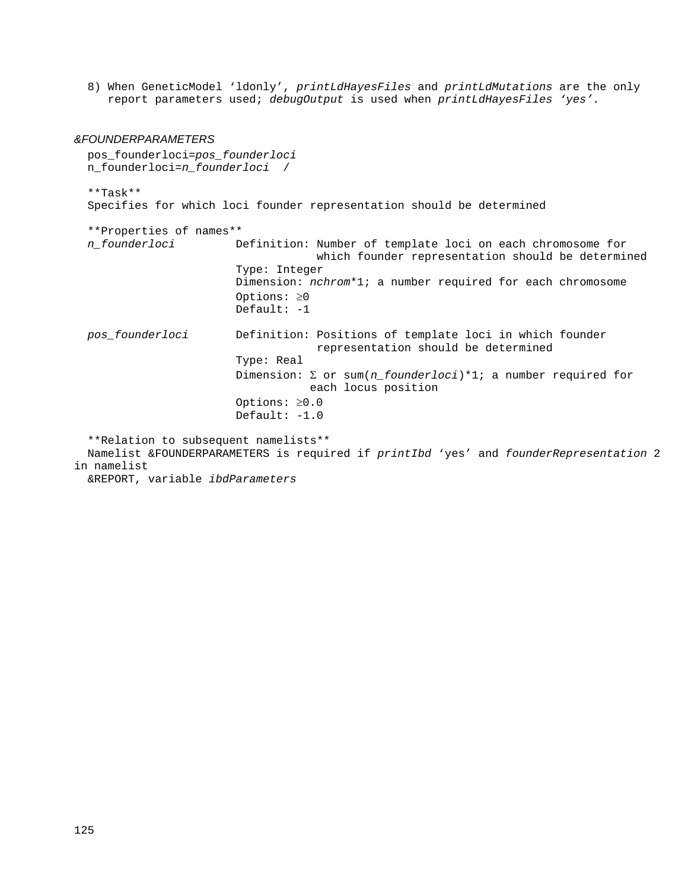8) When GeneticModel ‘ldonly’, *printLdHayesFiles* and *printLdMutations* are the only report parameters used; *debugOutput* is used when *printLdHayesFiles ‘yes’.*

*&FOUNDERPARAMETERS*

pos_founderloci=*pos_founderloci*
n_founderloci=*n_founderloci* /

**Task**
Specifies for which loci founder representation should be determined

**Properties of names**

*n_founderloci*
- Definition: Number of template loci on each chromosome for which founder representation should be determined
- Type: Integer
- Dimension: *nchrom*\*1; a number required for each chromosome
- Options: ≥0
- Default: -1

*pos_founderloci*
- Definition: Positions of template loci in which founder representation should be determined
- Type: Real
- Dimension: Σ or sum(*n_founderloci*)\*1; a number required for each locus position
- Options: ≥0.0
- Default: -1.0

**Relation to subsequent namelists**
Namelist &FOUNDERPARAMETERS is required if *printIbd* ‘yes’ and *founderRepresentation* 2 in namelist &REPORT, variable *ibdParameters*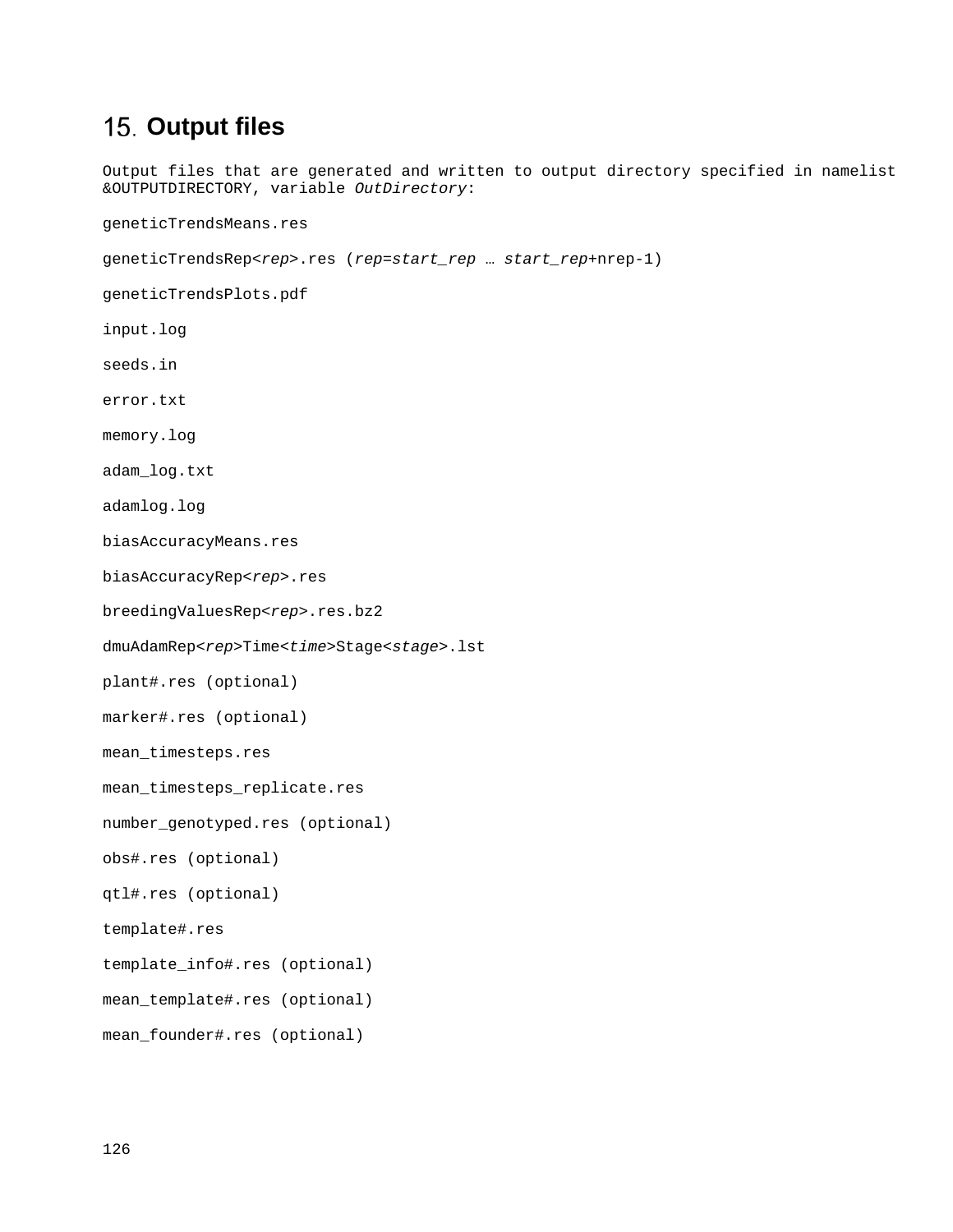# 15. Output files

Output files that are generated and written to output directory specified in namelist &OUTPUTDIRECTORY, variable *OutDirectory*:

geneticTrendsMeans.res

geneticTrendsRep<*rep*>.res (*rep*=*start_rep* … *start_rep*+nrep-1)

geneticTrendsPlots.pdf

input.log

seeds.in

error.txt

memory.log

adam_log.txt

adamlog.log

biasAccuracyMeans.res

biasAccuracyRep<*rep*>.res

breedingValuesRep<*rep*>.res.bz2

dmuAdamRep<*rep*>Time<*time*>Stage<*stage*>.lst

plant#.res (optional)

marker#.res (optional)

mean_timesteps.res

mean_timesteps_replicate.res

number_genotyped.res (optional)

obs#.res (optional)

qtl#.res (optional)

template#.res

template_info#.res (optional)

mean_template#.res (optional)

mean_founder#.res (optional)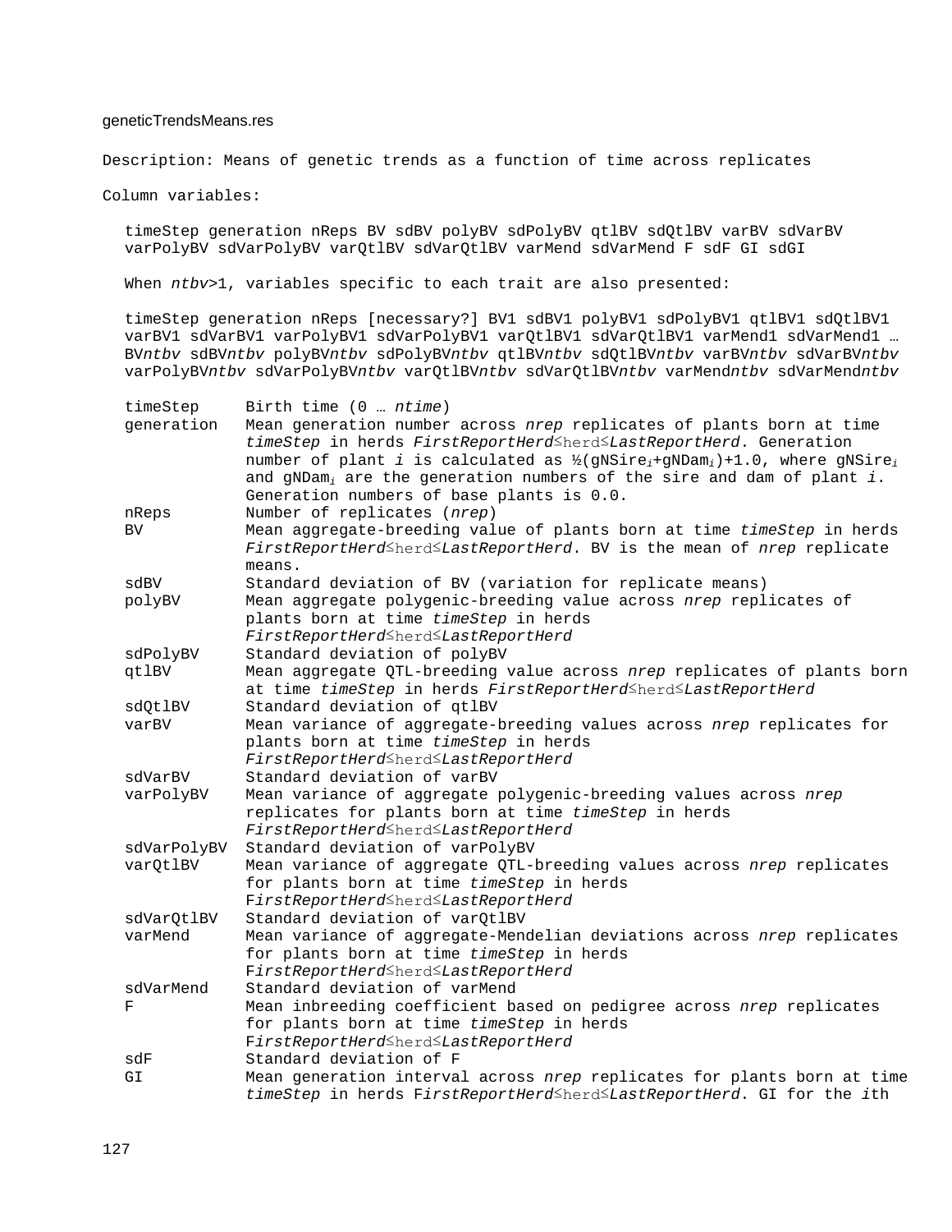geneticTrendsMeans.res

Description: Means of genetic trends as a function of time across replicates

Column variables:

timeStep generation nReps BV sdBV polyBV sdPolyBV qtlBV sdQtlBV varBV sdVarBV varPolyBV sdVarPolyBV varQtlBV sdVarQtlBV varMend sdVarMend F sdF GI sdGI

When *ntbv*>1, variables specific to each trait are also presented:

timeStep generation nReps [necessary?] BV1 sdBV1 polyBV1 sdPolyBV1 qtlBV1 sdQtlBV1 varBV1 sdVarBV1 varPolyBV1 sdVarPolyBV1 varQtlBV1 sdVarQtlBV1 varMend1 sdVarMend1 … BV*ntbv* sdBV*ntbv* polyBV*ntbv* sdPolyBV*ntbv* qtlBV*ntbv* sdQtlBV*ntbv* varBV*ntbv* sdVarBV*ntbv* varPolyBV*ntbv* sdVarPolyBV*ntbv* varQtlBV*ntbv* sdVarQtlBV*ntbv* varMend*ntbv* sdVarMend*ntbv*

| | |
|---|---|
| timeStep | Birth time (0 … *ntime*) |
| generation | Mean generation number across *nrep* replicates of plants born at time *timeStep* in herds *FirstReportHerd*≤herd≤*LastReportHerd*. Generation number of plant *i* is calculated as ½($gNSire_i$+$gNDam_i$)+1.0, where $gNSire_i$ and $gNDam_i$ are the generation numbers of the sire and dam of plant *i*. Generation numbers of base plants is 0.0. |
| nReps | Number of replicates (*nrep*) |
| BV | Mean aggregate-breeding value of plants born at time *timeStep* in herds *FirstReportHerd*≤herd≤*LastReportHerd*. BV is the mean of *nrep* replicate means. |
| sdBV | Standard deviation of BV (variation for replicate means) |
| polyBV | Mean aggregate polygenic-breeding value across *nrep* replicates of plants born at time *timeStep* in herds *FirstReportHerd*≤herd≤*LastReportHerd* |
| sdPolyBV | Standard deviation of polyBV |
| qtlBV | Mean aggregate QTL-breeding value across *nrep* replicates of plants born at time *timeStep* in herds *FirstReportHerd*≤herd≤*LastReportHerd* |
| sdQtlBV | Standard deviation of qtlBV |
| varBV | Mean variance of aggregate-breeding values across *nrep* replicates for plants born at time *timeStep* in herds *FirstReportHerd*≤herd≤*LastReportHerd* |
| sdVarBV | Standard deviation of varBV |
| varPolyBV | Mean variance of aggregate polygenic-breeding values across *nrep* replicates for plants born at time *timeStep* in herds *FirstReportHerd*≤herd≤*LastReportHerd* |
| sdVarPolyBV | Standard deviation of varPolyBV |
| varQtlBV | Mean variance of aggregate QTL-breeding values across *nrep* replicates for plants born at time *timeStep* in herds *FirstReportHerd*≤herd≤*LastReportHerd* |
| sdVarQtlBV | Standard deviation of varQtlBV |
| varMend | Mean variance of aggregate-Mendelian deviations across *nrep* replicates for plants born at time *timeStep* in herds *FirstReportHerd*≤herd≤*LastReportHerd* |
| sdVarMend | Standard deviation of varMend |
| F | Mean inbreeding coefficient based on pedigree across *nrep* replicates for plants born at time *timeStep* in herds *FirstReportHerd*≤herd≤*LastReportHerd* |
| sdF | Standard deviation of F |
| GI | Mean generation interval across *nrep* replicates for plants born at time *timeStep* in herds *FirstReportHerd*≤herd≤*LastReportHerd*. GI for the *i*th |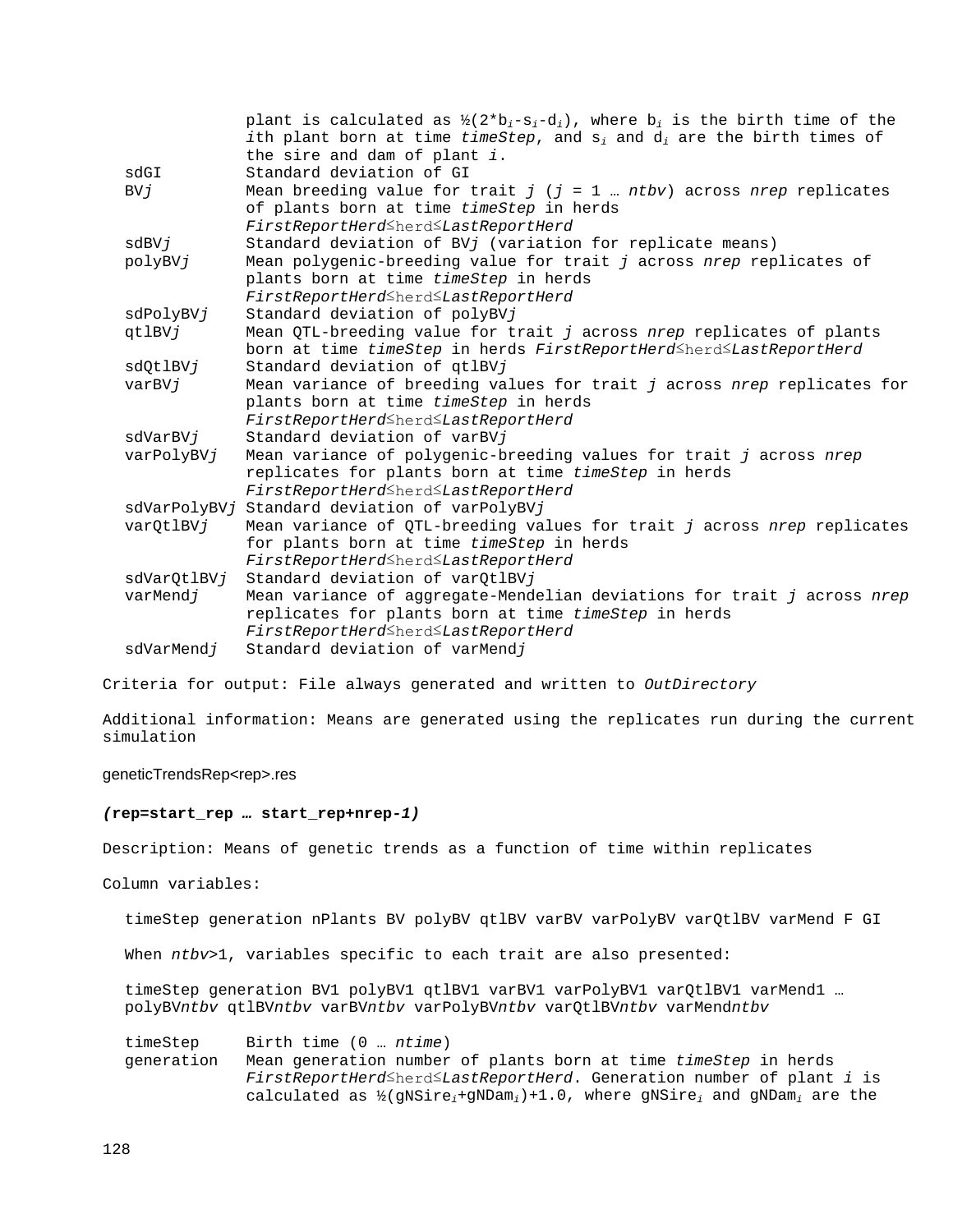plant is calculated as ½($2*b_i-s_i-d_i$), where $b_i$ is the birth time of the *i*th plant born at time *timeStep*, and $s_i$ and $d_i$ are the birth times of the sire and dam of plant *i*.

| | |
|---|---|
| sdGI | Standard deviation of GI |
| BV*j* | Mean breeding value for trait *j* (*j* = 1 … *ntbv*) across *nrep* replicates of plants born at time *timeStep* in herds *FirstReportHerd*≤herd≤*LastReportHerd* |
| sdBV*j* | Standard deviation of BV*j* (variation for replicate means) |
| polyBV*j* | Mean polygenic-breeding value for trait *j* across *nrep* replicates of plants born at time *timeStep* in herds *FirstReportHerd*≤herd≤*LastReportHerd* |
| sdPolyBV*j* | Standard deviation of polyBV*j* |
| qtlBV*j* | Mean QTL-breeding value for trait *j* across *nrep* replicates of plants born at time *timeStep* in herds *FirstReportHerd*≤herd≤*LastReportHerd* |
| sdQtlBV*j* | Standard deviation of qtlBV*j* |
| varBV*j* | Mean variance of breeding values for trait *j* across *nrep* replicates for plants born at time *timeStep* in herds *FirstReportHerd*≤herd≤*LastReportHerd* |
| sdVarBV*j* | Standard deviation of varBV*j* |
| varPolyBV*j* | Mean variance of polygenic-breeding values for trait *j* across *nrep* replicates for plants born at time *timeStep* in herds *FirstReportHerd*≤herd≤*LastReportHerd* |
| sdVarPolyBV*j* | Standard deviation of varPolyBV*j* |
| varQtlBV*j* | Mean variance of QTL-breeding values for trait *j* across *nrep* replicates for plants born at time *timeStep* in herds *FirstReportHerd*≤herd≤*LastReportHerd* |
| sdVarQtlBV*j* | Standard deviation of varQtlBV*j* |
| varMend*j* | Mean variance of aggregate-Mendelian deviations for trait *j* across *nrep* replicates for plants born at time *timeStep* in herds *FirstReportHerd*≤herd≤*LastReportHerd* |
| sdVarMend*j* | Standard deviation of varMend*j* |

Criteria for output: File always generated and written to *OutDirectory*

Additional information: Means are generated using the replicates run during the current simulation

### geneticTrendsRep<rep>.res

***(rep=start_rep … start_rep+nrep-1)***

Description: Means of genetic trends as a function of time within replicates

Column variables:

timeStep generation nPlants BV polyBV qtlBV varBV varPolyBV varQtlBV varMend F GI

When *ntbv*>1, variables specific to each trait are also presented:

timeStep generation BV1 polyBV1 qtlBV1 varBV1 varPolyBV1 varQtlBV1 varMend1 … polyBV*ntbv* qtlBV*ntbv* varBV*ntbv* varPolyBV*ntbv* varQtlBV*ntbv* varMend*ntbv*

| | |
|---|---|
| timeStep | Birth time (0 … *ntime*) |
| generation | Mean generation number of plants born at time *timeStep* in herds *FirstReportHerd*≤herd≤*LastReportHerd*. Generation number of plant *i* is calculated as ½($gNSire_i+gNDam_i$)+1.0, where $gNSire_i$ and $gNDam_i$ are the |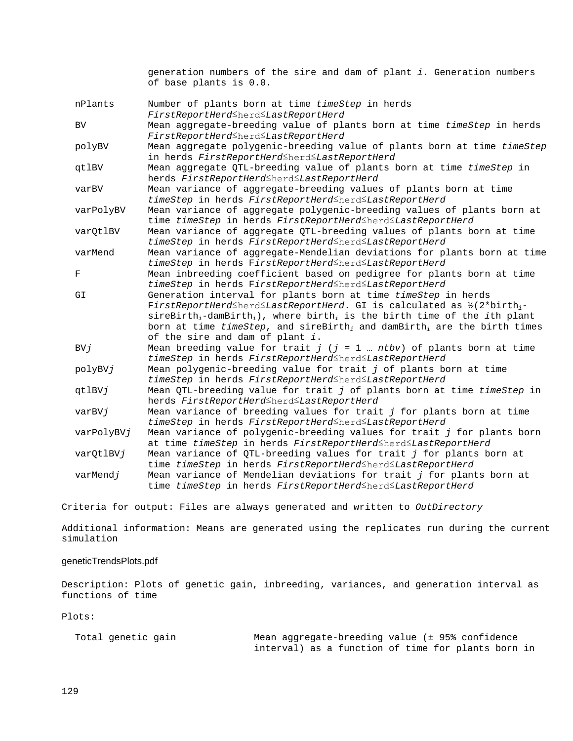generation numbers of the sire and dam of plant *i*. Generation numbers of base plants is 0.0.

| | |
|---|---|
| nPlants | Number of plants born at time *timeStep* in herds *FirstReportHerd*≤herd≤*LastReportHerd* |
| BV | Mean aggregate-breeding value of plants born at time *timeStep* in herds *FirstReportHerd*≤herd≤*LastReportHerd* |
| polyBV | Mean aggregate polygenic-breeding value of plants born at time *timeStep* in herds *FirstReportHerd*≤herd≤*LastReportHerd* |
| qtlBV | Mean aggregate QTL-breeding value of plants born at time *timeStep* in herds *FirstReportHerd*≤herd≤*LastReportHerd* |
| varBV | Mean variance of aggregate-breeding values of plants born at time *timeStep* in herds *FirstReportHerd*≤herd≤*LastReportHerd* |
| varPolyBV | Mean variance of aggregate polygenic-breeding values of plants born at time *timeStep* in herds *FirstReportHerd*≤herd≤*LastReportHerd* |
| varQtlBV | Mean variance of aggregate QTL-breeding values of plants born at time *timeStep* in herds *FirstReportHerd*≤herd≤*LastReportHerd* |
| varMend | Mean variance of aggregate-Mendelian deviations for plants born at time *timeStep* in herds *FirstReportHerd*≤herd≤*LastReportHerd* |
| F | Mean inbreeding coefficient based on pedigree for plants born at time *timeStep* in herds *FirstReportHerd*≤herd≤*LastReportHerd* |
| GI | Generation interval for plants born at time *timeStep* in herds *FirstReportHerd*≤herd≤*LastReportHerd*. GI is calculated as ½(2*$birth_i$-$sireBirth_i$-$damBirth_i$), where $birth_i$ is the birth time of the *i*th plant born at time *timeStep*, and $sireBirth_i$ and $damBirth_i$ are the birth times of the sire and dam of plant *i*. |
| BV*j* | Mean breeding value for trait *j* (*j* = 1 … *ntbv*) of plants born at time *timeStep* in herds *FirstReportHerd*≤herd≤*LastReportHerd* |
| polyBV*j* | Mean polygenic-breeding value for trait *j* of plants born at time *timeStep* in herds *FirstReportHerd*≤herd≤*LastReportHerd* |
| qtlBV*j* | Mean QTL-breeding value for trait *j* of plants born at time *timeStep* in herds *FirstReportHerd*≤herd≤*LastReportHerd* |
| varBV*j* | Mean variance of breeding values for trait *j* for plants born at time *timeStep* in herds *FirstReportHerd*≤herd≤*LastReportHerd* |
| varPolyBV*j* | Mean variance of polygenic-breeding values for trait *j* for plants born at time *timeStep* in herds *FirstReportHerd*≤herd≤*LastReportHerd* |
| varQtlBV*j* | Mean variance of QTL-breeding values for trait *j* for plants born at time *timeStep* in herds *FirstReportHerd*≤herd≤*LastReportHerd* |
| varMend*j* | Mean variance of Mendelian deviations for trait *j* for plants born at time *timeStep* in herds *FirstReportHerd*≤herd≤*LastReportHerd* |

Criteria for output: Files are always generated and written to *OutDirectory*

Additional information: Means are generated using the replicates run during the current simulation

geneticTrendsPlots.pdf

Description: Plots of genetic gain, inbreeding, variances, and generation interval as functions of time

Plots:

| | |
|---|---|
| Total genetic gain | Mean aggregate-breeding value (± 95% confidence interval) as a function of time for plants born in |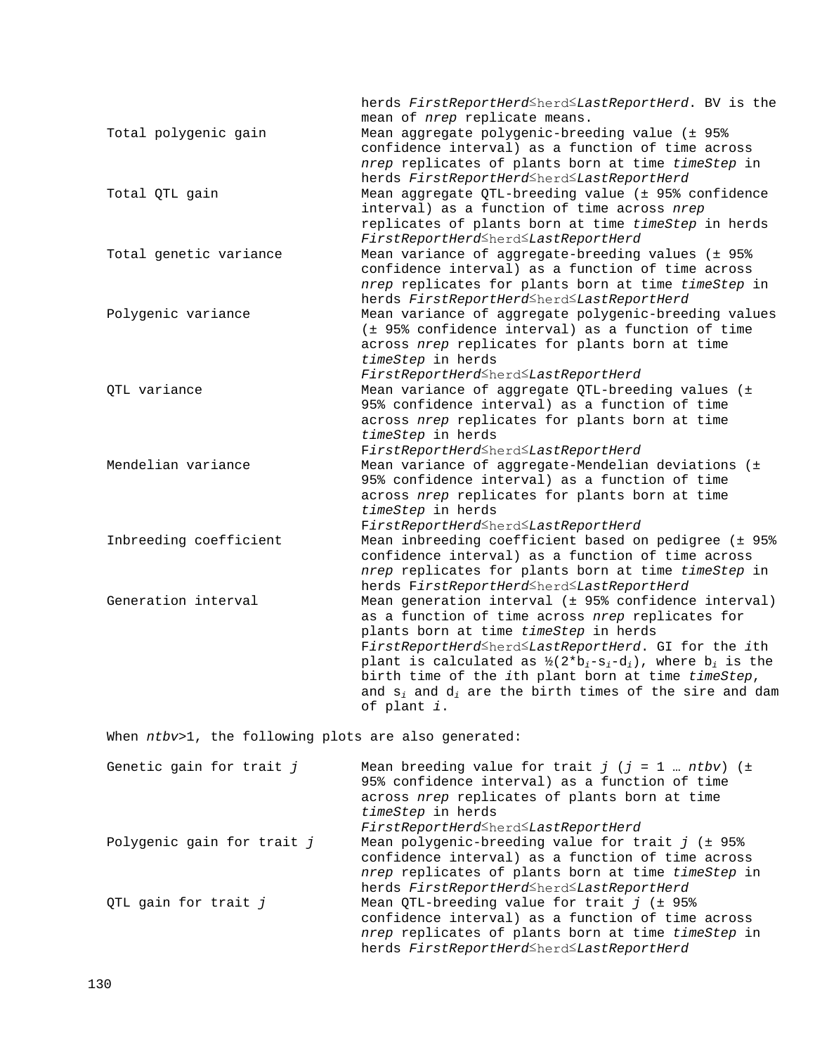| | |
|---|---|
| | herds *FirstReportHerd*≤herd≤*LastReportHerd*. BV is the mean of *nrep* replicate means. |
| Total polygenic gain | Mean aggregate polygenic-breeding value (± 95% confidence interval) as a function of time across *nrep* replicates of plants born at time *timeStep* in herds *FirstReportHerd*≤herd≤*LastReportHerd* |
| Total QTL gain | Mean aggregate QTL-breeding value (± 95% confidence interval) as a function of time across *nrep* replicates of plants born at time *timeStep* in herds *FirstReportHerd*≤herd≤*LastReportHerd* |
| Total genetic variance | Mean variance of aggregate-breeding values (± 95% confidence interval) as a function of time across *nrep* replicates for plants born at time *timeStep* in herds *FirstReportHerd*≤herd≤*LastReportHerd* |
| Polygenic variance | Mean variance of aggregate polygenic-breeding values (± 95% confidence interval) as a function of time across *nrep* replicates for plants born at time *timeStep* in herds *FirstReportHerd*≤herd≤*LastReportHerd* |
| QTL variance | Mean variance of aggregate QTL-breeding values (± 95% confidence interval) as a function of time across *nrep* replicates for plants born at time *timeStep* in herds *FirstReportHerd*≤herd≤*LastReportHerd* |
| Mendelian variance | Mean variance of aggregate-Mendelian deviations (± 95% confidence interval) as a function of time across *nrep* replicates for plants born at time *timeStep* in herds *FirstReportHerd*≤herd≤*LastReportHerd* |
| Inbreeding coefficient | Mean inbreeding coefficient based on pedigree (± 95% confidence interval) as a function of time across *nrep* replicates for plants born at time *timeStep* in herds *FirstReportHerd*≤herd≤*LastReportHerd* |
| Generation interval | Mean generation interval (± 95% confidence interval) as a function of time across *nrep* replicates for plants born at time *timeStep* in herds *FirstReportHerd*≤herd≤*LastReportHerd*. GI for the *i*th plant is calculated as $\frac{1}{2}(2*b_i-s_i-d_i)$, where $b_i$ is the birth time of the *i*th plant born at time *timeStep*, and $s_i$ and $d_i$ are the birth times of the sire and dam of plant *i*. |

When *ntbv*>1, the following plots are also generated:

| | |
|---|---|
| Genetic gain for trait *j* | Mean breeding value for trait *j* (*j* = 1 … *ntbv*) (± 95% confidence interval) as a function of time across *nrep* replicates of plants born at time *timeStep* in herds *FirstReportHerd*≤herd≤*LastReportHerd* |
| Polygenic gain for trait *j* | Mean polygenic-breeding value for trait *j* (± 95% confidence interval) as a function of time across *nrep* replicates of plants born at time *timeStep* in herds *FirstReportHerd*≤herd≤*LastReportHerd* |
| QTL gain for trait *j* | Mean QTL-breeding value for trait *j* (± 95% confidence interval) as a function of time across *nrep* replicates of plants born at time *timeStep* in herds *FirstReportHerd*≤herd≤*LastReportHerd* |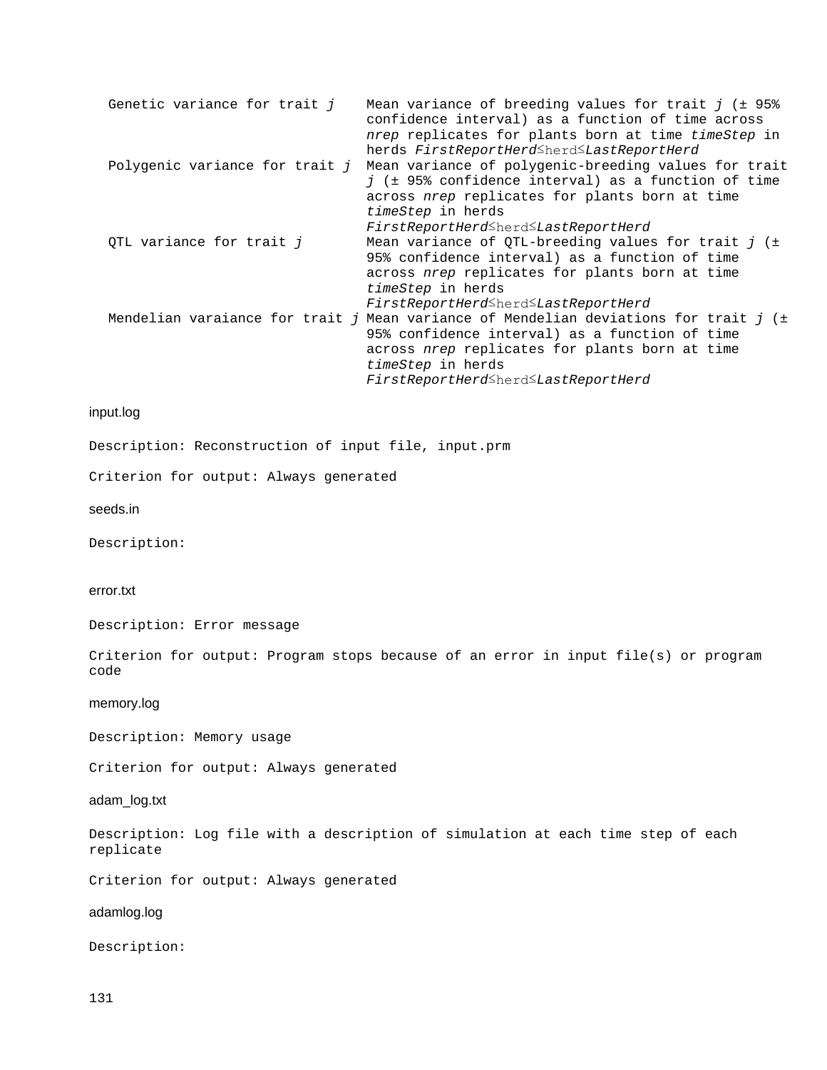| | |
|---|---|
| Genetic variance for trait *j* | Mean variance of breeding values for trait *j* (± 95% confidence interval) as a function of time across *nrep* replicates for plants born at time *timeStep* in herds *FirstReportHerd*≤herd≤*LastReportHerd* |
| Polygenic variance for trait *j* | Mean variance of polygenic-breeding values for trait *j* (± 95% confidence interval) as a function of time across *nrep* replicates for plants born at time *timeStep* in herds *FirstReportHerd*≤herd≤*LastReportHerd* |
| QTL variance for trait *j* | Mean variance of QTL-breeding values for trait *j* (± 95% confidence interval) as a function of time across *nrep* replicates for plants born at time *timeStep* in herds *FirstReportHerd*≤herd≤*LastReportHerd* |
| Mendelian varaiance for trait *j* | Mean variance of Mendelian deviations for trait *j* (± 95% confidence interval) as a function of time across *nrep* replicates for plants born at time *timeStep* in herds *FirstReportHerd*≤herd≤*LastReportHerd* |

input.log

Description: Reconstruction of input file, input.prm

Criterion for output: Always generated

seeds.in

Description:

error.txt

Description: Error message

Criterion for output: Program stops because of an error in input file(s) or program code

memory.log

Description: Memory usage

Criterion for output: Always generated

adam_log.txt

Description: Log file with a description of simulation at each time step of each replicate

Criterion for output: Always generated

adamlog.log

Description: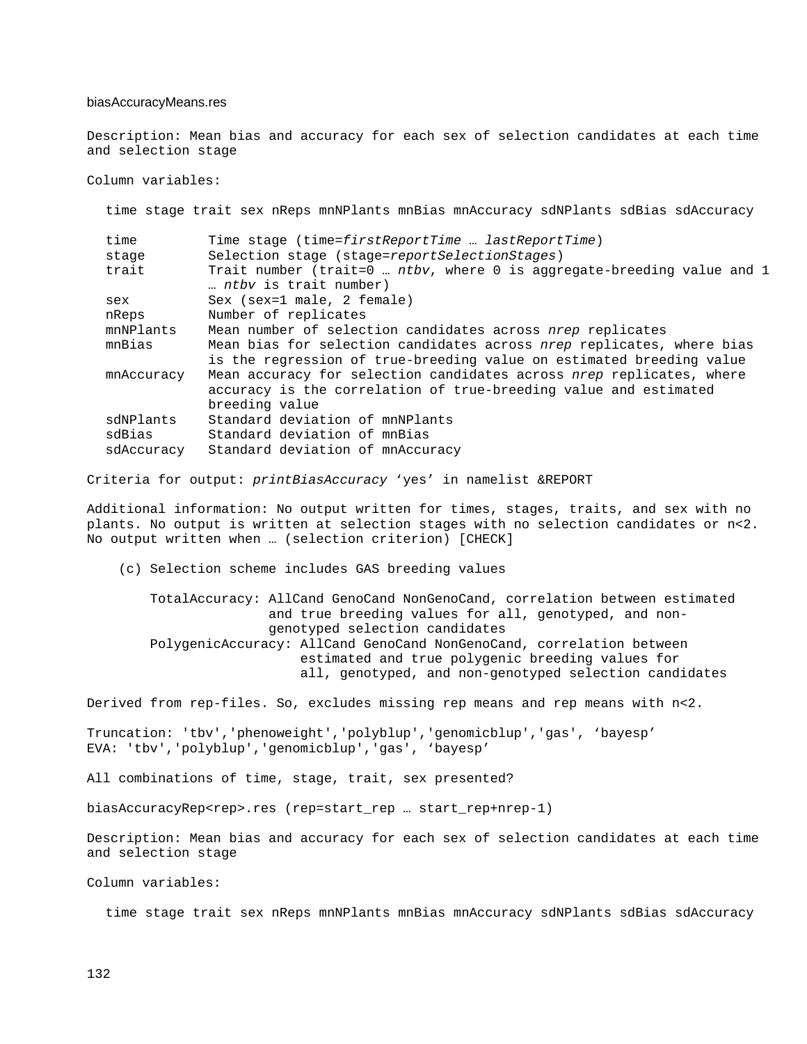biasAccuracyMeans.res

Description: Mean bias and accuracy for each sex of selection candidates at each time and selection stage

Column variables:

```
time stage trait sex nReps mnNPlants mnBias mnAccuracy sdNPlants sdBias sdAccuracy
```

| | |
|---|---|
| time | Time stage (time=*firstReportTime* … *lastReportTime*) |
| stage | Selection stage (stage=*reportSelectionStages*) |
| trait | Trait number (trait=0 … *ntbv*, where 0 is aggregate-breeding value and 1 … *ntbv* is trait number) |
| sex | Sex (sex=1 male, 2 female) |
| nReps | Number of replicates |
| mnNPlants | Mean number of selection candidates across *nrep* replicates |
| mnBias | Mean bias for selection candidates across *nrep* replicates, where bias is the regression of true-breeding value on estimated breeding value |
| mnAccuracy | Mean accuracy for selection candidates across *nrep* replicates, where accuracy is the correlation of true-breeding value and estimated breeding value |
| sdNPlants | Standard deviation of mnNPlants |
| sdBias | Standard deviation of mnBias |
| sdAccuracy | Standard deviation of mnAccuracy |

Criteria for output: *printBiasAccuracy* ‘yes’ in namelist &REPORT

Additional information: No output written for times, stages, traits, and sex with no plants. No output is written at selection stages with no selection candidates or n<2. No output written when … (selection criterion) [CHECK]

(c) Selection scheme includes GAS breeding values

TotalAccuracy: AllCand GenoCand NonGenoCand, correlation between estimated and true breeding values for all, genotyped, and non-genotyped selection candidates

PolygenicAccuracy: AllCand GenoCand NonGenoCand, correlation between estimated and true polygenic breeding values for all, genotyped, and non-genotyped selection candidates

Derived from rep-files. So, excludes missing rep means and rep means with n<2.

Truncation: 'tbv','phenoweight','polyblup','genomicblup','gas', ‘bayesp’
EVA: 'tbv','polyblup','genomicblup','gas', ‘bayesp’

All combinations of time, stage, trait, sex presented?

biasAccuracyRep<rep>.res (rep=start_rep … start_rep+nrep-1)

Description: Mean bias and accuracy for each sex of selection candidates at each time and selection stage

Column variables:

```
time stage trait sex nReps mnNPlants mnBias mnAccuracy sdNPlants sdBias sdAccuracy
```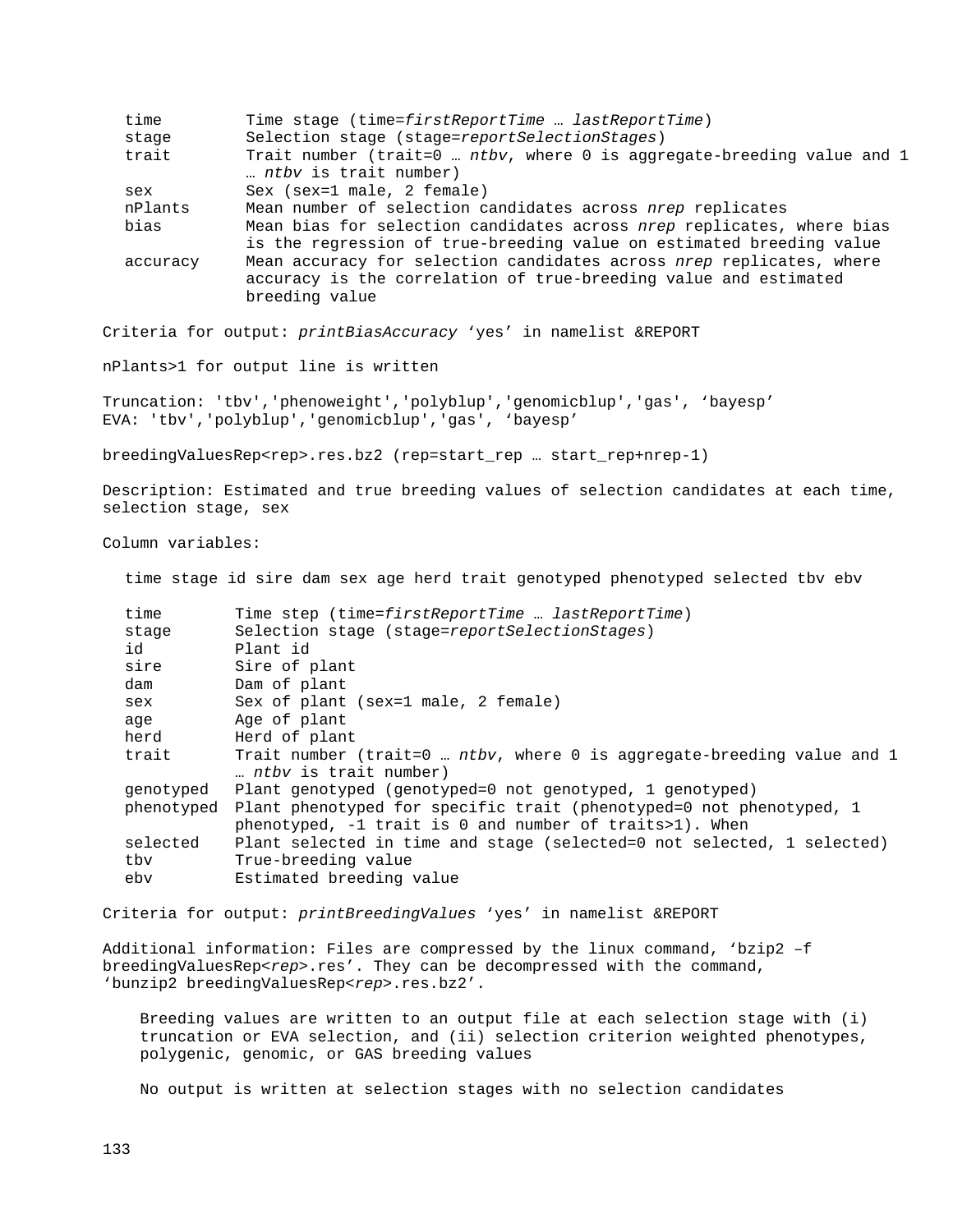| | |
|---|---|
| time | Time stage (time=*firstReportTime* … *lastReportTime*) |
| stage | Selection stage (stage=*reportSelectionStages*) |
| trait | Trait number (trait=0 … *ntbv*, where 0 is aggregate-breeding value and 1 … *ntbv* is trait number) |
| sex | Sex (sex=1 male, 2 female) |
| nPlants | Mean number of selection candidates across *nrep* replicates |
| bias | Mean bias for selection candidates across *nrep* replicates, where bias is the regression of true-breeding value on estimated breeding value |
| accuracy | Mean accuracy for selection candidates across *nrep* replicates, where accuracy is the correlation of true-breeding value and estimated breeding value |

Criteria for output: *printBiasAccuracy* ‘yes’ in namelist &REPORT

nPlants>1 for output line is written

Truncation: 'tbv','phenoweight','polyblup','genomicblup','gas', ‘bayesp’
EVA: 'tbv','polyblup','genomicblup','gas', ‘bayesp’

breedingValuesRep<rep>.res.bz2 (rep=start_rep … start_rep+nrep-1)

Description: Estimated and true breeding values of selection candidates at each time, selection stage, sex

Column variables:

```
time stage id sire dam sex age herd trait genotyped phenotyped selected tbv ebv
```

| | |
|---|---|
| time | Time step (time=*firstReportTime* … *lastReportTime*) |
| stage | Selection stage (stage=*reportSelectionStages*) |
| id | Plant id |
| sire | Sire of plant |
| dam | Dam of plant |
| sex | Sex of plant (sex=1 male, 2 female) |
| age | Age of plant |
| herd | Herd of plant |
| trait | Trait number (trait=0 … *ntbv*, where 0 is aggregate-breeding value and 1 … *ntbv* is trait number) |
| genotyped | Plant genotyped (genotyped=0 not genotyped, 1 genotyped) |
| phenotyped | Plant phenotyped for specific trait (phenotyped=0 not phenotyped, 1 phenotyped, -1 trait is 0 and number of traits>1). When |
| selected | Plant selected in time and stage (selected=0 not selected, 1 selected) |
| tbv | True-breeding value |
| ebv | Estimated breeding value |

Criteria for output: *printBreedingValues* ‘yes’ in namelist &REPORT

Additional information: Files are compressed by the linux command, ‘bzip2 –f breedingValuesRep<*rep*>.res’. They can be decompressed with the command, ‘bunzip2 breedingValuesRep<*rep*>.res.bz2’.

Breeding values are written to an output file at each selection stage with (i) truncation or EVA selection, and (ii) selection criterion weighted phenotypes, polygenic, genomic, or GAS breeding values

No output is written at selection stages with no selection candidates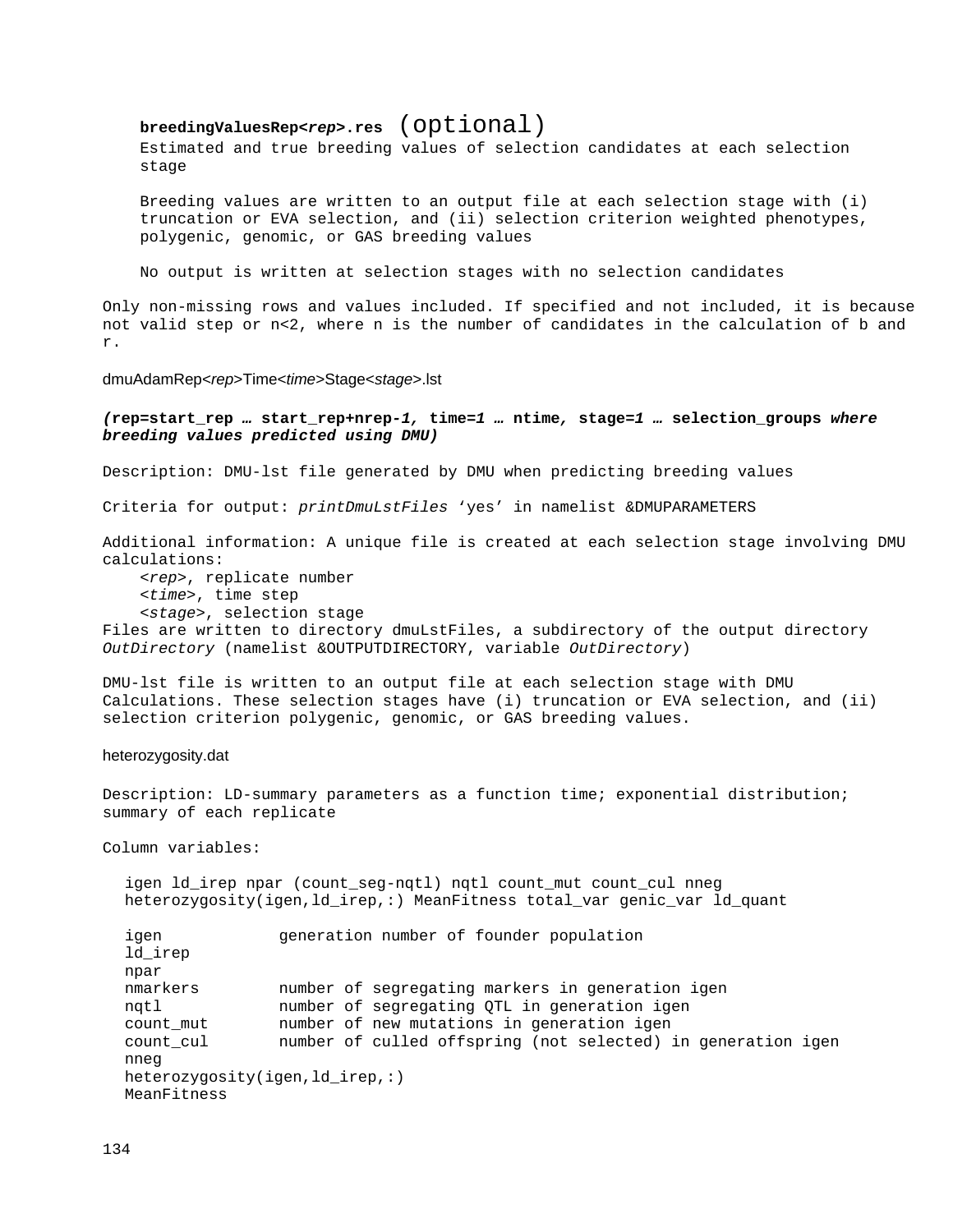**breedingValuesRep<*rep*>.res** (optional)

Estimated and true breeding values of selection candidates at each selection stage

Breeding values are written to an output file at each selection stage with (i) truncation or EVA selection, and (ii) selection criterion weighted phenotypes, polygenic, genomic, or GAS breeding values

No output is written at selection stages with no selection candidates

Only non-missing rows and values included. If specified and not included, it is because not valid step or n<2, where n is the number of candidates in the calculation of b and r.

dmuAdamRep<*rep*>Time<*time*>Stage<*stage*>.lst

***(*rep=start_rep … start_rep+nrep-*1,* time=*1* … ntime*,* stage=*1* … selection_groups *where breeding values predicted using DMU)***

Description: DMU-lst file generated by DMU when predicting breeding values

Criteria for output: *printDmuLstFiles* ‘yes’ in namelist &DMUPARAMETERS

Additional information: A unique file is created at each selection stage involving DMU calculations:
- <*rep*>, replicate number
- <*time*>, time step
- <*stage*>, selection stage

Files are written to directory dmuLstFiles, a subdirectory of the output directory *OutDirectory* (namelist &OUTPUTDIRECTORY, variable *OutDirectory*)

DMU-lst file is written to an output file at each selection stage with DMU Calculations. These selection stages have (i) truncation or EVA selection, and (ii) selection criterion polygenic, genomic, or GAS breeding values.

heterozygosity.dat

Description: LD-summary parameters as a function time; exponential distribution; summary of each replicate

Column variables:

```
igen ld_irep npar (count_seg-nqtl) nqtl count_mut count_cul nneg
heterozygosity(igen,ld_irep,:) MeanFitness total_var genic_var ld_quant

igen            generation number of founder population
ld_irep
npar
nmarkers        number of segregating markers in generation igen
nqtl            number of segregating QTL in generation igen
count_mut       number of new mutations in generation igen
count_cul       number of culled offspring (not selected) in generation igen
nneg
heterozygosity(igen,ld_irep,:)
MeanFitness
```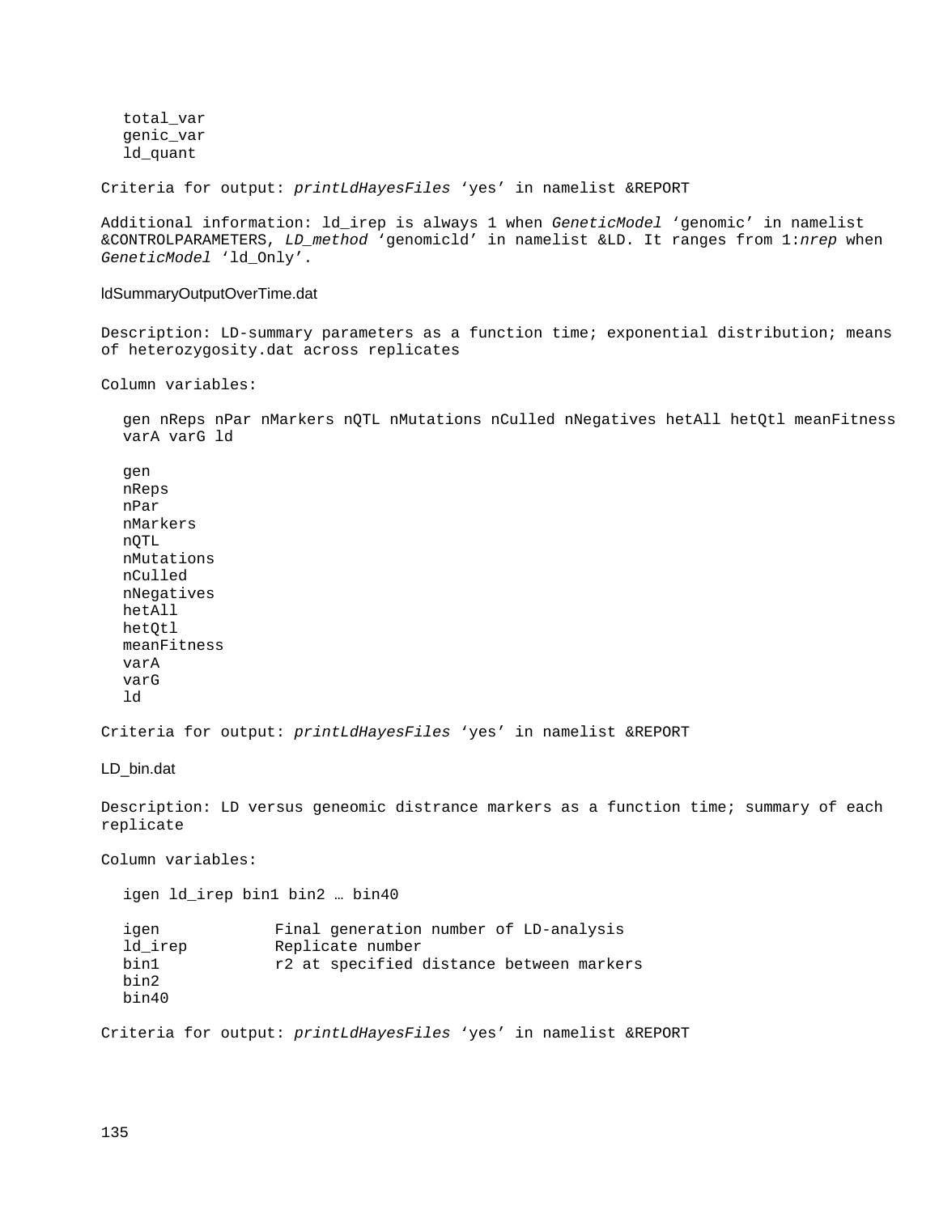total_var
genic_var
ld_quant

Criteria for output: *printLdHayesFiles* ‘yes’ in namelist &REPORT

Additional information: ld_irep is always 1 when *GeneticModel* ‘genomic’ in namelist &CONTROLPARAMETERS, *LD_method* ‘genomicld’ in namelist &LD. It ranges from 1:*nrep* when *GeneticModel* ‘ld_Only’.

### ldSummaryOutputOverTime.dat

Description: LD-summary parameters as a function time; exponential distribution; means of heterozygosity.dat across replicates

Column variables:

gen nReps nPar nMarkers nQTL nMutations nCulled nNegatives hetAll hetQtl meanFitness varA varG ld

gen
nReps
nPar
nMarkers
nQTL
nMutations
nCulled
nNegatives
hetAll
hetQtl
meanFitness
varA
varG
ld

Criteria for output: *printLdHayesFiles* ‘yes’ in namelist &REPORT

### LD_bin.dat

Description: LD versus geneomic distrance markers as a function time; summary of each replicate

Column variables:

igen ld_irep bin1 bin2 … bin40

| | |
|---|---|
| igen | Final generation number of LD-analysis |
| ld_irep | Replicate number |
| bin1 | r2 at specified distance between markers |
| bin2 | |
| bin40 | |

Criteria for output: *printLdHayesFiles* ‘yes’ in namelist &REPORT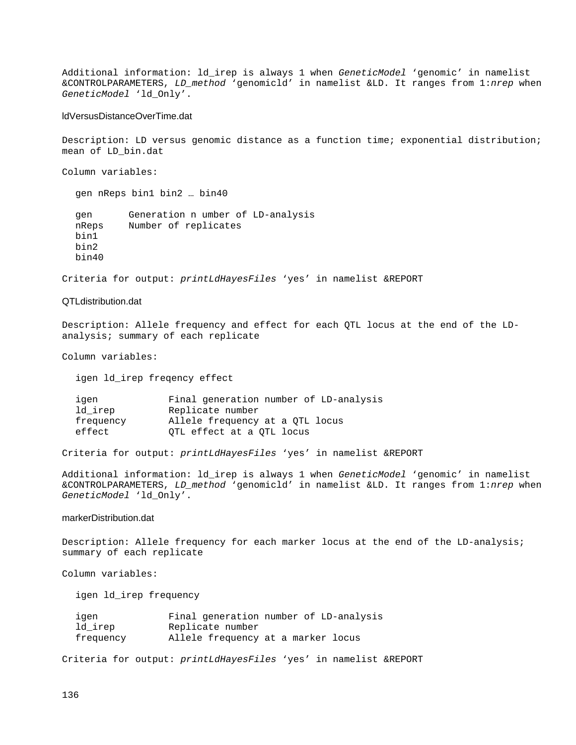Additional information: ld_irep is always 1 when *GeneticModel* ‘genomic’ in namelist &CONTROLPARAMETERS, *LD_method* ‘genomicld’ in namelist &LD. It ranges from 1:*nrep* when *GeneticModel* ‘ld_Only’.

### ldVersusDistanceOverTime.dat

Description: LD versus genomic distance as a function time; exponential distribution; mean of LD_bin.dat

Column variables:

```
gen nReps bin1 bin2 … bin40

gen      Generation n umber of LD-analysis
nReps    Number of replicates
bin1
bin2
bin40
```

Criteria for output: *printLdHayesFiles* ‘yes’ in namelist &REPORT

### QTLdistribution.dat

Description: Allele frequency and effect for each QTL locus at the end of the LD-analysis; summary of each replicate

Column variables:

```
igen ld_irep freqency effect

igen           Final generation number of LD-analysis
ld_irep        Replicate number
frequency      Allele frequency at a QTL locus
effect         QTL effect at a QTL locus
```

Criteria for output: *printLdHayesFiles* ‘yes’ in namelist &REPORT

Additional information: ld_irep is always 1 when *GeneticModel* ‘genomic’ in namelist &CONTROLPARAMETERS, *LD_method* ‘genomicld’ in namelist &LD. It ranges from 1:*nrep* when *GeneticModel* ‘ld_Only’.

### markerDistribution.dat

Description: Allele frequency for each marker locus at the end of the LD-analysis; summary of each replicate

Column variables:

```
igen ld_irep frequency

igen           Final generation number of LD-analysis
ld_irep        Replicate number
frequency      Allele frequency at a marker locus
```

Criteria for output: *printLdHayesFiles* ‘yes’ in namelist &REPORT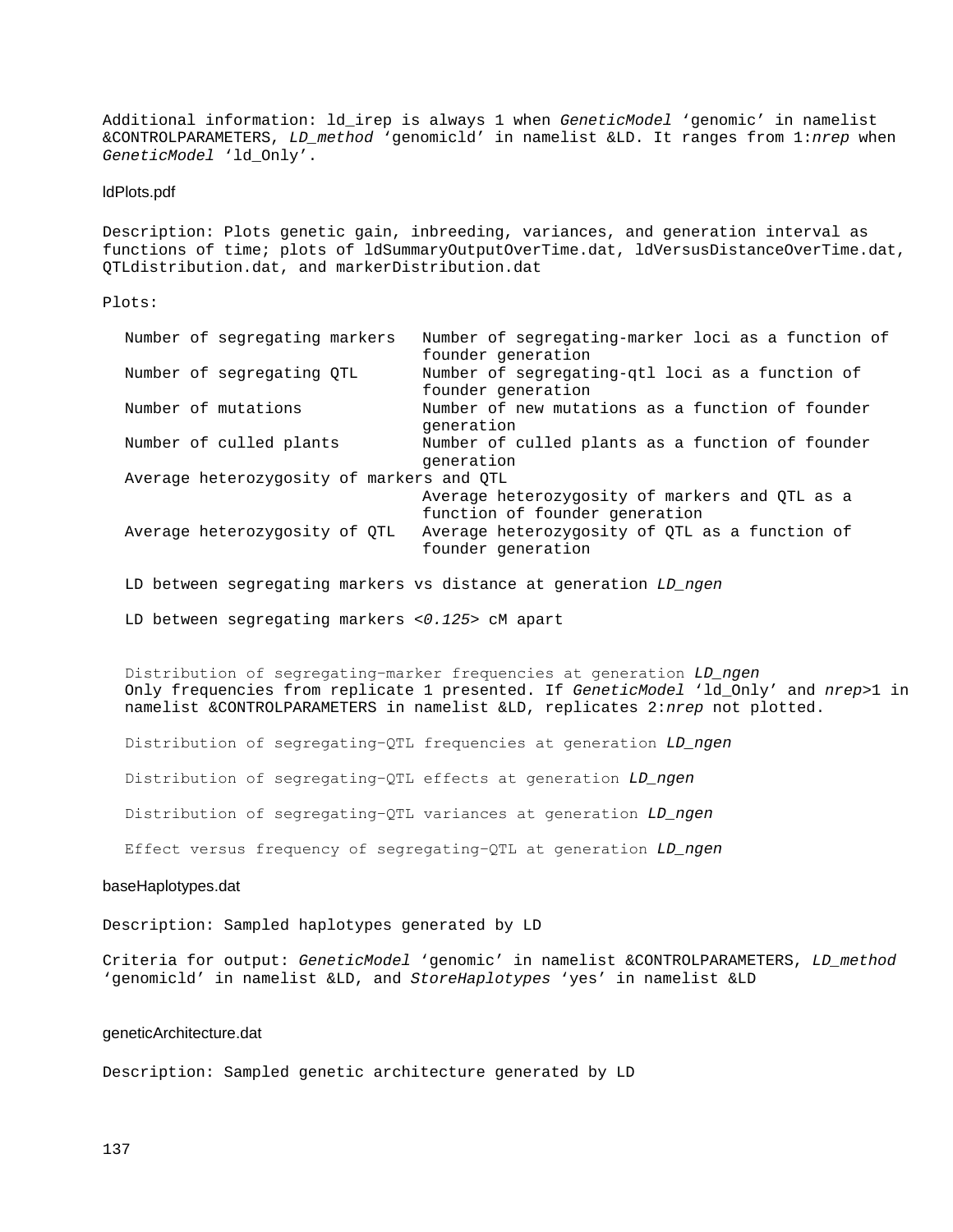Additional information: ld_irep is always 1 when *GeneticModel* ‘genomic’ in namelist &CONTROLPARAMETERS, *LD_method* ‘genomicld’ in namelist &LD. It ranges from 1:*nrep* when *GeneticModel* ‘ld_Only’.

### ldPlots.pdf

Description: Plots genetic gain, inbreeding, variances, and generation interval as functions of time; plots of ldSummaryOutputOverTime.dat, ldVersusDistanceOverTime.dat, QTLdistribution.dat, and markerDistribution.dat

Plots:

| | |
|---|---|
| Number of segregating markers | Number of segregating-marker loci as a function of founder generation |
| Number of segregating QTL | Number of segregating-qtl loci as a function of founder generation |
| Number of mutations | Number of new mutations as a function of founder generation |
| Number of culled plants | Number of culled plants as a function of founder generation |
| Average heterozygosity of markers and QTL | Average heterozygosity of markers and QTL as a function of founder generation |
| Average heterozygosity of QTL | Average heterozygosity of QTL as a function of founder generation |

LD between segregating markers vs distance at generation *LD_ngen*

LD between segregating markers <*0.125*> cM apart

Distribution of segregating-marker frequencies at generation *LD_ngen*
Only frequencies from replicate 1 presented. If *GeneticModel* ‘ld_Only’ and *nrep*>1 in namelist &CONTROLPARAMETERS in namelist &LD, replicates 2:*nrep* not plotted.

Distribution of segregating-QTL frequencies at generation *LD_ngen*

Distribution of segregating-QTL effects at generation *LD_ngen*

Distribution of segregating-QTL variances at generation *LD_ngen*

Effect versus frequency of segregating-QTL at generation *LD_ngen*

### baseHaplotypes.dat

Description: Sampled haplotypes generated by LD

Criteria for output: *GeneticModel* ‘genomic’ in namelist &CONTROLPARAMETERS, *LD_method* ‘genomicld’ in namelist &LD, and *StoreHaplotypes* ‘yes’ in namelist &LD

### geneticArchitecture.dat

Description: Sampled genetic architecture generated by LD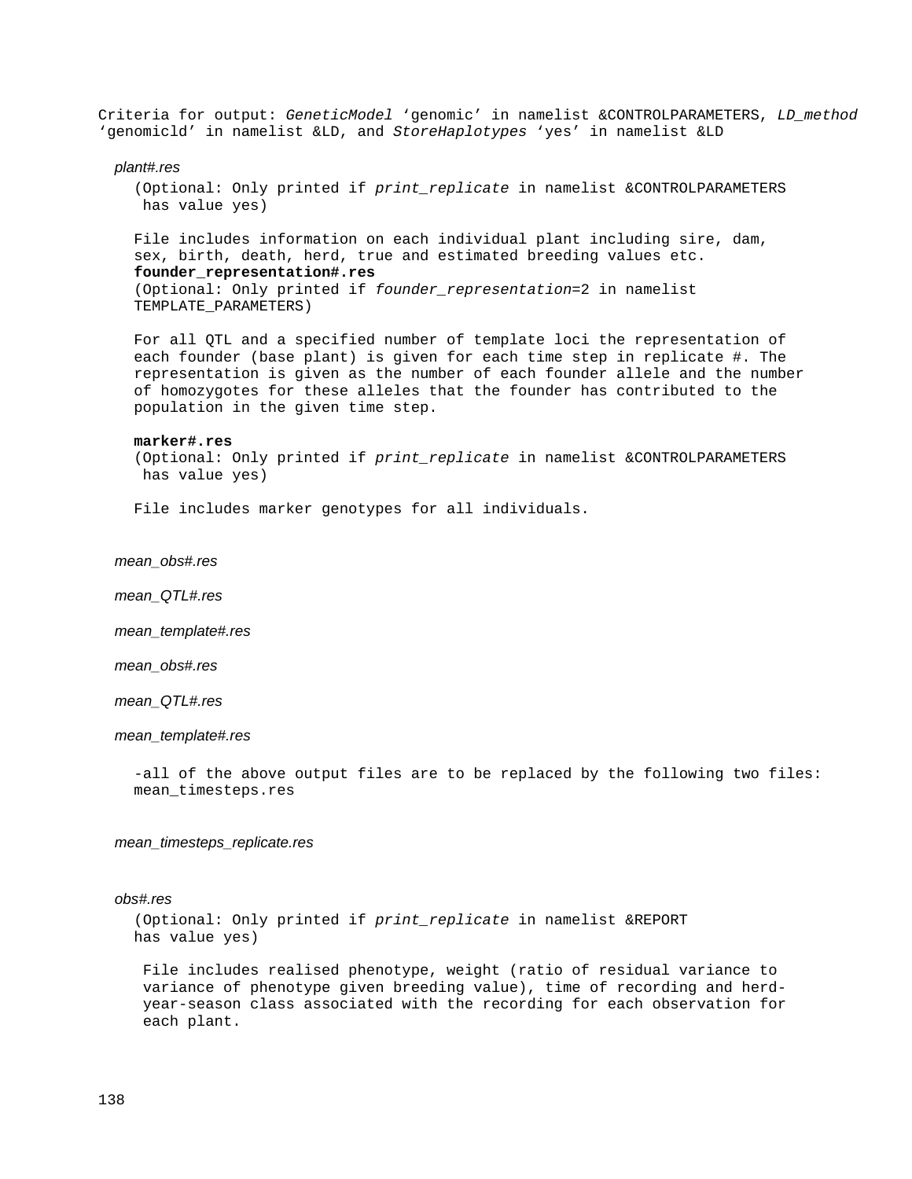Criteria for output: *GeneticModel* 'genomic' in namelist &CONTROLPARAMETERS, *LD_method* 'genomicld' in namelist &LD, and *StoreHaplotypes* 'yes' in namelist &LD

*plant#.res*

(Optional: Only printed if *print_replicate* in namelist &CONTROLPARAMETERS has value yes)

File includes information on each individual plant including sire, dam, sex, birth, death, herd, true and estimated breeding values etc.

**founder_representation#.res**

(Optional: Only printed if *founder_representation*=2 in namelist TEMPLATE_PARAMETERS)

For all QTL and a specified number of template loci the representation of each founder (base plant) is given for each time step in replicate #. The representation is given as the number of each founder allele and the number of homozygotes for these alleles that the founder has contributed to the population in the given time step.

**marker#.res**

(Optional: Only printed if *print_replicate* in namelist &CONTROLPARAMETERS has value yes)

File includes marker genotypes for all individuals.

*mean_obs#.res*

*mean_QTL#.res*

*mean_template#.res*

*mean_obs#.res*

*mean_QTL#.res*

*mean_template#.res*

-all of the above output files are to be replaced by the following two files: mean_timesteps.res

*mean_timesteps_replicate.res*

*obs#.res*

(Optional: Only printed if *print_replicate* in namelist &REPORT has value yes)

File includes realised phenotype, weight (ratio of residual variance to variance of phenotype given breeding value), time of recording and herd-year-season class associated with the recording for each observation for each plant.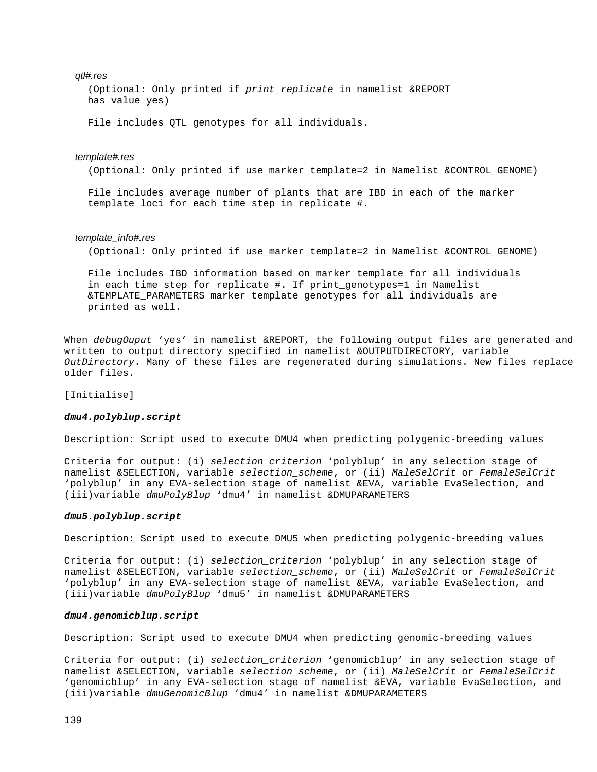*qtl#.res*

(Optional: Only printed if *print_replicate* in namelist &REPORT has value yes)

File includes QTL genotypes for all individuals.

*template#.res*

(Optional: Only printed if use_marker_template=2 in Namelist &CONTROL_GENOME)

File includes average number of plants that are IBD in each of the marker template loci for each time step in replicate #.

*template_info#.res*

(Optional: Only printed if use_marker_template=2 in Namelist &CONTROL_GENOME)

File includes IBD information based on marker template for all individuals in each time step for replicate #. If print_genotypes=1 in Namelist &TEMPLATE_PARAMETERS marker template genotypes for all individuals are printed as well.

When *debugOuput* ‘yes’ in namelist &REPORT, the following output files are generated and written to output directory specified in namelist &OUTPUTDIRECTORY, variable *OutDirectory*. Many of these files are regenerated during simulations. New files replace older files.

[Initialise]

***dmu4.polyblup.script***

Description: Script used to execute DMU4 when predicting polygenic-breeding values

Criteria for output: (i) *selection_criterion* ‘polyblup’ in any selection stage of namelist &SELECTION, variable *selection_scheme*, or (ii) *MaleSelCrit* or *FemaleSelCrit* ‘polyblup’ in any EVA-selection stage of namelist &EVA, variable EvaSelection, and (iii)variable *dmuPolyBlup* ‘dmu4’ in namelist &DMUPARAMETERS

***dmu5.polyblup.script***

Description: Script used to execute DMU5 when predicting polygenic-breeding values

Criteria for output: (i) *selection_criterion* ‘polyblup’ in any selection stage of namelist &SELECTION, variable *selection_scheme*, or (ii) *MaleSelCrit* or *FemaleSelCrit* ‘polyblup’ in any EVA-selection stage of namelist &EVA, variable EvaSelection, and (iii)variable *dmuPolyBlup* ‘dmu5’ in namelist &DMUPARAMETERS

***dmu4.genomicblup.script***

Description: Script used to execute DMU4 when predicting genomic-breeding values

Criteria for output: (i) *selection_criterion* ‘genomicblup’ in any selection stage of namelist &SELECTION, variable *selection_scheme*, or (ii) *MaleSelCrit* or *FemaleSelCrit* ‘genomicblup’ in any EVA-selection stage of namelist &EVA, variable EvaSelection, and (iii)variable *dmuGenomicBlup* ‘dmu4’ in namelist &DMUPARAMETERS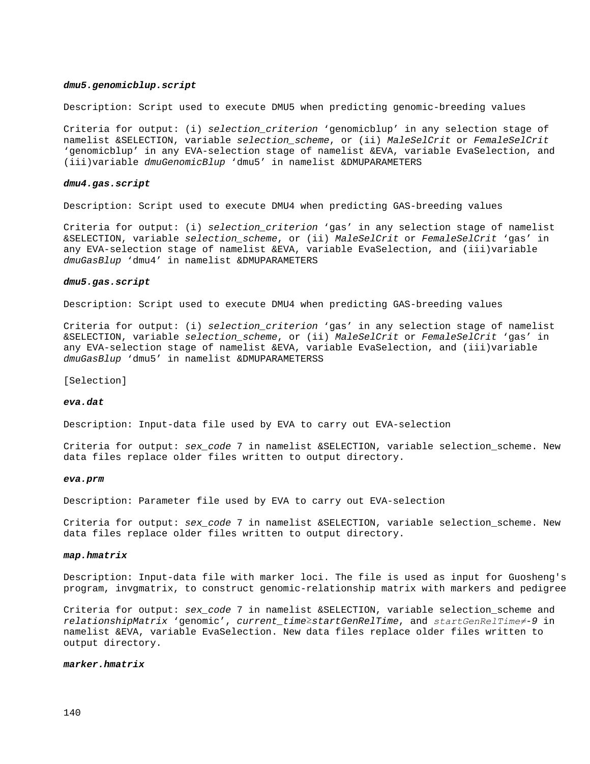***dmu5.genomicblup.script***

Description: Script used to execute DMU5 when predicting genomic-breeding values

Criteria for output: (i) *selection_criterion* 'genomicblup' in any selection stage of namelist &SELECTION, variable *selection_scheme*, or (ii) *MaleSelCrit* or *FemaleSelCrit* 'genomicblup' in any EVA-selection stage of namelist &EVA, variable EvaSelection, and (iii)variable *dmuGenomicBlup* 'dmu5' in namelist &DMUPARAMETERS

***dmu4.gas.script***

Description: Script used to execute DMU4 when predicting GAS-breeding values

Criteria for output: (i) *selection_criterion* 'gas' in any selection stage of namelist &SELECTION, variable *selection_scheme*, or (ii) *MaleSelCrit* or *FemaleSelCrit* 'gas' in any EVA-selection stage of namelist &EVA, variable EvaSelection, and (iii)variable *dmuGasBlup* 'dmu4' in namelist &DMUPARAMETERS

***dmu5.gas.script***

Description: Script used to execute DMU4 when predicting GAS-breeding values

Criteria for output: (i) *selection_criterion* 'gas' in any selection stage of namelist &SELECTION, variable *selection_scheme*, or (ii) *MaleSelCrit* or *FemaleSelCrit* 'gas' in any EVA-selection stage of namelist &EVA, variable EvaSelection, and (iii)variable *dmuGasBlup* 'dmu5' in namelist &DMUPARAMETERSS

[Selection]

***eva.dat***

Description: Input-data file used by EVA to carry out EVA-selection

Criteria for output: *sex_code* 7 in namelist &SELECTION, variable selection_scheme. New data files replace older files written to output directory.

***eva.prm***

Description: Parameter file used by EVA to carry out EVA-selection

Criteria for output: *sex_code* 7 in namelist &SELECTION, variable selection_scheme. New data files replace older files written to output directory.

***map.hmatrix***

Description: Input-data file with marker loci. The file is used as input for Guosheng's program, invgmatrix, to construct genomic-relationship matrix with markers and pedigree

Criteria for output: *sex_code* 7 in namelist &SELECTION, variable selection_scheme and *relationshipMatrix* 'genomic', *current_time*≥*startGenRelTime*, and *startGenRelTime*≠*-9* in namelist &EVA, variable EvaSelection. New data files replace older files written to output directory.

***marker.hmatrix***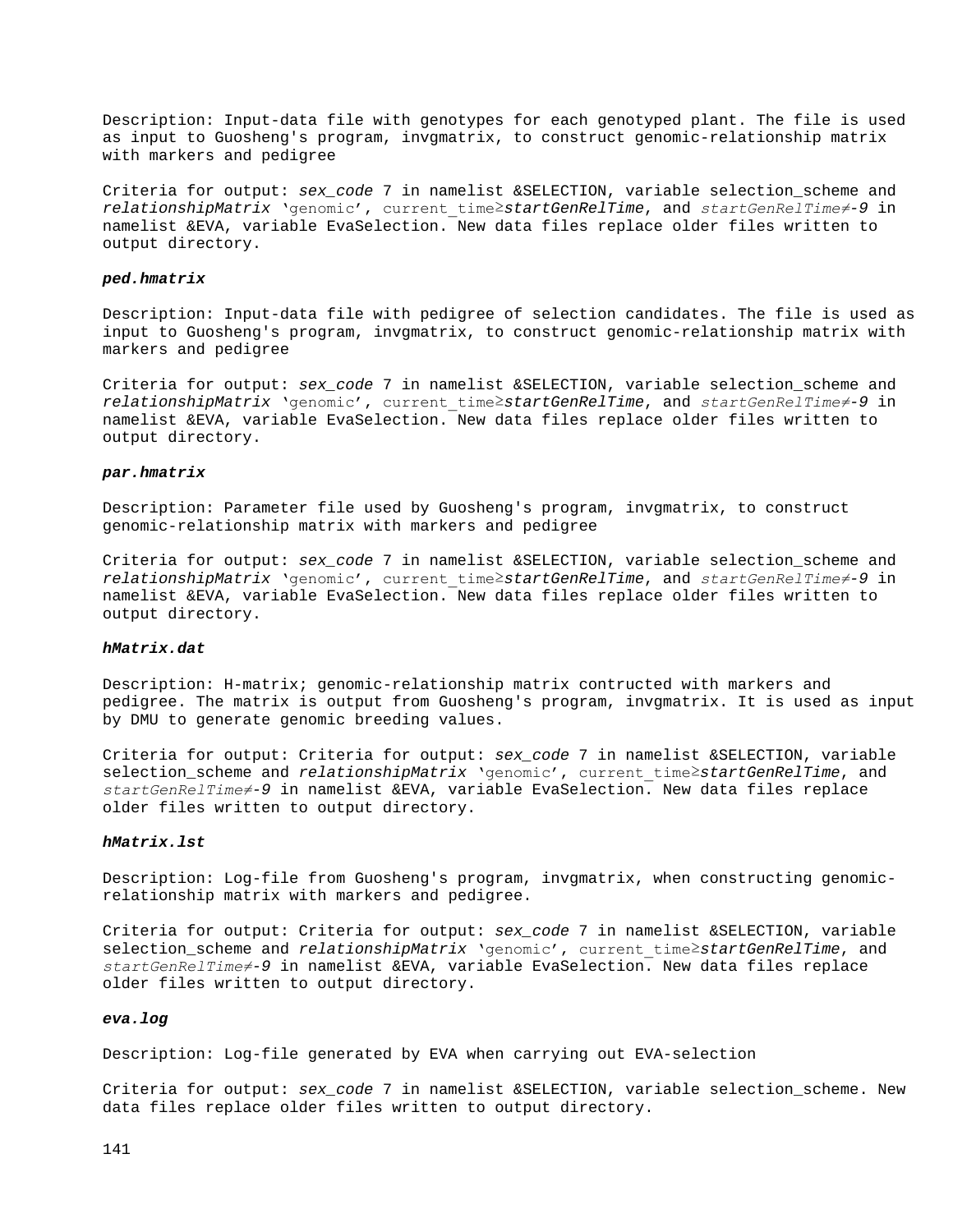Description: Input-data file with genotypes for each genotyped plant. The file is used as input to Guosheng's program, invgmatrix, to construct genomic-relationship matrix with markers and pedigree

Criteria for output: *sex_code* 7 in namelist &SELECTION, variable selection_scheme and *relationshipMatrix* 'genomic', current_time≥*startGenRelTime*, and *startGenRelTime*≠*-9* in namelist &EVA, variable EvaSelection. New data files replace older files written to output directory.

***ped.hmatrix***

Description: Input-data file with pedigree of selection candidates. The file is used as input to Guosheng's program, invgmatrix, to construct genomic-relationship matrix with markers and pedigree

Criteria for output: *sex_code* 7 in namelist &SELECTION, variable selection_scheme and *relationshipMatrix* 'genomic', current_time≥*startGenRelTime*, and *startGenRelTime*≠*-9* in namelist &EVA, variable EvaSelection. New data files replace older files written to output directory.

***par.hmatrix***

Description: Parameter file used by Guosheng's program, invgmatrix, to construct genomic-relationship matrix with markers and pedigree

Criteria for output: *sex_code* 7 in namelist &SELECTION, variable selection_scheme and *relationshipMatrix* 'genomic', current_time≥*startGenRelTime*, and *startGenRelTime*≠*-9* in namelist &EVA, variable EvaSelection. New data files replace older files written to output directory.

***hMatrix.dat***

Description: H-matrix; genomic-relationship matrix contructed with markers and pedigree. The matrix is output from Guosheng's program, invgmatrix. It is used as input by DMU to generate genomic breeding values.

Criteria for output: Criteria for output: *sex_code* 7 in namelist &SELECTION, variable selection_scheme and *relationshipMatrix* 'genomic', current_time≥*startGenRelTime*, and *startGenRelTime*≠*-9* in namelist &EVA, variable EvaSelection. New data files replace older files written to output directory.

***hMatrix.lst***

Description: Log-file from Guosheng's program, invgmatrix, when constructing genomic-relationship matrix with markers and pedigree.

Criteria for output: Criteria for output: *sex_code* 7 in namelist &SELECTION, variable selection_scheme and *relationshipMatrix* 'genomic', current_time≥*startGenRelTime*, and *startGenRelTime*≠*-9* in namelist &EVA, variable EvaSelection. New data files replace older files written to output directory.

***eva.log***

Description: Log-file generated by EVA when carrying out EVA-selection

Criteria for output: *sex_code* 7 in namelist &SELECTION, variable selection_scheme. New data files replace older files written to output directory.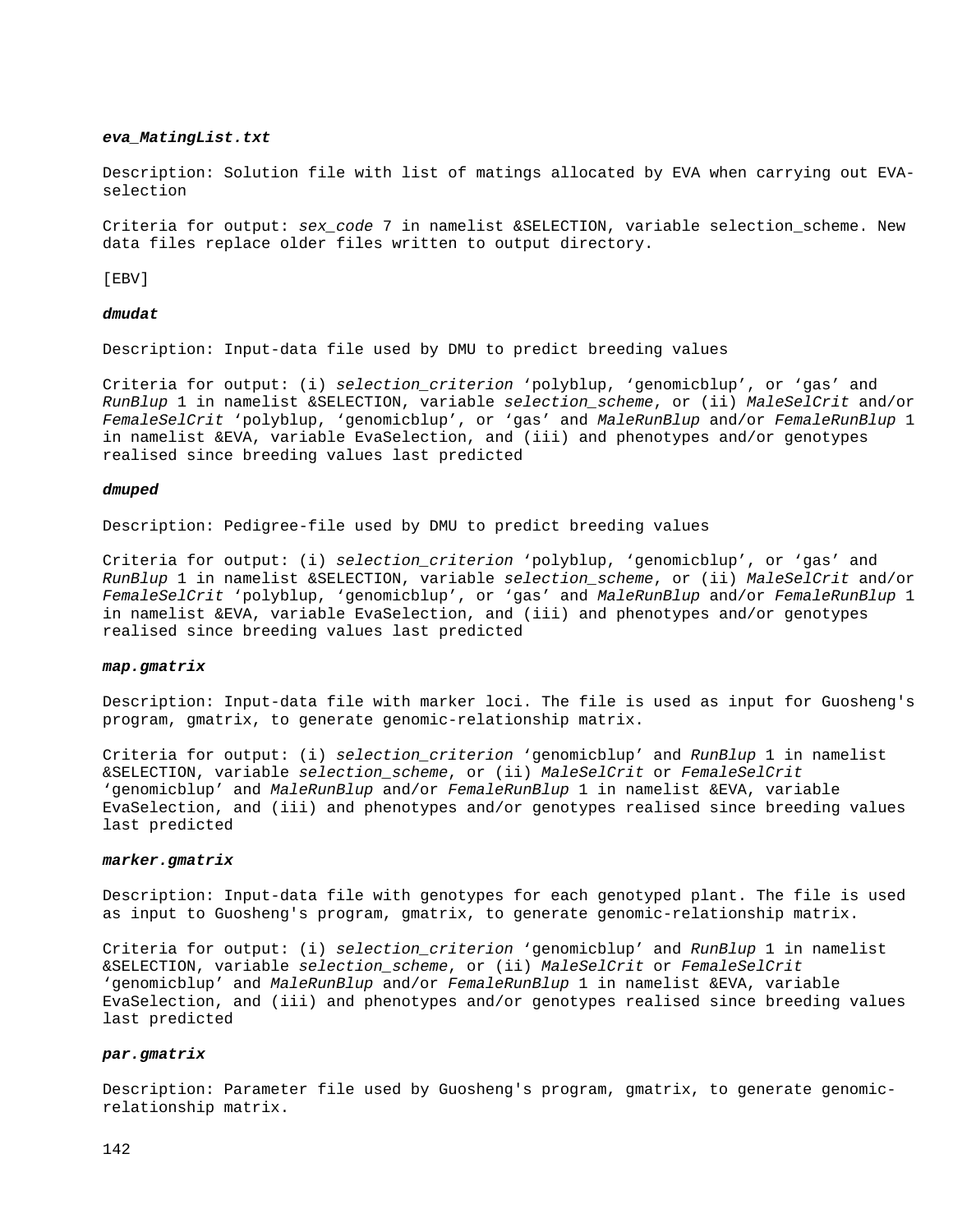***eva_MatingList.txt***

Description: Solution file with list of matings allocated by EVA when carrying out EVA-selection

Criteria for output: *sex_code* 7 in namelist &SELECTION, variable selection_scheme. New data files replace older files written to output directory.

[EBV]

***dmudat***

Description: Input-data file used by DMU to predict breeding values

Criteria for output: (i) *selection_criterion* ‘polyblup, ‘genomicblup’, or ‘gas’ and *RunBlup* 1 in namelist &SELECTION, variable *selection_scheme*, or (ii) *MaleSelCrit* and/or *FemaleSelCrit* ‘polyblup, ‘genomicblup’, or ‘gas’ and *MaleRunBlup* and/or *FemaleRunBlup* 1 in namelist &EVA, variable *EvaSelection*, and (iii) and phenotypes and/or genotypes realised since breeding values last predicted

***dmuped***

Description: Pedigree-file used by DMU to predict breeding values

Criteria for output: (i) *selection_criterion* ‘polyblup, ‘genomicblup’, or ‘gas’ and *RunBlup* 1 in namelist &SELECTION, variable *selection_scheme*, or (ii) *MaleSelCrit* and/or *FemaleSelCrit* ‘polyblup, ‘genomicblup’, or ‘gas’ and *MaleRunBlup* and/or *FemaleRunBlup* 1 in namelist &EVA, variable *EvaSelection*, and (iii) and phenotypes and/or genotypes realised since breeding values last predicted

***map.gmatrix***

Description: Input-data file with marker loci. The file is used as input for Guosheng's program, gmatrix, to generate genomic-relationship matrix.

Criteria for output: (i) *selection_criterion* ‘genomicblup’ and *RunBlup* 1 in namelist &SELECTION, variable *selection_scheme*, or (ii) *MaleSelCrit* or *FemaleSelCrit* ‘genomicblup’ and *MaleRunBlup* and/or *FemaleRunBlup* 1 in namelist &EVA, variable EvaSelection, and (iii) and phenotypes and/or genotypes realised since breeding values last predicted

***marker.gmatrix***

Description: Input-data file with genotypes for each genotyped plant. The file is used as input to Guosheng's program, gmatrix, to generate genomic-relationship matrix.

Criteria for output: (i) *selection_criterion* ‘genomicblup’ and *RunBlup* 1 in namelist &SELECTION, variable *selection_scheme*, or (ii) *MaleSelCrit* or *FemaleSelCrit* ‘genomicblup’ and *MaleRunBlup* and/or *FemaleRunBlup* 1 in namelist &EVA, variable EvaSelection, and (iii) and phenotypes and/or genotypes realised since breeding values last predicted

***par.gmatrix***

Description: Parameter file used by Guosheng's program, gmatrix, to generate genomic-relationship matrix.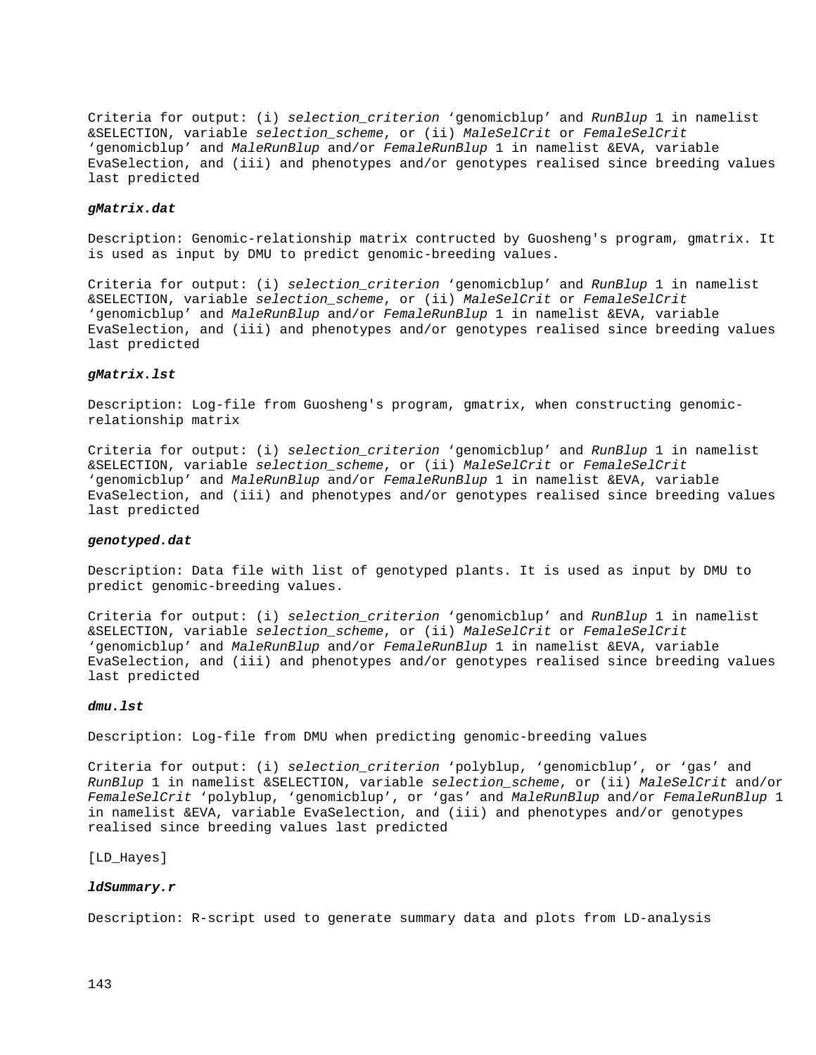Criteria for output: (i) *selection_criterion* ‘genomicblup’ and *RunBlup* 1 in namelist &SELECTION, variable *selection_scheme*, or (ii) *MaleSelCrit* or *FemaleSelCrit* ‘genomicblup’ and *MaleRunBlup* and/or *FemaleRunBlup* 1 in namelist &EVA, variable EvaSelection, and (iii) and phenotypes and/or genotypes realised since breeding values last predicted

***gMatrix.dat***

Description: Genomic-relationship matrix contructed by Guosheng's program, gmatrix. It is used as input by DMU to predict genomic-breeding values.

Criteria for output: (i) *selection_criterion* ‘genomicblup’ and *RunBlup* 1 in namelist &SELECTION, variable *selection_scheme*, or (ii) *MaleSelCrit* or *FemaleSelCrit* ‘genomicblup’ and *MaleRunBlup* and/or *FemaleRunBlup* 1 in namelist &EVA, variable EvaSelection, and (iii) and phenotypes and/or genotypes realised since breeding values last predicted

***gMatrix.lst***

Description: Log-file from Guosheng's program, gmatrix, when constructing genomic-relationship matrix

Criteria for output: (i) *selection_criterion* ‘genomicblup’ and *RunBlup* 1 in namelist &SELECTION, variable *selection_scheme*, or (ii) *MaleSelCrit* or *FemaleSelCrit* ‘genomicblup’ and *MaleRunBlup* and/or *FemaleRunBlup* 1 in namelist &EVA, variable EvaSelection, and (iii) and phenotypes and/or genotypes realised since breeding values last predicted

***genotyped.dat***

Description: Data file with list of genotyped plants. It is used as input by DMU to predict genomic-breeding values.

Criteria for output: (i) *selection_criterion* ‘genomicblup’ and *RunBlup* 1 in namelist &SELECTION, variable *selection_scheme*, or (ii) *MaleSelCrit* or *FemaleSelCrit* ‘genomicblup’ and *MaleRunBlup* and/or *FemaleRunBlup* 1 in namelist &EVA, variable EvaSelection, and (iii) and phenotypes and/or genotypes realised since breeding values last predicted

***dmu.lst***

Description: Log-file from DMU when predicting genomic-breeding values

Criteria for output: (i) *selection_criterion* ‘polyblup, ‘genomicblup’, or ‘gas’ and *RunBlup* 1 in namelist &SELECTION, variable *selection_scheme*, or (ii) *MaleSelCrit* and/or *FemaleSelCrit* ‘polyblup, ‘genomicblup’, or ‘gas’ and *MaleRunBlup* and/or *FemaleRunBlup* 1 in namelist &EVA, variable EvaSelection, and (iii) and phenotypes and/or genotypes realised since breeding values last predicted

[LD_Hayes]

***ldSummary.r***

Description: R-script used to generate summary data and plots from LD-analysis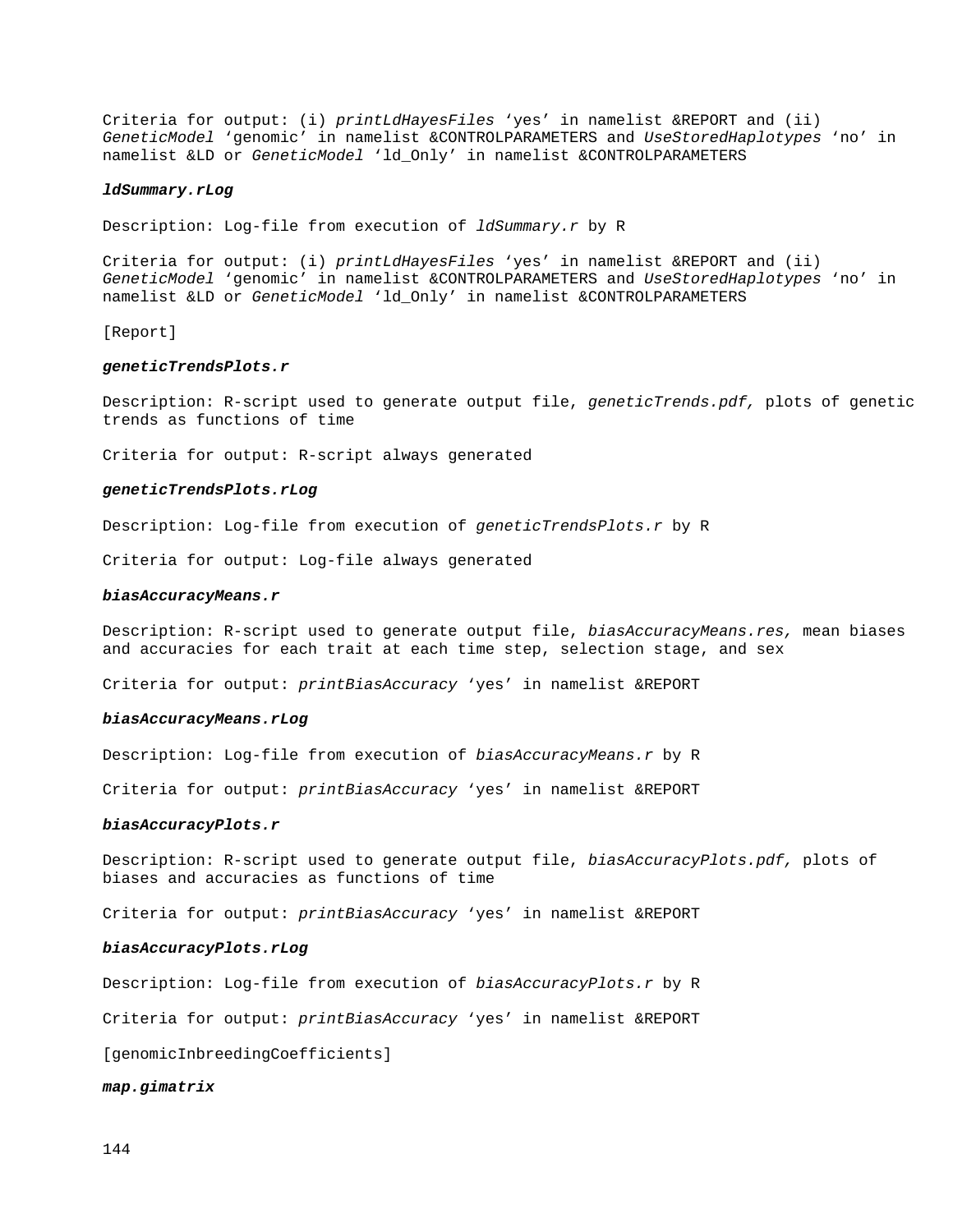Criteria for output: (i) *printLdHayesFiles* ‘yes’ in namelist &REPORT and (ii) *GeneticModel* ‘genomic’ in namelist &CONTROLPARAMETERS and *UseStoredHaplotypes* ‘no’ in namelist &LD or *GeneticModel* ‘ld_Only’ in namelist &CONTROLPARAMETERS

***ldSummary.rLog***

Description: Log-file from execution of *ldSummary.r* by R

Criteria for output: (i) *printLdHayesFiles* ‘yes’ in namelist &REPORT and (ii) *GeneticModel* ‘genomic’ in namelist &CONTROLPARAMETERS and *UseStoredHaplotypes* ‘no’ in namelist &LD or *GeneticModel* ‘ld_Only’ in namelist &CONTROLPARAMETERS

[Report]

***geneticTrendsPlots.r***

Description: R-script used to generate output file, *geneticTrends.pdf,* plots of genetic trends as functions of time

Criteria for output: R-script always generated

***geneticTrendsPlots.rLog***

Description: Log-file from execution of *geneticTrendsPlots.r* by R

Criteria for output: Log-file always generated

***biasAccuracyMeans.r***

Description: R-script used to generate output file, *biasAccuracyMeans.res,* mean biases and accuracies for each trait at each time step, selection stage, and sex

Criteria for output: *printBiasAccuracy* ‘yes’ in namelist &REPORT

***biasAccuracyMeans.rLog***

Description: Log-file from execution of *biasAccuracyMeans.r* by R

Criteria for output: *printBiasAccuracy* ‘yes’ in namelist &REPORT

***biasAccuracyPlots.r***

Description: R-script used to generate output file, *biasAccuracyPlots.pdf,* plots of biases and accuracies as functions of time

Criteria for output: *printBiasAccuracy* ‘yes’ in namelist &REPORT

***biasAccuracyPlots.rLog***

Description: Log-file from execution of *biasAccuracyPlots.r* by R

Criteria for output: *printBiasAccuracy* ‘yes’ in namelist &REPORT

[genomicInbreedingCoefficients]

***map.gimatrix***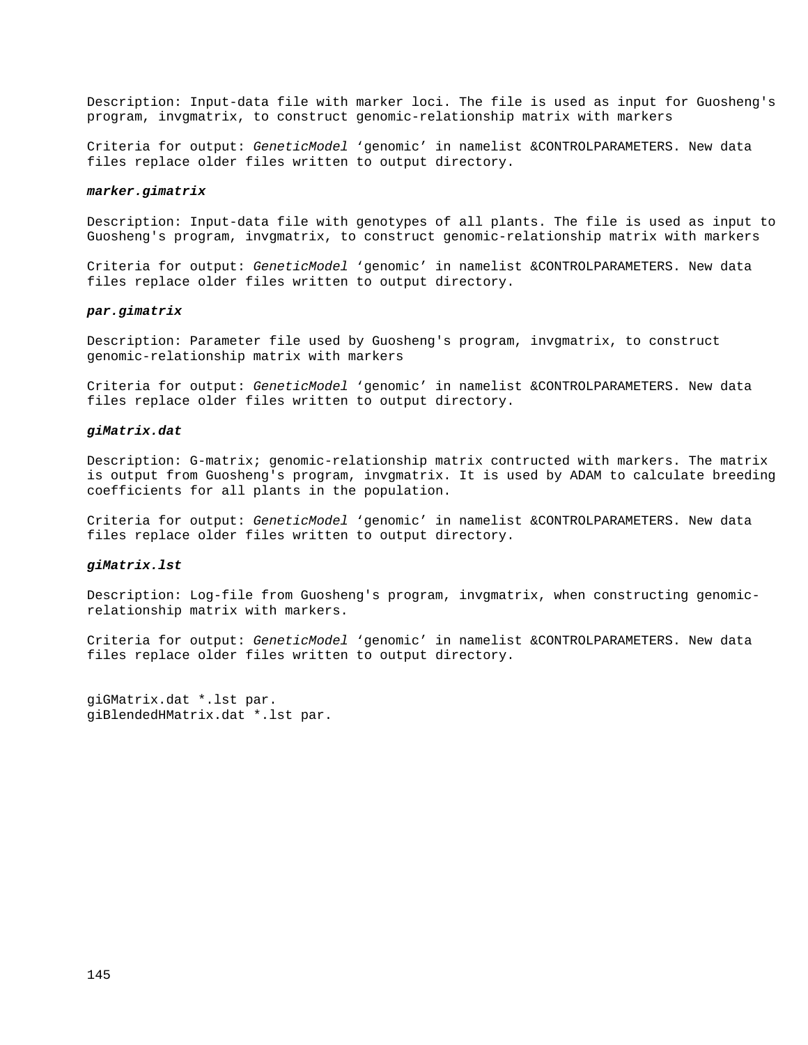Description: Input-data file with marker loci. The file is used as input for Guosheng's program, invgmatrix, to construct genomic-relationship matrix with markers

Criteria for output: *GeneticModel* ‘genomic’ in namelist &CONTROLPARAMETERS. New data files replace older files written to output directory.

***marker.gimatrix***

Description: Input-data file with genotypes of all plants. The file is used as input to Guosheng's program, invgmatrix, to construct genomic-relationship matrix with markers

Criteria for output: *GeneticModel* ‘genomic’ in namelist &CONTROLPARAMETERS. New data files replace older files written to output directory.

***par.gimatrix***

Description: Parameter file used by Guosheng's program, invgmatrix, to construct genomic-relationship matrix with markers

Criteria for output: *GeneticModel* ‘genomic’ in namelist &CONTROLPARAMETERS. New data files replace older files written to output directory.

***giMatrix.dat***

Description: G-matrix; genomic-relationship matrix contructed with markers. The matrix is output from Guosheng's program, invgmatrix. It is used by ADAM to calculate breeding coefficients for all plants in the population.

Criteria for output: *GeneticModel* ‘genomic’ in namelist &CONTROLPARAMETERS. New data files replace older files written to output directory.

***giMatrix.lst***

Description: Log-file from Guosheng's program, invgmatrix, when constructing genomic-relationship matrix with markers.

Criteria for output: *GeneticModel* ‘genomic’ in namelist &CONTROLPARAMETERS. New data files replace older files written to output directory.

giGMatrix.dat *.lst par.
giBlendedHMatrix.dat *.lst par.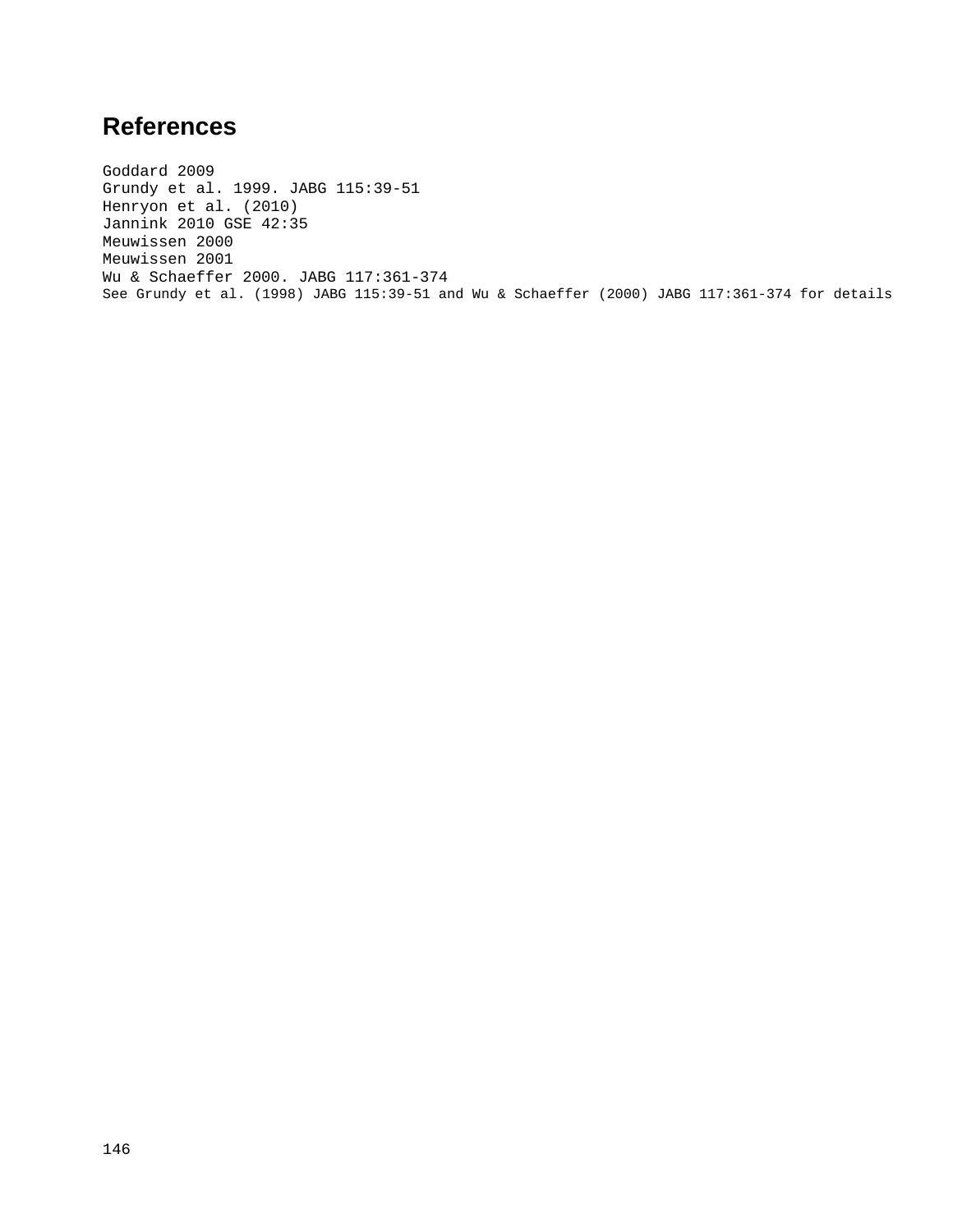## References

Goddard 2009
Grundy et al. 1999. JABG 115:39-51
Henryon et al. (2010)
Jannink 2010 GSE 42:35
Meuwissen 2000
Meuwissen 2001
Wu & Schaeffer 2000. JABG 117:361-374
See Grundy et al. (1998) JABG 115:39-51 and Wu & Schaeffer (2000) JABG 117:361-374 for details